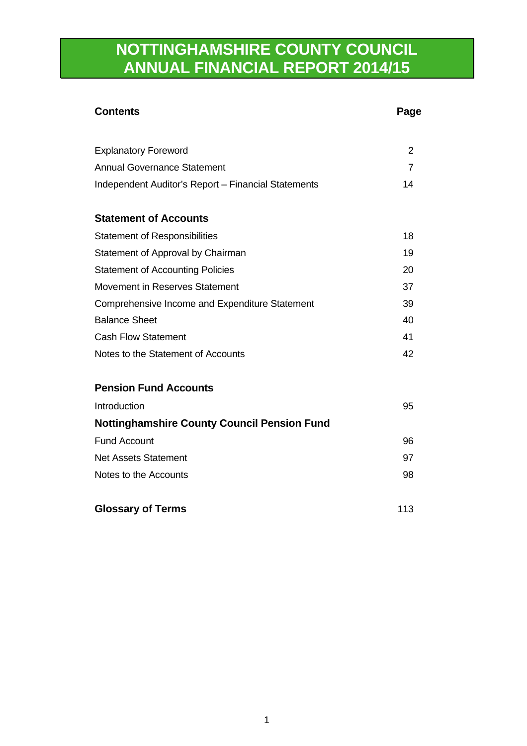# NOTTINGHAMSHIRE COUNTY COUNCIL ANNUAL FINANCIAL REPORT 2014/15

| **Contents** | **Page** |
|---|---|
| Explanatory Foreword | 2 |
| Annual Governance Statement | 7 |
| Independent Auditor's Report – Financial Statements | 14 |
| | |
| **Statement of Accounts** | |
| Statement of Responsibilities | 18 |
| Statement of Approval by Chairman | 19 |
| Statement of Accounting Policies | 20 |
| Movement in Reserves Statement | 37 |
| Comprehensive Income and Expenditure Statement | 39 |
| Balance Sheet | 40 |
| Cash Flow Statement | 41 |
| Notes to the Statement of Accounts | 42 |
| | |
| **Pension Fund Accounts** | |
| Introduction | 95 |
| **Nottinghamshire County Council Pension Fund** | |
| Fund Account | 96 |
| Net Assets Statement | 97 |
| Notes to the Accounts | 98 |
| | |
| **Glossary of Terms** | 113 |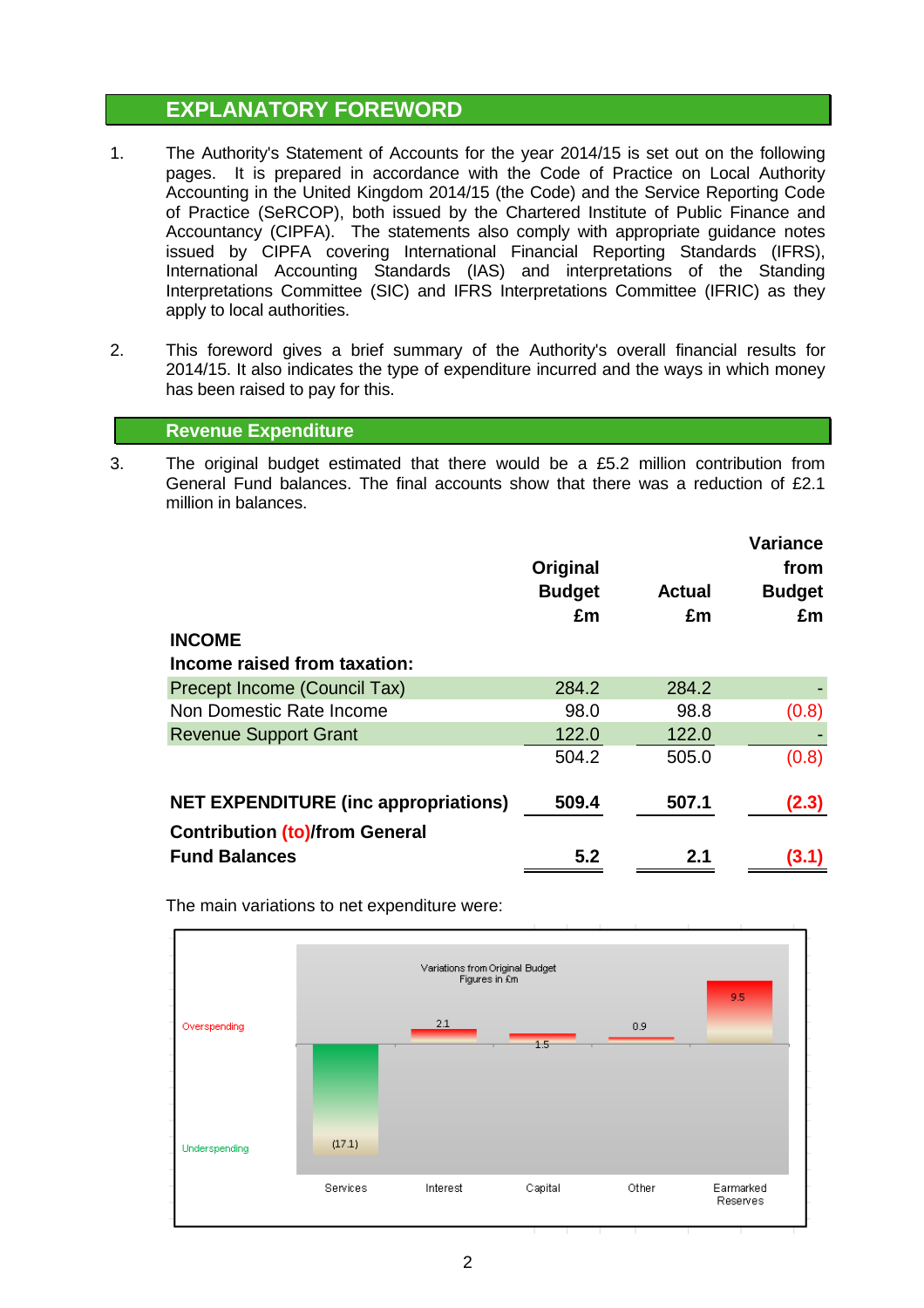## EXPLANATORY FOREWORD

1. The Authority's Statement of Accounts for the year 2014/15 is set out on the following pages. It is prepared in accordance with the Code of Practice on Local Authority Accounting in the United Kingdom 2014/15 (the Code) and the Service Reporting Code of Practice (SeRCOP), both issued by the Chartered Institute of Public Finance and Accountancy (CIPFA). The statements also comply with appropriate guidance notes issued by CIPFA covering International Financial Reporting Standards (IFRS), International Accounting Standards (IAS) and interpretations of the Standing Interpretations Committee (SIC) and IFRS Interpretations Committee (IFRIC) as they apply to local authorities.

2. This foreword gives a brief summary of the Authority's overall financial results for 2014/15. It also indicates the type of expenditure incurred and the ways in which money has been raised to pay for this.

### Revenue Expenditure

3. The original budget estimated that there would be a £5.2 million contribution from General Fund balances. The final accounts show that there was a reduction of £2.1 million in balances.

| | Original Budget £m | Actual £m | Variance from Budget £m |
|---|---|---|---|
| **INCOME** | | | |
| **Income raised from taxation:** | | | |
| Precept Income (Council Tax) | 284.2 | 284.2 | - |
| Non Domestic Rate Income | 98.0 | 98.8 | (0.8) |
| Revenue Support Grant | 122.0 | 122.0 | - |
| | 504.2 | 505.0 | (0.8) |
| **NET EXPENDITURE (inc appropriations)** | **509.4** | **507.1** | **(2.3)** |
| **Contribution (to)/from General Fund Balances** | **5.2** | **2.1** | **(3.1)** |

The main variations to net expenditure were:

Variations from Original Budget
Figures in £m

| | Services | Interest | Capital | Other | Earmarked Reserves |
|---|---|---|---|---|---|
| Overspending / Underspending | (17.1) | 2.1 | 1.5 | 0.9 | 9.5 |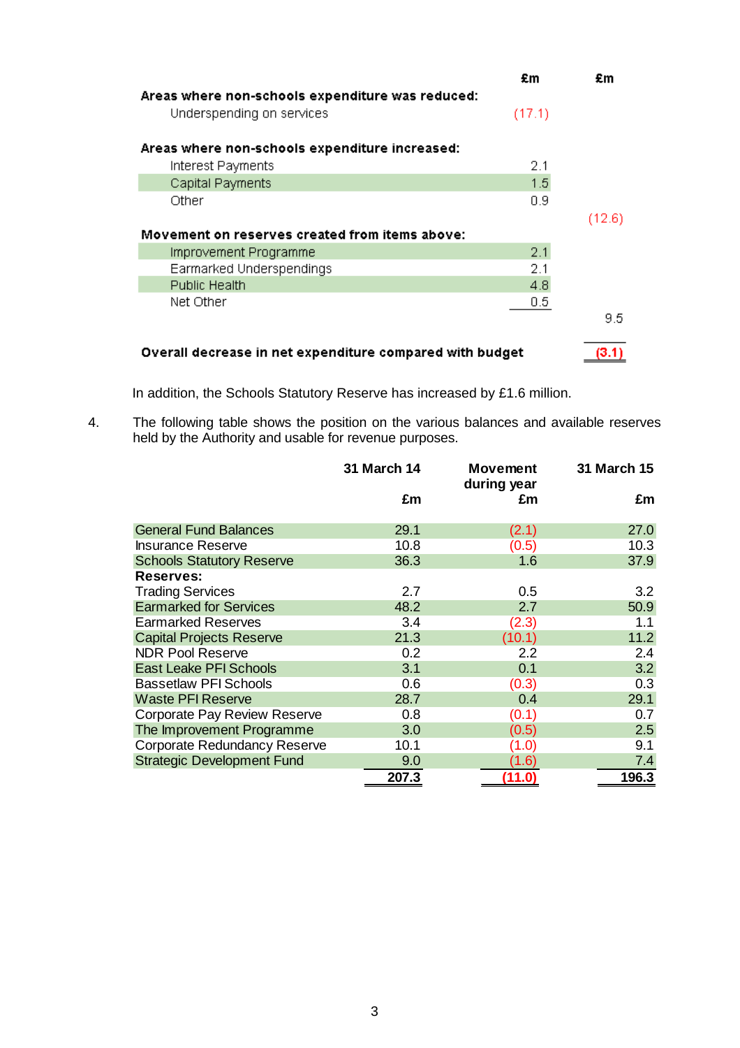| | £m | £m |
|---|---|---|
| **Areas where non-schools expenditure was reduced:** | | |
| Underspending on services | (17.1) | |
| | | |
| **Areas where non-schools expenditure increased:** | | |
| Interest Payments | 2.1 | |
| Capital Payments | 1.5 | |
| Other | 0.9 | |
| | | (12.6) |
| **Movement on reserves created from items above:** | | |
| Improvement Programme | 2.1 | |
| Earmarked Underspendings | 2.1 | |
| Public Health | 4.8 | |
| Net Other | 0.5 | |
| | | 9.5 |
| | | |
| **Overall decrease in net expenditure compared with budget** | | **(3.1)** |

In addition, the Schools Statutory Reserve has increased by £1.6 million.

4. The following table shows the position on the various balances and available reserves held by the Authority and usable for revenue purposes.

| | 31 March 14<br>£m | Movement during year<br>£m | 31 March 15<br>£m |
|---|---|---|---|
| General Fund Balances | 29.1 | (2.1) | 27.0 |
| Insurance Reserve | 10.8 | (0.5) | 10.3 |
| Schools Statutory Reserve | 36.3 | 1.6 | 37.9 |
| **Reserves:** | | | |
| Trading Services | 2.7 | 0.5 | 3.2 |
| Earmarked for Services | 48.2 | 2.7 | 50.9 |
| Earmarked Reserves | 3.4 | (2.3) | 1.1 |
| Capital Projects Reserve | 21.3 | (10.1) | 11.2 |
| NDR Pool Reserve | 0.2 | 2.2 | 2.4 |
| East Leake PFI Schools | 3.1 | 0.1 | 3.2 |
| Bassetlaw PFI Schools | 0.6 | (0.3) | 0.3 |
| Waste PFI Reserve | 28.7 | 0.4 | 29.1 |
| Corporate Pay Review Reserve | 0.8 | (0.1) | 0.7 |
| The Improvement Programme | 3.0 | (0.5) | 2.5 |
| Corporate Redundancy Reserve | 10.1 | (1.0) | 9.1 |
| Strategic Development Fund | 9.0 | (1.6) | 7.4 |
| | **207.3** | **(11.0)** | **196.3** |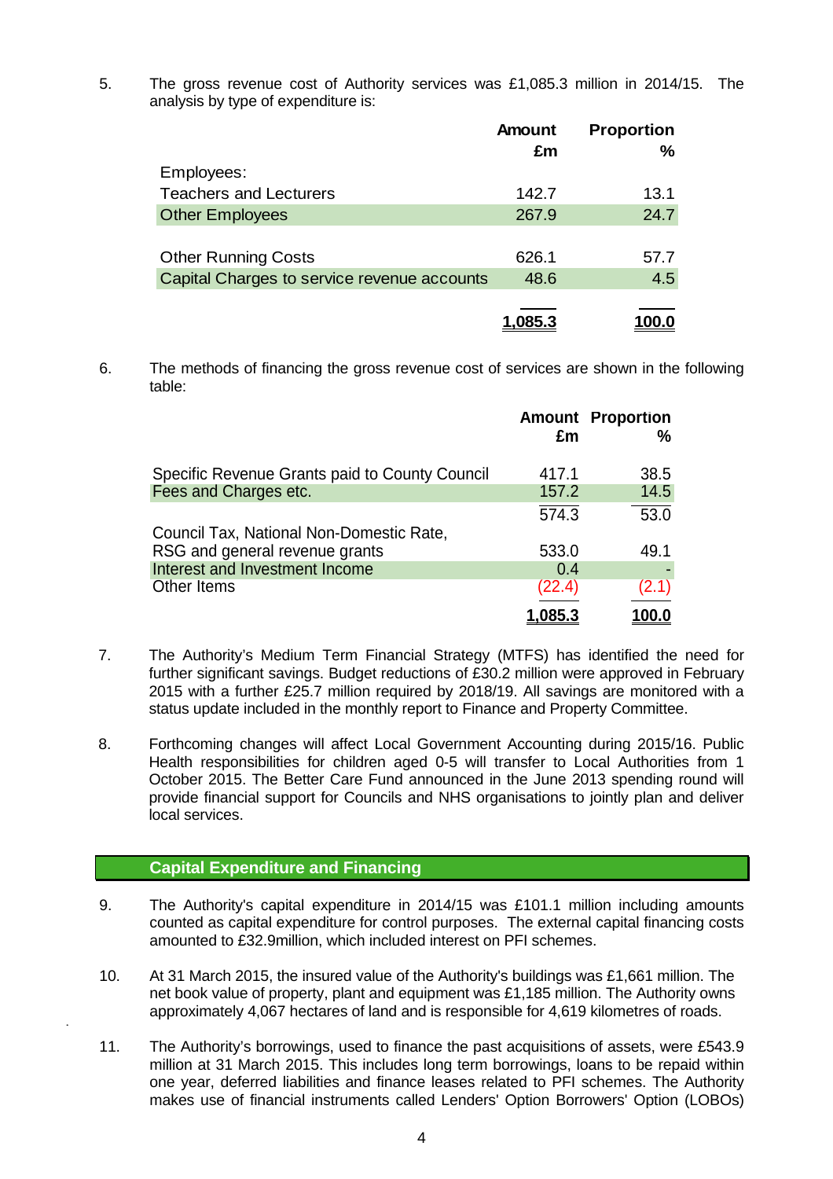5. The gross revenue cost of Authority services was £1,085.3 million in 2014/15. The analysis by type of expenditure is:

| | Amount £m | Proportion % |
|---|---|---|
| Employees: | | |
| Teachers and Lecturers | 142.7 | 13.1 |
| Other Employees | 267.9 | 24.7 |
| | | |
| Other Running Costs | 626.1 | 57.7 |
| Capital Charges to service revenue accounts | 48.6 | 4.5 |
| | **1,085.3** | **100.0** |

6. The methods of financing the gross revenue cost of services are shown in the following table:

| | Amount £m | Proportion % |
|---|---|---|
| Specific Revenue Grants paid to County Council | 417.1 | 38.5 |
| Fees and Charges etc. | 157.2 | 14.5 |
| | 574.3 | 53.0 |
| Council Tax, National Non-Domestic Rate, RSG and general revenue grants | 533.0 | 49.1 |
| Interest and Investment Income | 0.4 | - |
| Other Items | (22.4) | (2.1) |
| | **1,085.3** | **100.0** |

7. The Authority's Medium Term Financial Strategy (MTFS) has identified the need for further significant savings. Budget reductions of £30.2 million were approved in February 2015 with a further £25.7 million required by 2018/19. All savings are monitored with a status update included in the monthly report to Finance and Property Committee.

8. Forthcoming changes will affect Local Government Accounting during 2015/16. Public Health responsibilities for children aged 0-5 will transfer to Local Authorities from 1 October 2015. The Better Care Fund announced in the June 2013 spending round will provide financial support for Councils and NHS organisations to jointly plan and deliver local services.

## Capital Expenditure and Financing

9. The Authority's capital expenditure in 2014/15 was £101.1 million including amounts counted as capital expenditure for control purposes. The external capital financing costs amounted to £32.9million, which included interest on PFI schemes.

10. At 31 March 2015, the insured value of the Authority's buildings was £1,661 million. The net book value of property, plant and equipment was £1,185 million. The Authority owns approximately 4,067 hectares of land and is responsible for 4,619 kilometres of roads.

11. The Authority's borrowings, used to finance the past acquisitions of assets, were £543.9 million at 31 March 2015. This includes long term borrowings, loans to be repaid within one year, deferred liabilities and finance leases related to PFI schemes. The Authority makes use of financial instruments called Lenders' Option Borrowers' Option (LOBOs)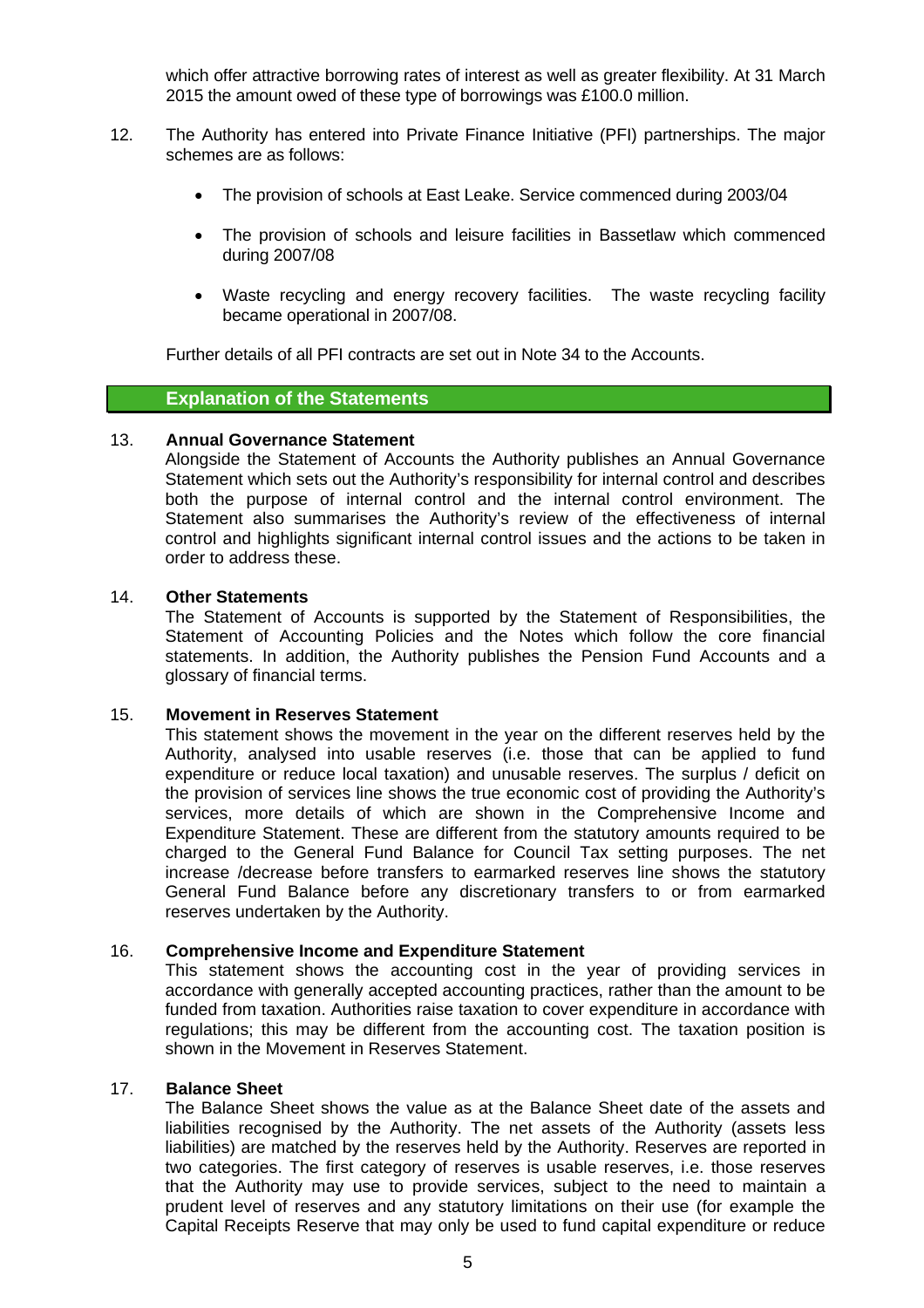which offer attractive borrowing rates of interest as well as greater flexibility. At 31 March 2015 the amount owed of these type of borrowings was £100.0 million.

12. The Authority has entered into Private Finance Initiative (PFI) partnerships. The major schemes are as follows:

    - The provision of schools at East Leake. Service commenced during 2003/04
    - The provision of schools and leisure facilities in Bassetlaw which commenced during 2007/08
    - Waste recycling and energy recovery facilities. The waste recycling facility became operational in 2007/08.

    Further details of all PFI contracts are set out in Note 34 to the Accounts.

## Explanation of the Statements

13. **Annual Governance Statement**
    Alongside the Statement of Accounts the Authority publishes an Annual Governance Statement which sets out the Authority's responsibility for internal control and describes both the purpose of internal control and the internal control environment. The Statement also summarises the Authority's review of the effectiveness of internal control and highlights significant internal control issues and the actions to be taken in order to address these.

14. **Other Statements**
    The Statement of Accounts is supported by the Statement of Responsibilities, the Statement of Accounting Policies and the Notes which follow the core financial statements. In addition, the Authority publishes the Pension Fund Accounts and a glossary of financial terms.

15. **Movement in Reserves Statement**
    This statement shows the movement in the year on the different reserves held by the Authority, analysed into usable reserves (i.e. those that can be applied to fund expenditure or reduce local taxation) and unusable reserves. The surplus / deficit on the provision of services line shows the true economic cost of providing the Authority's services, more details of which are shown in the Comprehensive Income and Expenditure Statement. These are different from the statutory amounts required to be charged to the General Fund Balance for Council Tax setting purposes. The net increase /decrease before transfers to earmarked reserves line shows the statutory General Fund Balance before any discretionary transfers to or from earmarked reserves undertaken by the Authority.

16. **Comprehensive Income and Expenditure Statement**
    This statement shows the accounting cost in the year of providing services in accordance with generally accepted accounting practices, rather than the amount to be funded from taxation. Authorities raise taxation to cover expenditure in accordance with regulations; this may be different from the accounting cost. The taxation position is shown in the Movement in Reserves Statement.

17. **Balance Sheet**
    The Balance Sheet shows the value as at the Balance Sheet date of the assets and liabilities recognised by the Authority. The net assets of the Authority (assets less liabilities) are matched by the reserves held by the Authority. Reserves are reported in two categories. The first category of reserves is usable reserves, i.e. those reserves that the Authority may use to provide services, subject to the need to maintain a prudent level of reserves and any statutory limitations on their use (for example the Capital Receipts Reserve that may only be used to fund capital expenditure or reduce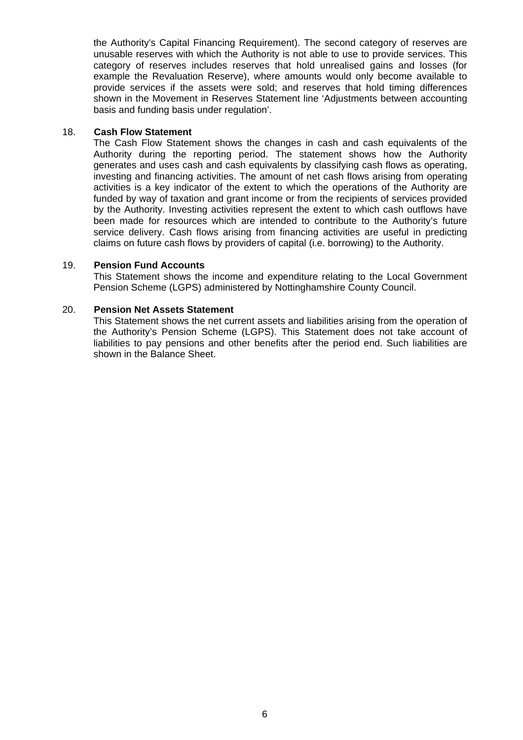the Authority's Capital Financing Requirement). The second category of reserves are unusable reserves with which the Authority is not able to use to provide services. This category of reserves includes reserves that hold unrealised gains and losses (for example the Revaluation Reserve), where amounts would only become available to provide services if the assets were sold; and reserves that hold timing differences shown in the Movement in Reserves Statement line 'Adjustments between accounting basis and funding basis under regulation'.

18. **Cash Flow Statement**

The Cash Flow Statement shows the changes in cash and cash equivalents of the Authority during the reporting period. The statement shows how the Authority generates and uses cash and cash equivalents by classifying cash flows as operating, investing and financing activities. The amount of net cash flows arising from operating activities is a key indicator of the extent to which the operations of the Authority are funded by way of taxation and grant income or from the recipients of services provided by the Authority. Investing activities represent the extent to which cash outflows have been made for resources which are intended to contribute to the Authority's future service delivery. Cash flows arising from financing activities are useful in predicting claims on future cash flows by providers of capital (i.e. borrowing) to the Authority.

19. **Pension Fund Accounts**

This Statement shows the income and expenditure relating to the Local Government Pension Scheme (LGPS) administered by Nottinghamshire County Council.

20. **Pension Net Assets Statement**

This Statement shows the net current assets and liabilities arising from the operation of the Authority's Pension Scheme (LGPS). This Statement does not take account of liabilities to pay pensions and other benefits after the period end. Such liabilities are shown in the Balance Sheet.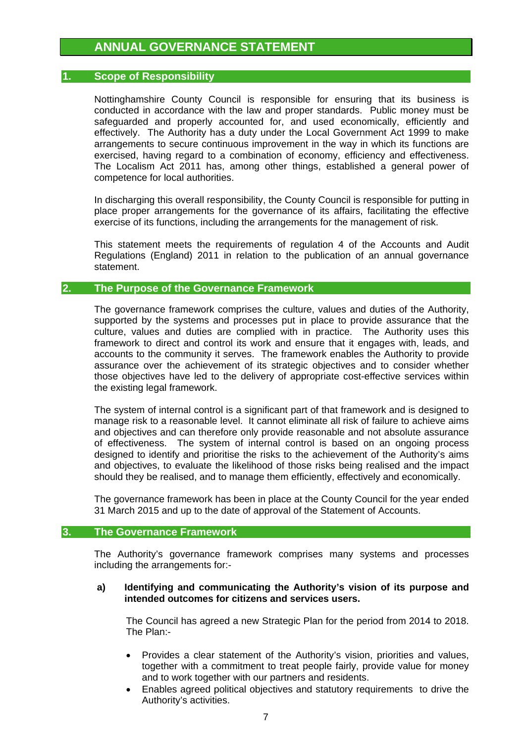# ANNUAL GOVERNANCE STATEMENT

## 1. Scope of Responsibility

Nottinghamshire County Council is responsible for ensuring that its business is conducted in accordance with the law and proper standards. Public money must be safeguarded and properly accounted for, and used economically, efficiently and effectively. The Authority has a duty under the Local Government Act 1999 to make arrangements to secure continuous improvement in the way in which its functions are exercised, having regard to a combination of economy, efficiency and effectiveness. The Localism Act 2011 has, among other things, established a general power of competence for local authorities.

In discharging this overall responsibility, the County Council is responsible for putting in place proper arrangements for the governance of its affairs, facilitating the effective exercise of its functions, including the arrangements for the management of risk.

This statement meets the requirements of regulation 4 of the Accounts and Audit Regulations (England) 2011 in relation to the publication of an annual governance statement.

## 2. The Purpose of the Governance Framework

The governance framework comprises the culture, values and duties of the Authority, supported by the systems and processes put in place to provide assurance that the culture, values and duties are complied with in practice. The Authority uses this framework to direct and control its work and ensure that it engages with, leads, and accounts to the community it serves. The framework enables the Authority to provide assurance over the achievement of its strategic objectives and to consider whether those objectives have led to the delivery of appropriate cost-effective services within the existing legal framework.

The system of internal control is a significant part of that framework and is designed to manage risk to a reasonable level. It cannot eliminate all risk of failure to achieve aims and objectives and can therefore only provide reasonable and not absolute assurance of effectiveness. The system of internal control is based on an ongoing process designed to identify and prioritise the risks to the achievement of the Authority's aims and objectives, to evaluate the likelihood of those risks being realised and the impact should they be realised, and to manage them efficiently, effectively and economically.

The governance framework has been in place at the County Council for the year ended 31 March 2015 and up to the date of approval of the Statement of Accounts.

## 3. The Governance Framework

The Authority's governance framework comprises many systems and processes including the arrangements for:-

**a) Identifying and communicating the Authority's vision of its purpose and intended outcomes for citizens and services users.**

The Council has agreed a new Strategic Plan for the period from 2014 to 2018. The Plan:-

- Provides a clear statement of the Authority's vision, priorities and values, together with a commitment to treat people fairly, provide value for money and to work together with our partners and residents.
- Enables agreed political objectives and statutory requirements to drive the Authority's activities.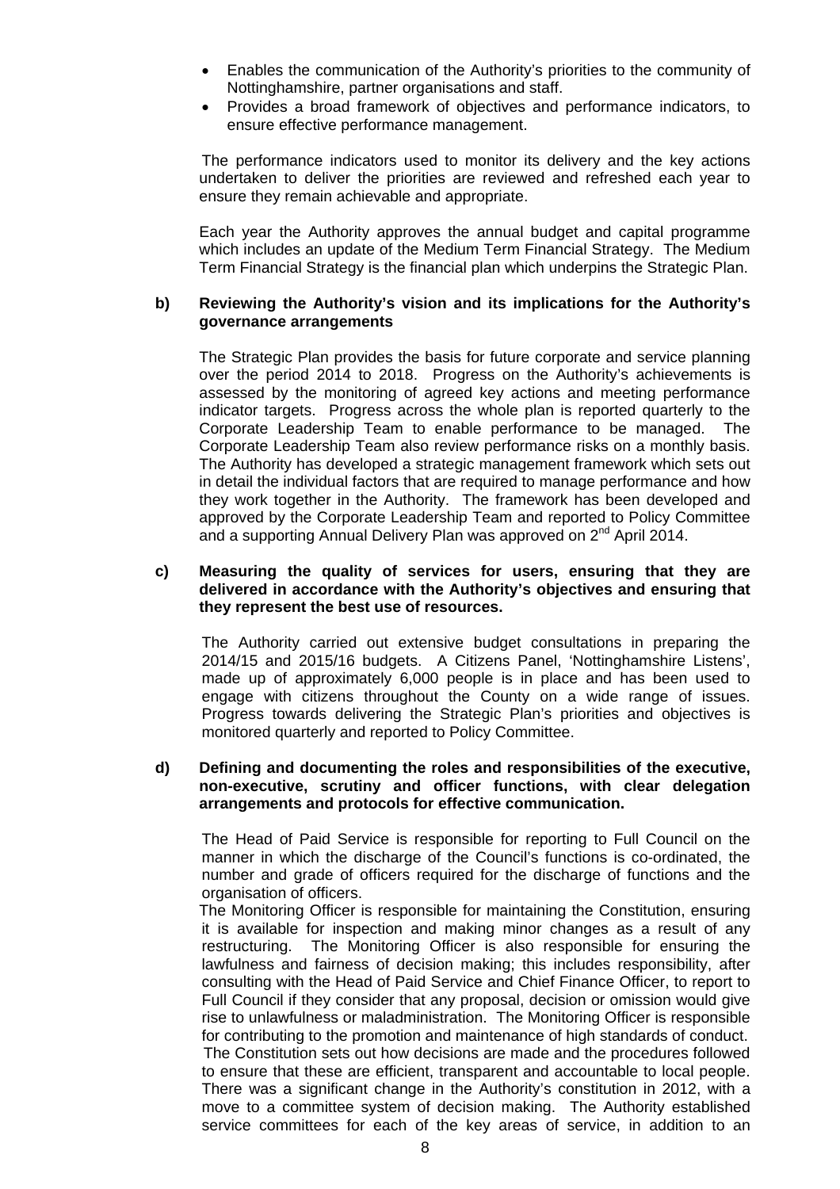- Enables the communication of the Authority's priorities to the community of Nottinghamshire, partner organisations and staff.
- Provides a broad framework of objectives and performance indicators, to ensure effective performance management.

The performance indicators used to monitor its delivery and the key actions undertaken to deliver the priorities are reviewed and refreshed each year to ensure they remain achievable and appropriate.

Each year the Authority approves the annual budget and capital programme which includes an update of the Medium Term Financial Strategy. The Medium Term Financial Strategy is the financial plan which underpins the Strategic Plan.

**b) Reviewing the Authority's vision and its implications for the Authority's governance arrangements**

The Strategic Plan provides the basis for future corporate and service planning over the period 2014 to 2018. Progress on the Authority's achievements is assessed by the monitoring of agreed key actions and meeting performance indicator targets. Progress across the whole plan is reported quarterly to the Corporate Leadership Team to enable performance to be managed. The Corporate Leadership Team also review performance risks on a monthly basis. The Authority has developed a strategic management framework which sets out in detail the individual factors that are required to manage performance and how they work together in the Authority. The framework has been developed and approved by the Corporate Leadership Team and reported to Policy Committee and a supporting Annual Delivery Plan was approved on 2nd April 2014.

**c) Measuring the quality of services for users, ensuring that they are delivered in accordance with the Authority's objectives and ensuring that they represent the best use of resources.**

The Authority carried out extensive budget consultations in preparing the 2014/15 and 2015/16 budgets. A Citizens Panel, 'Nottinghamshire Listens', made up of approximately 6,000 people is in place and has been used to engage with citizens throughout the County on a wide range of issues. Progress towards delivering the Strategic Plan's priorities and objectives is monitored quarterly and reported to Policy Committee.

**d) Defining and documenting the roles and responsibilities of the executive, non-executive, scrutiny and officer functions, with clear delegation arrangements and protocols for effective communication.**

The Head of Paid Service is responsible for reporting to Full Council on the manner in which the discharge of the Council's functions is co-ordinated, the number and grade of officers required for the discharge of functions and the organisation of officers.

The Monitoring Officer is responsible for maintaining the Constitution, ensuring it is available for inspection and making minor changes as a result of any restructuring. The Monitoring Officer is also responsible for ensuring the lawfulness and fairness of decision making; this includes responsibility, after consulting with the Head of Paid Service and Chief Finance Officer, to report to Full Council if they consider that any proposal, decision or omission would give rise to unlawfulness or maladministration. The Monitoring Officer is responsible for contributing to the promotion and maintenance of high standards of conduct.

The Constitution sets out how decisions are made and the procedures followed to ensure that these are efficient, transparent and accountable to local people. There was a significant change in the Authority's constitution in 2012, with a move to a committee system of decision making. The Authority established service committees for each of the key areas of service, in addition to an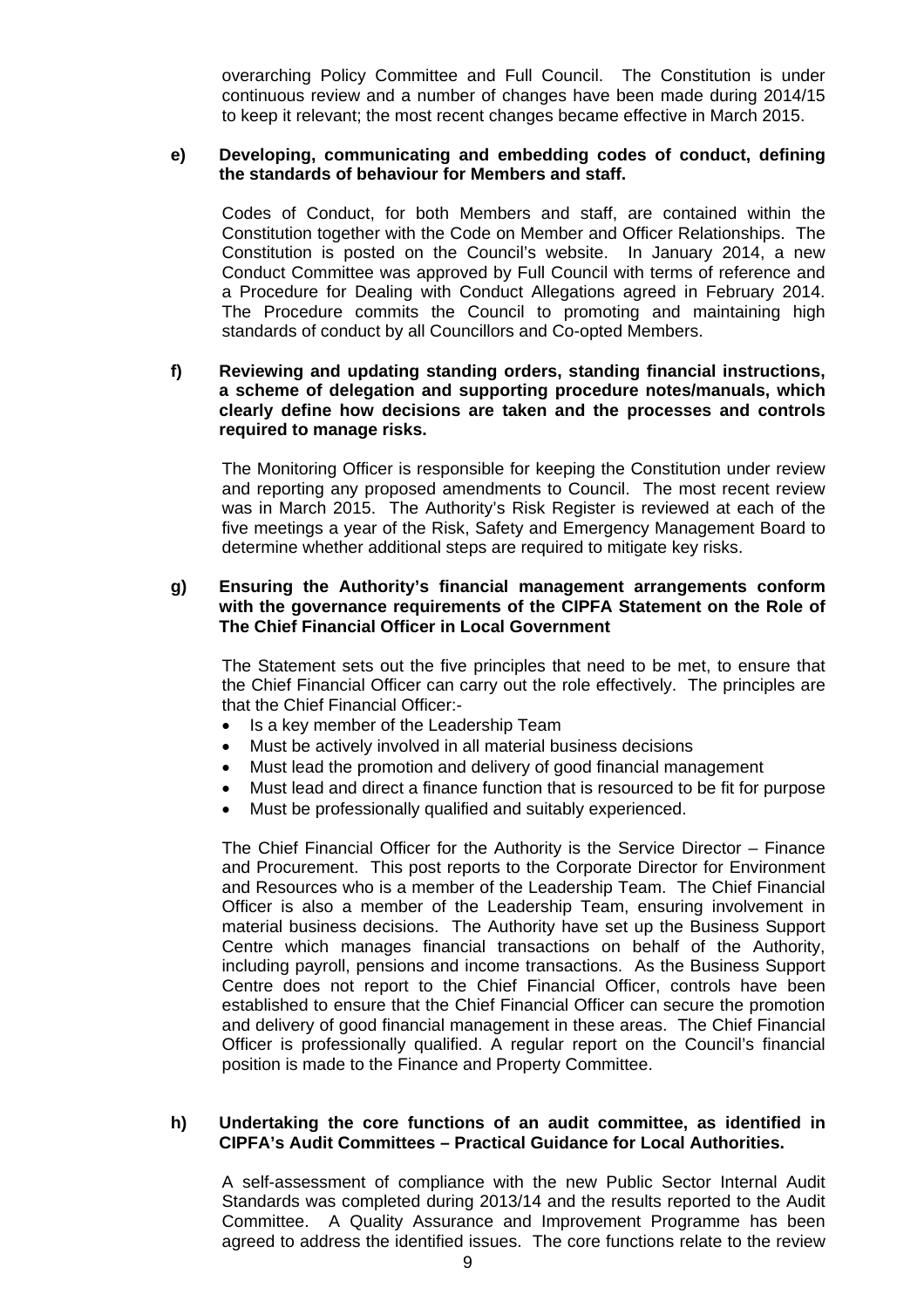overarching Policy Committee and Full Council. The Constitution is under continuous review and a number of changes have been made during 2014/15 to keep it relevant; the most recent changes became effective in March 2015.

**e) Developing, communicating and embedding codes of conduct, defining the standards of behaviour for Members and staff.**

Codes of Conduct, for both Members and staff, are contained within the Constitution together with the Code on Member and Officer Relationships. The Constitution is posted on the Council's website. In January 2014, a new Conduct Committee was approved by Full Council with terms of reference and a Procedure for Dealing with Conduct Allegations agreed in February 2014. The Procedure commits the Council to promoting and maintaining high standards of conduct by all Councillors and Co-opted Members.

**f) Reviewing and updating standing orders, standing financial instructions, a scheme of delegation and supporting procedure notes/manuals, which clearly define how decisions are taken and the processes and controls required to manage risks.**

The Monitoring Officer is responsible for keeping the Constitution under review and reporting any proposed amendments to Council. The most recent review was in March 2015. The Authority's Risk Register is reviewed at each of the five meetings a year of the Risk, Safety and Emergency Management Board to determine whether additional steps are required to mitigate key risks.

**g) Ensuring the Authority's financial management arrangements conform with the governance requirements of the CIPFA Statement on the Role of The Chief Financial Officer in Local Government**

The Statement sets out the five principles that need to be met, to ensure that the Chief Financial Officer can carry out the role effectively. The principles are that the Chief Financial Officer:-

- Is a key member of the Leadership Team
- Must be actively involved in all material business decisions
- Must lead the promotion and delivery of good financial management
- Must lead and direct a finance function that is resourced to be fit for purpose
- Must be professionally qualified and suitably experienced.

The Chief Financial Officer for the Authority is the Service Director – Finance and Procurement. This post reports to the Corporate Director for Environment and Resources who is a member of the Leadership Team. The Chief Financial Officer is also a member of the Leadership Team, ensuring involvement in material business decisions. The Authority have set up the Business Support Centre which manages financial transactions on behalf of the Authority, including payroll, pensions and income transactions. As the Business Support Centre does not report to the Chief Financial Officer, controls have been established to ensure that the Chief Financial Officer can secure the promotion and delivery of good financial management in these areas. The Chief Financial Officer is professionally qualified. A regular report on the Council's financial position is made to the Finance and Property Committee.

**h) Undertaking the core functions of an audit committee, as identified in CIPFA's Audit Committees – Practical Guidance for Local Authorities.**

A self-assessment of compliance with the new Public Sector Internal Audit Standards was completed during 2013/14 and the results reported to the Audit Committee. A Quality Assurance and Improvement Programme has been agreed to address the identified issues. The core functions relate to the review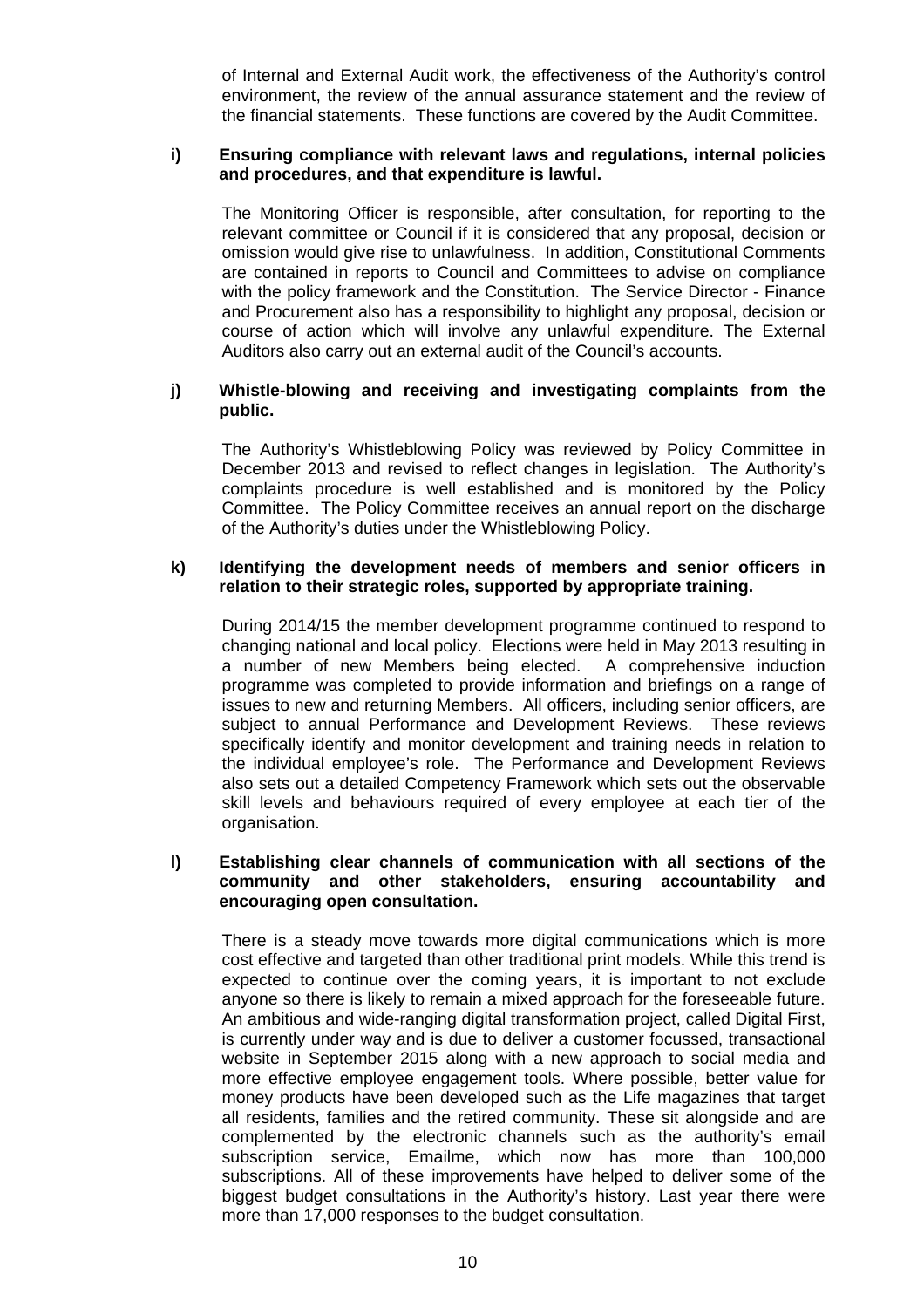of Internal and External Audit work, the effectiveness of the Authority's control environment, the review of the annual assurance statement and the review of the financial statements. These functions are covered by the Audit Committee.

**i) Ensuring compliance with relevant laws and regulations, internal policies and procedures, and that expenditure is lawful.**

The Monitoring Officer is responsible, after consultation, for reporting to the relevant committee or Council if it is considered that any proposal, decision or omission would give rise to unlawfulness. In addition, Constitutional Comments are contained in reports to Council and Committees to advise on compliance with the policy framework and the Constitution. The Service Director - Finance and Procurement also has a responsibility to highlight any proposal, decision or course of action which will involve any unlawful expenditure. The External Auditors also carry out an external audit of the Council's accounts.

**j) Whistle-blowing and receiving and investigating complaints from the public.**

The Authority's Whistleblowing Policy was reviewed by Policy Committee in December 2013 and revised to reflect changes in legislation. The Authority's complaints procedure is well established and is monitored by the Policy Committee. The Policy Committee receives an annual report on the discharge of the Authority's duties under the Whistleblowing Policy.

**k) Identifying the development needs of members and senior officers in relation to their strategic roles, supported by appropriate training.**

During 2014/15 the member development programme continued to respond to changing national and local policy. Elections were held in May 2013 resulting in a number of new Members being elected. A comprehensive induction programme was completed to provide information and briefings on a range of issues to new and returning Members. All officers, including senior officers, are subject to annual Performance and Development Reviews. These reviews specifically identify and monitor development and training needs in relation to the individual employee's role. The Performance and Development Reviews also sets out a detailed Competency Framework which sets out the observable skill levels and behaviours required of every employee at each tier of the organisation.

**l) Establishing clear channels of communication with all sections of the community and other stakeholders, ensuring accountability and encouraging open consultation.**

There is a steady move towards more digital communications which is more cost effective and targeted than other traditional print models. While this trend is expected to continue over the coming years, it is important to not exclude anyone so there is likely to remain a mixed approach for the foreseeable future. An ambitious and wide-ranging digital transformation project, called Digital First, is currently under way and is due to deliver a customer focussed, transactional website in September 2015 along with a new approach to social media and more effective employee engagement tools. Where possible, better value for money products have been developed such as the Life magazines that target all residents, families and the retired community. These sit alongside and are complemented by the electronic channels such as the authority's email subscription service, Emailme, which now has more than 100,000 subscriptions. All of these improvements have helped to deliver some of the biggest budget consultations in the Authority's history. Last year there were more than 17,000 responses to the budget consultation.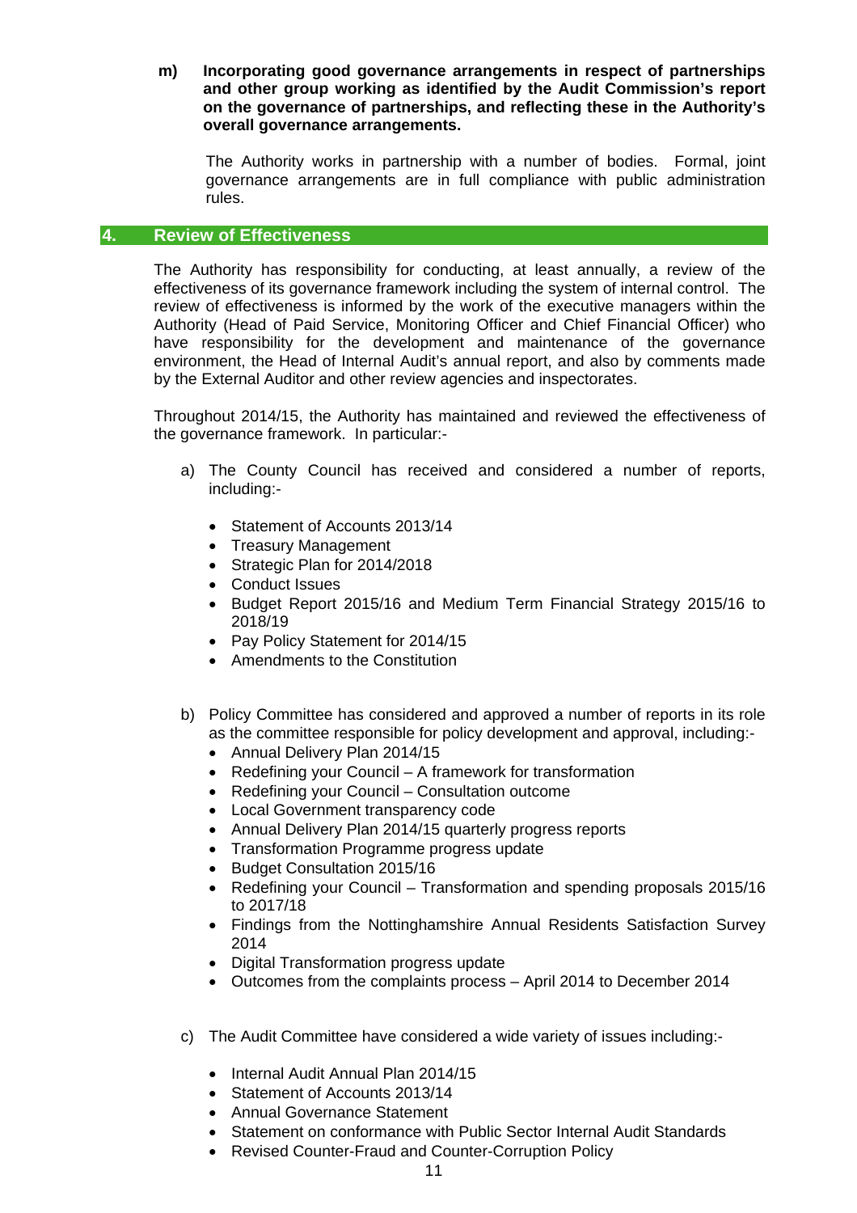**m) Incorporating good governance arrangements in respect of partnerships and other group working as identified by the Audit Commission's report on the governance of partnerships, and reflecting these in the Authority's overall governance arrangements.**

The Authority works in partnership with a number of bodies. Formal, joint governance arrangements are in full compliance with public administration rules.

## 4. Review of Effectiveness

The Authority has responsibility for conducting, at least annually, a review of the effectiveness of its governance framework including the system of internal control. The review of effectiveness is informed by the work of the executive managers within the Authority (Head of Paid Service, Monitoring Officer and Chief Financial Officer) who have responsibility for the development and maintenance of the governance environment, the Head of Internal Audit's annual report, and also by comments made by the External Auditor and other review agencies and inspectorates.

Throughout 2014/15, the Authority has maintained and reviewed the effectiveness of the governance framework. In particular:-

a) The County Council has received and considered a number of reports, including:-

- Statement of Accounts 2013/14
- Treasury Management
- Strategic Plan for 2014/2018
- Conduct Issues
- Budget Report 2015/16 and Medium Term Financial Strategy 2015/16 to 2018/19
- Pay Policy Statement for 2014/15
- Amendments to the Constitution

b) Policy Committee has considered and approved a number of reports in its role as the committee responsible for policy development and approval, including:-

- Annual Delivery Plan 2014/15
- Redefining your Council – A framework for transformation
- Redefining your Council – Consultation outcome
- Local Government transparency code
- Annual Delivery Plan 2014/15 quarterly progress reports
- Transformation Programme progress update
- Budget Consultation 2015/16
- Redefining your Council – Transformation and spending proposals 2015/16 to 2017/18
- Findings from the Nottinghamshire Annual Residents Satisfaction Survey 2014
- Digital Transformation progress update
- Outcomes from the complaints process – April 2014 to December 2014

c) The Audit Committee have considered a wide variety of issues including:-

- Internal Audit Annual Plan 2014/15
- Statement of Accounts 2013/14
- Annual Governance Statement
- Statement on conformance with Public Sector Internal Audit Standards
- Revised Counter-Fraud and Counter-Corruption Policy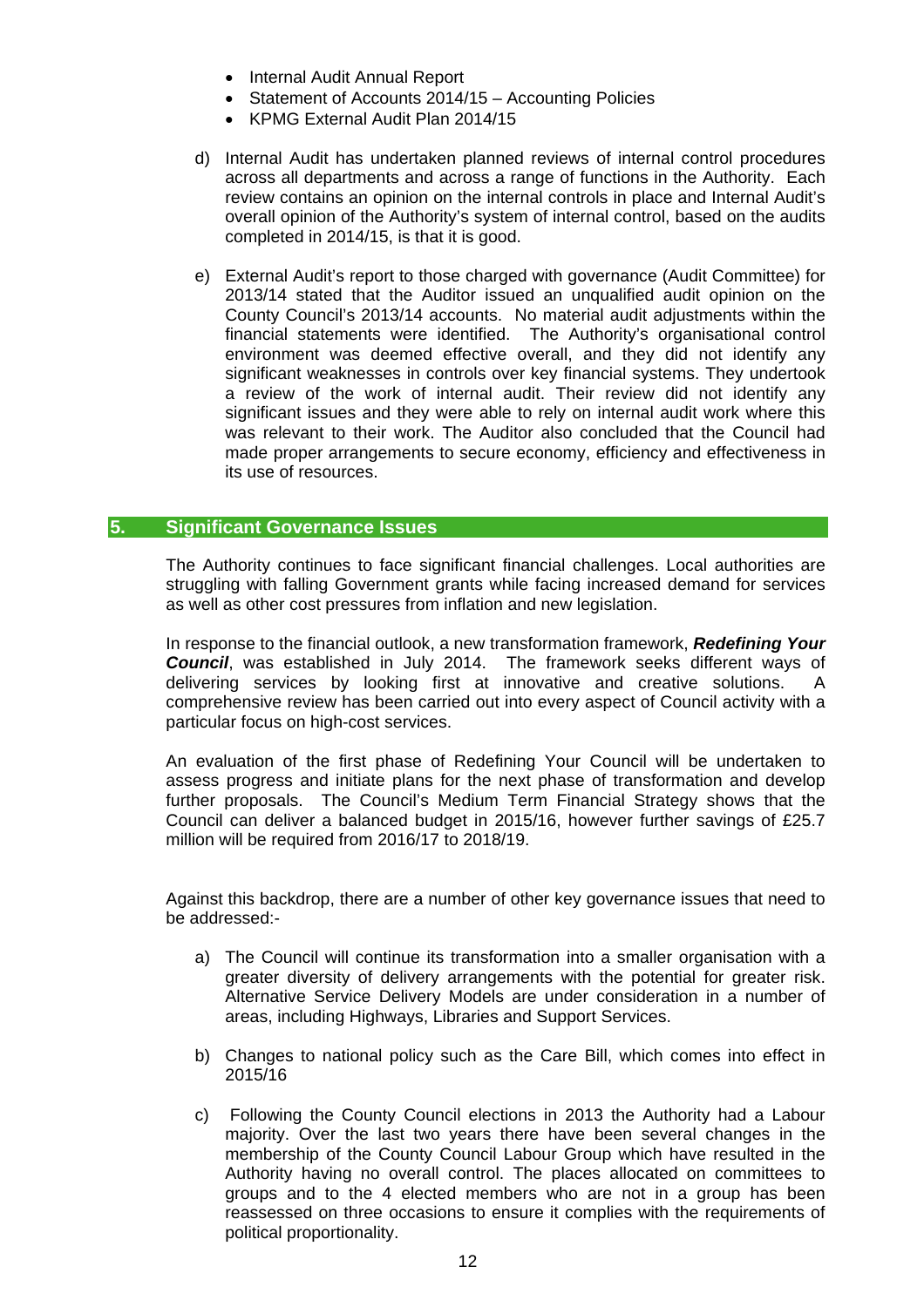- Internal Audit Annual Report
- Statement of Accounts 2014/15 – Accounting Policies
- KPMG External Audit Plan 2014/15

d) Internal Audit has undertaken planned reviews of internal control procedures across all departments and across a range of functions in the Authority. Each review contains an opinion on the internal controls in place and Internal Audit's overall opinion of the Authority's system of internal control, based on the audits completed in 2014/15, is that it is good.

e) External Audit's report to those charged with governance (Audit Committee) for 2013/14 stated that the Auditor issued an unqualified audit opinion on the County Council's 2013/14 accounts. No material audit adjustments within the financial statements were identified. The Authority's organisational control environment was deemed effective overall, and they did not identify any significant weaknesses in controls over key financial systems. They undertook a review of the work of internal audit. Their review did not identify any significant issues and they were able to rely on internal audit work where this was relevant to their work. The Auditor also concluded that the Council had made proper arrangements to secure economy, efficiency and effectiveness in its use of resources.

## 5. Significant Governance Issues

The Authority continues to face significant financial challenges. Local authorities are struggling with falling Government grants while facing increased demand for services as well as other cost pressures from inflation and new legislation.

In response to the financial outlook, a new transformation framework, ***Redefining Your Council***, was established in July 2014. The framework seeks different ways of delivering services by looking first at innovative and creative solutions. A comprehensive review has been carried out into every aspect of Council activity with a particular focus on high-cost services.

An evaluation of the first phase of Redefining Your Council will be undertaken to assess progress and initiate plans for the next phase of transformation and develop further proposals. The Council's Medium Term Financial Strategy shows that the Council can deliver a balanced budget in 2015/16, however further savings of £25.7 million will be required from 2016/17 to 2018/19.

Against this backdrop, there are a number of other key governance issues that need to be addressed:-

a) The Council will continue its transformation into a smaller organisation with a greater diversity of delivery arrangements with the potential for greater risk. Alternative Service Delivery Models are under consideration in a number of areas, including Highways, Libraries and Support Services.

b) Changes to national policy such as the Care Bill, which comes into effect in 2015/16

c) Following the County Council elections in 2013 the Authority had a Labour majority. Over the last two years there have been several changes in the membership of the County Council Labour Group which have resulted in the Authority having no overall control. The places allocated on committees to groups and to the 4 elected members who are not in a group has been reassessed on three occasions to ensure it complies with the requirements of political proportionality.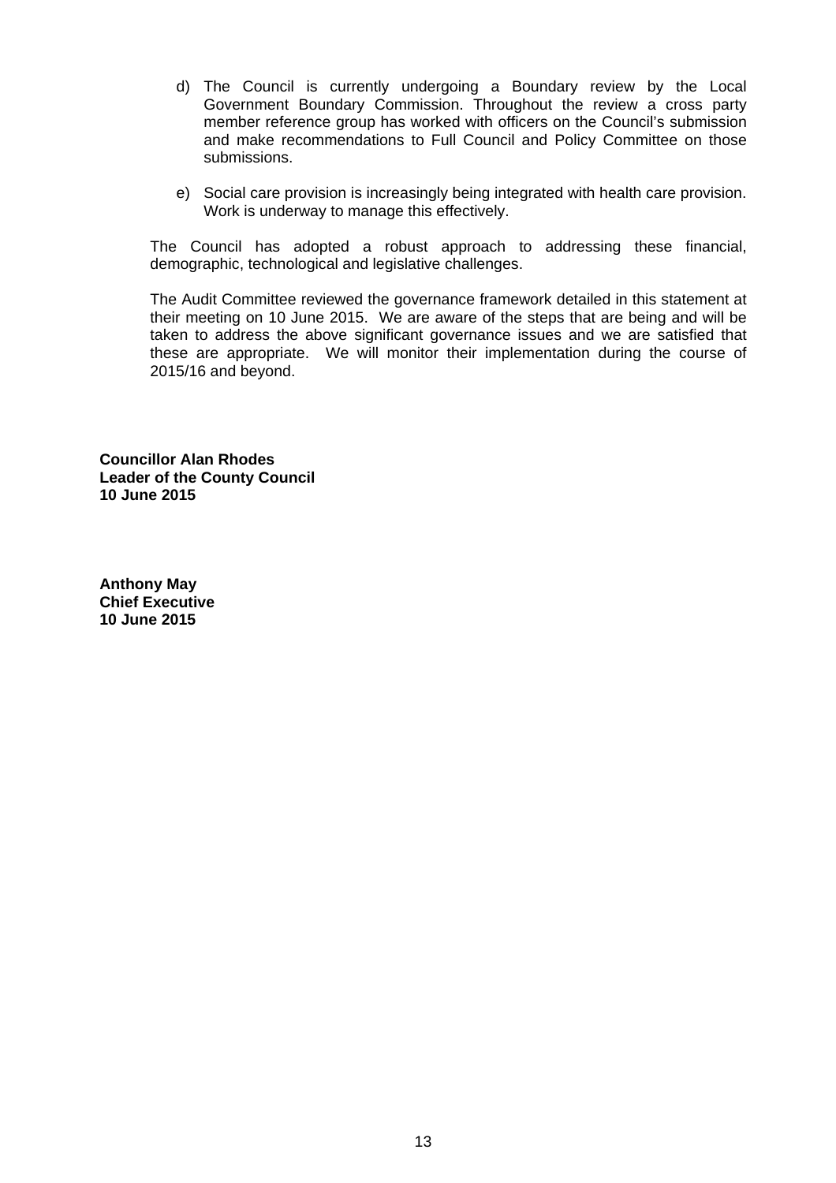d) The Council is currently undergoing a Boundary review by the Local Government Boundary Commission. Throughout the review a cross party member reference group has worked with officers on the Council's submission and make recommendations to Full Council and Policy Committee on those submissions.

e) Social care provision is increasingly being integrated with health care provision. Work is underway to manage this effectively.

The Council has adopted a robust approach to addressing these financial, demographic, technological and legislative challenges.

The Audit Committee reviewed the governance framework detailed in this statement at their meeting on 10 June 2015. We are aware of the steps that are being and will be taken to address the above significant governance issues and we are satisfied that these are appropriate. We will monitor their implementation during the course of 2015/16 and beyond.

**Councillor Alan Rhodes**
**Leader of the County Council**
**10 June 2015**

**Anthony May**
**Chief Executive**
**10 June 2015**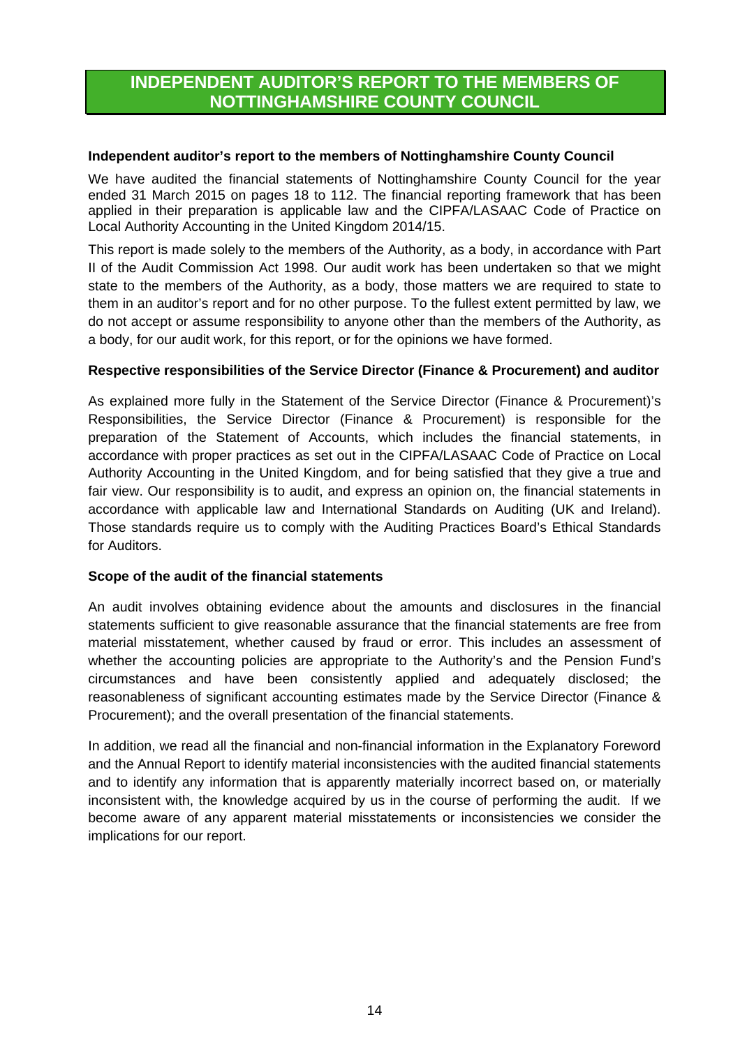# INDEPENDENT AUDITOR'S REPORT TO THE MEMBERS OF NOTTINGHAMSHIRE COUNTY COUNCIL

**Independent auditor's report to the members of Nottinghamshire County Council**

We have audited the financial statements of Nottinghamshire County Council for the year ended 31 March 2015 on pages 18 to 112. The financial reporting framework that has been applied in their preparation is applicable law and the CIPFA/LASAAC Code of Practice on Local Authority Accounting in the United Kingdom 2014/15.

This report is made solely to the members of the Authority, as a body, in accordance with Part II of the Audit Commission Act 1998. Our audit work has been undertaken so that we might state to the members of the Authority, as a body, those matters we are required to state to them in an auditor's report and for no other purpose. To the fullest extent permitted by law, we do not accept or assume responsibility to anyone other than the members of the Authority, as a body, for our audit work, for this report, or for the opinions we have formed.

**Respective responsibilities of the Service Director (Finance & Procurement) and auditor**

As explained more fully in the Statement of the Service Director (Finance & Procurement)'s Responsibilities, the Service Director (Finance & Procurement) is responsible for the preparation of the Statement of Accounts, which includes the financial statements, in accordance with proper practices as set out in the CIPFA/LASAAC Code of Practice on Local Authority Accounting in the United Kingdom, and for being satisfied that they give a true and fair view. Our responsibility is to audit, and express an opinion on, the financial statements in accordance with applicable law and International Standards on Auditing (UK and Ireland). Those standards require us to comply with the Auditing Practices Board's Ethical Standards for Auditors.

**Scope of the audit of the financial statements**

An audit involves obtaining evidence about the amounts and disclosures in the financial statements sufficient to give reasonable assurance that the financial statements are free from material misstatement, whether caused by fraud or error. This includes an assessment of whether the accounting policies are appropriate to the Authority's and the Pension Fund's circumstances and have been consistently applied and adequately disclosed; the reasonableness of significant accounting estimates made by the Service Director (Finance & Procurement); and the overall presentation of the financial statements.

In addition, we read all the financial and non-financial information in the Explanatory Foreword and the Annual Report to identify material inconsistencies with the audited financial statements and to identify any information that is apparently materially incorrect based on, or materially inconsistent with, the knowledge acquired by us in the course of performing the audit. If we become aware of any apparent material misstatements or inconsistencies we consider the implications for our report.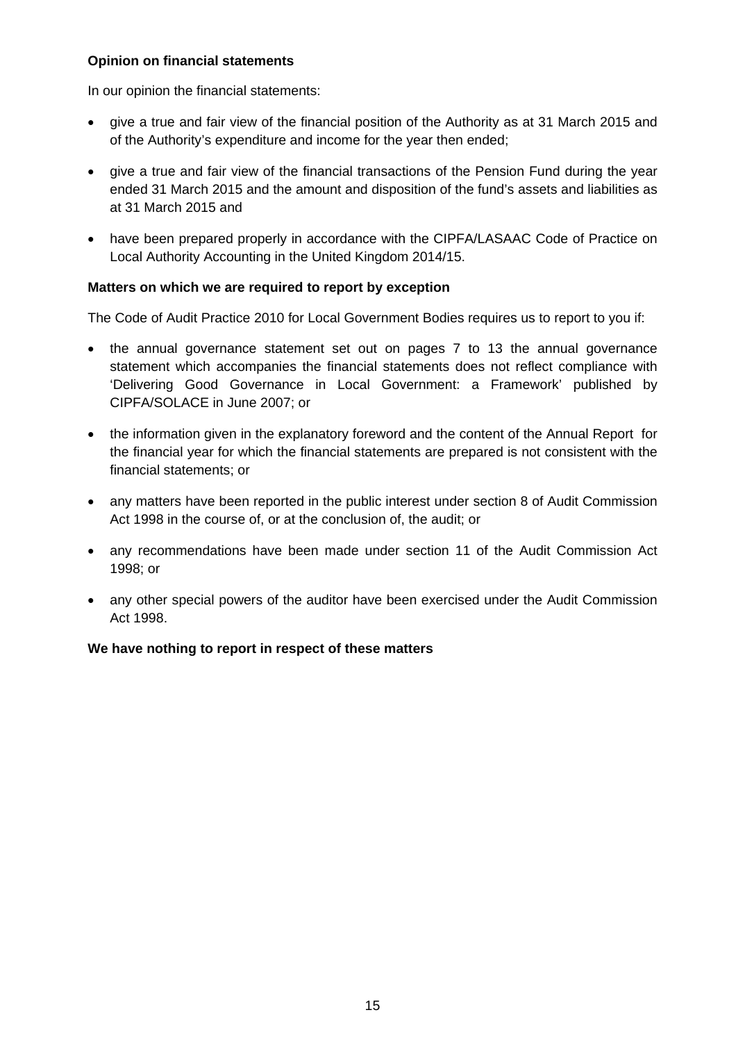**Opinion on financial statements**

In our opinion the financial statements:

- give a true and fair view of the financial position of the Authority as at 31 March 2015 and of the Authority's expenditure and income for the year then ended;
- give a true and fair view of the financial transactions of the Pension Fund during the year ended 31 March 2015 and the amount and disposition of the fund's assets and liabilities as at 31 March 2015 and
- have been prepared properly in accordance with the CIPFA/LASAAC Code of Practice on Local Authority Accounting in the United Kingdom 2014/15.

**Matters on which we are required to report by exception**

The Code of Audit Practice 2010 for Local Government Bodies requires us to report to you if:

- the annual governance statement set out on pages 7 to 13 the annual governance statement which accompanies the financial statements does not reflect compliance with 'Delivering Good Governance in Local Government: a Framework' published by CIPFA/SOLACE in June 2007; or
- the information given in the explanatory foreword and the content of the Annual Report for the financial year for which the financial statements are prepared is not consistent with the financial statements; or
- any matters have been reported in the public interest under section 8 of Audit Commission Act 1998 in the course of, or at the conclusion of, the audit; or
- any recommendations have been made under section 11 of the Audit Commission Act 1998; or
- any other special powers of the auditor have been exercised under the Audit Commission Act 1998.

**We have nothing to report in respect of these matters**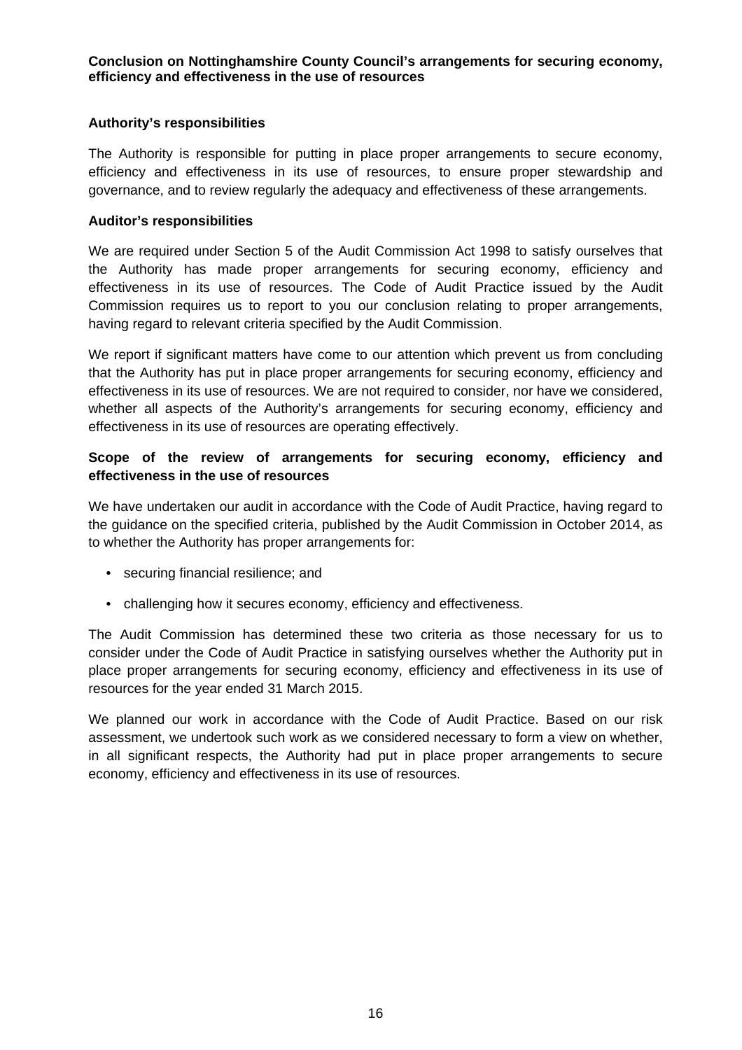**Conclusion on Nottinghamshire County Council's arrangements for securing economy, efficiency and effectiveness in the use of resources**

**Authority's responsibilities**

The Authority is responsible for putting in place proper arrangements to secure economy, efficiency and effectiveness in its use of resources, to ensure proper stewardship and governance, and to review regularly the adequacy and effectiveness of these arrangements.

**Auditor's responsibilities**

We are required under Section 5 of the Audit Commission Act 1998 to satisfy ourselves that the Authority has made proper arrangements for securing economy, efficiency and effectiveness in its use of resources. The Code of Audit Practice issued by the Audit Commission requires us to report to you our conclusion relating to proper arrangements, having regard to relevant criteria specified by the Audit Commission.

We report if significant matters have come to our attention which prevent us from concluding that the Authority has put in place proper arrangements for securing economy, efficiency and effectiveness in its use of resources. We are not required to consider, nor have we considered, whether all aspects of the Authority's arrangements for securing economy, efficiency and effectiveness in its use of resources are operating effectively.

**Scope of the review of arrangements for securing economy, efficiency and effectiveness in the use of resources**

We have undertaken our audit in accordance with the Code of Audit Practice, having regard to the guidance on the specified criteria, published by the Audit Commission in October 2014, as to whether the Authority has proper arrangements for:

- securing financial resilience; and
- challenging how it secures economy, efficiency and effectiveness.

The Audit Commission has determined these two criteria as those necessary for us to consider under the Code of Audit Practice in satisfying ourselves whether the Authority put in place proper arrangements for securing economy, efficiency and effectiveness in its use of resources for the year ended 31 March 2015.

We planned our work in accordance with the Code of Audit Practice. Based on our risk assessment, we undertook such work as we considered necessary to form a view on whether, in all significant respects, the Authority had put in place proper arrangements to secure economy, efficiency and effectiveness in its use of resources.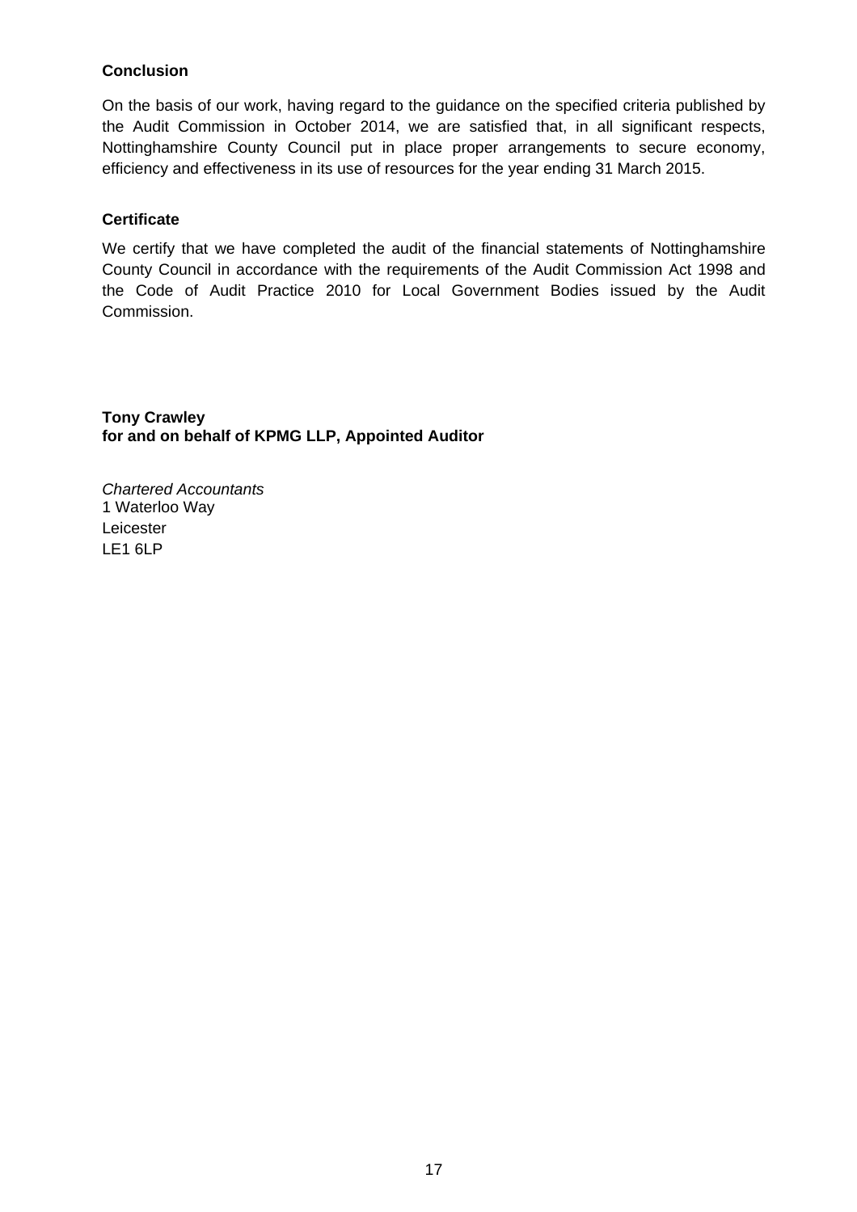**Conclusion**

On the basis of our work, having regard to the guidance on the specified criteria published by the Audit Commission in October 2014, we are satisfied that, in all significant respects, Nottinghamshire County Council put in place proper arrangements to secure economy, efficiency and effectiveness in its use of resources for the year ending 31 March 2015.

**Certificate**

We certify that we have completed the audit of the financial statements of Nottinghamshire County Council in accordance with the requirements of the Audit Commission Act 1998 and the Code of Audit Practice 2010 for Local Government Bodies issued by the Audit Commission.

**Tony Crawley**
**for and on behalf of KPMG LLP, Appointed Auditor**

*Chartered Accountants*
1 Waterloo Way
Leicester
LE1 6LP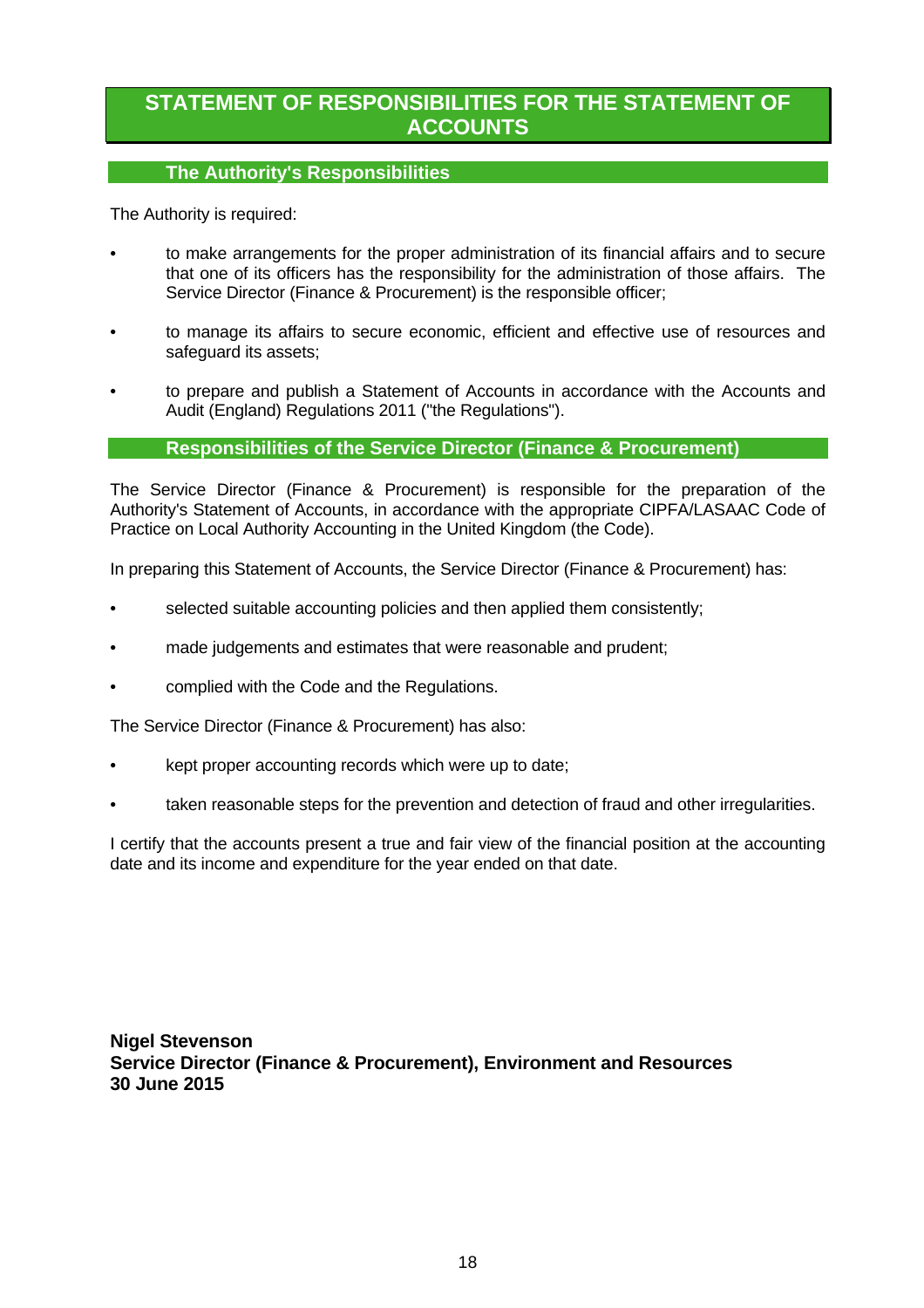# STATEMENT OF RESPONSIBILITIES FOR THE STATEMENT OF ACCOUNTS

## The Authority's Responsibilities

The Authority is required:

- to make arrangements for the proper administration of its financial affairs and to secure that one of its officers has the responsibility for the administration of those affairs. The Service Director (Finance & Procurement) is the responsible officer;
- to manage its affairs to secure economic, efficient and effective use of resources and safeguard its assets;
- to prepare and publish a Statement of Accounts in accordance with the Accounts and Audit (England) Regulations 2011 ("the Regulations").

## Responsibilities of the Service Director (Finance & Procurement)

The Service Director (Finance & Procurement) is responsible for the preparation of the Authority's Statement of Accounts, in accordance with the appropriate CIPFA/LASAAC Code of Practice on Local Authority Accounting in the United Kingdom (the Code).

In preparing this Statement of Accounts, the Service Director (Finance & Procurement) has:

- selected suitable accounting policies and then applied them consistently;
- made judgements and estimates that were reasonable and prudent;
- complied with the Code and the Regulations.

The Service Director (Finance & Procurement) has also:

- kept proper accounting records which were up to date;
- taken reasonable steps for the prevention and detection of fraud and other irregularities.

I certify that the accounts present a true and fair view of the financial position at the accounting date and its income and expenditure for the year ended on that date.

**Nigel Stevenson**
**Service Director (Finance & Procurement), Environment and Resources**
**30 June 2015**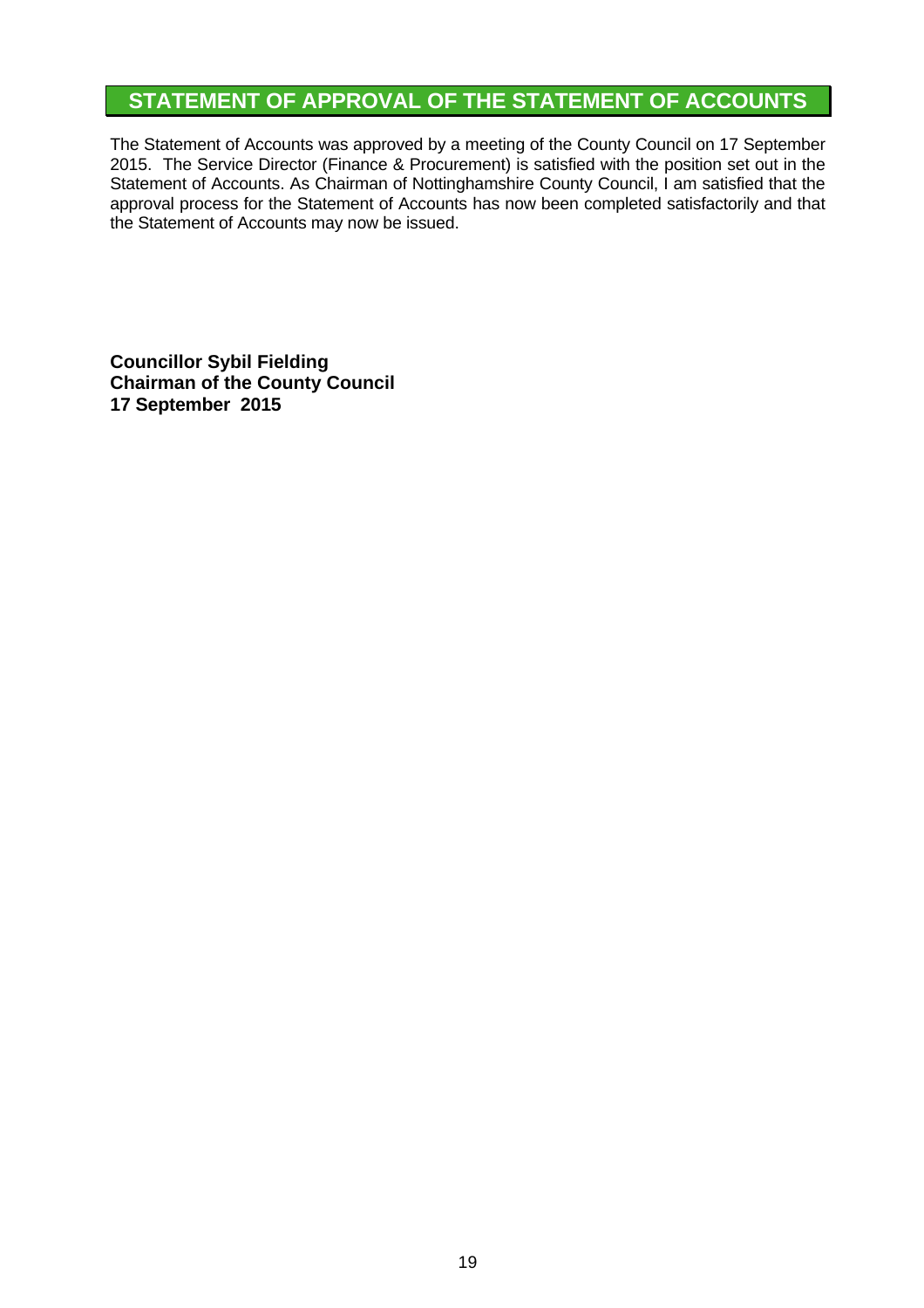## STATEMENT OF APPROVAL OF THE STATEMENT OF ACCOUNTS

The Statement of Accounts was approved by a meeting of the County Council on 17 September 2015. The Service Director (Finance & Procurement) is satisfied with the position set out in the Statement of Accounts. As Chairman of Nottinghamshire County Council, I am satisfied that the approval process for the Statement of Accounts has now been completed satisfactorily and that the Statement of Accounts may now be issued.

**Councillor Sybil Fielding**  
**Chairman of the County Council**  
**17 September 2015**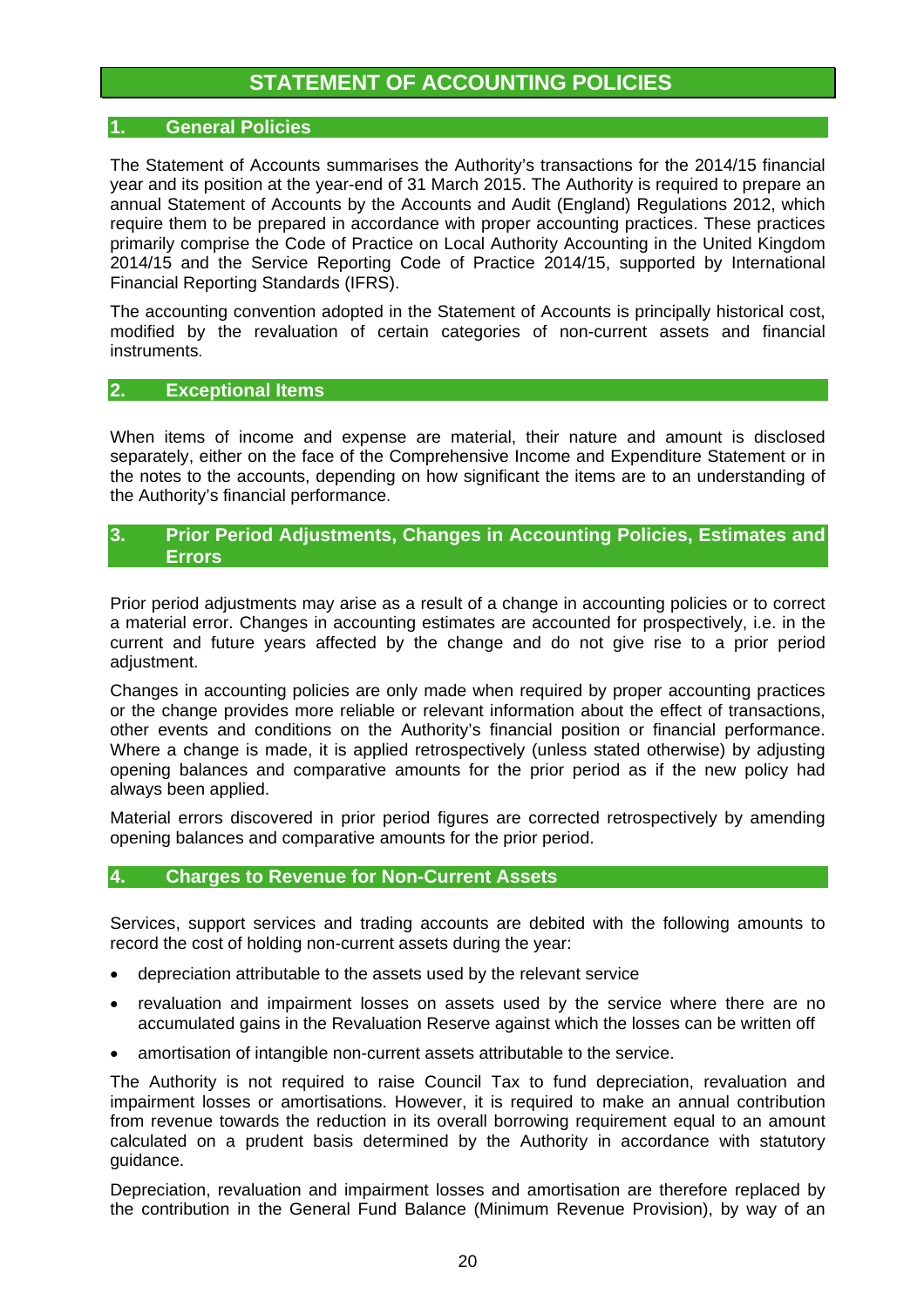# STATEMENT OF ACCOUNTING POLICIES

## 1. General Policies

The Statement of Accounts summarises the Authority's transactions for the 2014/15 financial year and its position at the year-end of 31 March 2015. The Authority is required to prepare an annual Statement of Accounts by the Accounts and Audit (England) Regulations 2012, which require them to be prepared in accordance with proper accounting practices. These practices primarily comprise the Code of Practice on Local Authority Accounting in the United Kingdom 2014/15 and the Service Reporting Code of Practice 2014/15, supported by International Financial Reporting Standards (IFRS).

The accounting convention adopted in the Statement of Accounts is principally historical cost, modified by the revaluation of certain categories of non-current assets and financial instruments.

## 2. Exceptional Items

When items of income and expense are material, their nature and amount is disclosed separately, either on the face of the Comprehensive Income and Expenditure Statement or in the notes to the accounts, depending on how significant the items are to an understanding of the Authority's financial performance.

## 3. Prior Period Adjustments, Changes in Accounting Policies, Estimates and Errors

Prior period adjustments may arise as a result of a change in accounting policies or to correct a material error. Changes in accounting estimates are accounted for prospectively, i.e. in the current and future years affected by the change and do not give rise to a prior period adjustment.

Changes in accounting policies are only made when required by proper accounting practices or the change provides more reliable or relevant information about the effect of transactions, other events and conditions on the Authority's financial position or financial performance. Where a change is made, it is applied retrospectively (unless stated otherwise) by adjusting opening balances and comparative amounts for the prior period as if the new policy had always been applied.

Material errors discovered in prior period figures are corrected retrospectively by amending opening balances and comparative amounts for the prior period.

## 4. Charges to Revenue for Non-Current Assets

Services, support services and trading accounts are debited with the following amounts to record the cost of holding non-current assets during the year:

- depreciation attributable to the assets used by the relevant service
- revaluation and impairment losses on assets used by the service where there are no accumulated gains in the Revaluation Reserve against which the losses can be written off
- amortisation of intangible non-current assets attributable to the service.

The Authority is not required to raise Council Tax to fund depreciation, revaluation and impairment losses or amortisations. However, it is required to make an annual contribution from revenue towards the reduction in its overall borrowing requirement equal to an amount calculated on a prudent basis determined by the Authority in accordance with statutory guidance.

Depreciation, revaluation and impairment losses and amortisation are therefore replaced by the contribution in the General Fund Balance (Minimum Revenue Provision), by way of an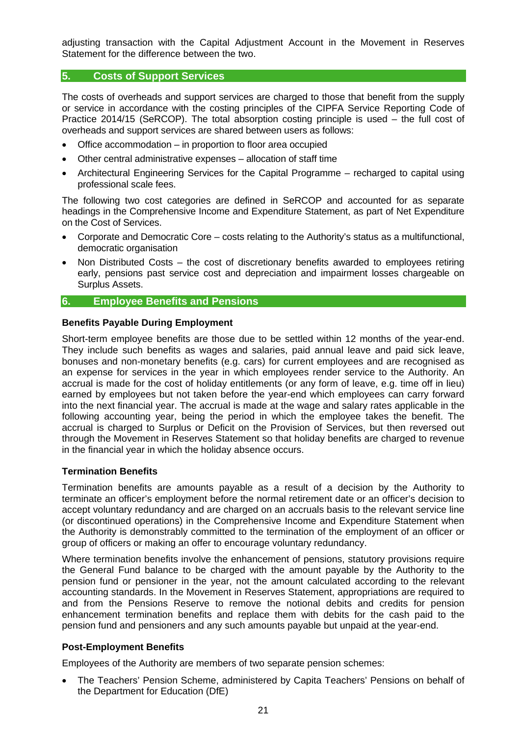adjusting transaction with the Capital Adjustment Account in the Movement in Reserves Statement for the difference between the two.

## 5. Costs of Support Services

The costs of overheads and support services are charged to those that benefit from the supply or service in accordance with the costing principles of the CIPFA Service Reporting Code of Practice 2014/15 (SeRCOP). The total absorption costing principle is used – the full cost of overheads and support services are shared between users as follows:

- Office accommodation – in proportion to floor area occupied
- Other central administrative expenses – allocation of staff time
- Architectural Engineering Services for the Capital Programme – recharged to capital using professional scale fees.

The following two cost categories are defined in SeRCOP and accounted for as separate headings in the Comprehensive Income and Expenditure Statement, as part of Net Expenditure on the Cost of Services.

- Corporate and Democratic Core – costs relating to the Authority's status as a multifunctional, democratic organisation
- Non Distributed Costs – the cost of discretionary benefits awarded to employees retiring early, pensions past service cost and depreciation and impairment losses chargeable on Surplus Assets.

## 6. Employee Benefits and Pensions

### Benefits Payable During Employment

Short-term employee benefits are those due to be settled within 12 months of the year-end. They include such benefits as wages and salaries, paid annual leave and paid sick leave, bonuses and non-monetary benefits (e.g. cars) for current employees and are recognised as an expense for services in the year in which employees render service to the Authority. An accrual is made for the cost of holiday entitlements (or any form of leave, e.g. time off in lieu) earned by employees but not taken before the year-end which employees can carry forward into the next financial year. The accrual is made at the wage and salary rates applicable in the following accounting year, being the period in which the employee takes the benefit. The accrual is charged to Surplus or Deficit on the Provision of Services, but then reversed out through the Movement in Reserves Statement so that holiday benefits are charged to revenue in the financial year in which the holiday absence occurs.

### Termination Benefits

Termination benefits are amounts payable as a result of a decision by the Authority to terminate an officer's employment before the normal retirement date or an officer's decision to accept voluntary redundancy and are charged on an accruals basis to the relevant service line (or discontinued operations) in the Comprehensive Income and Expenditure Statement when the Authority is demonstrably committed to the termination of the employment of an officer or group of officers or making an offer to encourage voluntary redundancy.

Where termination benefits involve the enhancement of pensions, statutory provisions require the General Fund balance to be charged with the amount payable by the Authority to the pension fund or pensioner in the year, not the amount calculated according to the relevant accounting standards. In the Movement in Reserves Statement, appropriations are required to and from the Pensions Reserve to remove the notional debits and credits for pension enhancement termination benefits and replace them with debits for the cash paid to the pension fund and pensioners and any such amounts payable but unpaid at the year-end.

### Post-Employment Benefits

Employees of the Authority are members of two separate pension schemes:

- The Teachers' Pension Scheme, administered by Capita Teachers' Pensions on behalf of the Department for Education (DfE)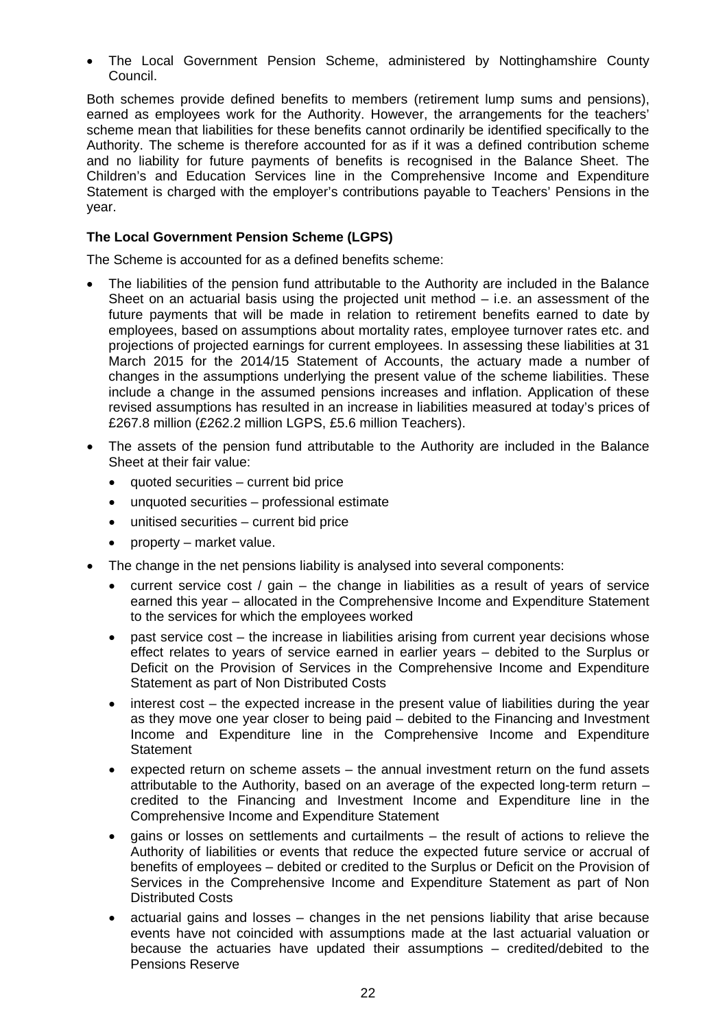- The Local Government Pension Scheme, administered by Nottinghamshire County Council.

Both schemes provide defined benefits to members (retirement lump sums and pensions), earned as employees work for the Authority. However, the arrangements for the teachers' scheme mean that liabilities for these benefits cannot ordinarily be identified specifically to the Authority. The scheme is therefore accounted for as if it was a defined contribution scheme and no liability for future payments of benefits is recognised in the Balance Sheet. The Children's and Education Services line in the Comprehensive Income and Expenditure Statement is charged with the employer's contributions payable to Teachers' Pensions in the year.

**The Local Government Pension Scheme (LGPS)**

The Scheme is accounted for as a defined benefits scheme:

- The liabilities of the pension fund attributable to the Authority are included in the Balance Sheet on an actuarial basis using the projected unit method – i.e. an assessment of the future payments that will be made in relation to retirement benefits earned to date by employees, based on assumptions about mortality rates, employee turnover rates etc. and projections of projected earnings for current employees. In assessing these liabilities at 31 March 2015 for the 2014/15 Statement of Accounts, the actuary made a number of changes in the assumptions underlying the present value of the scheme liabilities. These include a change in the assumed pensions increases and inflation. Application of these revised assumptions has resulted in an increase in liabilities measured at today's prices of £267.8 million (£262.2 million LGPS, £5.6 million Teachers).
- The assets of the pension fund attributable to the Authority are included in the Balance Sheet at their fair value:
  - quoted securities – current bid price
  - unquoted securities – professional estimate
  - unitised securities – current bid price
  - property – market value.
- The change in the net pensions liability is analysed into several components:
  - current service cost / gain – the change in liabilities as a result of years of service earned this year – allocated in the Comprehensive Income and Expenditure Statement to the services for which the employees worked
  - past service cost – the increase in liabilities arising from current year decisions whose effect relates to years of service earned in earlier years – debited to the Surplus or Deficit on the Provision of Services in the Comprehensive Income and Expenditure Statement as part of Non Distributed Costs
  - interest cost – the expected increase in the present value of liabilities during the year as they move one year closer to being paid – debited to the Financing and Investment Income and Expenditure line in the Comprehensive Income and Expenditure Statement
  - expected return on scheme assets – the annual investment return on the fund assets attributable to the Authority, based on an average of the expected long-term return – credited to the Financing and Investment Income and Expenditure line in the Comprehensive Income and Expenditure Statement
  - gains or losses on settlements and curtailments – the result of actions to relieve the Authority of liabilities or events that reduce the expected future service or accrual of benefits of employees – debited or credited to the Surplus or Deficit on the Provision of Services in the Comprehensive Income and Expenditure Statement as part of Non Distributed Costs
  - actuarial gains and losses – changes in the net pensions liability that arise because events have not coincided with assumptions made at the last actuarial valuation or because the actuaries have updated their assumptions – credited/debited to the Pensions Reserve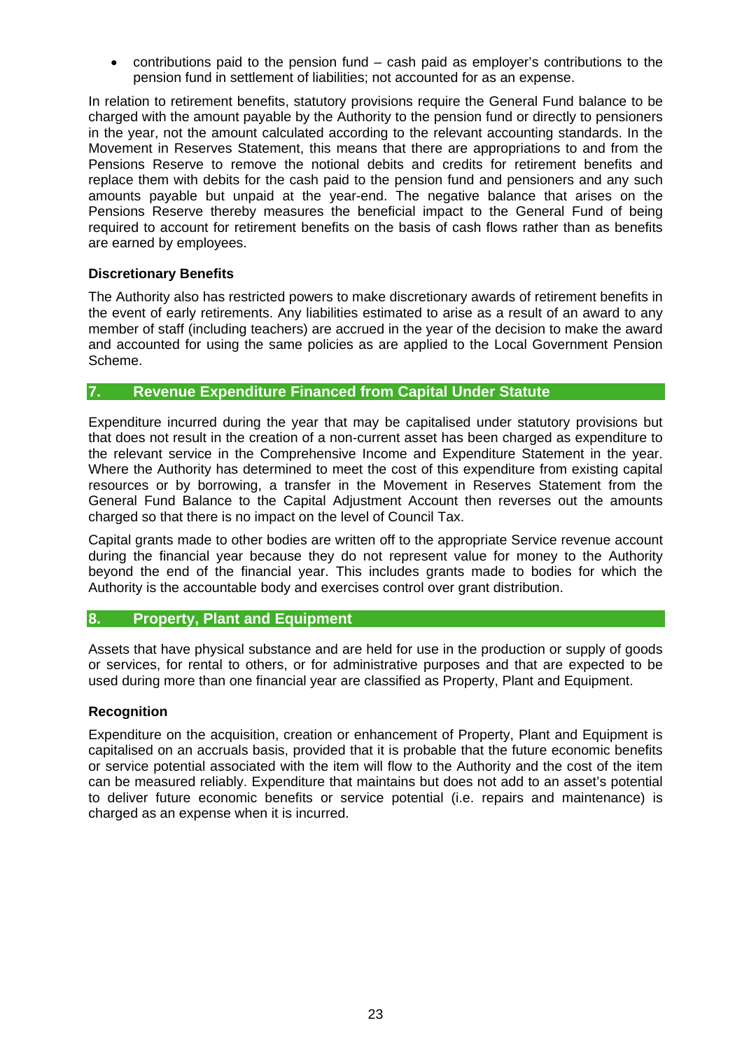- contributions paid to the pension fund – cash paid as employer's contributions to the pension fund in settlement of liabilities; not accounted for as an expense.

In relation to retirement benefits, statutory provisions require the General Fund balance to be charged with the amount payable by the Authority to the pension fund or directly to pensioners in the year, not the amount calculated according to the relevant accounting standards. In the Movement in Reserves Statement, this means that there are appropriations to and from the Pensions Reserve to remove the notional debits and credits for retirement benefits and replace them with debits for the cash paid to the pension fund and pensioners and any such amounts payable but unpaid at the year-end. The negative balance that arises on the Pensions Reserve thereby measures the beneficial impact to the General Fund of being required to account for retirement benefits on the basis of cash flows rather than as benefits are earned by employees.

**Discretionary Benefits**

The Authority also has restricted powers to make discretionary awards of retirement benefits in the event of early retirements. Any liabilities estimated to arise as a result of an award to any member of staff (including teachers) are accrued in the year of the decision to make the award and accounted for using the same policies as are applied to the Local Government Pension Scheme.

## 7. Revenue Expenditure Financed from Capital Under Statute

Expenditure incurred during the year that may be capitalised under statutory provisions but that does not result in the creation of a non-current asset has been charged as expenditure to the relevant service in the Comprehensive Income and Expenditure Statement in the year. Where the Authority has determined to meet the cost of this expenditure from existing capital resources or by borrowing, a transfer in the Movement in Reserves Statement from the General Fund Balance to the Capital Adjustment Account then reverses out the amounts charged so that there is no impact on the level of Council Tax.

Capital grants made to other bodies are written off to the appropriate Service revenue account during the financial year because they do not represent value for money to the Authority beyond the end of the financial year. This includes grants made to bodies for which the Authority is the accountable body and exercises control over grant distribution.

## 8. Property, Plant and Equipment

Assets that have physical substance and are held for use in the production or supply of goods or services, for rental to others, or for administrative purposes and that are expected to be used during more than one financial year are classified as Property, Plant and Equipment.

**Recognition**

Expenditure on the acquisition, creation or enhancement of Property, Plant and Equipment is capitalised on an accruals basis, provided that it is probable that the future economic benefits or service potential associated with the item will flow to the Authority and the cost of the item can be measured reliably. Expenditure that maintains but does not add to an asset's potential to deliver future economic benefits or service potential (i.e. repairs and maintenance) is charged as an expense when it is incurred.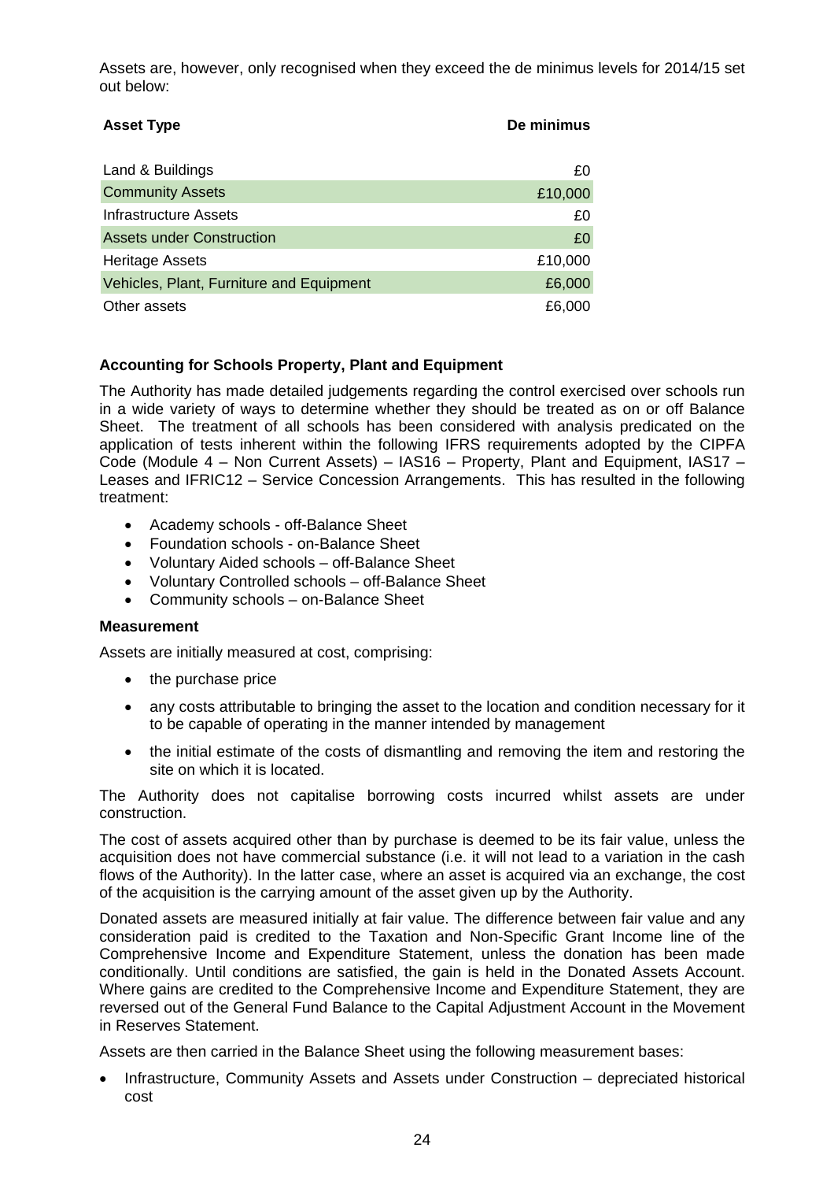Assets are, however, only recognised when they exceed the de minimus levels for 2014/15 set out below:

| Asset Type | De minimus |
| --- | --- |
| Land & Buildings | £0 |
| Community Assets | £10,000 |
| Infrastructure Assets | £0 |
| Assets under Construction | £0 |
| Heritage Assets | £10,000 |
| Vehicles, Plant, Furniture and Equipment | £6,000 |
| Other assets | £6,000 |

**Accounting for Schools Property, Plant and Equipment**

The Authority has made detailed judgements regarding the control exercised over schools run in a wide variety of ways to determine whether they should be treated as on or off Balance Sheet. The treatment of all schools has been considered with analysis predicated on the application of tests inherent within the following IFRS requirements adopted by the CIPFA Code (Module 4 – Non Current Assets) – IAS16 – Property, Plant and Equipment, IAS17 – Leases and IFRIC12 – Service Concession Arrangements. This has resulted in the following treatment:

- Academy schools - off-Balance Sheet
- Foundation schools - on-Balance Sheet
- Voluntary Aided schools – off-Balance Sheet
- Voluntary Controlled schools – off-Balance Sheet
- Community schools – on-Balance Sheet

**Measurement**

Assets are initially measured at cost, comprising:

- the purchase price
- any costs attributable to bringing the asset to the location and condition necessary for it to be capable of operating in the manner intended by management
- the initial estimate of the costs of dismantling and removing the item and restoring the site on which it is located.

The Authority does not capitalise borrowing costs incurred whilst assets are under construction.

The cost of assets acquired other than by purchase is deemed to be its fair value, unless the acquisition does not have commercial substance (i.e. it will not lead to a variation in the cash flows of the Authority). In the latter case, where an asset is acquired via an exchange, the cost of the acquisition is the carrying amount of the asset given up by the Authority.

Donated assets are measured initially at fair value. The difference between fair value and any consideration paid is credited to the Taxation and Non-Specific Grant Income line of the Comprehensive Income and Expenditure Statement, unless the donation has been made conditionally. Until conditions are satisfied, the gain is held in the Donated Assets Account. Where gains are credited to the Comprehensive Income and Expenditure Statement, they are reversed out of the General Fund Balance to the Capital Adjustment Account in the Movement in Reserves Statement.

Assets are then carried in the Balance Sheet using the following measurement bases:

- Infrastructure, Community Assets and Assets under Construction – depreciated historical cost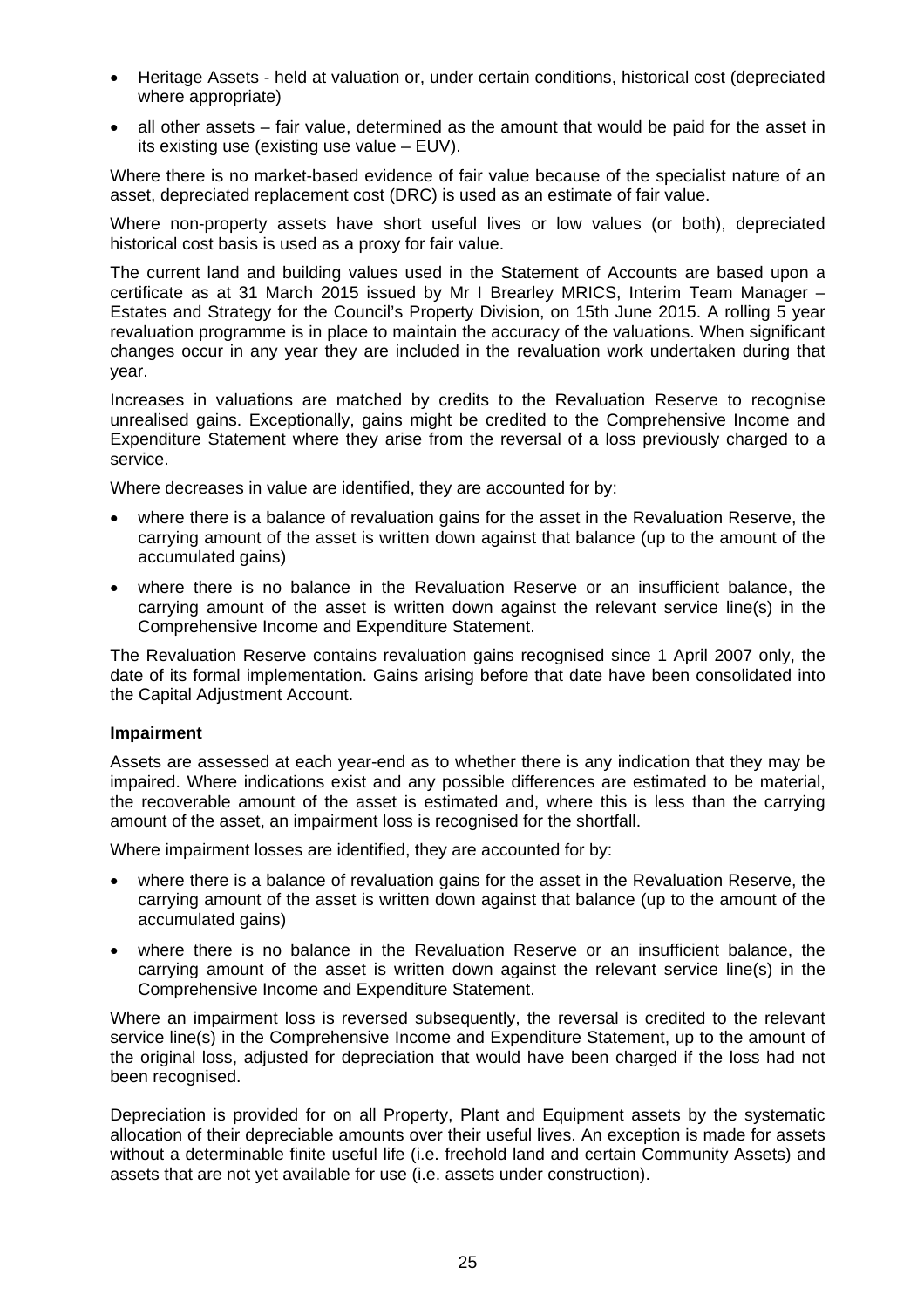- Heritage Assets - held at valuation or, under certain conditions, historical cost (depreciated where appropriate)
- all other assets – fair value, determined as the amount that would be paid for the asset in its existing use (existing use value – EUV).

Where there is no market-based evidence of fair value because of the specialist nature of an asset, depreciated replacement cost (DRC) is used as an estimate of fair value.

Where non-property assets have short useful lives or low values (or both), depreciated historical cost basis is used as a proxy for fair value.

The current land and building values used in the Statement of Accounts are based upon a certificate as at 31 March 2015 issued by Mr I Brearley MRICS, Interim Team Manager – Estates and Strategy for the Council's Property Division, on 15th June 2015. A rolling 5 year revaluation programme is in place to maintain the accuracy of the valuations. When significant changes occur in any year they are included in the revaluation work undertaken during that year.

Increases in valuations are matched by credits to the Revaluation Reserve to recognise unrealised gains. Exceptionally, gains might be credited to the Comprehensive Income and Expenditure Statement where they arise from the reversal of a loss previously charged to a service.

Where decreases in value are identified, they are accounted for by:

- where there is a balance of revaluation gains for the asset in the Revaluation Reserve, the carrying amount of the asset is written down against that balance (up to the amount of the accumulated gains)
- where there is no balance in the Revaluation Reserve or an insufficient balance, the carrying amount of the asset is written down against the relevant service line(s) in the Comprehensive Income and Expenditure Statement.

The Revaluation Reserve contains revaluation gains recognised since 1 April 2007 only, the date of its formal implementation. Gains arising before that date have been consolidated into the Capital Adjustment Account.

**Impairment**

Assets are assessed at each year-end as to whether there is any indication that they may be impaired. Where indications exist and any possible differences are estimated to be material, the recoverable amount of the asset is estimated and, where this is less than the carrying amount of the asset, an impairment loss is recognised for the shortfall.

Where impairment losses are identified, they are accounted for by:

- where there is a balance of revaluation gains for the asset in the Revaluation Reserve, the carrying amount of the asset is written down against that balance (up to the amount of the accumulated gains)
- where there is no balance in the Revaluation Reserve or an insufficient balance, the carrying amount of the asset is written down against the relevant service line(s) in the Comprehensive Income and Expenditure Statement.

Where an impairment loss is reversed subsequently, the reversal is credited to the relevant service line(s) in the Comprehensive Income and Expenditure Statement, up to the amount of the original loss, adjusted for depreciation that would have been charged if the loss had not been recognised.

Depreciation is provided for on all Property, Plant and Equipment assets by the systematic allocation of their depreciable amounts over their useful lives. An exception is made for assets without a determinable finite useful life (i.e. freehold land and certain Community Assets) and assets that are not yet available for use (i.e. assets under construction).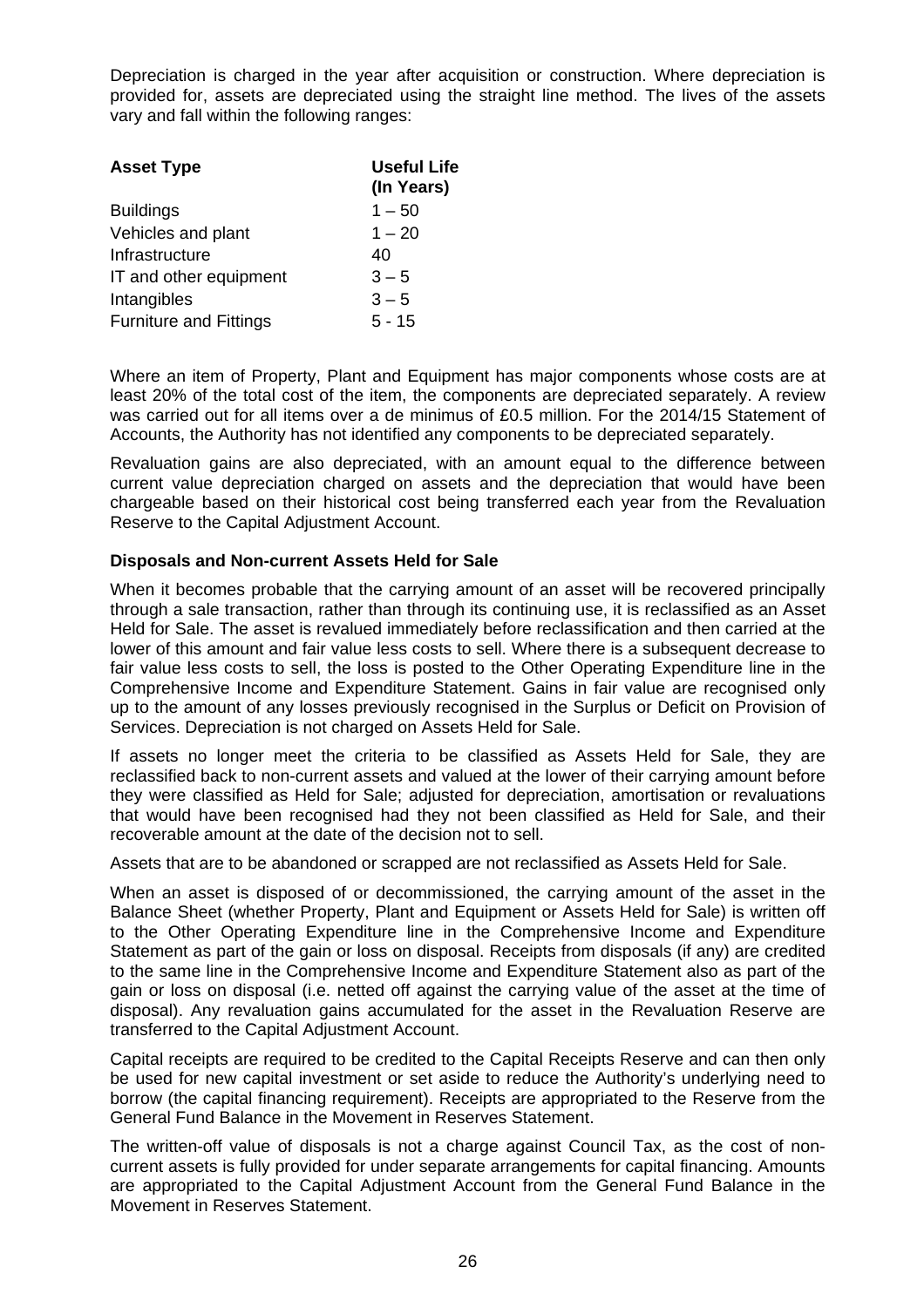Depreciation is charged in the year after acquisition or construction. Where depreciation is provided for, assets are depreciated using the straight line method. The lives of the assets vary and fall within the following ranges:

| Asset Type | Useful Life (In Years) |
|---|---|
| Buildings | 1 – 50 |
| Vehicles and plant | 1 – 20 |
| Infrastructure | 40 |
| IT and other equipment | 3 – 5 |
| Intangibles | 3 – 5 |
| Furniture and Fittings | 5 - 15 |

Where an item of Property, Plant and Equipment has major components whose costs are at least 20% of the total cost of the item, the components are depreciated separately. A review was carried out for all items over a de minimus of £0.5 million. For the 2014/15 Statement of Accounts, the Authority has not identified any components to be depreciated separately.

Revaluation gains are also depreciated, with an amount equal to the difference between current value depreciation charged on assets and the depreciation that would have been chargeable based on their historical cost being transferred each year from the Revaluation Reserve to the Capital Adjustment Account.

**Disposals and Non-current Assets Held for Sale**

When it becomes probable that the carrying amount of an asset will be recovered principally through a sale transaction, rather than through its continuing use, it is reclassified as an Asset Held for Sale. The asset is revalued immediately before reclassification and then carried at the lower of this amount and fair value less costs to sell. Where there is a subsequent decrease to fair value less costs to sell, the loss is posted to the Other Operating Expenditure line in the Comprehensive Income and Expenditure Statement. Gains in fair value are recognised only up to the amount of any losses previously recognised in the Surplus or Deficit on Provision of Services. Depreciation is not charged on Assets Held for Sale.

If assets no longer meet the criteria to be classified as Assets Held for Sale, they are reclassified back to non-current assets and valued at the lower of their carrying amount before they were classified as Held for Sale; adjusted for depreciation, amortisation or revaluations that would have been recognised had they not been classified as Held for Sale, and their recoverable amount at the date of the decision not to sell.

Assets that are to be abandoned or scrapped are not reclassified as Assets Held for Sale.

When an asset is disposed of or decommissioned, the carrying amount of the asset in the Balance Sheet (whether Property, Plant and Equipment or Assets Held for Sale) is written off to the Other Operating Expenditure line in the Comprehensive Income and Expenditure Statement as part of the gain or loss on disposal. Receipts from disposals (if any) are credited to the same line in the Comprehensive Income and Expenditure Statement also as part of the gain or loss on disposal (i.e. netted off against the carrying value of the asset at the time of disposal). Any revaluation gains accumulated for the asset in the Revaluation Reserve are transferred to the Capital Adjustment Account.

Capital receipts are required to be credited to the Capital Receipts Reserve and can then only be used for new capital investment or set aside to reduce the Authority's underlying need to borrow (the capital financing requirement). Receipts are appropriated to the Reserve from the General Fund Balance in the Movement in Reserves Statement.

The written-off value of disposals is not a charge against Council Tax, as the cost of non-current assets is fully provided for under separate arrangements for capital financing. Amounts are appropriated to the Capital Adjustment Account from the General Fund Balance in the Movement in Reserves Statement.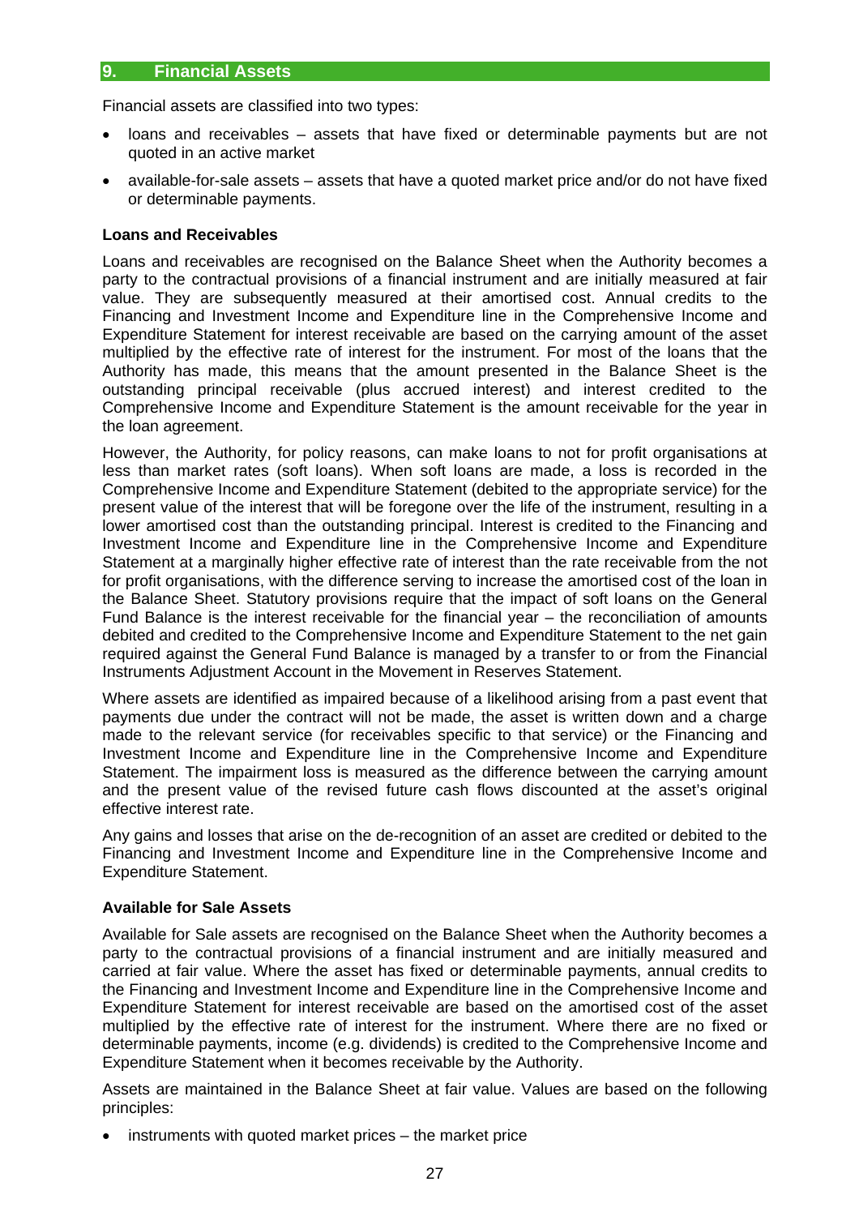## 9. Financial Assets

Financial assets are classified into two types:

- loans and receivables – assets that have fixed or determinable payments but are not quoted in an active market
- available-for-sale assets – assets that have a quoted market price and/or do not have fixed or determinable payments.

**Loans and Receivables**

Loans and receivables are recognised on the Balance Sheet when the Authority becomes a party to the contractual provisions of a financial instrument and are initially measured at fair value. They are subsequently measured at their amortised cost. Annual credits to the Financing and Investment Income and Expenditure line in the Comprehensive Income and Expenditure Statement for interest receivable are based on the carrying amount of the asset multiplied by the effective rate of interest for the instrument. For most of the loans that the Authority has made, this means that the amount presented in the Balance Sheet is the outstanding principal receivable (plus accrued interest) and interest credited to the Comprehensive Income and Expenditure Statement is the amount receivable for the year in the loan agreement.

However, the Authority, for policy reasons, can make loans to not for profit organisations at less than market rates (soft loans). When soft loans are made, a loss is recorded in the Comprehensive Income and Expenditure Statement (debited to the appropriate service) for the present value of the interest that will be foregone over the life of the instrument, resulting in a lower amortised cost than the outstanding principal. Interest is credited to the Financing and Investment Income and Expenditure line in the Comprehensive Income and Expenditure Statement at a marginally higher effective rate of interest than the rate receivable from the not for profit organisations, with the difference serving to increase the amortised cost of the loan in the Balance Sheet. Statutory provisions require that the impact of soft loans on the General Fund Balance is the interest receivable for the financial year – the reconciliation of amounts debited and credited to the Comprehensive Income and Expenditure Statement to the net gain required against the General Fund Balance is managed by a transfer to or from the Financial Instruments Adjustment Account in the Movement in Reserves Statement.

Where assets are identified as impaired because of a likelihood arising from a past event that payments due under the contract will not be made, the asset is written down and a charge made to the relevant service (for receivables specific to that service) or the Financing and Investment Income and Expenditure line in the Comprehensive Income and Expenditure Statement. The impairment loss is measured as the difference between the carrying amount and the present value of the revised future cash flows discounted at the asset's original effective interest rate.

Any gains and losses that arise on the de-recognition of an asset are credited or debited to the Financing and Investment Income and Expenditure line in the Comprehensive Income and Expenditure Statement.

**Available for Sale Assets**

Available for Sale assets are recognised on the Balance Sheet when the Authority becomes a party to the contractual provisions of a financial instrument and are initially measured and carried at fair value. Where the asset has fixed or determinable payments, annual credits to the Financing and Investment Income and Expenditure line in the Comprehensive Income and Expenditure Statement for interest receivable are based on the amortised cost of the asset multiplied by the effective rate of interest for the instrument. Where there are no fixed or determinable payments, income (e.g. dividends) is credited to the Comprehensive Income and Expenditure Statement when it becomes receivable by the Authority.

Assets are maintained in the Balance Sheet at fair value. Values are based on the following principles:

- instruments with quoted market prices – the market price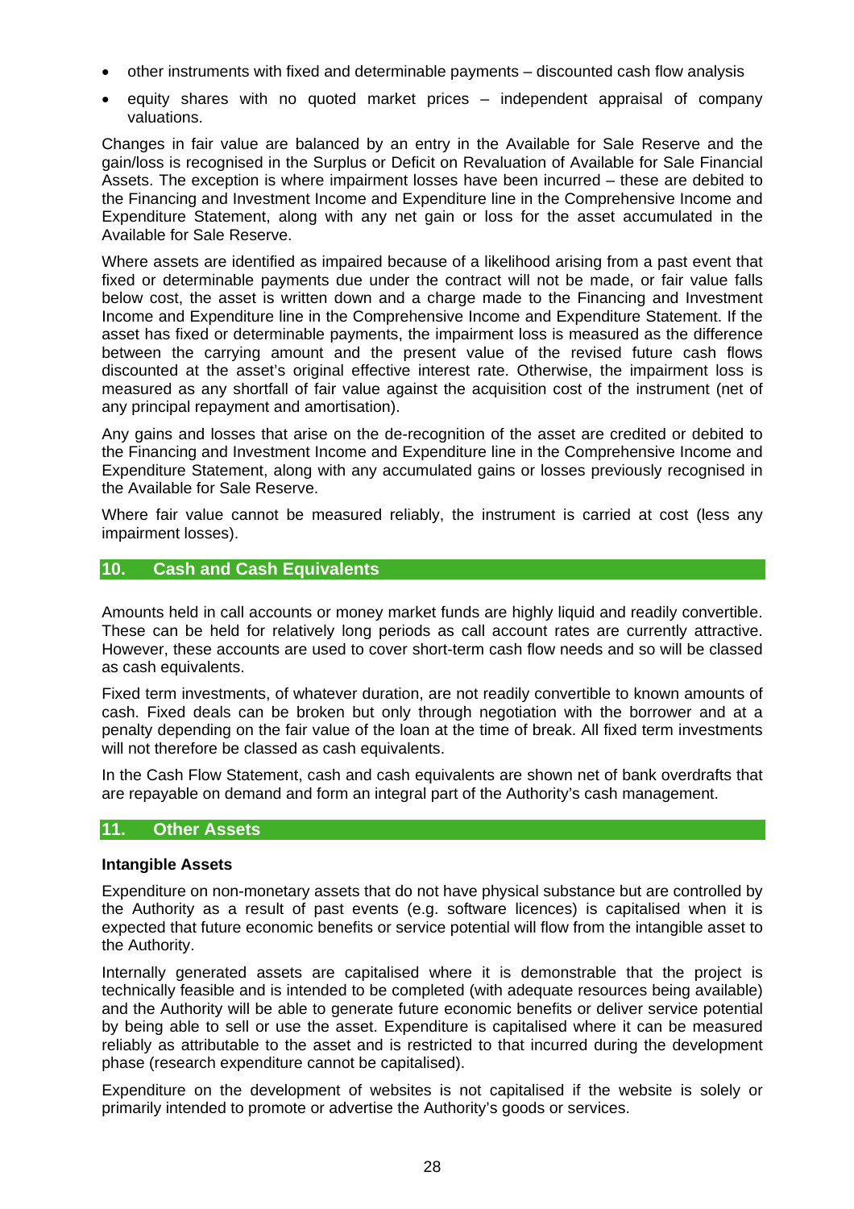- other instruments with fixed and determinable payments – discounted cash flow analysis
- equity shares with no quoted market prices – independent appraisal of company valuations.

Changes in fair value are balanced by an entry in the Available for Sale Reserve and the gain/loss is recognised in the Surplus or Deficit on Revaluation of Available for Sale Financial Assets. The exception is where impairment losses have been incurred – these are debited to the Financing and Investment Income and Expenditure line in the Comprehensive Income and Expenditure Statement, along with any net gain or loss for the asset accumulated in the Available for Sale Reserve.

Where assets are identified as impaired because of a likelihood arising from a past event that fixed or determinable payments due under the contract will not be made, or fair value falls below cost, the asset is written down and a charge made to the Financing and Investment Income and Expenditure line in the Comprehensive Income and Expenditure Statement. If the asset has fixed or determinable payments, the impairment loss is measured as the difference between the carrying amount and the present value of the revised future cash flows discounted at the asset's original effective interest rate. Otherwise, the impairment loss is measured as any shortfall of fair value against the acquisition cost of the instrument (net of any principal repayment and amortisation).

Any gains and losses that arise on the de-recognition of the asset are credited or debited to the Financing and Investment Income and Expenditure line in the Comprehensive Income and Expenditure Statement, along with any accumulated gains or losses previously recognised in the Available for Sale Reserve.

Where fair value cannot be measured reliably, the instrument is carried at cost (less any impairment losses).

## 10. Cash and Cash Equivalents

Amounts held in call accounts or money market funds are highly liquid and readily convertible. These can be held for relatively long periods as call account rates are currently attractive. However, these accounts are used to cover short-term cash flow needs and so will be classed as cash equivalents.

Fixed term investments, of whatever duration, are not readily convertible to known amounts of cash. Fixed deals can be broken but only through negotiation with the borrower and at a penalty depending on the fair value of the loan at the time of break. All fixed term investments will not therefore be classed as cash equivalents.

In the Cash Flow Statement, cash and cash equivalents are shown net of bank overdrafts that are repayable on demand and form an integral part of the Authority's cash management.

## 11. Other Assets

**Intangible Assets**

Expenditure on non-monetary assets that do not have physical substance but are controlled by the Authority as a result of past events (e.g. software licences) is capitalised when it is expected that future economic benefits or service potential will flow from the intangible asset to the Authority.

Internally generated assets are capitalised where it is demonstrable that the project is technically feasible and is intended to be completed (with adequate resources being available) and the Authority will be able to generate future economic benefits or deliver service potential by being able to sell or use the asset. Expenditure is capitalised where it can be measured reliably as attributable to the asset and is restricted to that incurred during the development phase (research expenditure cannot be capitalised).

Expenditure on the development of websites is not capitalised if the website is solely or primarily intended to promote or advertise the Authority's goods or services.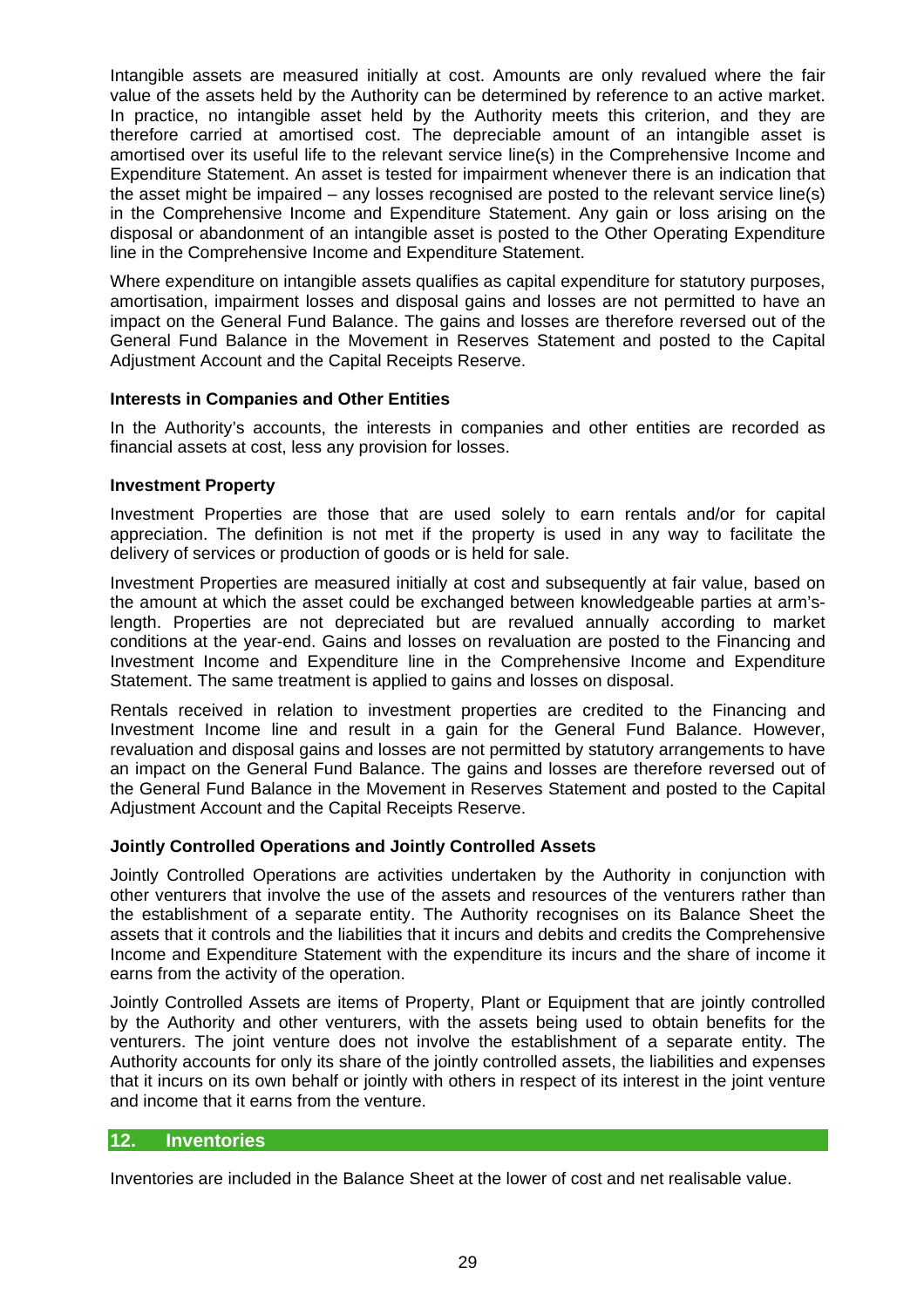Intangible assets are measured initially at cost. Amounts are only revalued where the fair value of the assets held by the Authority can be determined by reference to an active market. In practice, no intangible asset held by the Authority meets this criterion, and they are therefore carried at amortised cost. The depreciable amount of an intangible asset is amortised over its useful life to the relevant service line(s) in the Comprehensive Income and Expenditure Statement. An asset is tested for impairment whenever there is an indication that the asset might be impaired – any losses recognised are posted to the relevant service line(s) in the Comprehensive Income and Expenditure Statement. Any gain or loss arising on the disposal or abandonment of an intangible asset is posted to the Other Operating Expenditure line in the Comprehensive Income and Expenditure Statement.

Where expenditure on intangible assets qualifies as capital expenditure for statutory purposes, amortisation, impairment losses and disposal gains and losses are not permitted to have an impact on the General Fund Balance. The gains and losses are therefore reversed out of the General Fund Balance in the Movement in Reserves Statement and posted to the Capital Adjustment Account and the Capital Receipts Reserve.

**Interests in Companies and Other Entities**

In the Authority's accounts, the interests in companies and other entities are recorded as financial assets at cost, less any provision for losses.

**Investment Property**

Investment Properties are those that are used solely to earn rentals and/or for capital appreciation. The definition is not met if the property is used in any way to facilitate the delivery of services or production of goods or is held for sale.

Investment Properties are measured initially at cost and subsequently at fair value, based on the amount at which the asset could be exchanged between knowledgeable parties at arm's-length. Properties are not depreciated but are revalued annually according to market conditions at the year-end. Gains and losses on revaluation are posted to the Financing and Investment Income and Expenditure line in the Comprehensive Income and Expenditure Statement. The same treatment is applied to gains and losses on disposal.

Rentals received in relation to investment properties are credited to the Financing and Investment Income line and result in a gain for the General Fund Balance. However, revaluation and disposal gains and losses are not permitted by statutory arrangements to have an impact on the General Fund Balance. The gains and losses are therefore reversed out of the General Fund Balance in the Movement in Reserves Statement and posted to the Capital Adjustment Account and the Capital Receipts Reserve.

**Jointly Controlled Operations and Jointly Controlled Assets**

Jointly Controlled Operations are activities undertaken by the Authority in conjunction with other venturers that involve the use of the assets and resources of the venturers rather than the establishment of a separate entity. The Authority recognises on its Balance Sheet the assets that it controls and the liabilities that it incurs and debits and credits the Comprehensive Income and Expenditure Statement with the expenditure its incurs and the share of income it earns from the activity of the operation.

Jointly Controlled Assets are items of Property, Plant or Equipment that are jointly controlled by the Authority and other venturers, with the assets being used to obtain benefits for the venturers. The joint venture does not involve the establishment of a separate entity. The Authority accounts for only its share of the jointly controlled assets, the liabilities and expenses that it incurs on its own behalf or jointly with others in respect of its interest in the joint venture and income that it earns from the venture.

## 12. Inventories

Inventories are included in the Balance Sheet at the lower of cost and net realisable value.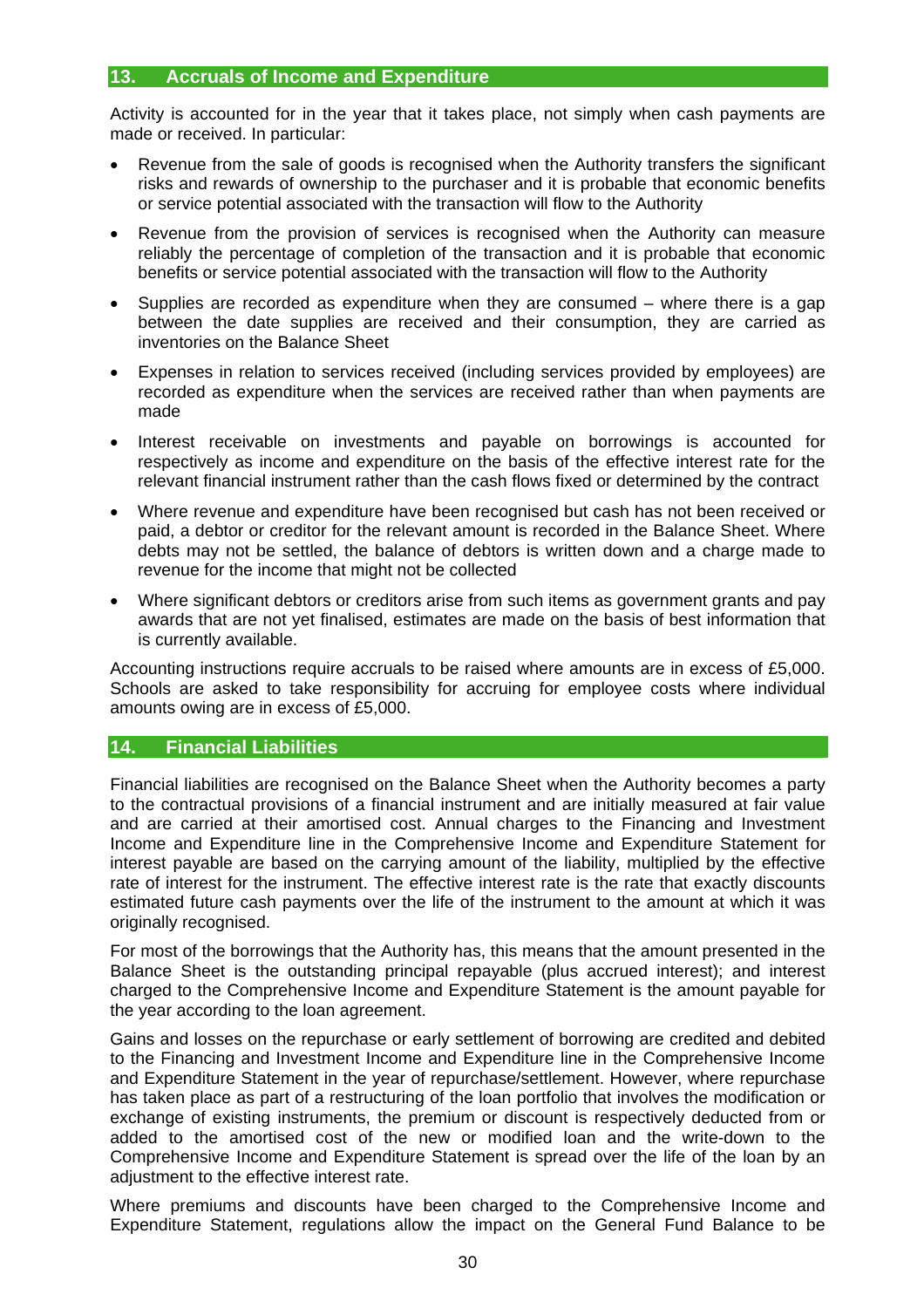## 13. Accruals of Income and Expenditure

Activity is accounted for in the year that it takes place, not simply when cash payments are made or received. In particular:

- Revenue from the sale of goods is recognised when the Authority transfers the significant risks and rewards of ownership to the purchaser and it is probable that economic benefits or service potential associated with the transaction will flow to the Authority
- Revenue from the provision of services is recognised when the Authority can measure reliably the percentage of completion of the transaction and it is probable that economic benefits or service potential associated with the transaction will flow to the Authority
- Supplies are recorded as expenditure when they are consumed – where there is a gap between the date supplies are received and their consumption, they are carried as inventories on the Balance Sheet
- Expenses in relation to services received (including services provided by employees) are recorded as expenditure when the services are received rather than when payments are made
- Interest receivable on investments and payable on borrowings is accounted for respectively as income and expenditure on the basis of the effective interest rate for the relevant financial instrument rather than the cash flows fixed or determined by the contract
- Where revenue and expenditure have been recognised but cash has not been received or paid, a debtor or creditor for the relevant amount is recorded in the Balance Sheet. Where debts may not be settled, the balance of debtors is written down and a charge made to revenue for the income that might not be collected
- Where significant debtors or creditors arise from such items as government grants and pay awards that are not yet finalised, estimates are made on the basis of best information that is currently available.

Accounting instructions require accruals to be raised where amounts are in excess of £5,000. Schools are asked to take responsibility for accruing for employee costs where individual amounts owing are in excess of £5,000.

## 14. Financial Liabilities

Financial liabilities are recognised on the Balance Sheet when the Authority becomes a party to the contractual provisions of a financial instrument and are initially measured at fair value and are carried at their amortised cost. Annual charges to the Financing and Investment Income and Expenditure line in the Comprehensive Income and Expenditure Statement for interest payable are based on the carrying amount of the liability, multiplied by the effective rate of interest for the instrument. The effective interest rate is the rate that exactly discounts estimated future cash payments over the life of the instrument to the amount at which it was originally recognised.

For most of the borrowings that the Authority has, this means that the amount presented in the Balance Sheet is the outstanding principal repayable (plus accrued interest); and interest charged to the Comprehensive Income and Expenditure Statement is the amount payable for the year according to the loan agreement.

Gains and losses on the repurchase or early settlement of borrowing are credited and debited to the Financing and Investment Income and Expenditure line in the Comprehensive Income and Expenditure Statement in the year of repurchase/settlement. However, where repurchase has taken place as part of a restructuring of the loan portfolio that involves the modification or exchange of existing instruments, the premium or discount is respectively deducted from or added to the amortised cost of the new or modified loan and the write-down to the Comprehensive Income and Expenditure Statement is spread over the life of the loan by an adjustment to the effective interest rate.

Where premiums and discounts have been charged to the Comprehensive Income and Expenditure Statement, regulations allow the impact on the General Fund Balance to be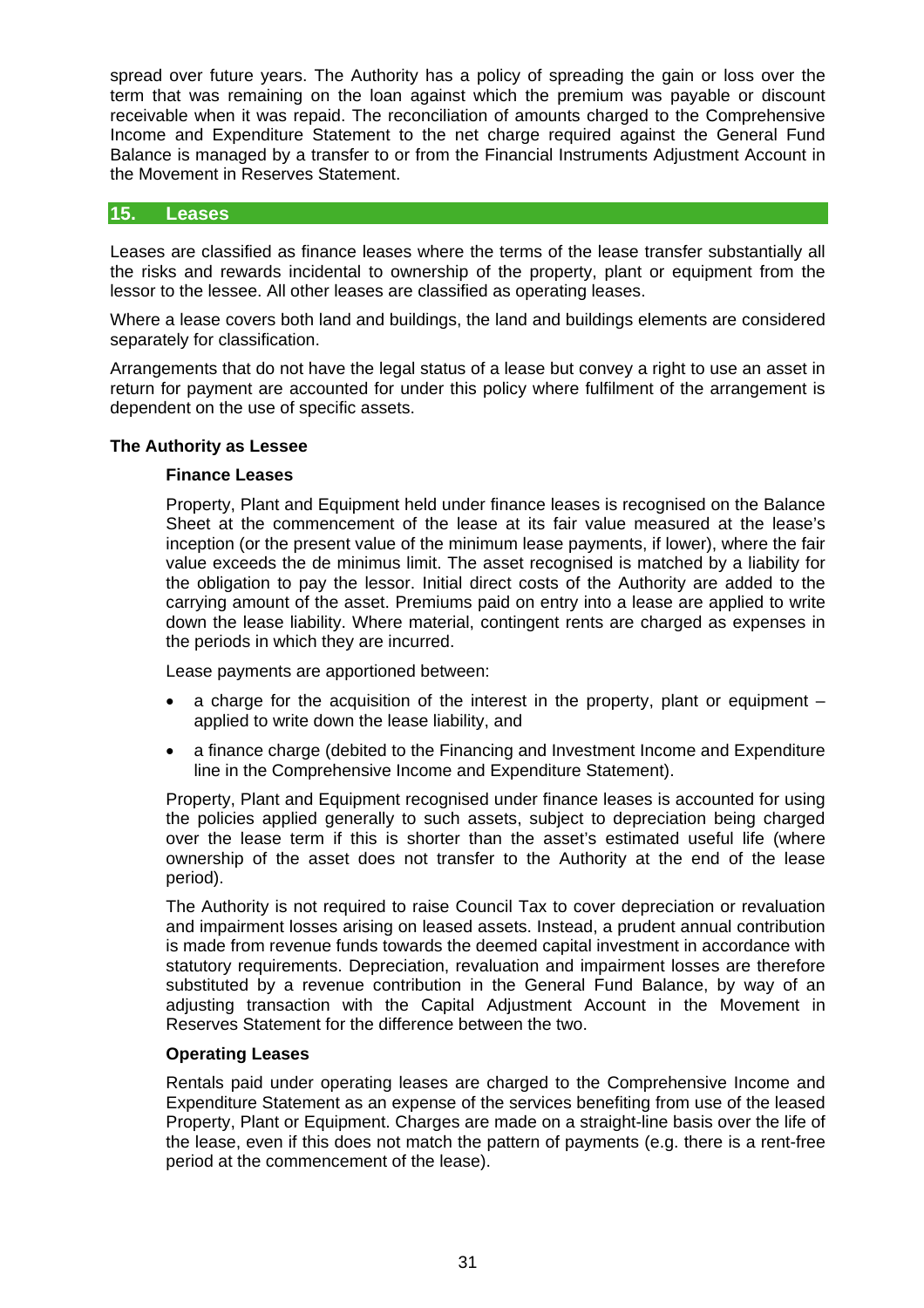spread over future years. The Authority has a policy of spreading the gain or loss over the term that was remaining on the loan against which the premium was payable or discount receivable when it was repaid. The reconciliation of amounts charged to the Comprehensive Income and Expenditure Statement to the net charge required against the General Fund Balance is managed by a transfer to or from the Financial Instruments Adjustment Account in the Movement in Reserves Statement.

## 15. Leases

Leases are classified as finance leases where the terms of the lease transfer substantially all the risks and rewards incidental to ownership of the property, plant or equipment from the lessor to the lessee. All other leases are classified as operating leases.

Where a lease covers both land and buildings, the land and buildings elements are considered separately for classification.

Arrangements that do not have the legal status of a lease but convey a right to use an asset in return for payment are accounted for under this policy where fulfilment of the arrangement is dependent on the use of specific assets.

### The Authority as Lessee

#### Finance Leases

Property, Plant and Equipment held under finance leases is recognised on the Balance Sheet at the commencement of the lease at its fair value measured at the lease's inception (or the present value of the minimum lease payments, if lower), where the fair value exceeds the de minimus limit. The asset recognised is matched by a liability for the obligation to pay the lessor. Initial direct costs of the Authority are added to the carrying amount of the asset. Premiums paid on entry into a lease are applied to write down the lease liability. Where material, contingent rents are charged as expenses in the periods in which they are incurred.

Lease payments are apportioned between:

- a charge for the acquisition of the interest in the property, plant or equipment – applied to write down the lease liability, and
- a finance charge (debited to the Financing and Investment Income and Expenditure line in the Comprehensive Income and Expenditure Statement).

Property, Plant and Equipment recognised under finance leases is accounted for using the policies applied generally to such assets, subject to depreciation being charged over the lease term if this is shorter than the asset's estimated useful life (where ownership of the asset does not transfer to the Authority at the end of the lease period).

The Authority is not required to raise Council Tax to cover depreciation or revaluation and impairment losses arising on leased assets. Instead, a prudent annual contribution is made from revenue funds towards the deemed capital investment in accordance with statutory requirements. Depreciation, revaluation and impairment losses are therefore substituted by a revenue contribution in the General Fund Balance, by way of an adjusting transaction with the Capital Adjustment Account in the Movement in Reserves Statement for the difference between the two.

#### Operating Leases

Rentals paid under operating leases are charged to the Comprehensive Income and Expenditure Statement as an expense of the services benefiting from use of the leased Property, Plant or Equipment. Charges are made on a straight-line basis over the life of the lease, even if this does not match the pattern of payments (e.g. there is a rent-free period at the commencement of the lease).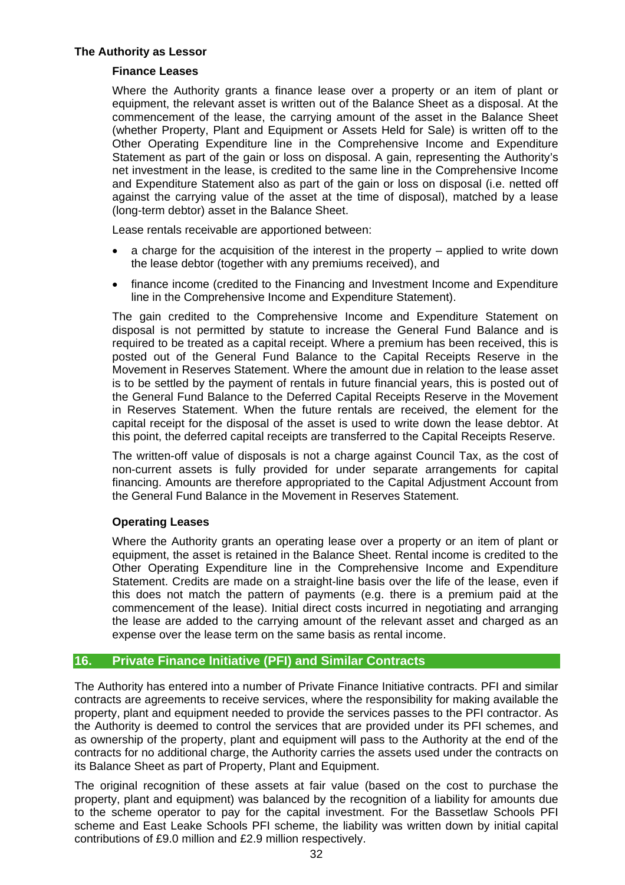### The Authority as Lessor

#### Finance Leases

Where the Authority grants a finance lease over a property or an item of plant or equipment, the relevant asset is written out of the Balance Sheet as a disposal. At the commencement of the lease, the carrying amount of the asset in the Balance Sheet (whether Property, Plant and Equipment or Assets Held for Sale) is written off to the Other Operating Expenditure line in the Comprehensive Income and Expenditure Statement as part of the gain or loss on disposal. A gain, representing the Authority's net investment in the lease, is credited to the same line in the Comprehensive Income and Expenditure Statement also as part of the gain or loss on disposal (i.e. netted off against the carrying value of the asset at the time of disposal), matched by a lease (long-term debtor) asset in the Balance Sheet.

Lease rentals receivable are apportioned between:

- a charge for the acquisition of the interest in the property – applied to write down the lease debtor (together with any premiums received), and
- finance income (credited to the Financing and Investment Income and Expenditure line in the Comprehensive Income and Expenditure Statement).

The gain credited to the Comprehensive Income and Expenditure Statement on disposal is not permitted by statute to increase the General Fund Balance and is required to be treated as a capital receipt. Where a premium has been received, this is posted out of the General Fund Balance to the Capital Receipts Reserve in the Movement in Reserves Statement. Where the amount due in relation to the lease asset is to be settled by the payment of rentals in future financial years, this is posted out of the General Fund Balance to the Deferred Capital Receipts Reserve in the Movement in Reserves Statement. When the future rentals are received, the element for the capital receipt for the disposal of the asset is used to write down the lease debtor. At this point, the deferred capital receipts are transferred to the Capital Receipts Reserve.

The written-off value of disposals is not a charge against Council Tax, as the cost of non-current assets is fully provided for under separate arrangements for capital financing. Amounts are therefore appropriated to the Capital Adjustment Account from the General Fund Balance in the Movement in Reserves Statement.

#### Operating Leases

Where the Authority grants an operating lease over a property or an item of plant or equipment, the asset is retained in the Balance Sheet. Rental income is credited to the Other Operating Expenditure line in the Comprehensive Income and Expenditure Statement. Credits are made on a straight-line basis over the life of the lease, even if this does not match the pattern of payments (e.g. there is a premium paid at the commencement of the lease). Initial direct costs incurred in negotiating and arranging the lease are added to the carrying amount of the relevant asset and charged as an expense over the lease term on the same basis as rental income.

## 16. Private Finance Initiative (PFI) and Similar Contracts

The Authority has entered into a number of Private Finance Initiative contracts. PFI and similar contracts are agreements to receive services, where the responsibility for making available the property, plant and equipment needed to provide the services passes to the PFI contractor. As the Authority is deemed to control the services that are provided under its PFI schemes, and as ownership of the property, plant and equipment will pass to the Authority at the end of the contracts for no additional charge, the Authority carries the assets used under the contracts on its Balance Sheet as part of Property, Plant and Equipment.

The original recognition of these assets at fair value (based on the cost to purchase the property, plant and equipment) was balanced by the recognition of a liability for amounts due to the scheme operator to pay for the capital investment. For the Bassetlaw Schools PFI scheme and East Leake Schools PFI scheme, the liability was written down by initial capital contributions of £9.0 million and £2.9 million respectively.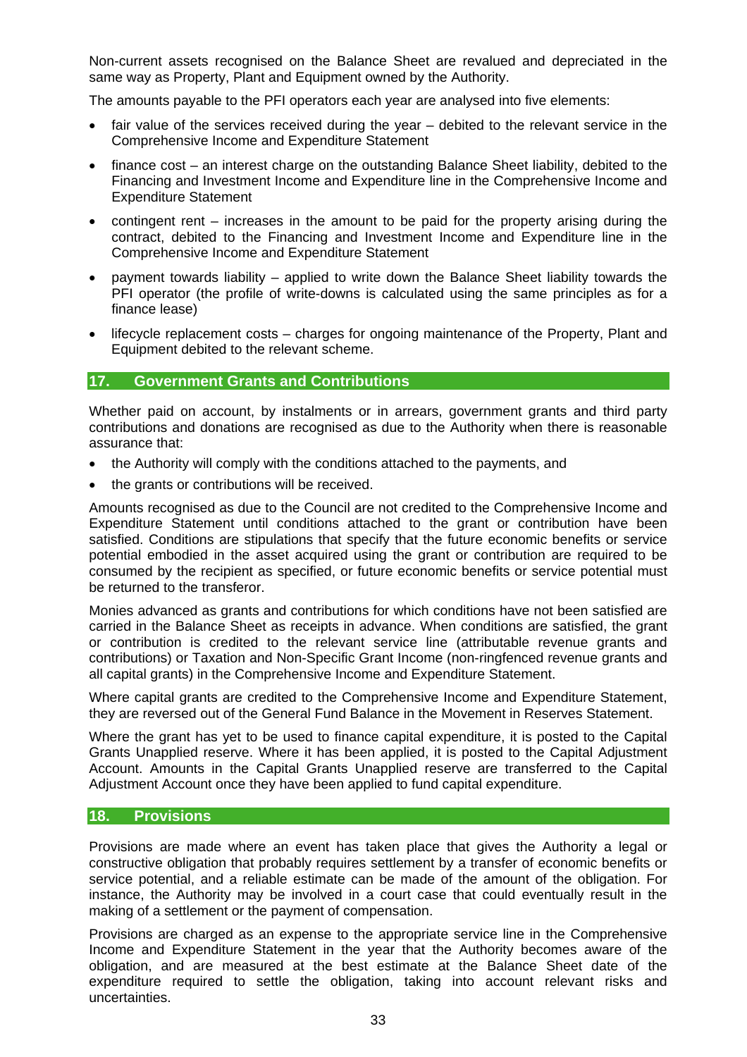Non-current assets recognised on the Balance Sheet are revalued and depreciated in the same way as Property, Plant and Equipment owned by the Authority.

The amounts payable to the PFI operators each year are analysed into five elements:

- fair value of the services received during the year – debited to the relevant service in the Comprehensive Income and Expenditure Statement
- finance cost – an interest charge on the outstanding Balance Sheet liability, debited to the Financing and Investment Income and Expenditure line in the Comprehensive Income and Expenditure Statement
- contingent rent – increases in the amount to be paid for the property arising during the contract, debited to the Financing and Investment Income and Expenditure line in the Comprehensive Income and Expenditure Statement
- payment towards liability – applied to write down the Balance Sheet liability towards the PFI operator (the profile of write-downs is calculated using the same principles as for a finance lease)
- lifecycle replacement costs – charges for ongoing maintenance of the Property, Plant and Equipment debited to the relevant scheme.

## 17. Government Grants and Contributions

Whether paid on account, by instalments or in arrears, government grants and third party contributions and donations are recognised as due to the Authority when there is reasonable assurance that:

- the Authority will comply with the conditions attached to the payments, and
- the grants or contributions will be received.

Amounts recognised as due to the Council are not credited to the Comprehensive Income and Expenditure Statement until conditions attached to the grant or contribution have been satisfied. Conditions are stipulations that specify that the future economic benefits or service potential embodied in the asset acquired using the grant or contribution are required to be consumed by the recipient as specified, or future economic benefits or service potential must be returned to the transferor.

Monies advanced as grants and contributions for which conditions have not been satisfied are carried in the Balance Sheet as receipts in advance. When conditions are satisfied, the grant or contribution is credited to the relevant service line (attributable revenue grants and contributions) or Taxation and Non-Specific Grant Income (non-ringfenced revenue grants and all capital grants) in the Comprehensive Income and Expenditure Statement.

Where capital grants are credited to the Comprehensive Income and Expenditure Statement, they are reversed out of the General Fund Balance in the Movement in Reserves Statement.

Where the grant has yet to be used to finance capital expenditure, it is posted to the Capital Grants Unapplied reserve. Where it has been applied, it is posted to the Capital Adjustment Account. Amounts in the Capital Grants Unapplied reserve are transferred to the Capital Adjustment Account once they have been applied to fund capital expenditure.

## 18. Provisions

Provisions are made where an event has taken place that gives the Authority a legal or constructive obligation that probably requires settlement by a transfer of economic benefits or service potential, and a reliable estimate can be made of the amount of the obligation. For instance, the Authority may be involved in a court case that could eventually result in the making of a settlement or the payment of compensation.

Provisions are charged as an expense to the appropriate service line in the Comprehensive Income and Expenditure Statement in the year that the Authority becomes aware of the obligation, and are measured at the best estimate at the Balance Sheet date of the expenditure required to settle the obligation, taking into account relevant risks and uncertainties.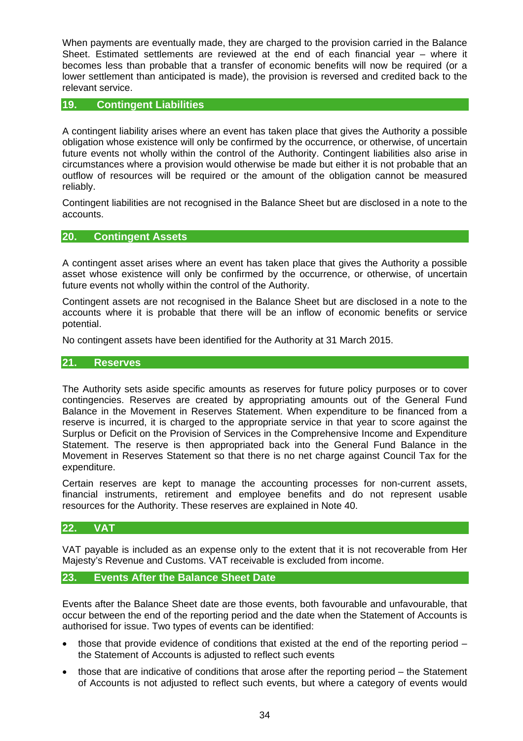When payments are eventually made, they are charged to the provision carried in the Balance Sheet. Estimated settlements are reviewed at the end of each financial year – where it becomes less than probable that a transfer of economic benefits will now be required (or a lower settlement than anticipated is made), the provision is reversed and credited back to the relevant service.

## 19. Contingent Liabilities

A contingent liability arises where an event has taken place that gives the Authority a possible obligation whose existence will only be confirmed by the occurrence, or otherwise, of uncertain future events not wholly within the control of the Authority. Contingent liabilities also arise in circumstances where a provision would otherwise be made but either it is not probable that an outflow of resources will be required or the amount of the obligation cannot be measured reliably.

Contingent liabilities are not recognised in the Balance Sheet but are disclosed in a note to the accounts.

## 20. Contingent Assets

A contingent asset arises where an event has taken place that gives the Authority a possible asset whose existence will only be confirmed by the occurrence, or otherwise, of uncertain future events not wholly within the control of the Authority.

Contingent assets are not recognised in the Balance Sheet but are disclosed in a note to the accounts where it is probable that there will be an inflow of economic benefits or service potential.

No contingent assets have been identified for the Authority at 31 March 2015.

## 21. Reserves

The Authority sets aside specific amounts as reserves for future policy purposes or to cover contingencies. Reserves are created by appropriating amounts out of the General Fund Balance in the Movement in Reserves Statement. When expenditure to be financed from a reserve is incurred, it is charged to the appropriate service in that year to score against the Surplus or Deficit on the Provision of Services in the Comprehensive Income and Expenditure Statement. The reserve is then appropriated back into the General Fund Balance in the Movement in Reserves Statement so that there is no net charge against Council Tax for the expenditure.

Certain reserves are kept to manage the accounting processes for non-current assets, financial instruments, retirement and employee benefits and do not represent usable resources for the Authority. These reserves are explained in Note 40.

## 22. VAT

VAT payable is included as an expense only to the extent that it is not recoverable from Her Majesty's Revenue and Customs. VAT receivable is excluded from income.

## 23. Events After the Balance Sheet Date

Events after the Balance Sheet date are those events, both favourable and unfavourable, that occur between the end of the reporting period and the date when the Statement of Accounts is authorised for issue. Two types of events can be identified:

- those that provide evidence of conditions that existed at the end of the reporting period – the Statement of Accounts is adjusted to reflect such events
- those that are indicative of conditions that arose after the reporting period – the Statement of Accounts is not adjusted to reflect such events, but where a category of events would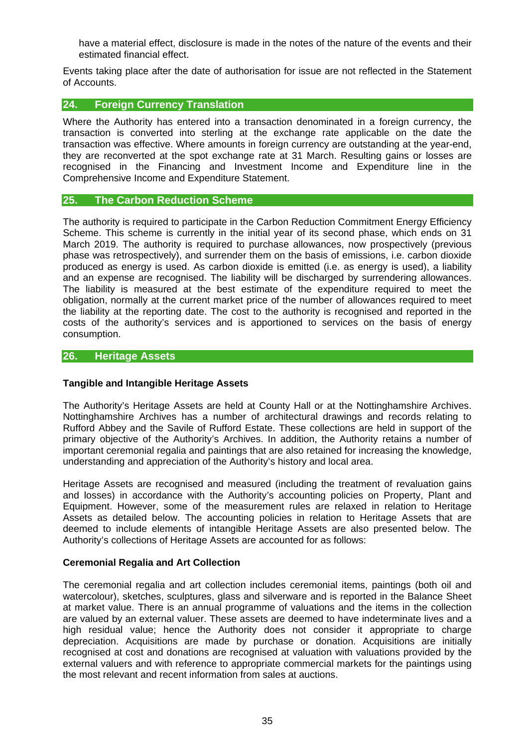have a material effect, disclosure is made in the notes of the nature of the events and their estimated financial effect.

Events taking place after the date of authorisation for issue are not reflected in the Statement of Accounts.

## 24. Foreign Currency Translation

Where the Authority has entered into a transaction denominated in a foreign currency, the transaction is converted into sterling at the exchange rate applicable on the date the transaction was effective. Where amounts in foreign currency are outstanding at the year-end, they are reconverted at the spot exchange rate at 31 March. Resulting gains or losses are recognised in the Financing and Investment Income and Expenditure line in the Comprehensive Income and Expenditure Statement.

## 25. The Carbon Reduction Scheme

The authority is required to participate in the Carbon Reduction Commitment Energy Efficiency Scheme. This scheme is currently in the initial year of its second phase, which ends on 31 March 2019. The authority is required to purchase allowances, now prospectively (previous phase was retrospectively), and surrender them on the basis of emissions, i.e. carbon dioxide produced as energy is used. As carbon dioxide is emitted (i.e. as energy is used), a liability and an expense are recognised. The liability will be discharged by surrendering allowances. The liability is measured at the best estimate of the expenditure required to meet the obligation, normally at the current market price of the number of allowances required to meet the liability at the reporting date. The cost to the authority is recognised and reported in the costs of the authority's services and is apportioned to services on the basis of energy consumption.

## 26. Heritage Assets

**Tangible and Intangible Heritage Assets**

The Authority's Heritage Assets are held at County Hall or at the Nottinghamshire Archives. Nottinghamshire Archives has a number of architectural drawings and records relating to Rufford Abbey and the Savile of Rufford Estate. These collections are held in support of the primary objective of the Authority's Archives. In addition, the Authority retains a number of important ceremonial regalia and paintings that are also retained for increasing the knowledge, understanding and appreciation of the Authority's history and local area.

Heritage Assets are recognised and measured (including the treatment of revaluation gains and losses) in accordance with the Authority's accounting policies on Property, Plant and Equipment. However, some of the measurement rules are relaxed in relation to Heritage Assets as detailed below. The accounting policies in relation to Heritage Assets that are deemed to include elements of intangible Heritage Assets are also presented below. The Authority's collections of Heritage Assets are accounted for as follows:

**Ceremonial Regalia and Art Collection**

The ceremonial regalia and art collection includes ceremonial items, paintings (both oil and watercolour), sketches, sculptures, glass and silverware and is reported in the Balance Sheet at market value. There is an annual programme of valuations and the items in the collection are valued by an external valuer. These assets are deemed to have indeterminate lives and a high residual value; hence the Authority does not consider it appropriate to charge depreciation. Acquisitions are made by purchase or donation. Acquisitions are initially recognised at cost and donations are recognised at valuation with valuations provided by the external valuers and with reference to appropriate commercial markets for the paintings using the most relevant and recent information from sales at auctions.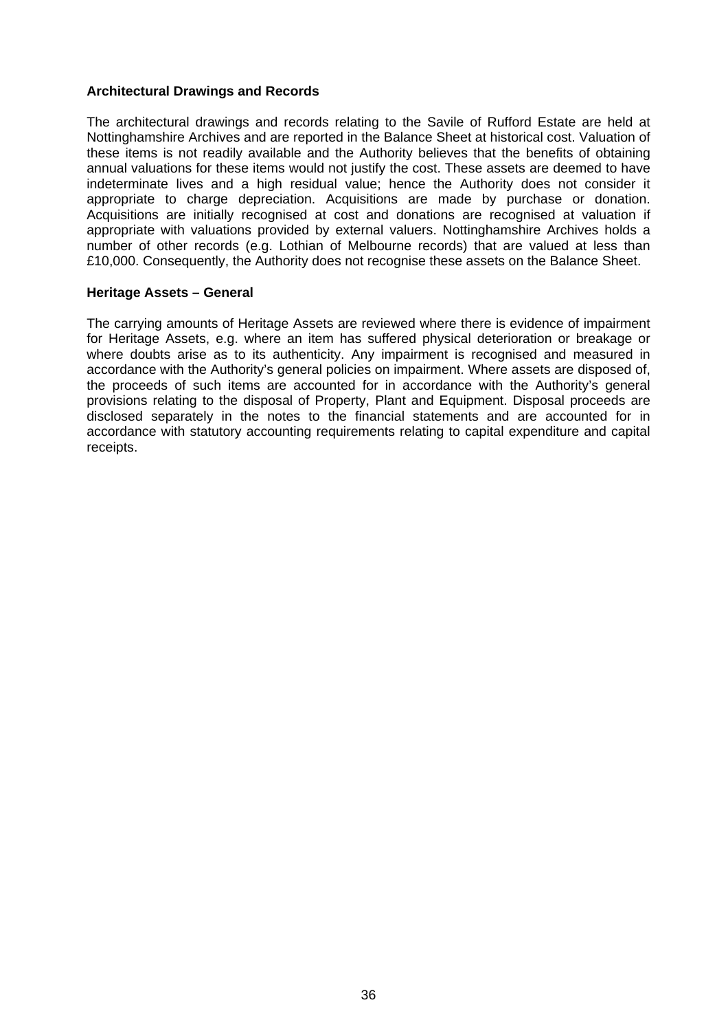**Architectural Drawings and Records**

The architectural drawings and records relating to the Savile of Rufford Estate are held at Nottinghamshire Archives and are reported in the Balance Sheet at historical cost. Valuation of these items is not readily available and the Authority believes that the benefits of obtaining annual valuations for these items would not justify the cost. These assets are deemed to have indeterminate lives and a high residual value; hence the Authority does not consider it appropriate to charge depreciation. Acquisitions are made by purchase or donation. Acquisitions are initially recognised at cost and donations are recognised at valuation if appropriate with valuations provided by external valuers. Nottinghamshire Archives holds a number of other records (e.g. Lothian of Melbourne records) that are valued at less than £10,000. Consequently, the Authority does not recognise these assets on the Balance Sheet.

**Heritage Assets – General**

The carrying amounts of Heritage Assets are reviewed where there is evidence of impairment for Heritage Assets, e.g. where an item has suffered physical deterioration or breakage or where doubts arise as to its authenticity. Any impairment is recognised and measured in accordance with the Authority's general policies on impairment. Where assets are disposed of, the proceeds of such items are accounted for in accordance with the Authority's general provisions relating to the disposal of Property, Plant and Equipment. Disposal proceeds are disclosed separately in the notes to the financial statements and are accounted for in accordance with statutory accounting requirements relating to capital expenditure and capital receipts.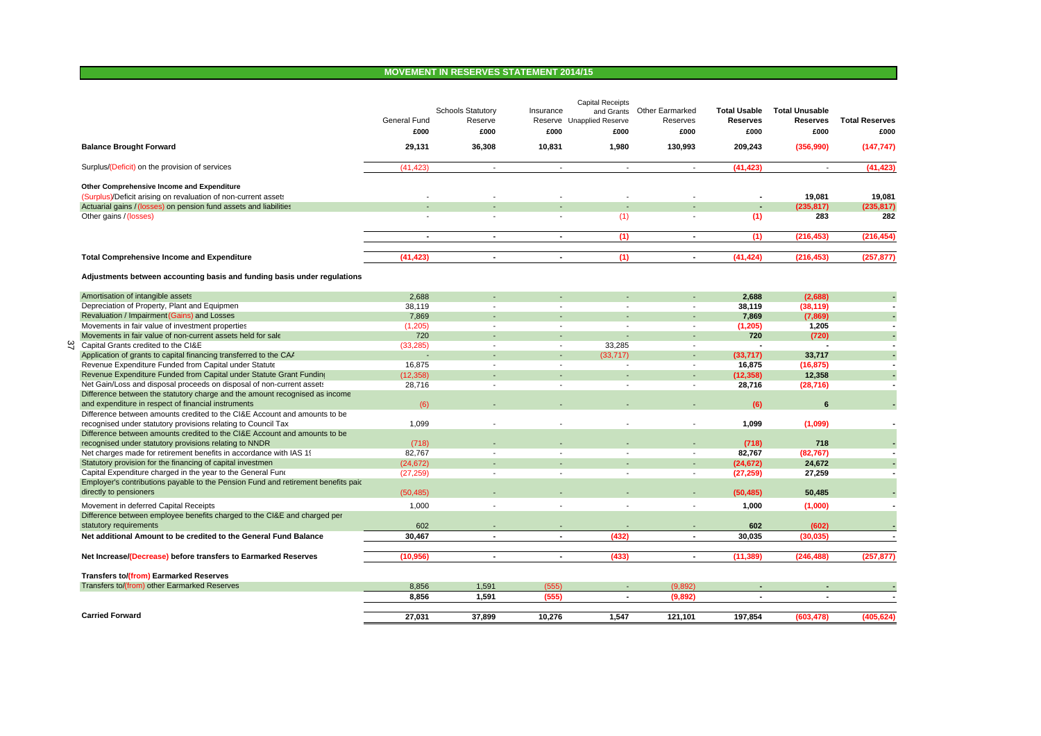## MOVEMENT IN RESERVES STATEMENT 2014/15

| | General Fund | Schools Statutory Reserve | Insurance Reserve | Capital Receipts and Grants Unapplied Reserve | Other Earmarked Reserves | Total Usable Reserves | Total Unusable Reserves | Total Reserves |
|---|---|---|---|---|---|---|---|---|
| | £000 | £000 | £000 | £000 | £000 | £000 | £000 | £000 |
| **Balance Brought Forward** | **29,131** | **36,308** | **10,831** | **1,980** | **130,993** | **209,243** | **(356,990)** | **(147,747)** |
| Surplus/(Deficit) on the provision of services | (41,423) | - | - | - | - | **(41,423)** | - | **(41,423)** |
| **Other Comprehensive Income and Expenditure** | | | | | | | | |
| (Surplus)/Deficit arising on revaluation of non-current assets | - | - | - | - | - | - | **19,081** | **19,081** |
| Actuarial gains / (losses) on pension fund assets and liabilities | - | - | - | - | - | - | **(235,817)** | **(235,817)** |
| Other gains / (losses) | - | - | - | (1) | - | **(1)** | **283** | **282** |
| | - | - | - | (1) | - | (1) | (216,453) | (216,454) |
| **Total Comprehensive Income and Expenditure** | **(41,423)** | - | - | **(1)** | - | **(41,424)** | **(216,453)** | **(257,877)** |
| **Adjustments between accounting basis and funding basis under regulations** | | | | | | | | |
| Amortisation of intangible assets | 2,688 | - | - | - | - | **2,688** | **(2,688)** | - |
| Depreciation of Property, Plant and Equipment | 38,119 | - | - | - | - | **38,119** | **(38,119)** | - |
| Revaluation / Impairment (Gains) and Losses | 7,869 | - | - | - | - | **7,869** | **(7,869)** | - |
| Movements in fair value of investment properties | (1,205) | - | - | - | - | **(1,205)** | **1,205** | - |
| Movements in fair value of non-current assets held for sale | 720 | - | - | - | - | **720** | **(720)** | - |
| Capital Grants credited to the CI&E | (33,285) | - | - | 33,285 | - | - | - | - |
| Application of grants to capital financing transferred to the CAA | - | - | - | (33,717) | - | **(33,717)** | **33,717** | - |
| Revenue Expenditure Funded from Capital under Statute | 16,875 | - | - | - | - | **16,875** | **(16,875)** | - |
| Revenue Expenditure Funded from Capital under Statute Grant Funding | (12,358) | - | - | - | - | **(12,358)** | **12,358** | - |
| Net Gain/Loss and disposal proceeds on disposal of non-current assets | 28,716 | - | - | - | - | **28,716** | **(28,716)** | - |
| Difference between the statutory charge and the amount recognised as income and expenditure in respect of financial instruments | (6) | - | - | - | - | **(6)** | **6** | - |
| Difference between amounts credited to the CI&E Account and amounts to be recognised under statutory provisions relating to Council Tax | 1,099 | - | - | - | - | **1,099** | **(1,099)** | - |
| Difference between amounts credited to the CI&E Account and amounts to be recognised under statutory provisions relating to NNDR | (718) | - | - | - | - | **(718)** | **718** | - |
| Net charges made for retirement benefits in accordance with IAS 19 | 82,767 | - | - | - | - | **82,767** | **(82,767)** | - |
| Statutory provision for the financing of capital investment | (24,672) | - | - | - | - | **(24,672)** | **24,672** | - |
| Capital Expenditure charged in the year to the General Fund | (27,259) | - | - | - | - | **(27,259)** | **27,259** | - |
| Employer's contributions payable to the Pension Fund and retirement benefits paid directly to pensioners | (50,485) | - | - | - | - | **(50,485)** | **50,485** | - |
| Movement in deferred Capital Receipts | 1,000 | - | - | - | - | **1,000** | **(1,000)** | - |
| Difference between employee benefits charged to the CI&E and charged per statutory requirements | 602 | - | - | - | - | **602** | **(602)** | - |
| **Net additional Amount to be credited to the General Fund Balance** | **30,467** | - | - | **(432)** | - | **30,035** | **(30,035)** | - |
| **Net Increase/(Decrease) before transfers to Earmarked Reserves** | **(10,956)** | - | - | **(433)** | - | **(11,389)** | **(246,488)** | **(257,877)** |
| **Transfers to/(from) Earmarked Reserves** | | | | | | | | |
| Transfers to/(from) other Earmarked Reserves | 8,856 | 1,591 | (555) | - | (9,892) | - | - | - |
| | **8,856** | **1,591** | **(555)** | - | **(9,892)** | - | - | - |
| **Carried Forward** | **27,031** | **37,899** | **10,276** | **1,547** | **121,101** | **197,854** | **(603,478)** | **(405,624)** |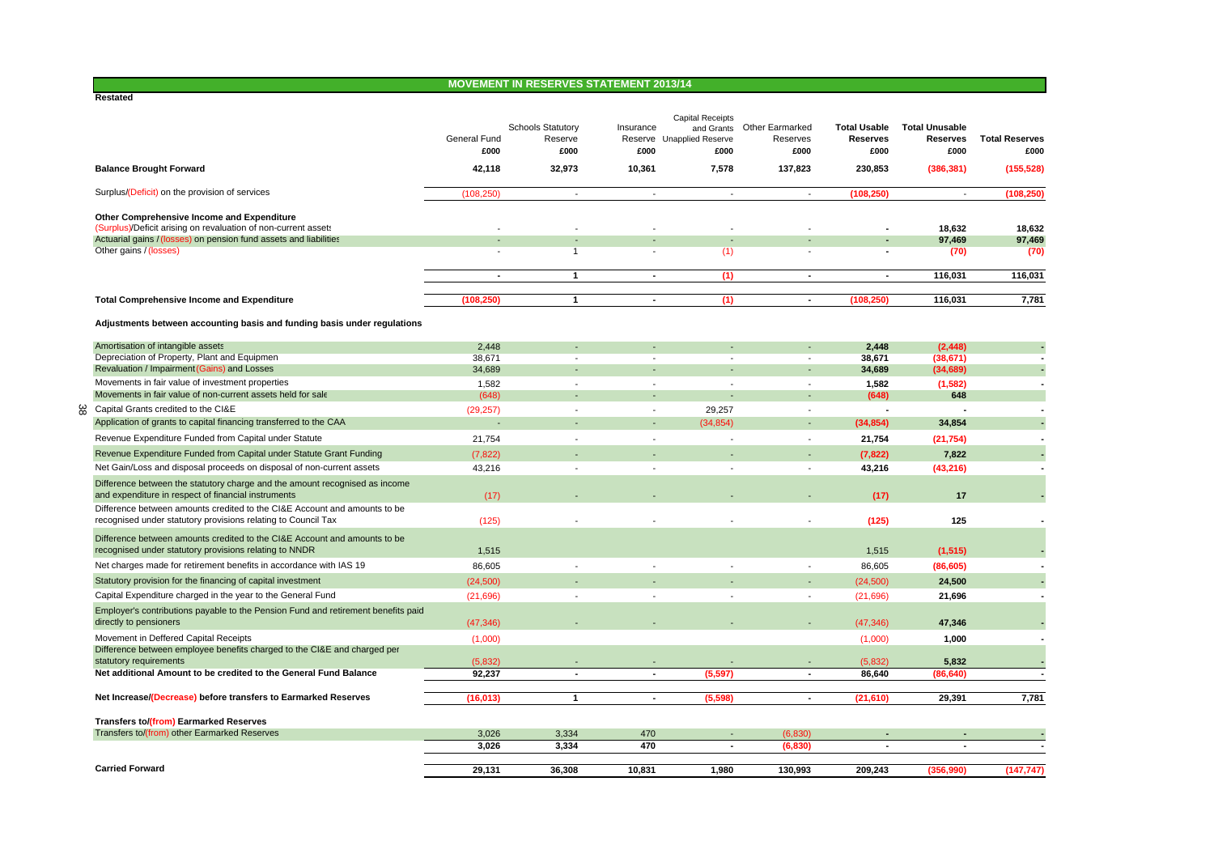## MOVEMENT IN RESERVES STATEMENT 2013/14

**Restated**

| | General Fund £000 | Schools Statutory Reserve £000 | Insurance Reserve £000 | Capital Receipts and Grants Unapplied Reserve £000 | Other Earmarked Reserves £000 | Total Usable Reserves £000 | Total Unusable Reserves £000 | Total Reserves £000 |
|---|---|---|---|---|---|---|---|---|
| **Balance Brought Forward** | **42,118** | **32,973** | **10,361** | **7,578** | **137,823** | **230,853** | **(386,381)** | **(155,528)** |
| Surplus/(Deficit) on the provision of services | (108,250) | - | - | - | - | **(108,250)** | - | **(108,250)** |
| **Other Comprehensive Income and Expenditure** | | | | | | | | |
| (Surplus)/Deficit arising on revaluation of non-current assets | - | - | - | - | - | - | **18,632** | **18,632** |
| Actuarial gains / (losses) on pension fund assets and liabilities | - | - | - | - | - | - | **97,469** | **97,469** |
| Other gains / (losses) | - | 1 | - | (1) | - | - | **(70)** | **(70)** |
| | **-** | **1** | **-** | **(1)** | **-** | **-** | **116,031** | **116,031** |
| **Total Comprehensive Income and Expenditure** | **(108,250)** | **1** | **-** | **(1)** | **-** | **(108,250)** | **116,031** | **7,781** |
| **Adjustments between accounting basis and funding basis under regulations** | | | | | | | | |
| Amortisation of intangible assets | 2,448 | - | - | - | - | **2,448** | **(2,448)** | **-** |
| Depreciation of Property, Plant and Equipment | 38,671 | - | - | - | - | **38,671** | **(38,671)** | **-** |
| Revaluation / Impairment (Gains) and Losses | 34,689 | - | - | - | - | **34,689** | **(34,689)** | **-** |
| Movements in fair value of investment properties | 1,582 | - | - | - | - | **1,582** | **(1,582)** | **-** |
| Movements in fair value of non-current assets held for sale | (648) | - | - | - | - | **(648)** | **648** | |
| Capital Grants credited to the CI&E | (29,257) | - | - | 29,257 | - | **-** | **-** | **-** |
| Application of grants to capital financing transferred to the CAA | - | - | - | (34,854) | - | **(34,854)** | **34,854** | **-** |
| Revenue Expenditure Funded from Capital under Statute | 21,754 | - | - | - | - | **21,754** | **(21,754)** | **-** |
| Revenue Expenditure Funded from Capital under Statute Grant Funding | (7,822) | - | - | - | - | **(7,822)** | **7,822** | **-** |
| Net Gain/Loss and disposal proceeds on disposal of non-current assets | 43,216 | - | - | - | - | **43,216** | **(43,216)** | **-** |
| Difference between the statutory charge and the amount recognised as income and expenditure in respect of financial instruments | (17) | - | - | - | - | **(17)** | **17** | **-** |
| Difference between amounts credited to the CI&E Account and amounts to be recognised under statutory provisions relating to Council Tax | (125) | - | - | - | - | **(125)** | **125** | **-** |
| Difference between amounts credited to the CI&E Account and amounts to be recognised under statutory provisions relating to NNDR | 1,515 | | | | | 1,515 | **(1,515)** | **-** |
| Net charges made for retirement benefits in accordance with IAS 19 | 86,605 | - | - | - | - | 86,605 | **(86,605)** | **-** |
| Statutory provision for the financing of capital investment | (24,500) | - | - | - | - | (24,500) | **24,500** | **-** |
| Capital Expenditure charged in the year to the General Fund | (21,696) | - | - | - | - | (21,696) | **21,696** | **-** |
| Employer's contributions payable to the Pension Fund and retirement benefits paid directly to pensioners | (47,346) | - | - | - | - | (47,346) | **47,346** | **-** |
| Movement in Deffered Capital Receipts | (1,000) | | | | | (1,000) | **1,000** | **-** |
| Difference between employee benefits charged to the CI&E and charged per statutory requirements | (5,832) | - | - | - | - | (5,832) | **5,832** | **-** |
| **Net additional Amount to be credited to the General Fund Balance** | **92,237** | **-** | **-** | **(5,597)** | **-** | **86,640** | **(86,640)** | **-** |
| **Net Increase/(Decrease) before transfers to Earmarked Reserves** | **(16,013)** | **1** | **-** | **(5,598)** | **-** | **(21,610)** | **29,391** | **7,781** |
| **Transfers to/(from) Earmarked Reserves** | | | | | | | | |
| Transfers to/(from) other Earmarked Reserves | 3,026 | 3,334 | 470 | - | (6,830) | - | - | - |
| | **3,026** | **3,334** | **470** | **-** | **(6,830)** | **-** | **-** | **-** |
| **Carried Forward** | **29,131** | **36,308** | **10,831** | **1,980** | **130,993** | **209,243** | **(356,990)** | **(147,747)** |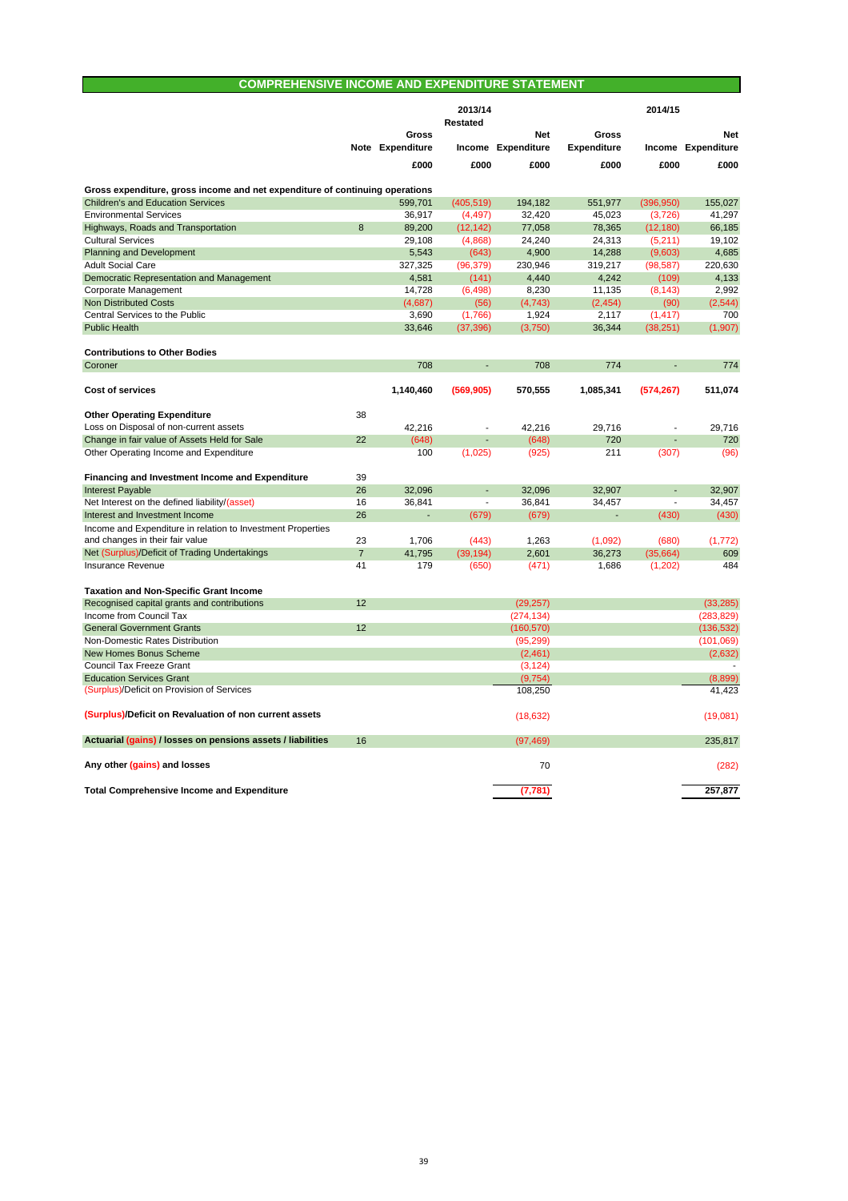## COMPREHENSIVE INCOME AND EXPENDITURE STATEMENT

| | Note | 2013/14 Restated Gross Expenditure | Income | Net Expenditure | 2014/15 Gross Expenditure | Income | Net Expenditure |
|---|---|---|---|---|---|---|---|
| | | £000 | £000 | £000 | £000 | £000 | £000 |
| **Gross expenditure, gross income and net expenditure of continuing operations** | | | | | | | |
| Children's and Education Services | | 599,701 | (405,519) | 194,182 | 551,977 | (396,950) | 155,027 |
| Environmental Services | | 36,917 | (4,497) | 32,420 | 45,023 | (3,726) | 41,297 |
| Highways, Roads and Transportation | 8 | 89,200 | (12,142) | 77,058 | 78,365 | (12,180) | 66,185 |
| Cultural Services | | 29,108 | (4,868) | 24,240 | 24,313 | (5,211) | 19,102 |
| Planning and Development | | 5,543 | (643) | 4,900 | 14,288 | (9,603) | 4,685 |
| Adult Social Care | | 327,325 | (96,379) | 230,946 | 319,217 | (98,587) | 220,630 |
| Democratic Representation and Management | | 4,581 | (141) | 4,440 | 4,242 | (109) | 4,133 |
| Corporate Management | | 14,728 | (6,498) | 8,230 | 11,135 | (8,143) | 2,992 |
| Non Distributed Costs | | (4,687) | (56) | (4,743) | (2,454) | (90) | (2,544) |
| Central Services to the Public | | 3,690 | (1,766) | 1,924 | 2,117 | (1,417) | 700 |
| Public Health | | 33,646 | (37,396) | (3,750) | 36,344 | (38,251) | (1,907) |
| **Contributions to Other Bodies** | | | | | | | |
| Coroner | | 708 | - | 708 | 774 | - | 774 |
| **Cost of services** | | **1,140,460** | **(569,905)** | **570,555** | **1,085,341** | **(574,267)** | **511,074** |
| **Other Operating Expenditure** | 38 | | | | | | |
| Loss on Disposal of non-current assets | | 42,216 | - | 42,216 | 29,716 | - | 29,716 |
| Change in fair value of Assets Held for Sale | 22 | (648) | - | (648) | 720 | - | 720 |
| Other Operating Income and Expenditure | | 100 | (1,025) | (925) | 211 | (307) | (96) |
| **Financing and Investment Income and Expenditure** | 39 | | | | | | |
| Interest Payable | 26 | 32,096 | - | 32,096 | 32,907 | - | 32,907 |
| Net Interest on the defined liability/(asset) | 16 | 36,841 | - | 36,841 | 34,457 | - | 34,457 |
| Interest and Investment Income | 26 | - | (679) | (679) | - | (430) | (430) |
| Income and Expenditure in relation to Investment Properties and changes in their fair value | 23 | 1,706 | (443) | 1,263 | (1,092) | (680) | (1,772) |
| Net (Surplus)/Deficit of Trading Undertakings | 7 | 41,795 | (39,194) | 2,601 | 36,273 | (35,664) | 609 |
| Insurance Revenue | 41 | 179 | (650) | (471) | 1,686 | (1,202) | 484 |
| **Taxation and Non-Specific Grant Income** | | | | | | | |
| Recognised capital grants and contributions | 12 | | | (29,257) | | | (33,285) |
| Income from Council Tax | | | | (274,134) | | | (283,829) |
| General Government Grants | 12 | | | (160,570) | | | (136,532) |
| Non-Domestic Rates Distribution | | | | (95,299) | | | (101,069) |
| New Homes Bonus Scheme | | | | (2,461) | | | (2,632) |
| Council Tax Freeze Grant | | | | (3,124) | | | - |
| Education Services Grant | | | | (9,754) | | | (8,899) |
| (Surplus)/Deficit on Provision of Services | | | | 108,250 | | | 41,423 |
| **(Surplus)/Deficit on Revaluation of non current assets** | | | | (18,632) | | | (19,081) |
| **Actuarial (gains) / losses on pensions assets / liabilities** | 16 | | | (97,469) | | | 235,817 |
| **Any other (gains) and losses** | | | | 70 | | | (282) |
| **Total Comprehensive Income and Expenditure** | | | | **(7,781)** | | | **257,877** |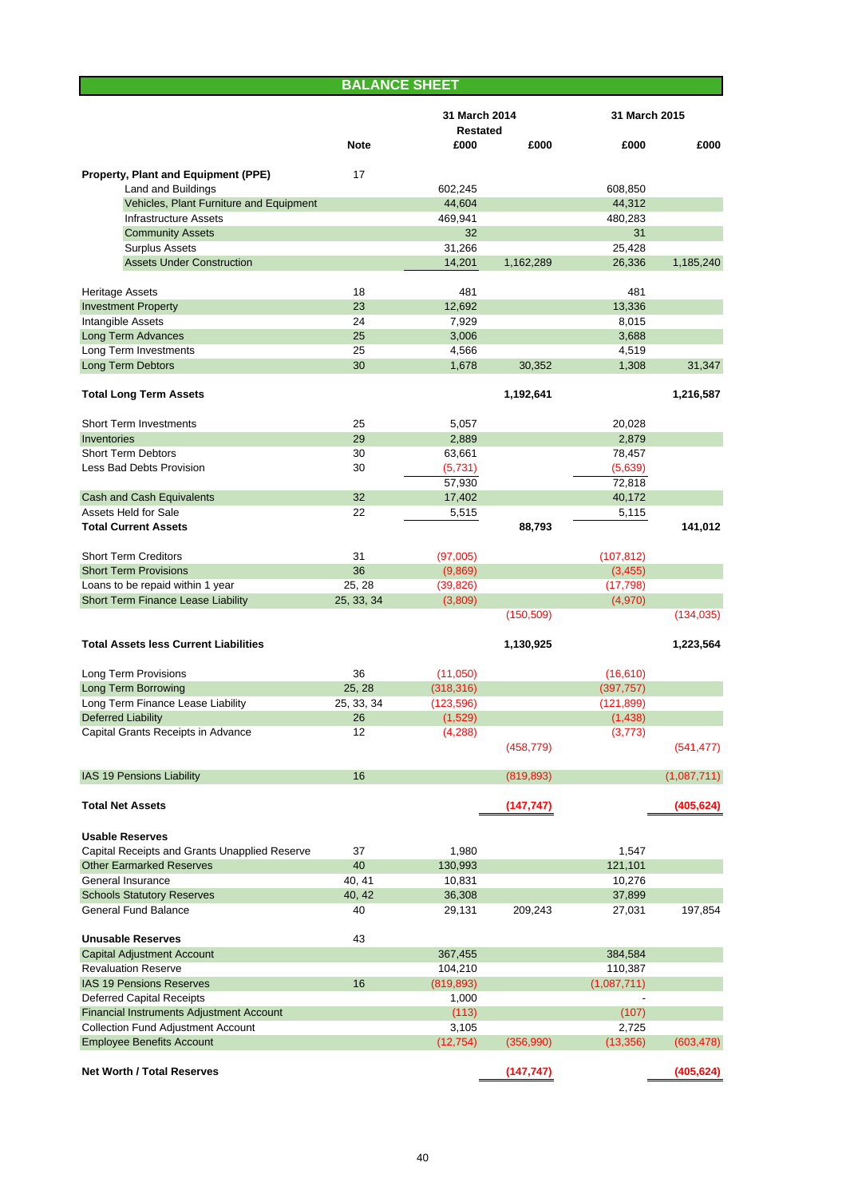## BALANCE SHEET

| | Note | 31 March 2014 Restated £000 | £000 | 31 March 2015 £000 | £000 |
|---|---|---|---|---|---|
| **Property, Plant and Equipment (PPE)** | 17 | | | | |
| Land and Buildings | | 602,245 | | 608,850 | |
| Vehicles, Plant Furniture and Equipment | | 44,604 | | 44,312 | |
| Infrastructure Assets | | 469,941 | | 480,283 | |
| Community Assets | | 32 | | 31 | |
| Surplus Assets | | 31,266 | | 25,428 | |
| Assets Under Construction | | 14,201 | 1,162,289 | 26,336 | 1,185,240 |
| Heritage Assets | 18 | 481 | | 481 | |
| Investment Property | 23 | 12,692 | | 13,336 | |
| Intangible Assets | 24 | 7,929 | | 8,015 | |
| Long Term Advances | 25 | 3,006 | | 3,688 | |
| Long Term Investments | 25 | 4,566 | | 4,519 | |
| Long Term Debtors | 30 | 1,678 | 30,352 | 1,308 | 31,347 |
| **Total Long Term Assets** | | | **1,192,641** | | **1,216,587** |
| Short Term Investments | 25 | 5,057 | | 20,028 | |
| Inventories | 29 | 2,889 | | 2,879 | |
| Short Term Debtors | 30 | 63,661 | | 78,457 | |
| Less Bad Debts Provision | 30 | (5,731) | | (5,639) | |
| | | 57,930 | | 72,818 | |
| Cash and Cash Equivalents | 32 | 17,402 | | 40,172 | |
| Assets Held for Sale | 22 | 5,515 | | 5,115 | |
| **Total Current Assets** | | | **88,793** | | **141,012** |
| Short Term Creditors | 31 | (97,005) | | (107,812) | |
| Short Term Provisions | 36 | (9,869) | | (3,455) | |
| Loans to be repaid within 1 year | 25, 28 | (39,826) | | (17,798) | |
| Short Term Finance Lease Liability | 25, 33, 34 | (3,809) | | (4,970) | |
| | | | (150,509) | | (134,035) |
| **Total Assets less Current Liabilities** | | | **1,130,925** | | **1,223,564** |
| Long Term Provisions | 36 | (11,050) | | (16,610) | |
| Long Term Borrowing | 25, 28 | (318,316) | | (397,757) | |
| Long Term Finance Lease Liability | 25, 33, 34 | (123,596) | | (121,899) | |
| Deferred Liability | 26 | (1,529) | | (1,438) | |
| Capital Grants Receipts in Advance | 12 | (4,288) | | (3,773) | |
| | | | (458,779) | | (541,477) |
| IAS 19 Pensions Liability | 16 | | (819,893) | | (1,087,711) |
| **Total Net Assets** | | | **(147,747)** | | **(405,624)** |
| **Usable Reserves** | | | | | |
| Capital Receipts and Grants Unapplied Reserve | 37 | 1,980 | | 1,547 | |
| Other Earmarked Reserves | 40 | 130,993 | | 121,101 | |
| General Insurance | 40, 41 | 10,831 | | 10,276 | |
| Schools Statutory Reserves | 40, 42 | 36,308 | | 37,899 | |
| General Fund Balance | 40 | 29,131 | 209,243 | 27,031 | 197,854 |
| **Unusable Reserves** | 43 | | | | |
| Capital Adjustment Account | | 367,455 | | 384,584 | |
| Revaluation Reserve | | 104,210 | | 110,387 | |
| IAS 19 Pensions Reserves | 16 | (819,893) | | (1,087,711) | |
| Deferred Capital Receipts | | 1,000 | | - | |
| Financial Instruments Adjustment Account | | (113) | | (107) | |
| Collection Fund Adjustment Account | | 3,105 | | 2,725 | |
| Employee Benefits Account | | (12,754) | (356,990) | (13,356) | (603,478) |
| **Net Worth / Total Reserves** | | | **(147,747)** | | **(405,624)** |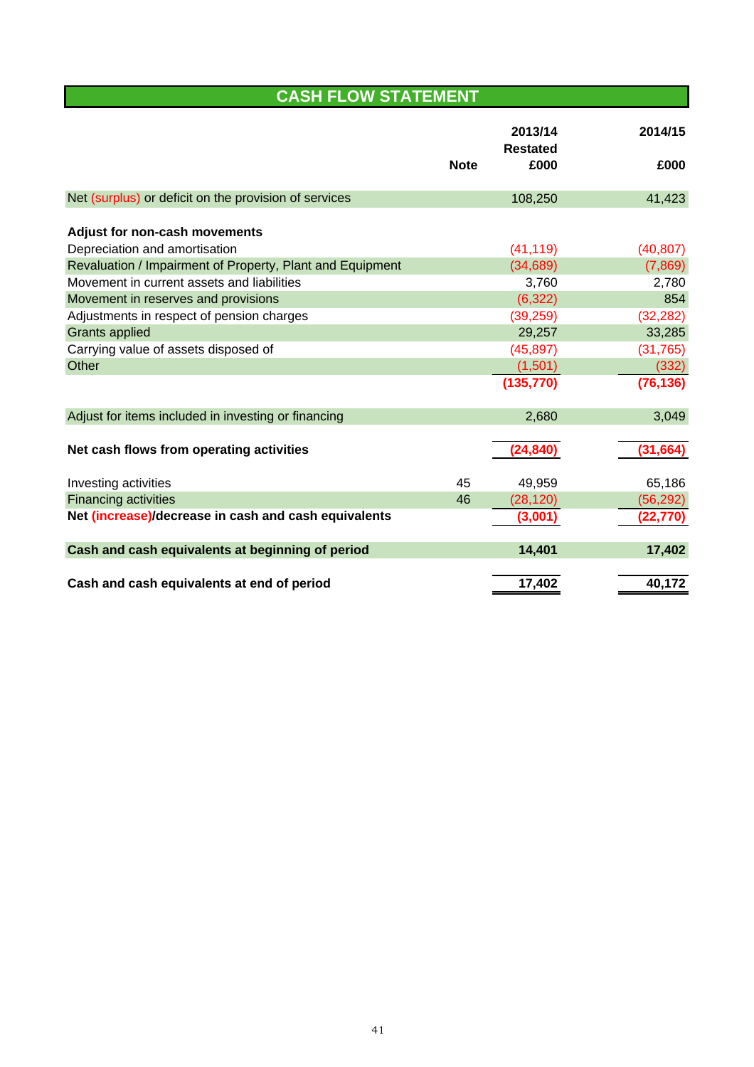# CASH FLOW STATEMENT

| | Note | 2013/14 Restated £000 | 2014/15 £000 |
|---|---|---|---|
| Net (surplus) or deficit on the provision of services | | 108,250 | 41,423 |
| | | | |
| **Adjust for non-cash movements** | | | |
| Depreciation and amortisation | | (41,119) | (40,807) |
| Revaluation / Impairment of Property, Plant and Equipment | | (34,689) | (7,869) |
| Movement in current assets and liabilities | | 3,760 | 2,780 |
| Movement in reserves and provisions | | (6,322) | 854 |
| Adjustments in respect of pension charges | | (39,259) | (32,282) |
| Grants applied | | 29,257 | 33,285 |
| Carrying value of assets disposed of | | (45,897) | (31,765) |
| Other | | (1,501) | (332) |
| | | **(135,770)** | **(76,136)** |
| | | | |
| Adjust for items included in investing or financing | | 2,680 | 3,049 |
| | | | |
| **Net cash flows from operating activities** | | **(24,840)** | **(31,664)** |
| | | | |
| Investing activities | 45 | 49,959 | 65,186 |
| Financing activities | 46 | (28,120) | (56,292) |
| **Net (increase)/decrease in cash and cash equivalents** | | **(3,001)** | **(22,770)** |
| | | | |
| **Cash and cash equivalents at beginning of period** | | **14,401** | **17,402** |
| | | | |
| **Cash and cash equivalents at end of period** | | **17,402** | **40,172** |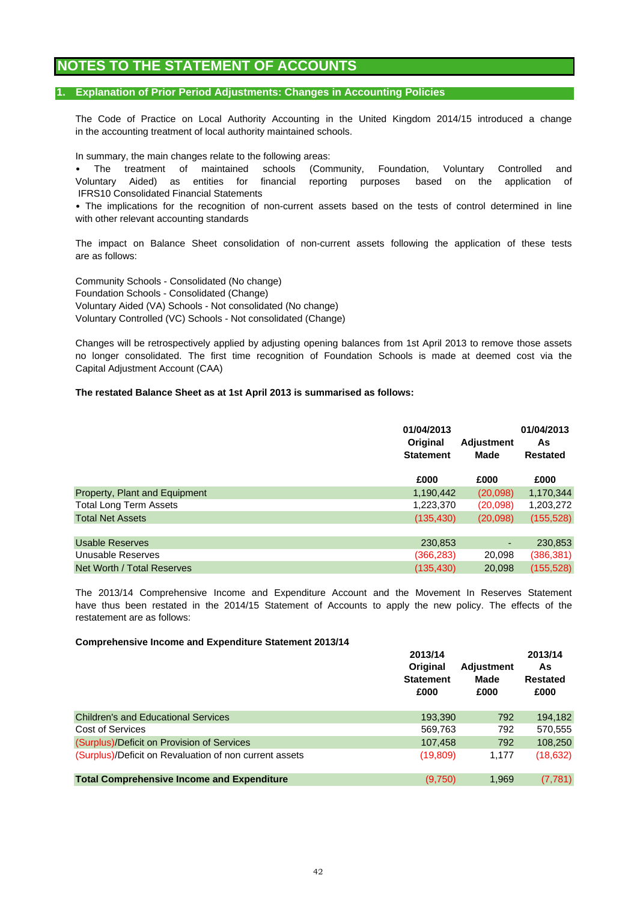# NOTES TO THE STATEMENT OF ACCOUNTS

## 1. Explanation of Prior Period Adjustments: Changes in Accounting Policies

The Code of Practice on Local Authority Accounting in the United Kingdom 2014/15 introduced a change in the accounting treatment of local authority maintained schools.

In summary, the main changes relate to the following areas:

- The treatment of maintained schools (Community, Foundation, Voluntary Controlled and Voluntary Aided) as entities for financial reporting purposes based on the application of IFRS10 Consolidated Financial Statements
- The implications for the recognition of non-current assets based on the tests of control determined in line with other relevant accounting standards

The impact on Balance Sheet consolidation of non-current assets following the application of these tests are as follows:

Community Schools - Consolidated (No change)
Foundation Schools - Consolidated (Change)
Voluntary Aided (VA) Schools - Not consolidated (No change)
Voluntary Controlled (VC) Schools - Not consolidated (Change)

Changes will be retrospectively applied by adjusting opening balances from 1st April 2013 to remove those assets no longer consolidated. The first time recognition of Foundation Schools is made at deemed cost via the Capital Adjustment Account (CAA)

**The restated Balance Sheet as at 1st April 2013 is summarised as follows:**

| | 01/04/2013 Original Statement | Adjustment Made | 01/04/2013 As Restated |
|---|---|---|---|
| | £000 | £000 | £000 |
| Property, Plant and Equipment | 1,190,442 | (20,098) | 1,170,344 |
| Total Long Term Assets | 1,223,370 | (20,098) | 1,203,272 |
| Total Net Assets | (135,430) | (20,098) | (155,528) |
| | | | |
| Usable Reserves | 230,853 | - | 230,853 |
| Unusable Reserves | (366,283) | 20,098 | (386,381) |
| Net Worth / Total Reserves | (135,430) | 20,098 | (155,528) |

The 2013/14 Comprehensive Income and Expenditure Account and the Movement In Reserves Statement have thus been restated in the 2014/15 Statement of Accounts to apply the new policy. The effects of the restatement are as follows:

**Comprehensive Income and Expenditure Statement 2013/14**

| | 2013/14 Original Statement £000 | Adjustment Made £000 | 2013/14 As Restated £000 |
|---|---|---|---|
| Children's and Educational Services | 193,390 | 792 | 194,182 |
| Cost of Services | 569,763 | 792 | 570,555 |
| (Surplus)/Deficit on Provision of Services | 107,458 | 792 | 108,250 |
| (Surplus)/Deficit on Revaluation of non current assets | (19,809) | 1,177 | (18,632) |
| | | | |
| **Total Comprehensive Income and Expenditure** | (9,750) | 1,969 | (7,781) |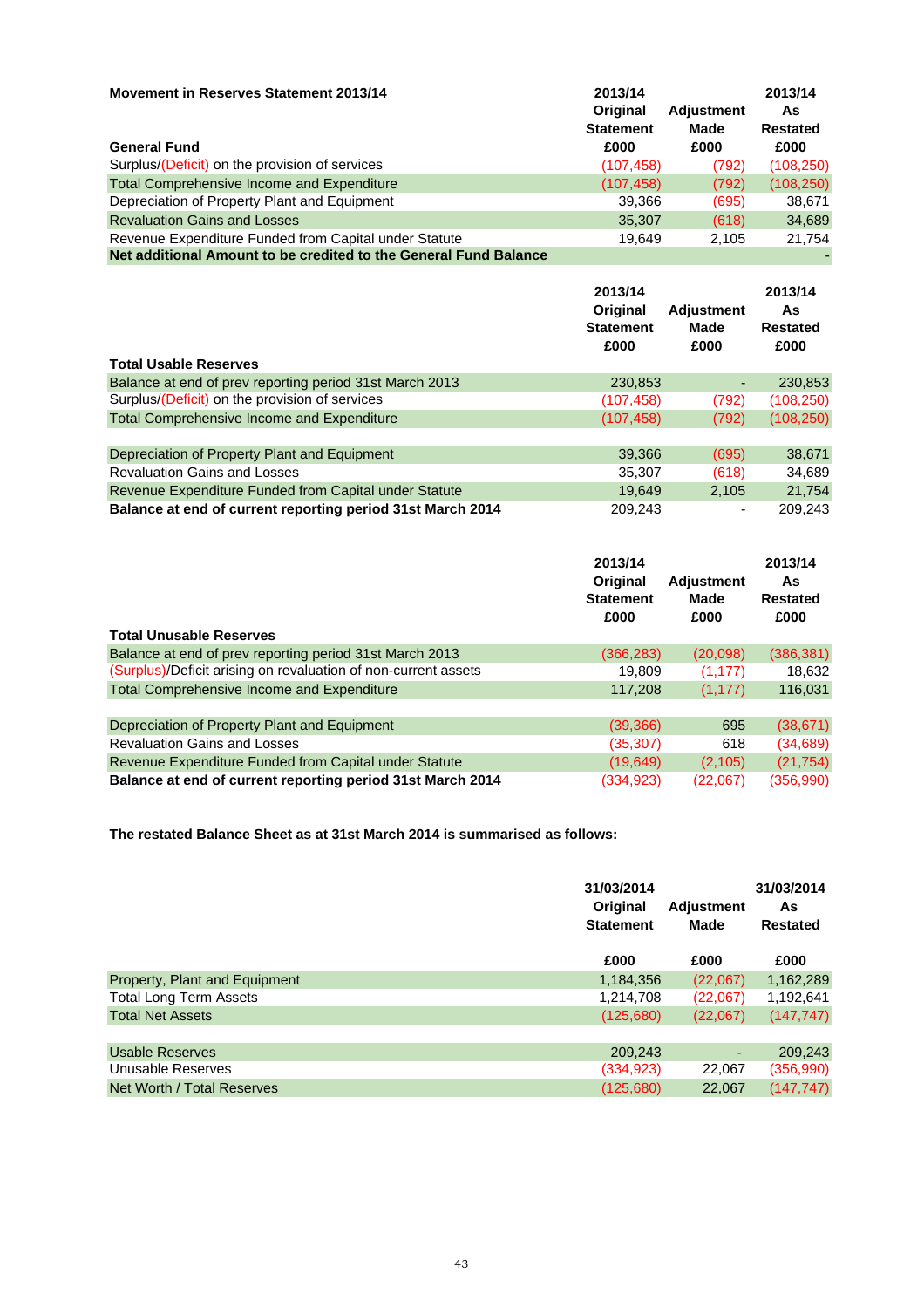**Movement in Reserves Statement 2013/14**

| General Fund | 2013/14 Original Statement £000 | Adjustment Made £000 | 2013/14 As Restated £000 |
|---|---|---|---|
| Surplus/(Deficit) on the provision of services | (107,458) | (792) | (108,250) |
| Total Comprehensive Income and Expenditure | (107,458) | (792) | (108,250) |
| Depreciation of Property Plant and Equipment | 39,366 | (695) | 38,671 |
| Revaluation Gains and Losses | 35,307 | (618) | 34,689 |
| Revenue Expenditure Funded from Capital under Statute | 19,649 | 2,105 | 21,754 |
| **Net additional Amount to be credited to the General Fund Balance** | | | - |

| Total Usable Reserves | 2013/14 Original Statement £000 | Adjustment Made £000 | 2013/14 As Restated £000 |
|---|---|---|---|
| Balance at end of prev reporting period 31st March 2013 | 230,853 | - | 230,853 |
| Surplus/(Deficit) on the provision of services | (107,458) | (792) | (108,250) |
| Total Comprehensive Income and Expenditure | (107,458) | (792) | (108,250) |
| | | | |
| Depreciation of Property Plant and Equipment | 39,366 | (695) | 38,671 |
| Revaluation Gains and Losses | 35,307 | (618) | 34,689 |
| Revenue Expenditure Funded from Capital under Statute | 19,649 | 2,105 | 21,754 |
| **Balance at end of current reporting period 31st March 2014** | 209,243 | - | 209,243 |

| Total Unusable Reserves | 2013/14 Original Statement £000 | Adjustment Made £000 | 2013/14 As Restated £000 |
|---|---|---|---|
| Balance at end of prev reporting period 31st March 2013 | (366,283) | (20,098) | (386,381) |
| (Surplus)/Deficit arising on revaluation of non-current assets | 19,809 | (1,177) | 18,632 |
| Total Comprehensive Income and Expenditure | 117,208 | (1,177) | 116,031 |
| | | | |
| Depreciation of Property Plant and Equipment | (39,366) | 695 | (38,671) |
| Revaluation Gains and Losses | (35,307) | 618 | (34,689) |
| Revenue Expenditure Funded from Capital under Statute | (19,649) | (2,105) | (21,754) |
| **Balance at end of current reporting period 31st March 2014** | (334,923) | (22,067) | (356,990) |

**The restated Balance Sheet as at 31st March 2014 is summarised as follows:**

| | 31/03/2014 Original Statement £000 | Adjustment Made £000 | 31/03/2014 As Restated £000 |
|---|---|---|---|
| Property, Plant and Equipment | 1,184,356 | (22,067) | 1,162,289 |
| Total Long Term Assets | 1,214,708 | (22,067) | 1,192,641 |
| Total Net Assets | (125,680) | (22,067) | (147,747) |
| | | | |
| Usable Reserves | 209,243 | - | 209,243 |
| Unusable Reserves | (334,923) | 22,067 | (356,990) |
| Net Worth / Total Reserves | (125,680) | 22,067 | (147,747) |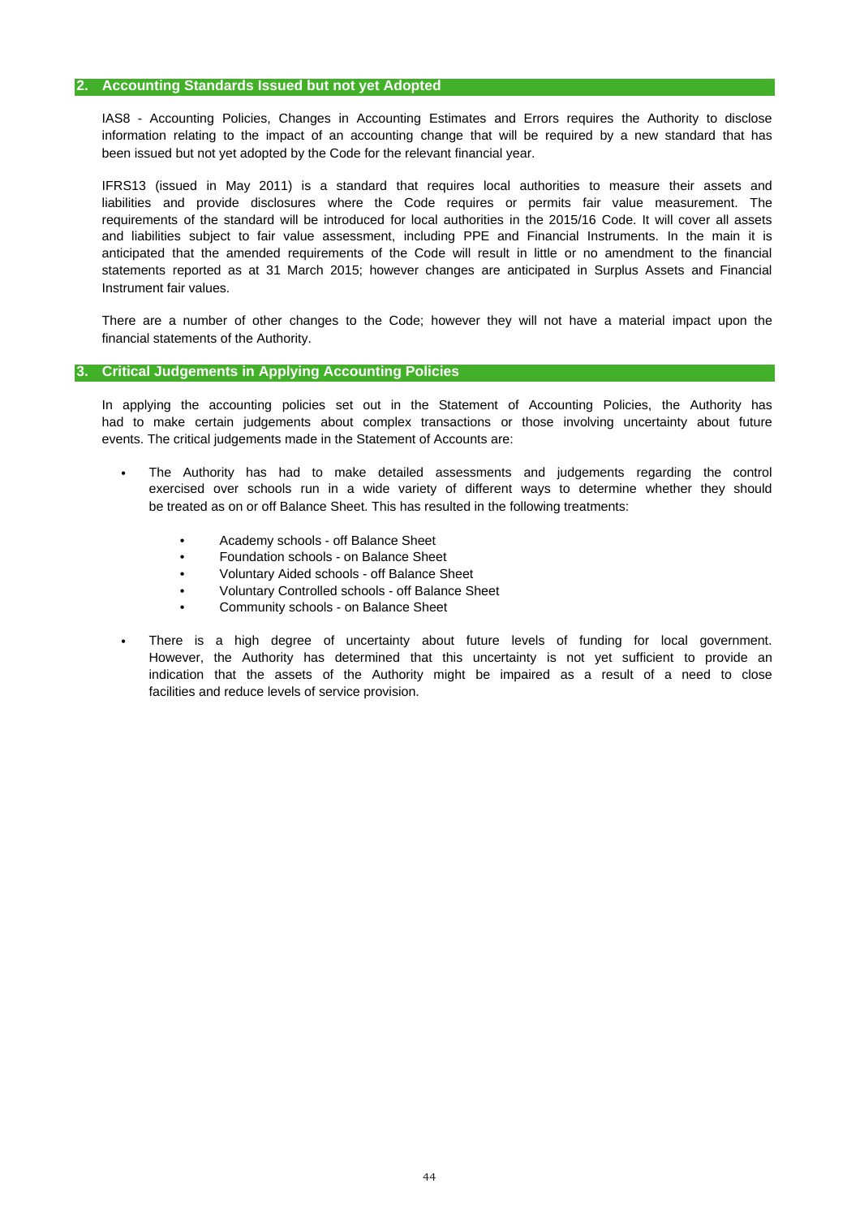## 2. Accounting Standards Issued but not yet Adopted

IAS8 - Accounting Policies, Changes in Accounting Estimates and Errors requires the Authority to disclose information relating to the impact of an accounting change that will be required by a new standard that has been issued but not yet adopted by the Code for the relevant financial year.

IFRS13 (issued in May 2011) is a standard that requires local authorities to measure their assets and liabilities and provide disclosures where the Code requires or permits fair value measurement. The requirements of the standard will be introduced for local authorities in the 2015/16 Code. It will cover all assets and liabilities subject to fair value assessment, including PPE and Financial Instruments. In the main it is anticipated that the amended requirements of the Code will result in little or no amendment to the financial statements reported as at 31 March 2015; however changes are anticipated in Surplus Assets and Financial Instrument fair values.

There are a number of other changes to the Code; however they will not have a material impact upon the financial statements of the Authority.

## 3. Critical Judgements in Applying Accounting Policies

In applying the accounting policies set out in the Statement of Accounting Policies, the Authority has had to make certain judgements about complex transactions or those involving uncertainty about future events. The critical judgements made in the Statement of Accounts are:

- The Authority has had to make detailed assessments and judgements regarding the control exercised over schools run in a wide variety of different ways to determine whether they should be treated as on or off Balance Sheet. This has resulted in the following treatments:

    - Academy schools - off Balance Sheet
    - Foundation schools - on Balance Sheet
    - Voluntary Aided schools - off Balance Sheet
    - Voluntary Controlled schools - off Balance Sheet
    - Community schools - on Balance Sheet

- There is a high degree of uncertainty about future levels of funding for local government. However, the Authority has determined that this uncertainty is not yet sufficient to provide an indication that the assets of the Authority might be impaired as a result of a need to close facilities and reduce levels of service provision.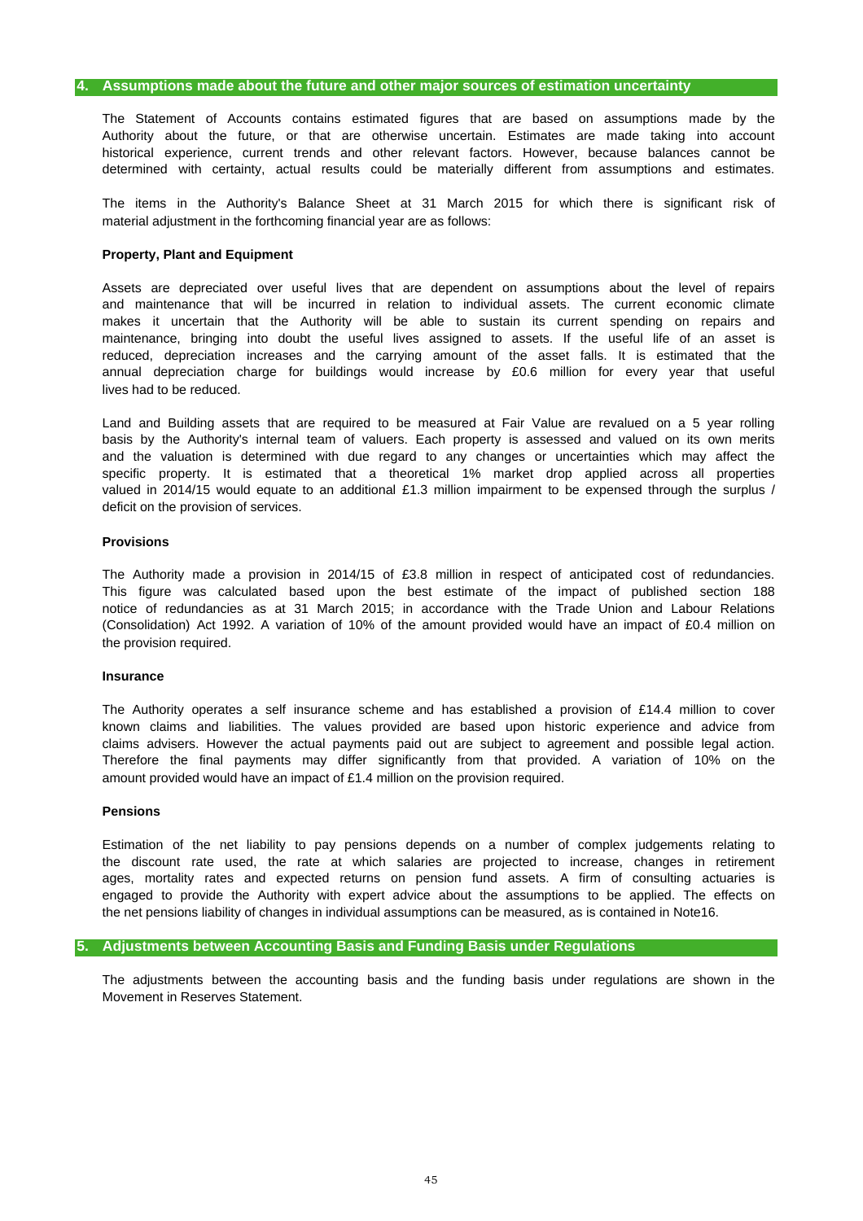## 4. Assumptions made about the future and other major sources of estimation uncertainty

The Statement of Accounts contains estimated figures that are based on assumptions made by the Authority about the future, or that are otherwise uncertain. Estimates are made taking into account historical experience, current trends and other relevant factors. However, because balances cannot be determined with certainty, actual results could be materially different from assumptions and estimates.

The items in the Authority's Balance Sheet at 31 March 2015 for which there is significant risk of material adjustment in the forthcoming financial year are as follows:

**Property, Plant and Equipment**

Assets are depreciated over useful lives that are dependent on assumptions about the level of repairs and maintenance that will be incurred in relation to individual assets. The current economic climate makes it uncertain that the Authority will be able to sustain its current spending on repairs and maintenance, bringing into doubt the useful lives assigned to assets. If the useful life of an asset is reduced, depreciation increases and the carrying amount of the asset falls. It is estimated that the annual depreciation charge for buildings would increase by £0.6 million for every year that useful lives had to be reduced.

Land and Building assets that are required to be measured at Fair Value are revalued on a 5 year rolling basis by the Authority's internal team of valuers. Each property is assessed and valued on its own merits and the valuation is determined with due regard to any changes or uncertainties which may affect the specific property. It is estimated that a theoretical 1% market drop applied across all properties valued in 2014/15 would equate to an additional £1.3 million impairment to be expensed through the surplus / deficit on the provision of services.

**Provisions**

The Authority made a provision in 2014/15 of £3.8 million in respect of anticipated cost of redundancies. This figure was calculated based upon the best estimate of the impact of published section 188 notice of redundancies as at 31 March 2015; in accordance with the Trade Union and Labour Relations (Consolidation) Act 1992. A variation of 10% of the amount provided would have an impact of £0.4 million on the provision required.

**Insurance**

The Authority operates a self insurance scheme and has established a provision of £14.4 million to cover known claims and liabilities. The values provided are based upon historic experience and advice from claims advisers. However the actual payments paid out are subject to agreement and possible legal action. Therefore the final payments may differ significantly from that provided. A variation of 10% on the amount provided would have an impact of £1.4 million on the provision required.

**Pensions**

Estimation of the net liability to pay pensions depends on a number of complex judgements relating to the discount rate used, the rate at which salaries are projected to increase, changes in retirement ages, mortality rates and expected returns on pension fund assets. A firm of consulting actuaries is engaged to provide the Authority with expert advice about the assumptions to be applied. The effects on the net pensions liability of changes in individual assumptions can be measured, as is contained in Note16.

## 5. Adjustments between Accounting Basis and Funding Basis under Regulations

The adjustments between the accounting basis and the funding basis under regulations are shown in the Movement in Reserves Statement.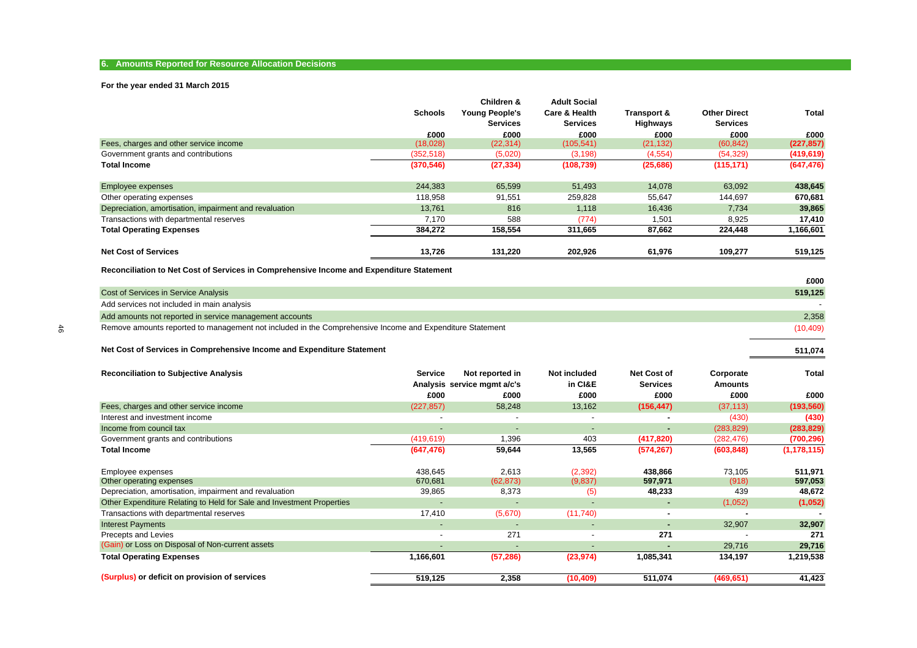## 6. Amounts Reported for Resource Allocation Decisions

**For the year ended 31 March 2015**

| | Schools | Children & Young People's Services | Adult Social Care & Health Services | Transport & Highways | Other Direct Services | Total |
|---|---|---|---|---|---|---|
| | £000 | £000 | £000 | £000 | £000 | £000 |
| Fees, charges and other service income | (18,028) | (22,314) | (105,541) | (21,132) | (60,842) | **(227,857)** |
| Government grants and contributions | (352,518) | (5,020) | (3,198) | (4,554) | (54,329) | **(419,619)** |
| **Total Income** | **(370,546)** | **(27,334)** | **(108,739)** | **(25,686)** | **(115,171)** | **(647,476)** |
| Employee expenses | 244,383 | 65,599 | 51,493 | 14,078 | 63,092 | **438,645** |
| Other operating expenses | 118,958 | 91,551 | 259,828 | 55,647 | 144,697 | **670,681** |
| Depreciation, amortisation, impairment and revaluation | 13,761 | 816 | 1,118 | 16,436 | 7,734 | **39,865** |
| Transactions with departmental reserves | 7,170 | 588 | (774) | 1,501 | 8,925 | **17,410** |
| **Total Operating Expenses** | **384,272** | **158,554** | **311,665** | **87,662** | **224,448** | **1,166,601** |
| **Net Cost of Services** | **13,726** | **131,220** | **202,926** | **61,976** | **109,277** | **519,125** |

**Reconciliation to Net Cost of Services in Comprehensive Income and Expenditure Statement**

| | £000 |
|---|---|
| Cost of Services in Service Analysis | **519,125** |
| Add services not included in main analysis | - |
| Add amounts not reported in service management accounts | 2,358 |
| Remove amounts reported to management not included in the Comprehensive Income and Expenditure Statement | (10,409) |
| **Net Cost of Services in Comprehensive Income and Expenditure Statement** | **511,074** |

| **Reconciliation to Subjective Analysis** | Service Analysis | Not reported in service mgmt a/c's | Not included in CI&E | Net Cost of Services | Corporate Amounts | Total |
|---|---|---|---|---|---|---|
| | £000 | £000 | £000 | £000 | £000 | £000 |
| Fees, charges and other service income | (227,857) | 58,248 | 13,162 | **(156,447)** | (37,113) | **(193,560)** |
| Interest and investment income | - | - | - | **-** | (430) | **(430)** |
| Income from council tax | - | - | - | **-** | (283,829) | **(283,829)** |
| Government grants and contributions | (419,619) | 1,396 | 403 | **(417,820)** | (282,476) | **(700,296)** |
| **Total Income** | **(647,476)** | **59,644** | **13,565** | **(574,267)** | **(603,848)** | **(1,178,115)** |
| Employee expenses | 438,645 | 2,613 | (2,392) | **438,866** | 73,105 | **511,971** |
| Other operating expenses | 670,681 | (62,873) | (9,837) | **597,971** | (918) | **597,053** |
| Depreciation, amortisation, impairment and revaluation | 39,865 | 8,373 | (5) | **48,233** | 439 | **48,672** |
| Other Expenditure Relating to Held for Sale and Investment Properties | - | - | - | **-** | (1,052) | **(1,052)** |
| Transactions with departmental reserves | 17,410 | (5,670) | (11,740) | **-** | - | **-** |
| Interest Payments | - | - | - | **-** | 32,907 | **32,907** |
| Precepts and Levies | - | 271 | - | **271** | - | **271** |
| (Gain) or Loss on Disposal of Non-current assets | - | - | - | **-** | 29,716 | **29,716** |
| **Total Operating Expenses** | **1,166,601** | **(57,286)** | **(23,974)** | **1,085,341** | **134,197** | **1,219,538** |
| **(Surplus) or deficit on provision of services** | **519,125** | **2,358** | **(10,409)** | **511,074** | **(469,651)** | **41,423** |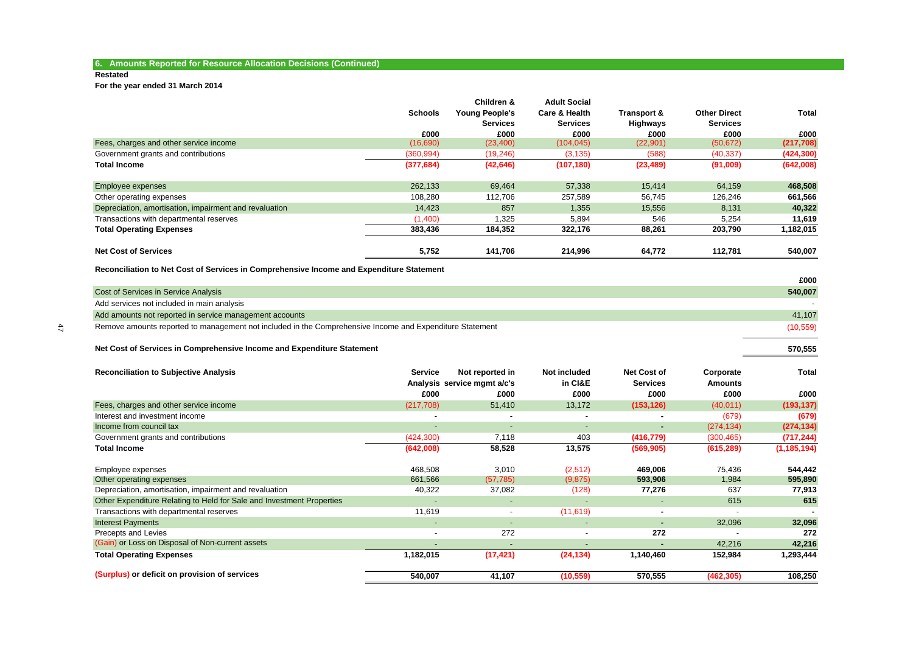## 6. Amounts Reported for Resource Allocation Decisions (Continued)

**Restated**

**For the year ended 31 March 2014**

| | Schools | Children & Young People's Services | Adult Social Care & Health Services | Transport & Highways | Other Direct Services | Total |
|---|---|---|---|---|---|---|
| | £000 | £000 | £000 | £000 | £000 | £000 |
| Fees, charges and other service income | (16,690) | (23,400) | (104,045) | (22,901) | (50,672) | **(217,708)** |
| Government grants and contributions | (360,994) | (19,246) | (3,135) | (588) | (40,337) | **(424,300)** |
| **Total Income** | **(377,684)** | **(42,646)** | **(107,180)** | **(23,489)** | **(91,009)** | **(642,008)** |
| Employee expenses | 262,133 | 69,464 | 57,338 | 15,414 | 64,159 | **468,508** |
| Other operating expenses | 108,280 | 112,706 | 257,589 | 56,745 | 126,246 | **661,566** |
| Depreciation, amortisation, impairment and revaluation | 14,423 | 857 | 1,355 | 15,556 | 8,131 | **40,322** |
| Transactions with departmental reserves | (1,400) | 1,325 | 5,894 | 546 | 5,254 | **11,619** |
| **Total Operating Expenses** | **383,436** | **184,352** | **322,176** | **88,261** | **203,790** | **1,182,015** |
| **Net Cost of Services** | **5,752** | **141,706** | **214,996** | **64,772** | **112,781** | **540,007** |

**Reconciliation to Net Cost of Services in Comprehensive Income and Expenditure Statement**

| | £000 |
|---|---|
| Cost of Services in Service Analysis | **540,007** |
| Add services not included in main analysis | - |
| Add amounts not reported in service management accounts | 41,107 |
| Remove amounts reported to management not included in the Comprehensive Income and Expenditure Statement | (10,559) |
| **Net Cost of Services in Comprehensive Income and Expenditure Statement** | **570,555** |

| **Reconciliation to Subjective Analysis** | Service Analysis | Not reported in service mgmt a/c's | Not included in CI&E | Net Cost of Services | Corporate Amounts | Total |
|---|---|---|---|---|---|---|
| | £000 | £000 | £000 | £000 | £000 | £000 |
| Fees, charges and other service income | (217,708) | 51,410 | 13,172 | **(153,126)** | (40,011) | **(193,137)** |
| Interest and investment income | - | - | - | **-** | (679) | **(679)** |
| Income from council tax | - | - | - | **-** | (274,134) | **(274,134)** |
| Government grants and contributions | (424,300) | 7,118 | 403 | **(416,779)** | (300,465) | **(717,244)** |
| **Total Income** | **(642,008)** | **58,528** | **13,575** | **(569,905)** | **(615,289)** | **(1,185,194)** |
| Employee expenses | 468,508 | 3,010 | (2,512) | **469,006** | 75,436 | **544,442** |
| Other operating expenses | 661,566 | (57,785) | (9,875) | **593,906** | 1,984 | **595,890** |
| Depreciation, amortisation, impairment and revaluation | 40,322 | 37,082 | (128) | **77,276** | 637 | **77,913** |
| Other Expenditure Relating to Held for Sale and Investment Properties | - | - | - | - | 615 | **615** |
| Transactions with departmental reserves | 11,619 | - | (11,619) | **-** | - | **-** |
| Interest Payments | - | - | - | **-** | 32,096 | **32,096** |
| Precepts and Levies | - | 272 | - | **272** | - | **272** |
| (Gain) or Loss on Disposal of Non-current assets | - | - | - | **-** | 42,216 | **42,216** |
| **Total Operating Expenses** | **1,182,015** | **(17,421)** | **(24,134)** | **1,140,460** | **152,984** | **1,293,444** |
| **(Surplus) or deficit on provision of services** | **540,007** | **41,107** | **(10,559)** | **570,555** | **(462,305)** | **108,250** |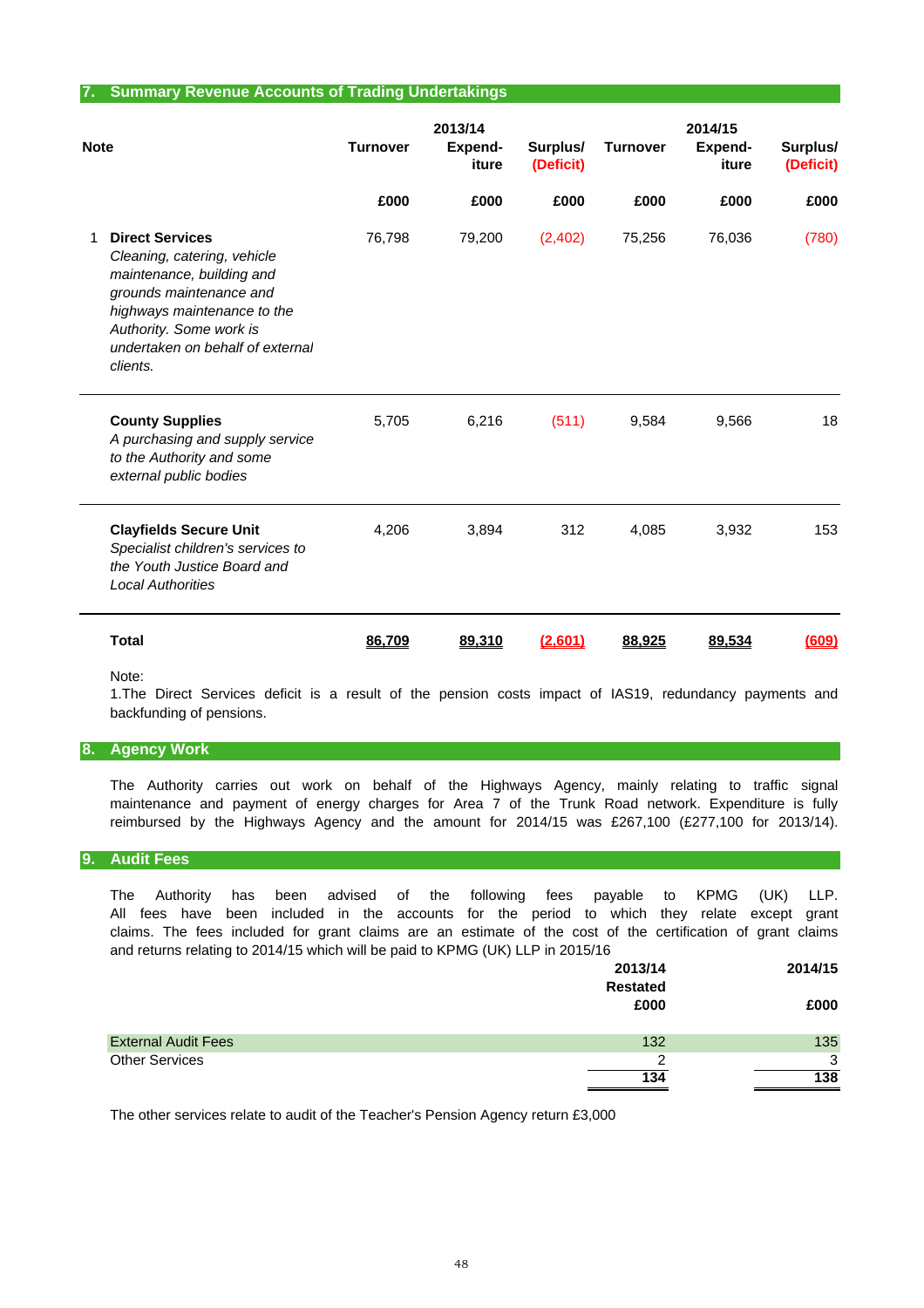## 7. Summary Revenue Accounts of Trading Undertakings

| Note | | 2013/14 Turnover | 2013/14 Expenditure | 2013/14 Surplus/ (Deficit) | 2014/15 Turnover | 2014/15 Expenditure | 2014/15 Surplus/ (Deficit) |
|---|---|---|---|---|---|---|---|
| | | £000 | £000 | £000 | £000 | £000 | £000 |
| 1 | **Direct Services** *Cleaning, catering, vehicle maintenance, building and grounds maintenance and highways maintenance to the Authority. Some work is undertaken on behalf of external clients.* | 76,798 | 79,200 | (2,402) | 75,256 | 76,036 | (780) |
| | **County Supplies** *A purchasing and supply service to the Authority and some external public bodies* | 5,705 | 6,216 | (511) | 9,584 | 9,566 | 18 |
| | **Clayfields Secure Unit** *Specialist children's services to the Youth Justice Board and Local Authorities* | 4,206 | 3,894 | 312 | 4,085 | 3,932 | 153 |
| | **Total** | 86,709 | 89,310 | (2,601) | 88,925 | 89,534 | (609) |

Note:
1.The Direct Services deficit is a result of the pension costs impact of IAS19, redundancy payments and backfunding of pensions.

## 8. Agency Work

The Authority carries out work on behalf of the Highways Agency, mainly relating to traffic signal maintenance and payment of energy charges for Area 7 of the Trunk Road network. Expenditure is fully reimbursed by the Highways Agency and the amount for 2014/15 was £267,100 (£277,100 for 2013/14).

## 9. Audit Fees

The Authority has been advised of the following fees payable to KPMG (UK) LLP. All fees have been included in the accounts for the period to which they relate except grant claims. The fees included for grant claims are an estimate of the cost of the certification of grant claims and returns relating to 2014/15 which will be paid to KPMG (UK) LLP in 2015/16

| | 2013/14 Restated | 2014/15 |
|---|---|---|
| | £000 | £000 |
| External Audit Fees | 132 | 135 |
| Other Services | 2 | 3 |
| | 134 | 138 |

The other services relate to audit of the Teacher's Pension Agency return £3,000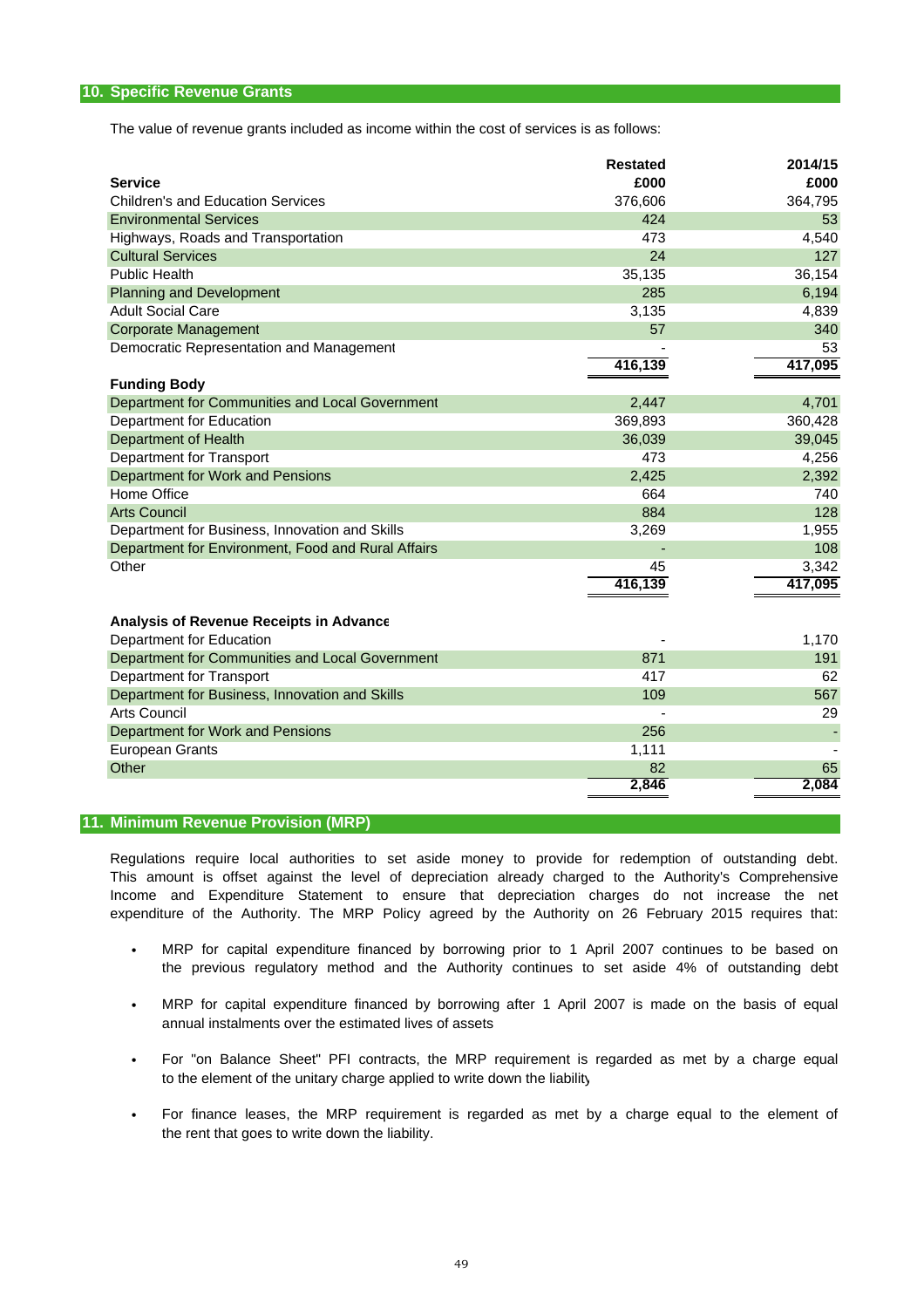## 10. Specific Revenue Grants

The value of revenue grants included as income within the cost of services is as follows:

| Service | Restated £000 | 2014/15 £000 |
|---|---|---|
| Children's and Education Services | 376,606 | 364,795 |
| Environmental Services | 424 | 53 |
| Highways, Roads and Transportation | 473 | 4,540 |
| Cultural Services | 24 | 127 |
| Public Health | 35,135 | 36,154 |
| Planning and Development | 285 | 6,194 |
| Adult Social Care | 3,135 | 4,839 |
| Corporate Management | 57 | 340 |
| Democratic Representation and Management | - | 53 |
| | 416,139 | 417,095 |
| **Funding Body** | | |
| Department for Communities and Local Government | 2,447 | 4,701 |
| Department for Education | 369,893 | 360,428 |
| Department of Health | 36,039 | 39,045 |
| Department for Transport | 473 | 4,256 |
| Department for Work and Pensions | 2,425 | 2,392 |
| Home Office | 664 | 740 |
| Arts Council | 884 | 128 |
| Department for Business, Innovation and Skills | 3,269 | 1,955 |
| Department for Environment, Food and Rural Affairs | - | 108 |
| Other | 45 | 3,342 |
| | 416,139 | 417,095 |
| **Analysis of Revenue Receipts in Advance** | | |
| Department for Education | - | 1,170 |
| Department for Communities and Local Government | 871 | 191 |
| Department for Transport | 417 | 62 |
| Department for Business, Innovation and Skills | 109 | 567 |
| Arts Council | - | 29 |
| Department for Work and Pensions | 256 | - |
| European Grants | 1,111 | - |
| Other | 82 | 65 |
| | 2,846 | 2,084 |

## 11. Minimum Revenue Provision (MRP)

Regulations require local authorities to set aside money to provide for redemption of outstanding debt. This amount is offset against the level of depreciation already charged to the Authority's Comprehensive Income and Expenditure Statement to ensure that depreciation charges do not increase the net expenditure of the Authority. The MRP Policy agreed by the Authority on 26 February 2015 requires that:

- MRP for capital expenditure financed by borrowing prior to 1 April 2007 continues to be based on the previous regulatory method and the Authority continues to set aside 4% of outstanding debt
- MRP for capital expenditure financed by borrowing after 1 April 2007 is made on the basis of equal annual instalments over the estimated lives of assets
- For "on Balance Sheet" PFI contracts, the MRP requirement is regarded as met by a charge equal to the element of the unitary charge applied to write down the liability
- For finance leases, the MRP requirement is regarded as met by a charge equal to the element of the rent that goes to write down the liability.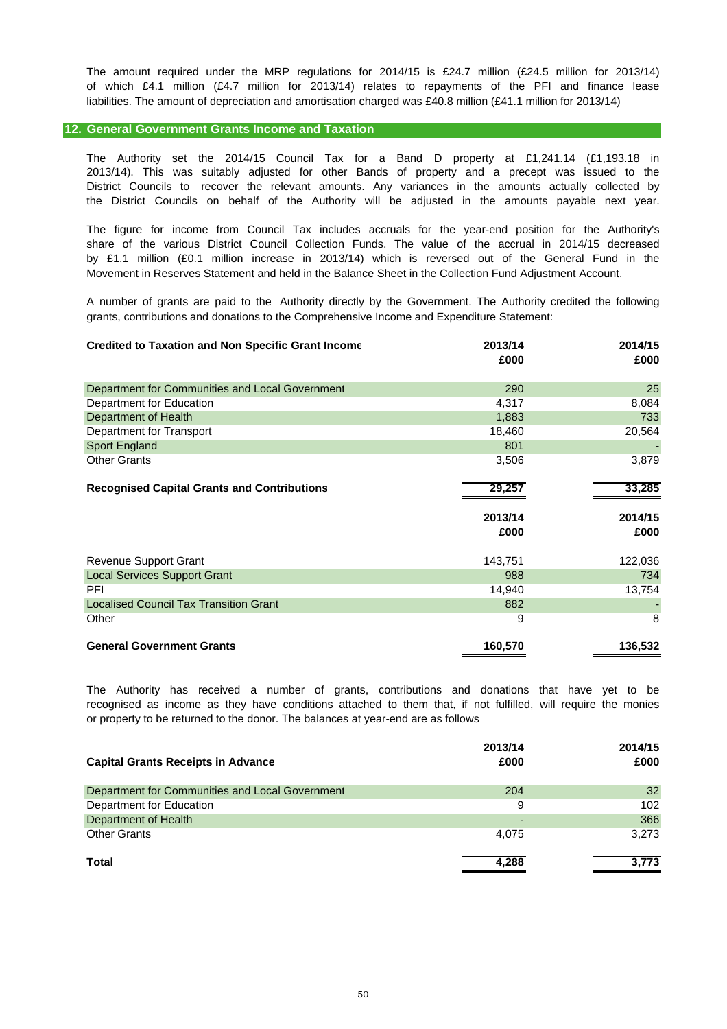The amount required under the MRP regulations for 2014/15 is £24.7 million (£24.5 million for 2013/14) of which £4.1 million (£4.7 million for 2013/14) relates to repayments of the PFI and finance lease liabilities. The amount of depreciation and amortisation charged was £40.8 million (£41.1 million for 2013/14)

## 12. General Government Grants Income and Taxation

The Authority set the 2014/15 Council Tax for a Band D property at £1,241.14 (£1,193.18 in 2013/14). This was suitably adjusted for other Bands of property and a precept was issued to the District Councils to recover the relevant amounts. Any variances in the amounts actually collected by the District Councils on behalf of the Authority will be adjusted in the amounts payable next year.

The figure for income from Council Tax includes accruals for the year-end position for the Authority's share of the various District Council Collection Funds. The value of the accrual in 2014/15 decreased by £1.1 million (£0.1 million increase in 2013/14) which is reversed out of the General Fund in the Movement in Reserves Statement and held in the Balance Sheet in the Collection Fund Adjustment Account.

A number of grants are paid to the Authority directly by the Government. The Authority credited the following grants, contributions and donations to the Comprehensive Income and Expenditure Statement:

| **Credited to Taxation and Non Specific Grant Income** | **2013/14 £000** | **2014/15 £000** |
|---|---|---|
| Department for Communities and Local Government | 290 | 25 |
| Department for Education | 4,317 | 8,084 |
| Department of Health | 1,883 | 733 |
| Department for Transport | 18,460 | 20,564 |
| Sport England | 801 | - |
| Other Grants | 3,506 | 3,879 |
| **Recognised Capital Grants and Contributions** | **29,257** | **33,285** |

| | **2013/14 £000** | **2014/15 £000** |
|---|---|---|
| Revenue Support Grant | 143,751 | 122,036 |
| Local Services Support Grant | 988 | 734 |
| PFI | 14,940 | 13,754 |
| Localised Council Tax Transition Grant | 882 | - |
| Other | 9 | 8 |
| **General Government Grants** | **160,570** | **136,532** |

The Authority has received a number of grants, contributions and donations that have yet to be recognised as income as they have conditions attached to them that, if not fulfilled, will require the monies or property to be returned to the donor. The balances at year-end are as follows

| **Capital Grants Receipts in Advance** | **2013/14 £000** | **2014/15 £000** |
|---|---|---|
| Department for Communities and Local Government | 204 | 32 |
| Department for Education | 9 | 102 |
| Department of Health | - | 366 |
| Other Grants | 4,075 | 3,273 |
| **Total** | **4,288** | **3,773** |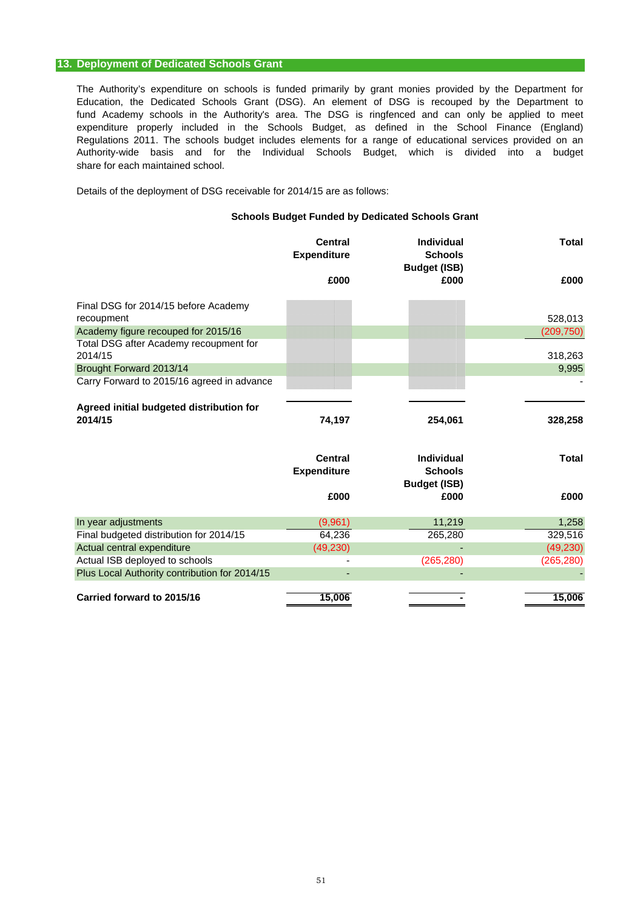## 13. Deployment of Dedicated Schools Grant

The Authority's expenditure on schools is funded primarily by grant monies provided by the Department for Education, the Dedicated Schools Grant (DSG). An element of DSG is recouped by the Department to fund Academy schools in the Authority's area. The DSG is ringfenced and can only be applied to meet expenditure properly included in the Schools Budget, as defined in the School Finance (England) Regulations 2011. The schools budget includes elements for a range of educational services provided on an Authority-wide basis and for the Individual Schools Budget, which is divided into a budget share for each maintained school.

Details of the deployment of DSG receivable for 2014/15 are as follows:

**Schools Budget Funded by Dedicated Schools Grant**

| | Central Expenditure £000 | Individual Schools Budget (ISB) £000 | Total £000 |
|---|---|---|---|
| Final DSG for 2014/15 before Academy recoupment | | | 528,013 |
| Academy figure recouped for 2015/16 | | | (209,750) |
| Total DSG after Academy recoupment for 2014/15 | | | 318,263 |
| Brought Forward 2013/14 | | | 9,995 |
| Carry Forward to 2015/16 agreed in advance | | | - |
| **Agreed initial budgeted distribution for 2014/15** | **74,197** | **254,061** | **328,258** |

| | Central Expenditure £000 | Individual Schools Budget (ISB) £000 | Total £000 |
|---|---|---|---|
| In year adjustments | (9,961) | 11,219 | 1,258 |
| Final budgeted distribution for 2014/15 | 64,236 | 265,280 | 329,516 |
| Actual central expenditure | (49,230) | - | (49,230) |
| Actual ISB deployed to schools | - | (265,280) | (265,280) |
| Plus Local Authority contribution for 2014/15 | - | - | - |
| **Carried forward to 2015/16** | **15,006** | **-** | **15,006** |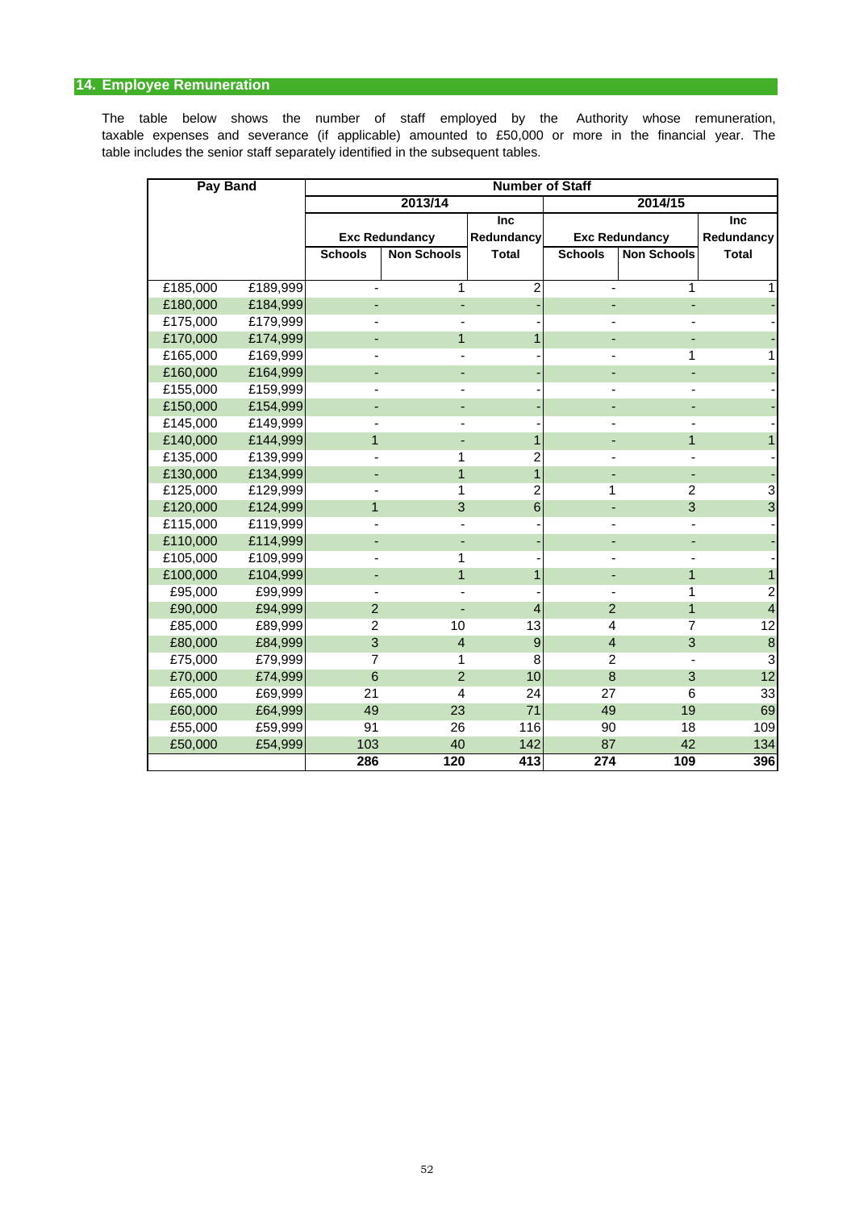## 14. Employee Remuneration

The table below shows the number of staff employed by the Authority whose remuneration, taxable expenses and severance (if applicable) amounted to £50,000 or more in the financial year. The table includes the senior staff separately identified in the subsequent tables.

| Pay Band | | Number of Staff | | | | | |
|---|---|---|---|---|---|---|---|
| | | 2013/14 | | | 2014/15 | | |
| | | Exc Redundancy | | Inc Redundancy | Exc Redundancy | | Inc Redundancy |
| | | Schools | Non Schools | Total | Schools | Non Schools | Total |
| £185,000 | £189,999 | - | 1 | 2 | - | 1 | 1 |
| £180,000 | £184,999 | - | - | - | - | - | - |
| £175,000 | £179,999 | - | - | - | - | - | - |
| £170,000 | £174,999 | - | 1 | 1 | - | - | - |
| £165,000 | £169,999 | - | - | - | - | 1 | 1 |
| £160,000 | £164,999 | - | - | - | - | - | - |
| £155,000 | £159,999 | - | - | - | - | - | - |
| £150,000 | £154,999 | - | - | - | - | - | - |
| £145,000 | £149,999 | - | - | - | - | - | - |
| £140,000 | £144,999 | 1 | - | 1 | - | 1 | 1 |
| £135,000 | £139,999 | - | 1 | 2 | - | - | - |
| £130,000 | £134,999 | - | 1 | 1 | - | - | - |
| £125,000 | £129,999 | - | 1 | 2 | 1 | 2 | 3 |
| £120,000 | £124,999 | 1 | 3 | 6 | - | 3 | 3 |
| £115,000 | £119,999 | - | - | - | - | - | - |
| £110,000 | £114,999 | - | - | - | - | - | - |
| £105,000 | £109,999 | - | 1 | - | - | - | - |
| £100,000 | £104,999 | - | 1 | 1 | - | 1 | 1 |
| £95,000 | £99,999 | - | - | - | - | 1 | 2 |
| £90,000 | £94,999 | 2 | - | 4 | 2 | 1 | 4 |
| £85,000 | £89,999 | 2 | 10 | 13 | 4 | 7 | 12 |
| £80,000 | £84,999 | 3 | 4 | 9 | 4 | 3 | 8 |
| £75,000 | £79,999 | 7 | 1 | 8 | 2 | - | 3 |
| £70,000 | £74,999 | 6 | 2 | 10 | 8 | 3 | 12 |
| £65,000 | £69,999 | 21 | 4 | 24 | 27 | 6 | 33 |
| £60,000 | £64,999 | 49 | 23 | 71 | 49 | 19 | 69 |
| £55,000 | £59,999 | 91 | 26 | 116 | 90 | 18 | 109 |
| £50,000 | £54,999 | 103 | 40 | 142 | 87 | 42 | 134 |
| | | **286** | **120** | **413** | **274** | **109** | **396** |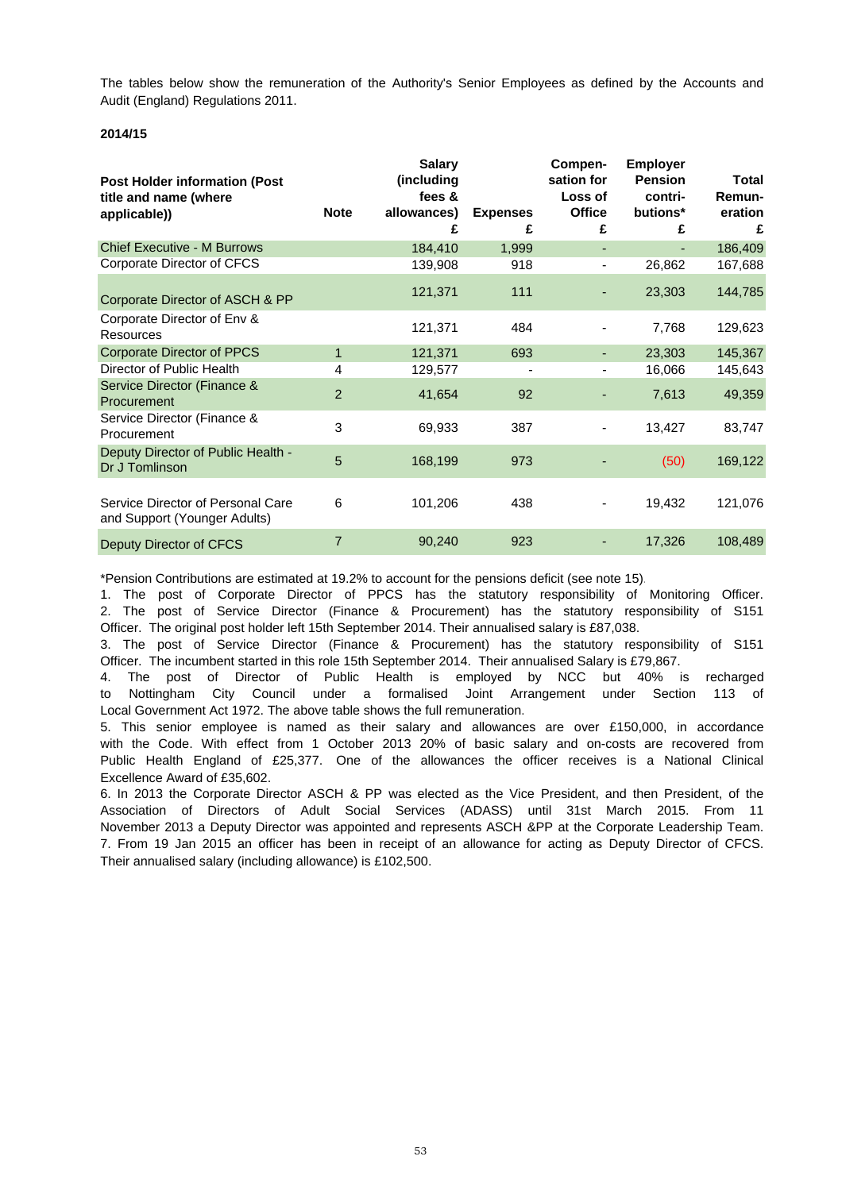The tables below show the remuneration of the Authority's Senior Employees as defined by the Accounts and Audit (England) Regulations 2011.

**2014/15**

| Post Holder information (Post title and name (where applicable)) | Note | Salary (including fees & allowances) £ | Expenses £ | Compen-sation for Loss of Office £ | Employer Pension contri-butions* £ | Total Remun-eration £ |
|---|---|---|---|---|---|---|
| Chief Executive - M Burrows | | 184,410 | 1,999 | - | - | 186,409 |
| Corporate Director of CFCS | | 139,908 | 918 | - | 26,862 | 167,688 |
| Corporate Director of ASCH & PP | | 121,371 | 111 | - | 23,303 | 144,785 |
| Corporate Director of Env & Resources | | 121,371 | 484 | - | 7,768 | 129,623 |
| Corporate Director of PPCS | 1 | 121,371 | 693 | - | 23,303 | 145,367 |
| Director of Public Health | 4 | 129,577 | - | - | 16,066 | 145,643 |
| Service Director (Finance & Procurement | 2 | 41,654 | 92 | - | 7,613 | 49,359 |
| Service Director (Finance & Procurement | 3 | 69,933 | 387 | - | 13,427 | 83,747 |
| Deputy Director of Public Health - Dr J Tomlinson | 5 | 168,199 | 973 | - | (50) | 169,122 |
| Service Director of Personal Care and Support (Younger Adults) | 6 | 101,206 | 438 | - | 19,432 | 121,076 |
| Deputy Director of CFCS | 7 | 90,240 | 923 | - | 17,326 | 108,489 |

*Pension Contributions are estimated at 19.2% to account for the pensions deficit (see note 15).

1. The post of Corporate Director of PPCS has the statutory responsibility of Monitoring Officer.
2. The post of Service Director (Finance & Procurement) has the statutory responsibility of S151 Officer. The original post holder left 15th September 2014. Their annualised salary is £87,038.
3. The post of Service Director (Finance & Procurement) has the statutory responsibility of S151 Officer. The incumbent started in this role 15th September 2014. Their annualised Salary is £79,867.
4. The post of Director of Public Health is employed by NCC but 40% is recharged to Nottingham City Council under a formalised Joint Arrangement under Section 113 of Local Government Act 1972. The above table shows the full remuneration.
5. This senior employee is named as their salary and allowances are over £150,000, in accordance with the Code. With effect from 1 October 2013 20% of basic salary and on-costs are recovered from Public Health England of £25,377. One of the allowances the officer receives is a National Clinical Excellence Award of £35,602.
6. In 2013 the Corporate Director ASCH & PP was elected as the Vice President, and then President, of the Association of Directors of Adult Social Services (ADASS) until 31st March 2015. From 11 November 2013 a Deputy Director was appointed and represents ASCH &PP at the Corporate Leadership Team.
7. From 19 Jan 2015 an officer has been in receipt of an allowance for acting as Deputy Director of CFCS. Their annualised salary (including allowance) is £102,500.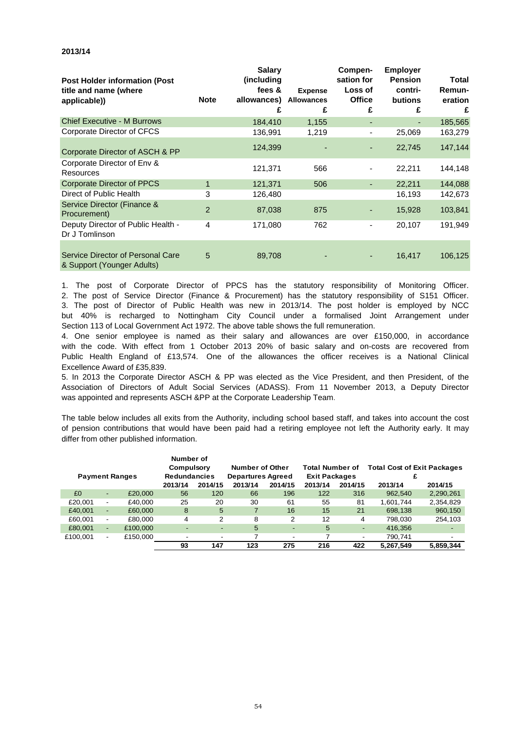**2013/14**

| Post Holder information (Post title and name (where applicable)) | Note | Salary (including fees & allowances) £ | Expense Allowances £ | Compen-sation for Loss of Office £ | Employer Pension contri-butions £ | Total Remun-eration £ |
|---|---|---|---|---|---|---|
| Chief Executive - M Burrows | | 184,410 | 1,155 | - | - | 185,565 |
| Corporate Director of CFCS | | 136,991 | 1,219 | - | 25,069 | 163,279 |
| Corporate Director of ASCH & PP | | 124,399 | - | - | 22,745 | 147,144 |
| Corporate Director of Env & Resources | | 121,371 | 566 | - | 22,211 | 144,148 |
| Corporate Director of PPCS | 1 | 121,371 | 506 | - | 22,211 | 144,088 |
| Direct of Public Health | 3 | 126,480 | | | 16,193 | 142,673 |
| Service Director (Finance & Procurement) | 2 | 87,038 | 875 | - | 15,928 | 103,841 |
| Deputy Director of Public Health - Dr J Tomlinson | 4 | 171,080 | 762 | - | 20,107 | 191,949 |
| Service Director of Personal Care & Support (Younger Adults) | 5 | 89,708 | - | - | 16,417 | 106,125 |

1. The post of Corporate Director of PPCS has the statutory responsibility of Monitoring Officer.
2. The post of Service Director (Finance & Procurement) has the statutory responsibility of S151 Officer.
3. The post of Director of Public Health was new in 2013/14. The post holder is employed by NCC but 40% is recharged to Nottingham City Council under a formalised Joint Arrangement under Section 113 of Local Government Act 1972. The above table shows the full remuneration.
4. One senior employee is named as their salary and allowances are over £150,000, in accordance with the code. With effect from 1 October 2013 20% of basic salary and on-costs are recovered from Public Health England of £13,574. One of the allowances the officer receives is a National Clinical Excellence Award of £35,839.
5. In 2013 the Corporate Director ASCH & PP was elected as the Vice President, and then President, of the Association of Directors of Adult Social Services (ADASS). From 11 November 2013, a Deputy Director was appointed and represents ASCH &PP at the Corporate Leadership Team.

The table below includes all exits from the Authority, including school based staff, and takes into account the cost of pension contributions that would have been paid had a retiring employee not left the Authority early. It may differ from other published information.

| Payment Ranges | | | Number of Compulsory Redundancies | | Number of Other Departures Agreed | | Total Number of Exit Packages | | Total Cost of Exit Packages £ | |
|---|---|---|---|---|---|---|---|---|---|---|
| | | | 2013/14 | 2014/15 | 2013/14 | 2014/15 | 2013/14 | 2014/15 | 2013/14 | 2014/15 |
| £0 | - | £20,000 | 56 | 120 | 66 | 196 | 122 | 316 | 962,540 | 2,290,261 |
| £20,001 | - | £40,000 | 25 | 20 | 30 | 61 | 55 | 81 | 1,601,744 | 2,354,829 |
| £40,001 | - | £60,000 | 8 | 5 | 7 | 16 | 15 | 21 | 698,138 | 960,150 |
| £60,001 | - | £80,000 | 4 | 2 | 8 | 2 | 12 | 4 | 798,030 | 254,103 |
| £80,001 | - | £100,000 | - | - | 5 | - | 5 | - | 416,356 | - |
| £100,001 | - | £150,000 | - | - | 7 | - | 7 | - | 790,741 | - |
| | | | 93 | 147 | 123 | 275 | 216 | 422 | 5,267,549 | 5,859,344 |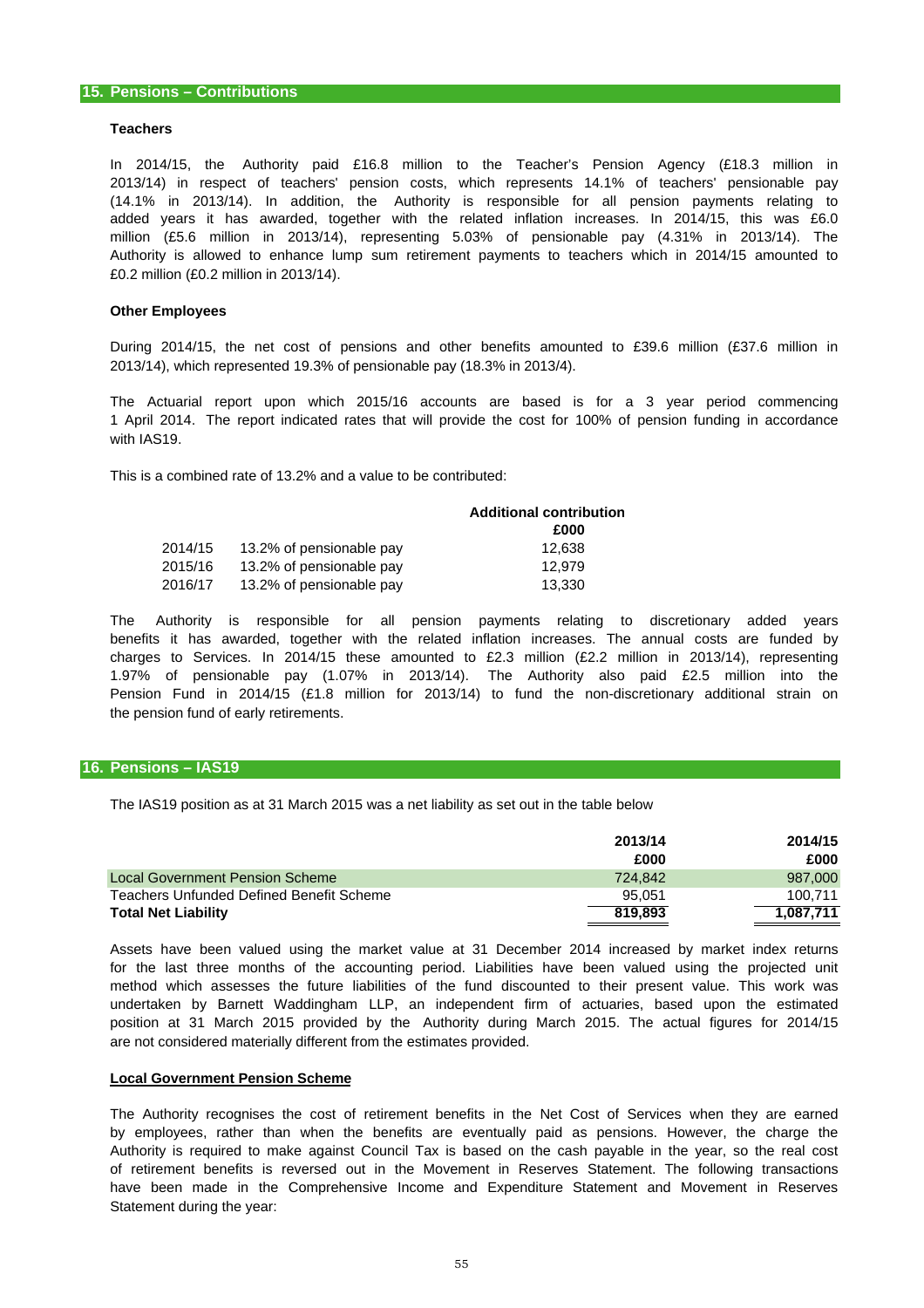## 15. Pensions – Contributions

### Teachers

In 2014/15, the Authority paid £16.8 million to the Teacher's Pension Agency (£18.3 million in 2013/14) in respect of teachers' pension costs, which represents 14.1% of teachers' pensionable pay (14.1% in 2013/14). In addition, the Authority is responsible for all pension payments relating to added years it has awarded, together with the related inflation increases. In 2014/15, this was £6.0 million (£5.6 million in 2013/14), representing 5.03% of pensionable pay (4.31% in 2013/14). The Authority is allowed to enhance lump sum retirement payments to teachers which in 2014/15 amounted to £0.2 million (£0.2 million in 2013/14).

### Other Employees

During 2014/15, the net cost of pensions and other benefits amounted to £39.6 million (£37.6 million in 2013/14), which represented 19.3% of pensionable pay (18.3% in 2013/4).

The Actuarial report upon which 2015/16 accounts are based is for a 3 year period commencing 1 April 2014. The report indicated rates that will provide the cost for 100% of pension funding in accordance with IAS19.

This is a combined rate of 13.2% and a value to be contributed:

| | | Additional contribution £000 |
|---|---|---|
| 2014/15 | 13.2% of pensionable pay | 12,638 |
| 2015/16 | 13.2% of pensionable pay | 12,979 |
| 2016/17 | 13.2% of pensionable pay | 13,330 |

The Authority is responsible for all pension payments relating to discretionary added years benefits it has awarded, together with the related inflation increases. The annual costs are funded by charges to Services. In 2014/15 these amounted to £2.3 million (£2.2 million in 2013/14), representing 1.97% of pensionable pay (1.07% in 2013/14). The Authority also paid £2.5 million into the Pension Fund in 2014/15 (£1.8 million for 2013/14) to fund the non-discretionary additional strain on the pension fund of early retirements.

## 16. Pensions – IAS19

The IAS19 position as at 31 March 2015 was a net liability as set out in the table below

| | 2013/14 £000 | 2014/15 £000 |
|---|---|---|
| Local Government Pension Scheme | 724,842 | 987,000 |
| Teachers Unfunded Defined Benefit Scheme | 95,051 | 100,711 |
| **Total Net Liability** | **819,893** | **1,087,711** |

Assets have been valued using the market value at 31 December 2014 increased by market index returns for the last three months of the accounting period. Liabilities have been valued using the projected unit method which assesses the future liabilities of the fund discounted to their present value. This work was undertaken by Barnett Waddingham LLP, an independent firm of actuaries, based upon the estimated position at 31 March 2015 provided by the Authority during March 2015. The actual figures for 2014/15 are not considered materially different from the estimates provided.

### Local Government Pension Scheme

The Authority recognises the cost of retirement benefits in the Net Cost of Services when they are earned by employees, rather than when the benefits are eventually paid as pensions. However, the charge the Authority is required to make against Council Tax is based on the cash payable in the year, so the real cost of retirement benefits is reversed out in the Movement in Reserves Statement. The following transactions have been made in the Comprehensive Income and Expenditure Statement and Movement in Reserves Statement during the year: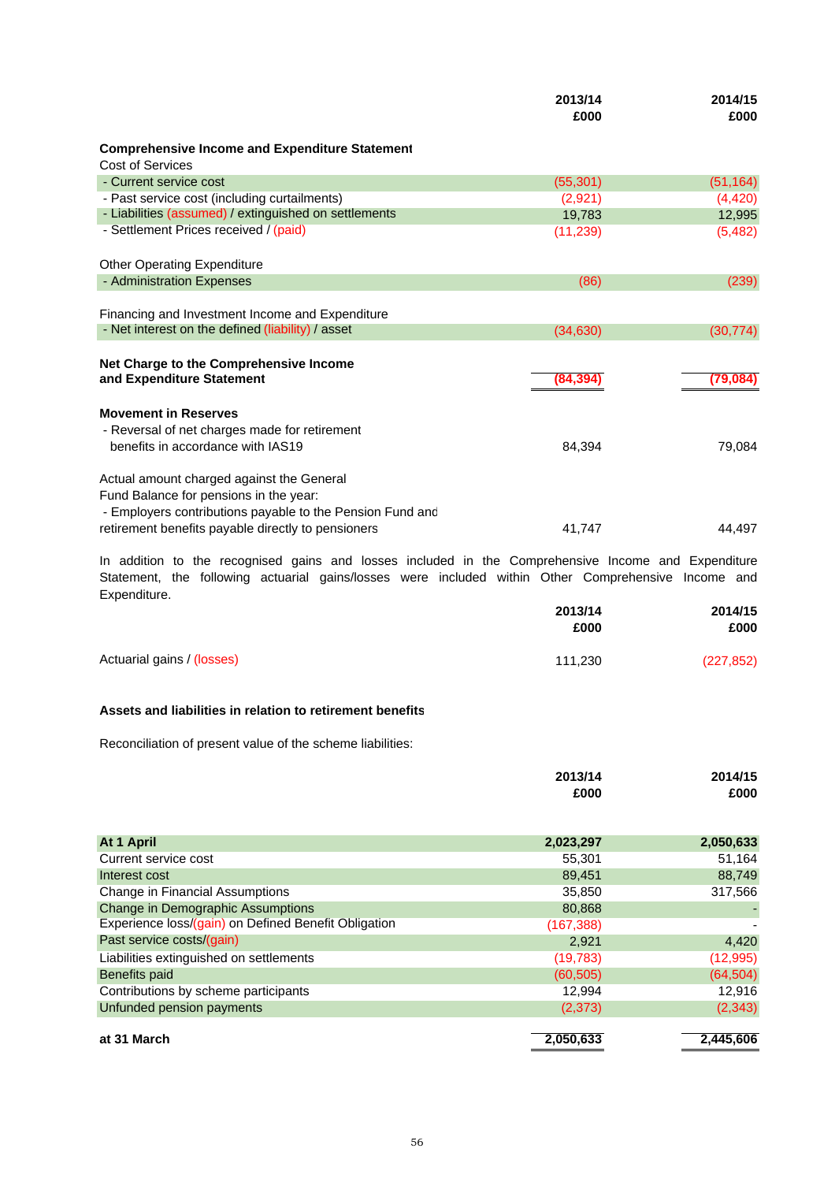| | 2013/14 £000 | 2014/15 £000 |
|---|---|---|
| **Comprehensive Income and Expenditure Statement** | | |
| Cost of Services | | |
| - Current service cost | (55,301) | (51,164) |
| - Past service cost (including curtailments) | (2,921) | (4,420) |
| - Liabilities (assumed) / extinguished on settlements | 19,783 | 12,995 |
| - Settlement Prices received / (paid) | (11,239) | (5,482) |
| | | |
| Other Operating Expenditure | | |
| - Administration Expenses | (86) | (239) |
| | | |
| Financing and Investment Income and Expenditure | | |
| - Net interest on the defined (liability) / asset | (34,630) | (30,774) |
| | | |
| **Net Charge to the Comprehensive Income and Expenditure Statement** | **(84,394)** | **(79,084)** |
| | | |
| **Movement in Reserves** | | |
| - Reversal of net charges made for retirement benefits in accordance with IAS19 | 84,394 | 79,084 |
| | | |
| Actual amount charged against the General Fund Balance for pensions in the year: | | |
| - Employers contributions payable to the Pension Fund and retirement benefits payable directly to pensioners | 41,747 | 44,497 |

In addition to the recognised gains and losses included in the Comprehensive Income and Expenditure Statement, the following actuarial gains/losses were included within Other Comprehensive Income and Expenditure.

| | 2013/14 £000 | 2014/15 £000 |
|---|---|---|
| Actuarial gains / (losses) | 111,230 | (227,852) |

**Assets and liabilities in relation to retirement benefits**

Reconciliation of present value of the scheme liabilities:

| | 2013/14 £000 | 2014/15 £000 |
|---|---|---|
| **At 1 April** | **2,023,297** | **2,050,633** |
| Current service cost | 55,301 | 51,164 |
| Interest cost | 89,451 | 88,749 |
| Change in Financial Assumptions | 35,850 | 317,566 |
| Change in Demographic Assumptions | 80,868 | - |
| Experience loss/(gain) on Defined Benefit Obligation | (167,388) | - |
| Past service costs/(gain) | 2,921 | 4,420 |
| Liabilities extinguished on settlements | (19,783) | (12,995) |
| Benefits paid | (60,505) | (64,504) |
| Contributions by scheme participants | 12,994 | 12,916 |
| Unfunded pension payments | (2,373) | (2,343) |
| **at 31 March** | **2,050,633** | **2,445,606** |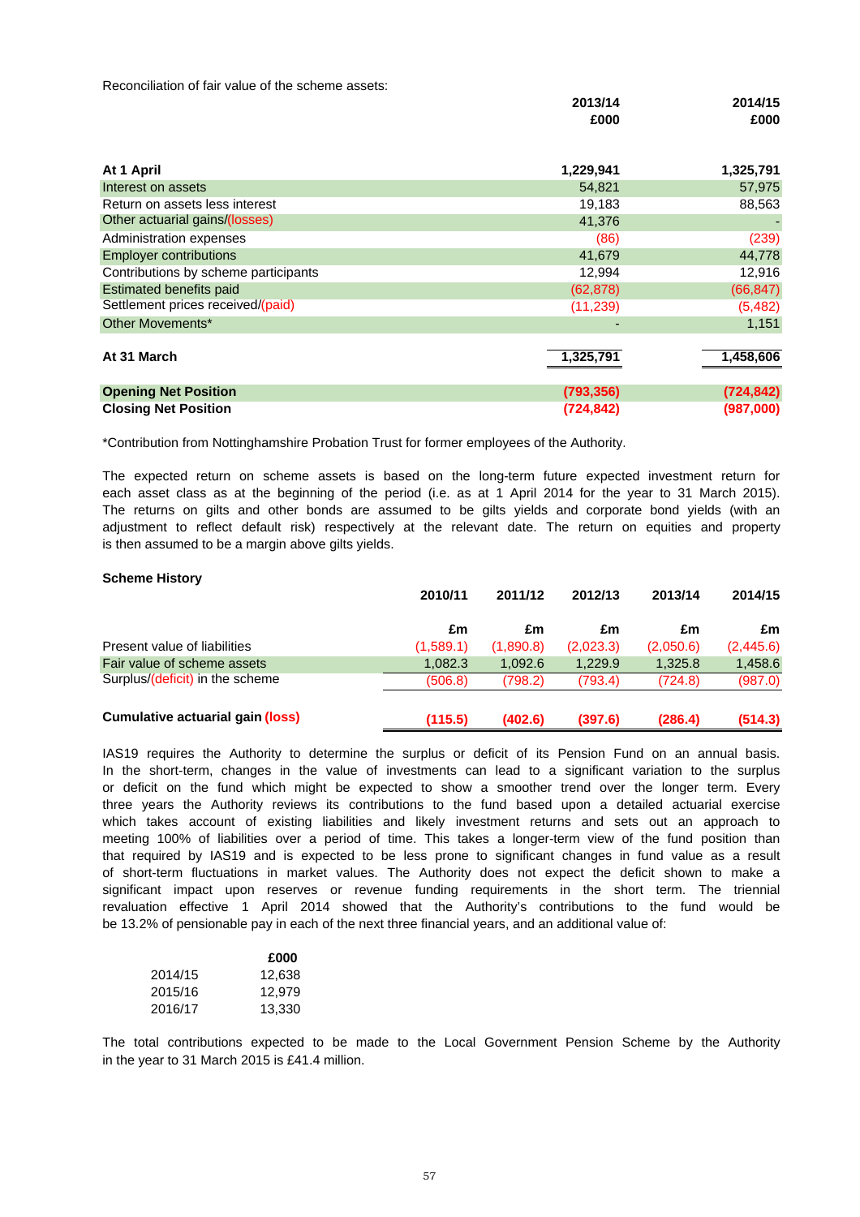Reconciliation of fair value of the scheme assets:

| | 2013/14 | 2014/15 |
|---|---|---|
| | £000 | £000 |
| **At 1 April** | **1,229,941** | **1,325,791** |
| Interest on assets | 54,821 | 57,975 |
| Return on assets less interest | 19,183 | 88,563 |
| Other actuarial gains/(losses) | 41,376 | - |
| Administration expenses | (86) | (239) |
| Employer contributions | 41,679 | 44,778 |
| Contributions by scheme participants | 12,994 | 12,916 |
| Estimated benefits paid | (62,878) | (66,847) |
| Settlement prices received/(paid) | (11,239) | (5,482) |
| Other Movements* | - | 1,151 |
| **At 31 March** | **1,325,791** | **1,458,606** |
| **Opening Net Position** | **(793,356)** | **(724,842)** |
| **Closing Net Position** | **(724,842)** | **(987,000)** |

*Contribution from Nottinghamshire Probation Trust for former employees of the Authority.

The expected return on scheme assets is based on the long-term future expected investment return for each asset class as at the beginning of the period (i.e. as at 1 April 2014 for the year to 31 March 2015). The returns on gilts and other bonds are assumed to be gilts yields and corporate bond yields (with an adjustment to reflect default risk) respectively at the relevant date. The return on equities and property is then assumed to be a margin above gilts yields.

**Scheme History**

| | 2010/11 | 2011/12 | 2012/13 | 2013/14 | 2014/15 |
|---|---|---|---|---|---|
| | £m | £m | £m | £m | £m |
| Present value of liabilities | (1,589.1) | (1,890.8) | (2,023.3) | (2,050.6) | (2,445.6) |
| Fair value of scheme assets | 1,082.3 | 1,092.6 | 1,229.9 | 1,325.8 | 1,458.6 |
| Surplus/(deficit) in the scheme | (506.8) | (798.2) | (793.4) | (724.8) | (987.0) |
| **Cumulative actuarial gain (loss)** | **(115.5)** | **(402.6)** | **(397.6)** | **(286.4)** | **(514.3)** |

IAS19 requires the Authority to determine the surplus or deficit of its Pension Fund on an annual basis. In the short-term, changes in the value of investments can lead to a significant variation to the surplus or deficit on the fund which might be expected to show a smoother trend over the longer term. Every three years the Authority reviews its contributions to the fund based upon a detailed actuarial exercise which takes account of existing liabilities and likely investment returns and sets out an approach to meeting 100% of liabilities over a period of time. This takes a longer-term view of the fund position than that required by IAS19 and is expected to be less prone to significant changes in fund value as a result of short-term fluctuations in market values. The Authority does not expect the deficit shown to make a significant impact upon reserves or revenue funding requirements in the short term. The triennial revaluation effective 1 April 2014 showed that the Authority's contributions to the fund would be be 13.2% of pensionable pay in each of the next three financial years, and an additional value of:

| | £000 |
|---|---|
| 2014/15 | 12,638 |
| 2015/16 | 12,979 |
| 2016/17 | 13,330 |

The total contributions expected to be made to the Local Government Pension Scheme by the Authority in the year to 31 March 2015 is £41.4 million.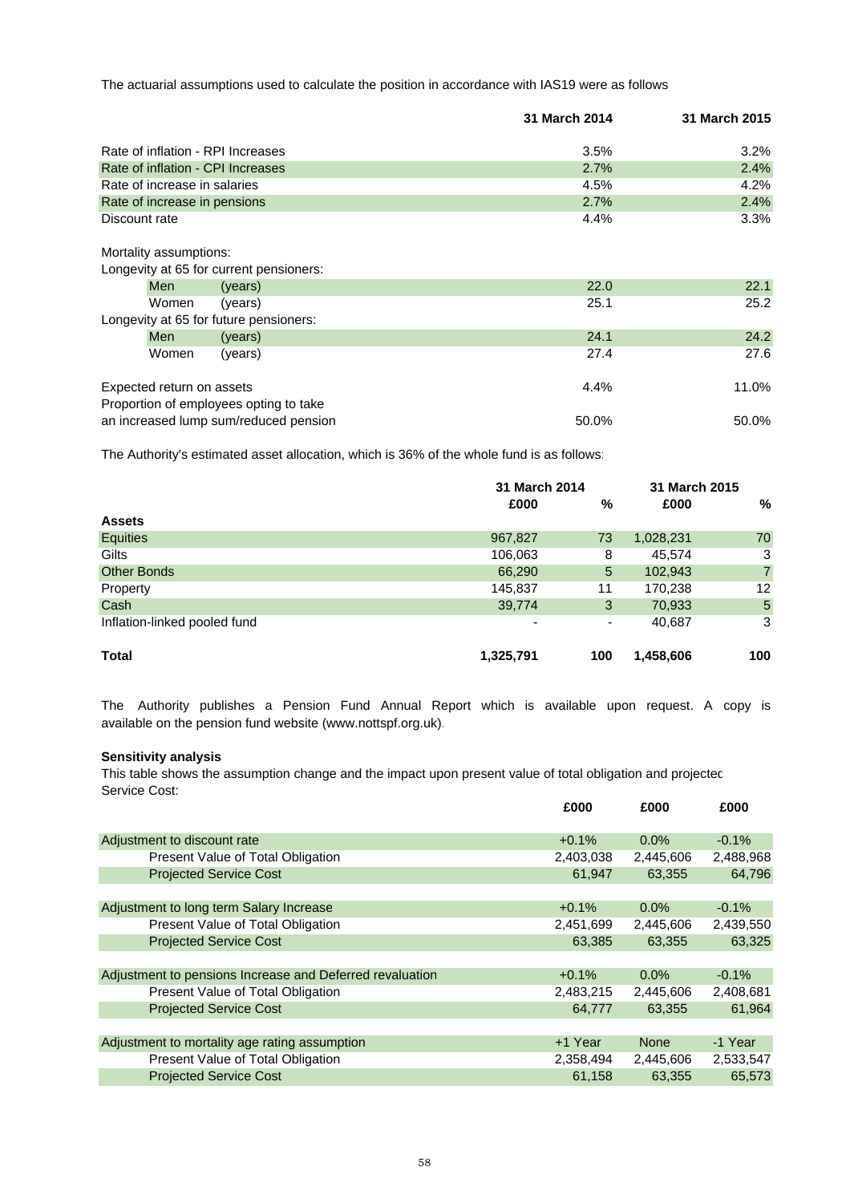The actuarial assumptions used to calculate the position in accordance with IAS19 were as follows

| | | 31 March 2014 | 31 March 2015 |
|---|---|---|---|
| Rate of inflation - RPI Increases | | 3.5% | 3.2% |
| Rate of inflation - CPI Increases | | 2.7% | 2.4% |
| Rate of increase in salaries | | 4.5% | 4.2% |
| Rate of increase in pensions | | 2.7% | 2.4% |
| Discount rate | | 4.4% | 3.3% |
| | | | |
| Mortality assumptions: | | | |
| Longevity at 65 for current pensioners: | | | |
| Men | (years) | 22.0 | 22.1 |
| Women | (years) | 25.1 | 25.2 |
| Longevity at 65 for future pensioners: | | | |
| Men | (years) | 24.1 | 24.2 |
| Women | (years) | 27.4 | 27.6 |
| | | | |
| Expected return on assets | | 4.4% | 11.0% |
| Proportion of employees opting to take an increased lump sum/reduced pension | | 50.0% | 50.0% |

The Authority's estimated asset allocation, which is 36% of the whole fund is as follows:

| | 31 March 2014 | | 31 March 2015 | |
|---|---|---|---|---|
| | £000 | % | £000 | % |
| **Assets** | | | | |
| Equities | 967,827 | 73 | 1,028,231 | 70 |
| Gilts | 106,063 | 8 | 45,574 | 3 |
| Other Bonds | 66,290 | 5 | 102,943 | 7 |
| Property | 145,837 | 11 | 170,238 | 12 |
| Cash | 39,774 | 3 | 70,933 | 5 |
| Inflation-linked pooled fund | - | - | 40,687 | 3 |
| **Total** | **1,325,791** | **100** | **1,458,606** | **100** |

The Authority publishes a Pension Fund Annual Report which is available upon request. A copy is available on the pension fund website (www.nottspf.org.uk).

**Sensitivity analysis**

This table shows the assumption change and the impact upon present value of total obligation and projected Service Cost:

| | £000 | £000 | £000 |
|---|---|---|---|
| Adjustment to discount rate | +0.1% | 0.0% | -0.1% |
| Present Value of Total Obligation | 2,403,038 | 2,445,606 | 2,488,968 |
| Projected Service Cost | 61,947 | 63,355 | 64,796 |
| | | | |
| Adjustment to long term Salary Increase | +0.1% | 0.0% | -0.1% |
| Present Value of Total Obligation | 2,451,699 | 2,445,606 | 2,439,550 |
| Projected Service Cost | 63,385 | 63,355 | 63,325 |
| | | | |
| Adjustment to pensions Increase and Deferred revaluation | +0.1% | 0.0% | -0.1% |
| Present Value of Total Obligation | 2,483,215 | 2,445,606 | 2,408,681 |
| Projected Service Cost | 64,777 | 63,355 | 61,964 |
| | | | |
| Adjustment to mortality age rating assumption | +1 Year | None | -1 Year |
| Present Value of Total Obligation | 2,358,494 | 2,445,606 | 2,533,547 |
| Projected Service Cost | 61,158 | 63,355 | 65,573 |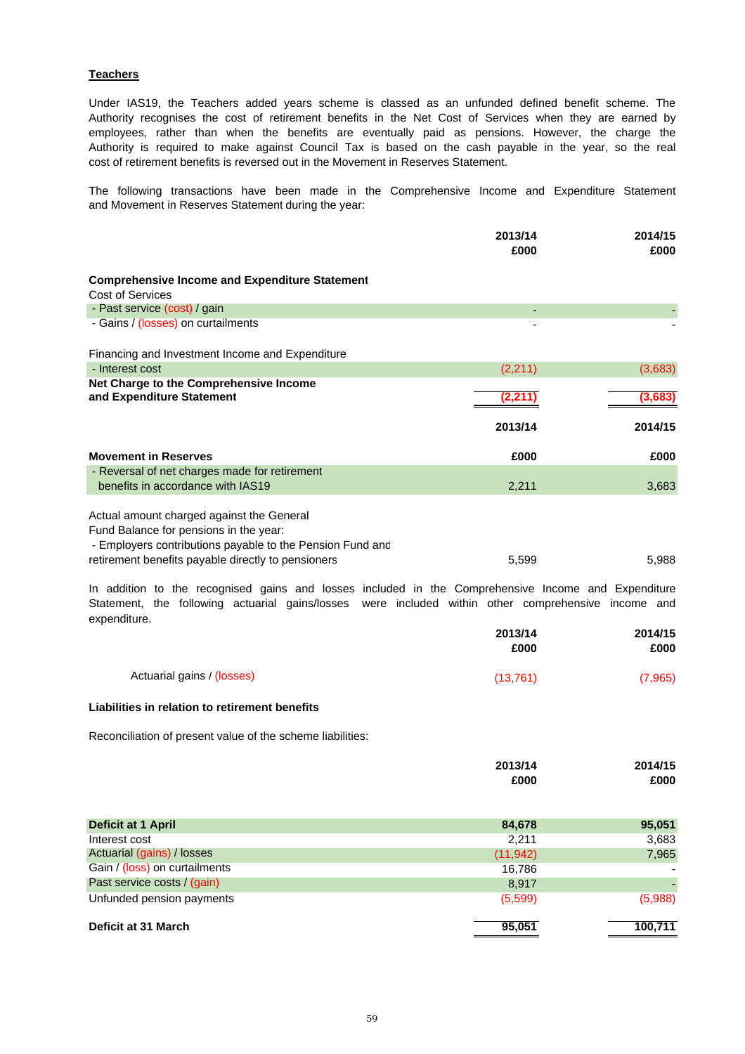**Teachers**

Under IAS19, the Teachers added years scheme is classed as an unfunded defined benefit scheme. The Authority recognises the cost of retirement benefits in the Net Cost of Services when they are earned by employees, rather than when the benefits are eventually paid as pensions. However, the charge the Authority is required to make against Council Tax is based on the cash payable in the year, so the real cost of retirement benefits is reversed out in the Movement in Reserves Statement.

The following transactions have been made in the Comprehensive Income and Expenditure Statement and Movement in Reserves Statement during the year:

| | 2013/14<br>£000 | 2014/15<br>£000 |
|---|---|---|
| **Comprehensive Income and Expenditure Statement** | | |
| Cost of Services | | |
| - Past service (cost) / gain | - | - |
| - Gains / (losses) on curtailments | - | - |
| Financing and Investment Income and Expenditure | | |
| - Interest cost | (2,211) | (3,683) |
| **Net Charge to the Comprehensive Income and Expenditure Statement** | **(2,211)** | **(3,683)** |

| **Movement in Reserves** | 2013/14<br>£000 | 2014/15<br>£000 |
|---|---|---|
| - Reversal of net charges made for retirement benefits in accordance with IAS19 | 2,211 | 3,683 |
| Actual amount charged against the General Fund Balance for pensions in the year: | | |
| - Employers contributions payable to the Pension Fund and retirement benefits payable directly to pensioners | 5,599 | 5,988 |

In addition to the recognised gains and losses included in the Comprehensive Income and Expenditure Statement, the following actuarial gains/losses were included within other comprehensive income and expenditure.

| | 2013/14<br>£000 | 2014/15<br>£000 |
|---|---|---|
| Actuarial gains / (losses) | (13,761) | (7,965) |

**Liabilities in relation to retirement benefits**

Reconciliation of present value of the scheme liabilities:

| | 2013/14<br>£000 | 2014/15<br>£000 |
|---|---|---|
| **Deficit at 1 April** | **84,678** | **95,051** |
| Interest cost | 2,211 | 3,683 |
| Actuarial (gains) / losses | (11,942) | 7,965 |
| Gain / (loss) on curtailments | 16,786 | - |
| Past service costs / (gain) | 8,917 | - |
| Unfunded pension payments | (5,599) | (5,988) |
| **Deficit at 31 March** | **95,051** | **100,711** |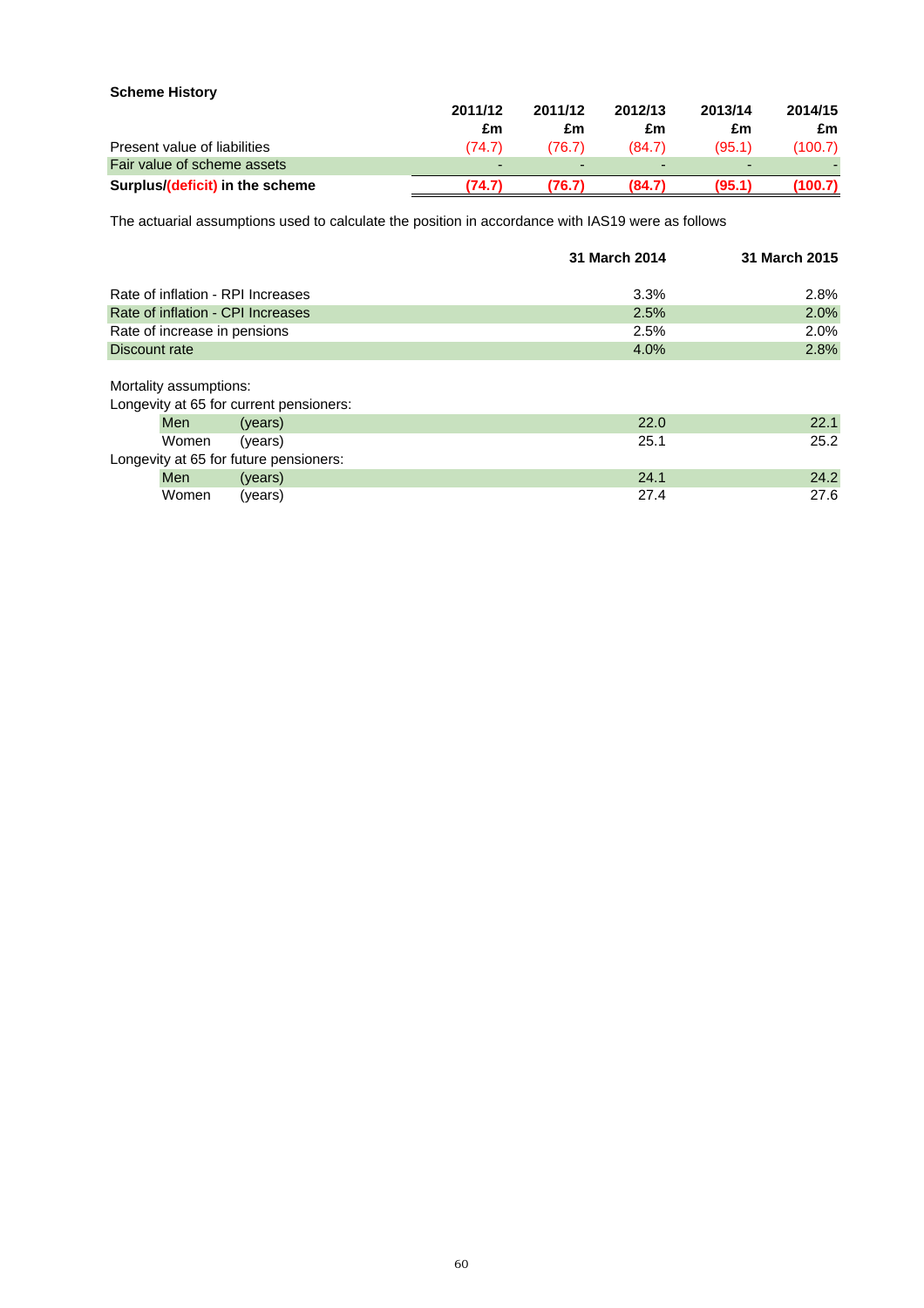**Scheme History**

| | 2011/12 | 2011/12 | 2012/13 | 2013/14 | 2014/15 |
|---|---|---|---|---|---|
| | £m | £m | £m | £m | £m |
| Present value of liabilities | (74.7) | (76.7) | (84.7) | (95.1) | (100.7) |
| Fair value of scheme assets | - | - | - | - | - |
| **Surplus/(deficit) in the scheme** | **(74.7)** | **(76.7)** | **(84.7)** | **(95.1)** | **(100.7)** |

The actuarial assumptions used to calculate the position in accordance with IAS19 were as follows

| | 31 March 2014 | 31 March 2015 |
|---|---|---|
| Rate of inflation - RPI Increases | 3.3% | 2.8% |
| Rate of inflation - CPI Increases | 2.5% | 2.0% |
| Rate of increase in pensions | 2.5% | 2.0% |
| Discount rate | 4.0% | 2.8% |
| | | |
| Mortality assumptions: | | |
| Longevity at 65 for current pensioners: | | |
| Men (years) | 22.0 | 22.1 |
| Women (years) | 25.1 | 25.2 |
| Longevity at 65 for future pensioners: | | |
| Men (years) | 24.1 | 24.2 |
| Women (years) | 27.4 | 27.6 |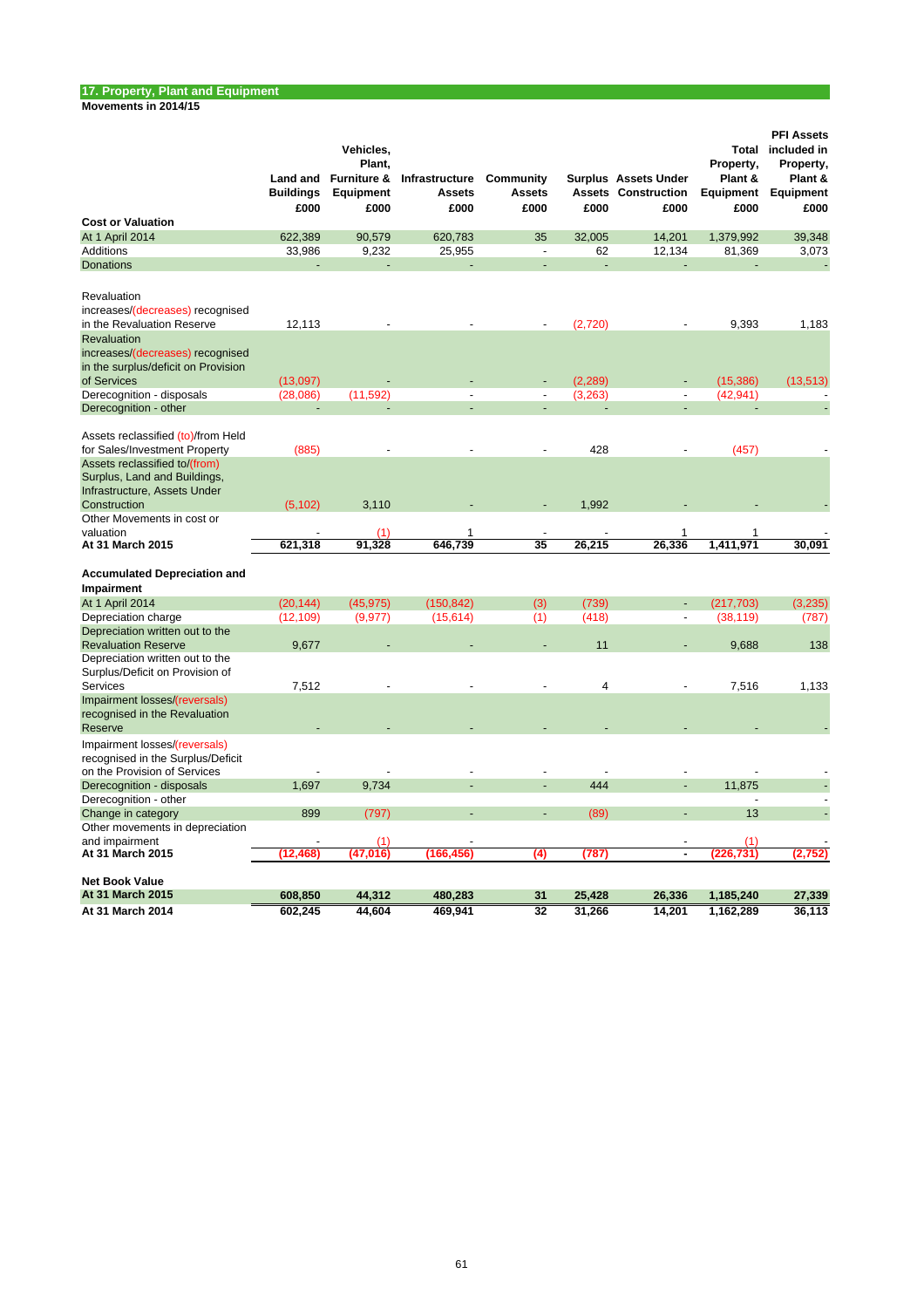## 17. Property, Plant and Equipment

**Movements in 2014/15**

| | Land and Buildings £000 | Vehicles, Plant, Furniture & Equipment £000 | Infrastructure Assets £000 | Community Assets £000 | Surplus Assets £000 | Assets Under Construction £000 | Total Property, Plant & Equipment £000 | PFI Assets included in Property, Plant & Equipment £000 |
|---|---|---|---|---|---|---|---|---|
| **Cost or Valuation** | | | | | | | | |
| At 1 April 2014 | 622,389 | 90,579 | 620,783 | 35 | 32,005 | 14,201 | 1,379,992 | 39,348 |
| Additions | 33,986 | 9,232 | 25,955 | - | 62 | 12,134 | 81,369 | 3,073 |
| Donations | - | - | - | - | - | - | - | - |
| Revaluation increases/(decreases) recognised in the Revaluation Reserve | 12,113 | - | - | - | (2,720) | - | 9,393 | 1,183 |
| Revaluation increases/(decreases) recognised in the surplus/deficit on Provision of Services | (13,097) | - | - | - | (2,289) | - | (15,386) | (13,513) |
| Derecognition - disposals | (28,086) | (11,592) | - | - | (3,263) | - | (42,941) | - |
| Derecognition - other | - | - | - | - | - | - | - | - |
| Assets reclassified (to)/from Held for Sales/Investment Property | (885) | - | - | - | 428 | - | (457) | - |
| Assets reclassified to/(from) Surplus, Land and Buildings, Infrastructure, Assets Under Construction | (5,102) | 3,110 | - | - | 1,992 | - | - | - |
| Other Movements in cost or valuation | - | (1) | 1 | - | - | 1 | 1 | - |
| **At 31 March 2015** | **621,318** | **91,328** | **646,739** | **35** | **26,215** | **26,336** | **1,411,971** | **30,091** |
| **Accumulated Depreciation and Impairment** | | | | | | | | |
| At 1 April 2014 | (20,144) | (45,975) | (150,842) | (3) | (739) | - | (217,703) | (3,235) |
| Depreciation charge | (12,109) | (9,977) | (15,614) | (1) | (418) | - | (38,119) | (787) |
| Depreciation written out to the Revaluation Reserve | 9,677 | - | - | - | 11 | - | 9,688 | 138 |
| Depreciation written out to the Surplus/Deficit on Provision of Services | 7,512 | - | - | - | 4 | - | 7,516 | 1,133 |
| Impairment losses/(reversals) recognised in the Revaluation Reserve | - | - | - | - | - | - | - | - |
| Impairment losses/(reversals) recognised in the Surplus/Deficit on the Provision of Services | - | - | - | - | - | - | - | - |
| Derecognition - disposals | 1,697 | 9,734 | - | - | 444 | - | 11,875 | - |
| Derecognition - other | | | | | | | - | - |
| Change in category | 899 | (797) | - | - | (89) | - | 13 | - |
| Other movements in depreciation and impairment | - | (1) | - | | | - | (1) | - |
| **At 31 March 2015** | **(12,468)** | **(47,016)** | **(166,456)** | **(4)** | **(787)** | **-** | **(226,731)** | **(2,752)** |
| **Net Book Value** | | | | | | | | |
| **At 31 March 2015** | **608,850** | **44,312** | **480,283** | **31** | **25,428** | **26,336** | **1,185,240** | **27,339** |
| **At 31 March 2014** | **602,245** | **44,604** | **469,941** | **32** | **31,266** | **14,201** | **1,162,289** | **36,113** |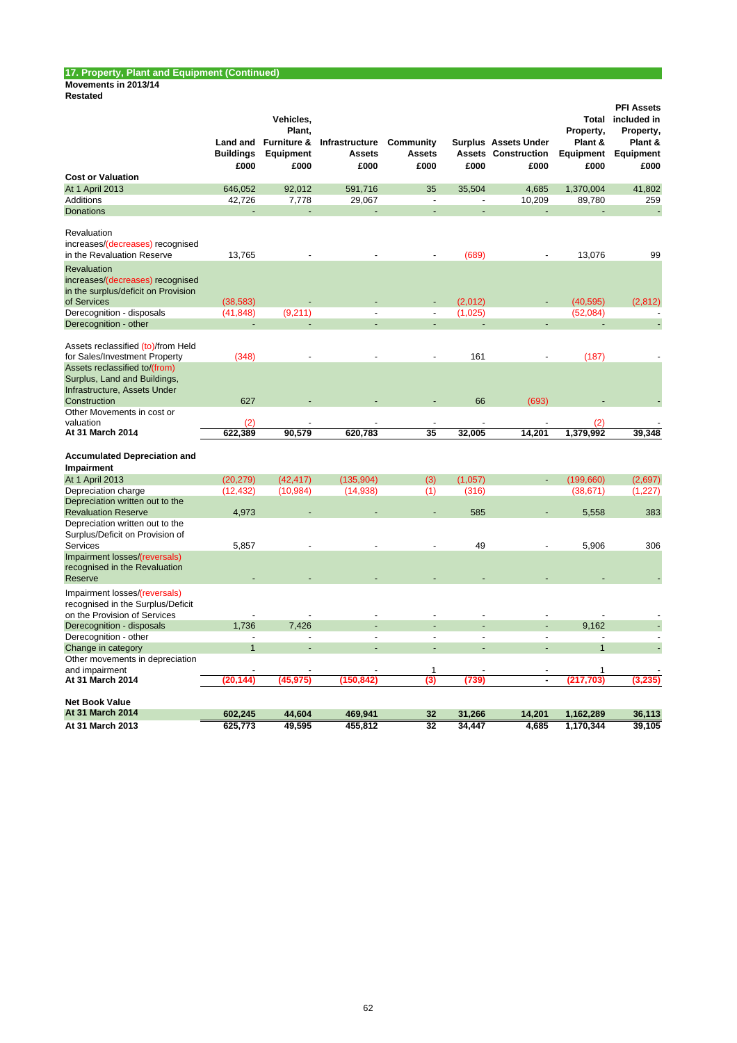## 17. Property, Plant and Equipment (Continued)

**Movements in 2013/14**
**Restated**

| | Land and Buildings £000 | Vehicles, Plant, Furniture & Equipment £000 | Infrastructure Assets £000 | Community Assets £000 | Surplus Assets £000 | Assets Under Construction £000 | Total Property, Plant & Equipment £000 | PFI Assets included in Property, Plant & Equipment £000 |
|---|---|---|---|---|---|---|---|---|
| **Cost or Valuation** | | | | | | | | |
| At 1 April 2013 | 646,052 | 92,012 | 591,716 | 35 | 35,504 | 4,685 | 1,370,004 | 41,802 |
| Additions | 42,726 | 7,778 | 29,067 | - | - | 10,209 | 89,780 | 259 |
| Donations | - | - | - | - | - | - | - | - |
| Revaluation increases/(decreases) recognised in the Revaluation Reserve | 13,765 | - | - | - | (689) | - | 13,076 | 99 |
| Revaluation increases/(decreases) recognised in the surplus/deficit on Provision of Services | (38,583) | - | - | - | (2,012) | - | (40,595) | (2,812) |
| Derecognition - disposals | (41,848) | (9,211) | - | - | (1,025) | | (52,084) | - |
| Derecognition - other | - | - | - | - | - | - | - | - |
| Assets reclassified (to)/from Held for Sales/Investment Property | (348) | - | - | - | 161 | - | (187) | - |
| Assets reclassified to/(from) Surplus, Land and Buildings, Infrastructure, Assets Under Construction | 627 | - | - | - | 66 | (693) | - | - |
| Other Movements in cost or valuation | (2) | - | - | - | - | - | (2) | - |
| **At 31 March 2014** | **622,389** | **90,579** | **620,783** | **35** | **32,005** | **14,201** | **1,379,992** | **39,348** |
| **Accumulated Depreciation and Impairment** | | | | | | | | |
| At 1 April 2013 | (20,279) | (42,417) | (135,904) | (3) | (1,057) | - | (199,660) | (2,697) |
| Depreciation charge | (12,432) | (10,984) | (14,938) | (1) | (316) | | (38,671) | (1,227) |
| Depreciation written out to the Revaluation Reserve | 4,973 | - | - | - | 585 | - | 5,558 | 383 |
| Depreciation written out to the Surplus/Deficit on Provision of Services | 5,857 | - | - | - | 49 | - | 5,906 | 306 |
| Impairment losses/(reversals) recognised in the Revaluation Reserve | - | - | - | - | - | - | - | - |
| Impairment losses/(reversals) recognised in the Surplus/Deficit on the Provision of Services | - | - | - | - | - | - | - | - |
| Derecognition - disposals | 1,736 | 7,426 | - | - | - | - | 9,162 | - |
| Derecognition - other | - | - | - | - | - | - | - | - |
| Change in category | 1 | - | - | - | - | - | 1 | - |
| Other movements in depreciation and impairment | - | - | - | 1 | - | - | 1 | - |
| **At 31 March 2014** | **(20,144)** | **(45,975)** | **(150,842)** | **(3)** | **(739)** | **-** | **(217,703)** | **(3,235)** |
| **Net Book Value** | | | | | | | | |
| **At 31 March 2014** | **602,245** | **44,604** | **469,941** | **32** | **31,266** | **14,201** | **1,162,289** | **36,113** |
| **At 31 March 2013** | **625,773** | **49,595** | **455,812** | **32** | **34,447** | **4,685** | **1,170,344** | **39,105** |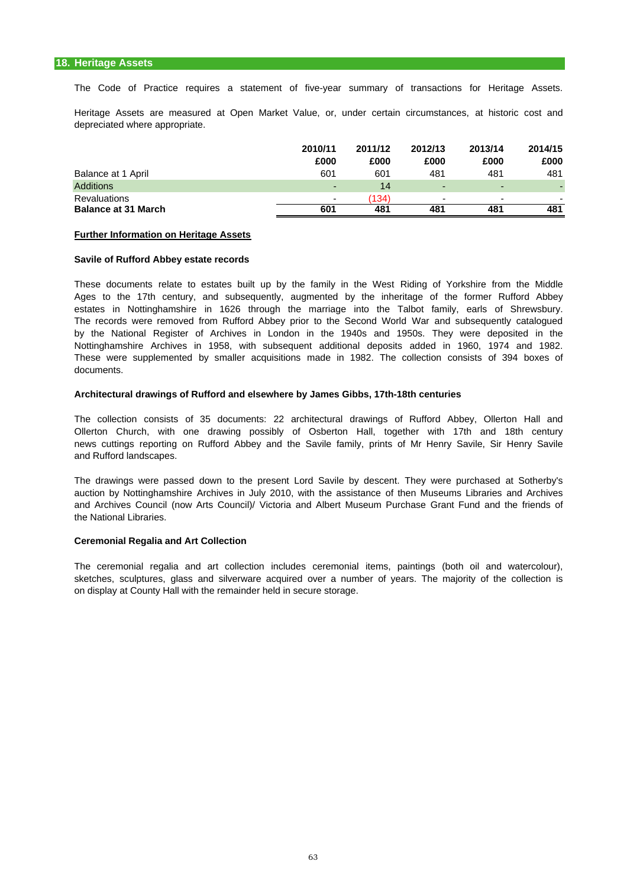## 18. Heritage Assets

The Code of Practice requires a statement of five-year summary of transactions for Heritage Assets.

Heritage Assets are measured at Open Market Value, or, under certain circumstances, at historic cost and depreciated where appropriate.

| | 2010/11 | 2011/12 | 2012/13 | 2013/14 | 2014/15 |
|---|---|---|---|---|---|
| | £000 | £000 | £000 | £000 | £000 |
| Balance at 1 April | 601 | 601 | 481 | 481 | 481 |
| Additions | - | 14 | - | - | - |
| Revaluations | - | (134) | - | - | - |
| **Balance at 31 March** | **601** | **481** | **481** | **481** | **481** |

**Further Information on Heritage Assets**

**Savile of Rufford Abbey estate records**

These documents relate to estates built up by the family in the West Riding of Yorkshire from the Middle Ages to the 17th century, and subsequently, augmented by the inheritage of the former Rufford Abbey estates in Nottinghamshire in 1626 through the marriage into the Talbot family, earls of Shrewsbury. The records were removed from Rufford Abbey prior to the Second World War and subsequently catalogued by the National Register of Archives in London in the 1940s and 1950s. They were deposited in the Nottinghamshire Archives in 1958, with subsequent additional deposits added in 1960, 1974 and 1982. These were supplemented by smaller acquisitions made in 1982. The collection consists of 394 boxes of documents.

**Architectural drawings of Rufford and elsewhere by James Gibbs, 17th-18th centuries**

The collection consists of 35 documents: 22 architectural drawings of Rufford Abbey, Ollerton Hall and Ollerton Church, with one drawing possibly of Osberton Hall, together with 17th and 18th century news cuttings reporting on Rufford Abbey and the Savile family, prints of Mr Henry Savile, Sir Henry Savile and Rufford landscapes.

The drawings were passed down to the present Lord Savile by descent. They were purchased at Sotherby's auction by Nottinghamshire Archives in July 2010, with the assistance of then Museums Libraries and Archives and Archives Council (now Arts Council)/ Victoria and Albert Museum Purchase Grant Fund and the friends of the National Libraries.

**Ceremonial Regalia and Art Collection**

The ceremonial regalia and art collection includes ceremonial items, paintings (both oil and watercolour), sketches, sculptures, glass and silverware acquired over a number of years. The majority of the collection is on display at County Hall with the remainder held in secure storage.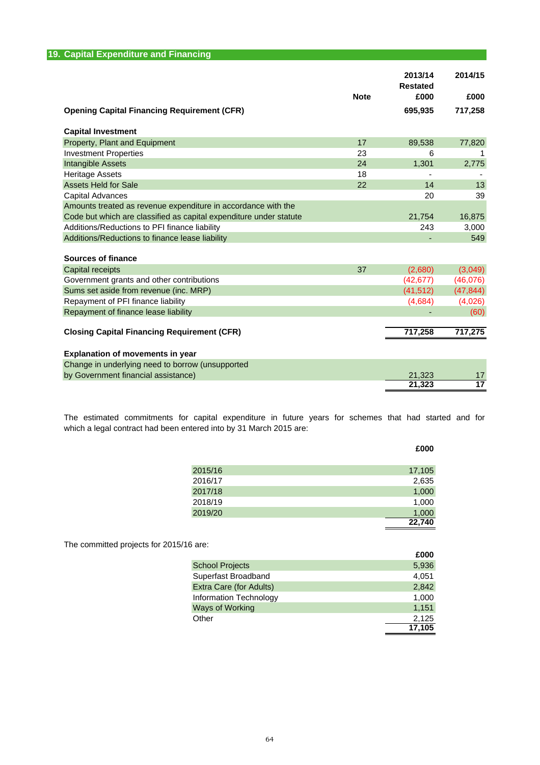## 19. Capital Expenditure and Financing

| | Note | 2013/14 Restated £000 | 2014/15 £000 |
|---|---|---|---|
| **Opening Capital Financing Requirement (CFR)** | | **695,935** | **717,258** |
| | | | |
| **Capital Investment** | | | |
| Property, Plant and Equipment | 17 | 89,538 | 77,820 |
| Investment Properties | 23 | 6 | 1 |
| Intangible Assets | 24 | 1,301 | 2,775 |
| Heritage Assets | 18 | - | - |
| Assets Held for Sale | 22 | 14 | 13 |
| Capital Advances | | 20 | 39 |
| Amounts treated as revenue expenditure in accordance with the Code but which are classified as capital expenditure under statute | | 21,754 | 16,875 |
| Additions/Reductions to PFI finance liability | | 243 | 3,000 |
| Additions/Reductions to finance lease liability | | - | 549 |
| | | | |
| **Sources of finance** | | | |
| Capital receipts | 37 | (2,680) | (3,049) |
| Government grants and other contributions | | (42,677) | (46,076) |
| Sums set aside from revenue (inc. MRP) | | (41,512) | (47,844) |
| Repayment of PFI finance liability | | (4,684) | (4,026) |
| Repayment of finance lease liability | | - | (60) |
| | | | |
| **Closing Capital Financing Requirement (CFR)** | | **717,258** | **717,275** |
| | | | |
| **Explanation of movements in year** | | | |
| Change in underlying need to borrow (unsupported by Government financial assistance) | | 21,323 | 17 |
| | | **21,323** | **17** |

The estimated commitments for capital expenditure in future years for schemes that had started and for which a legal contract had been entered into by 31 March 2015 are:

| | £000 |
|---|---|
| 2015/16 | 17,105 |
| 2016/17 | 2,635 |
| 2017/18 | 1,000 |
| 2018/19 | 1,000 |
| 2019/20 | 1,000 |
| | **22,740** |

The committed projects for 2015/16 are:

| | £000 |
|---|---|
| School Projects | 5,936 |
| Superfast Broadband | 4,051 |
| Extra Care (for Adults) | 2,842 |
| Information Technology | 1,000 |
| Ways of Working | 1,151 |
| Other | 2,125 |
| | **17,105** |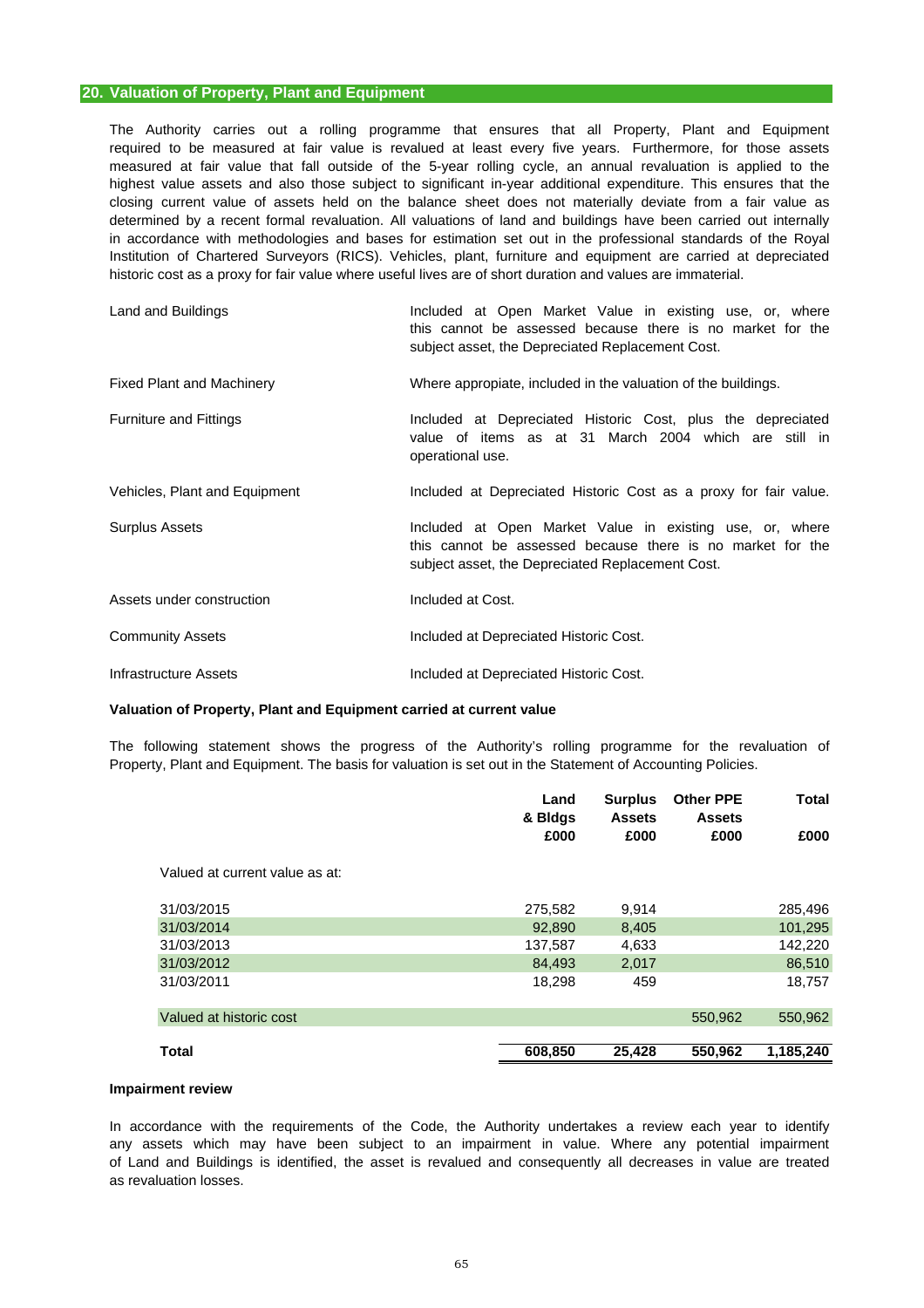## 20. Valuation of Property, Plant and Equipment

The Authority carries out a rolling programme that ensures that all Property, Plant and Equipment required to be measured at fair value is revalued at least every five years. Furthermore, for those assets measured at fair value that fall outside of the 5-year rolling cycle, an annual revaluation is applied to the highest value assets and also those subject to significant in-year additional expenditure. This ensures that the closing current value of assets held on the balance sheet does not materially deviate from a fair value as determined by a recent formal revaluation. All valuations of land and buildings have been carried out internally in accordance with methodologies and bases for estimation set out in the professional standards of the Royal Institution of Chartered Surveyors (RICS). Vehicles, plant, furniture and equipment are carried at depreciated historic cost as a proxy for fair value where useful lives are of short duration and values are immaterial.

| | |
|---|---|
| Land and Buildings | Included at Open Market Value in existing use, or, where this cannot be assessed because there is no market for the subject asset, the Depreciated Replacement Cost. |
| Fixed Plant and Machinery | Where appropiate, included in the valuation of the buildings. |
| Furniture and Fittings | Included at Depreciated Historic Cost, plus the depreciated value of items as at 31 March 2004 which are still in operational use. |
| Vehicles, Plant and Equipment | Included at Depreciated Historic Cost as a proxy for fair value. |
| Surplus Assets | Included at Open Market Value in existing use, or, where this cannot be assessed because there is no market for the subject asset, the Depreciated Replacement Cost. |
| Assets under construction | Included at Cost. |
| Community Assets | Included at Depreciated Historic Cost. |
| Infrastructure Assets | Included at Depreciated Historic Cost. |

**Valuation of Property, Plant and Equipment carried at current value**

The following statement shows the progress of the Authority's rolling programme for the revaluation of Property, Plant and Equipment. The basis for valuation is set out in the Statement of Accounting Policies.

| | Land & Bldgs £000 | Surplus Assets £000 | Other PPE Assets £000 | Total £000 |
|---|---|---|---|---|
| Valued at current value as at: | | | | |
| 31/03/2015 | 275,582 | 9,914 | | 285,496 |
| 31/03/2014 | 92,890 | 8,405 | | 101,295 |
| 31/03/2013 | 137,587 | 4,633 | | 142,220 |
| 31/03/2012 | 84,493 | 2,017 | | 86,510 |
| 31/03/2011 | 18,298 | 459 | | 18,757 |
| Valued at historic cost | | | 550,962 | 550,962 |
| **Total** | **608,850** | **25,428** | **550,962** | **1,185,240** |

**Impairment review**

In accordance with the requirements of the Code, the Authority undertakes a review each year to identify any assets which may have been subject to an impairment in value. Where any potential impairment of Land and Buildings is identified, the asset is revalued and consequently all decreases in value are treated as revaluation losses.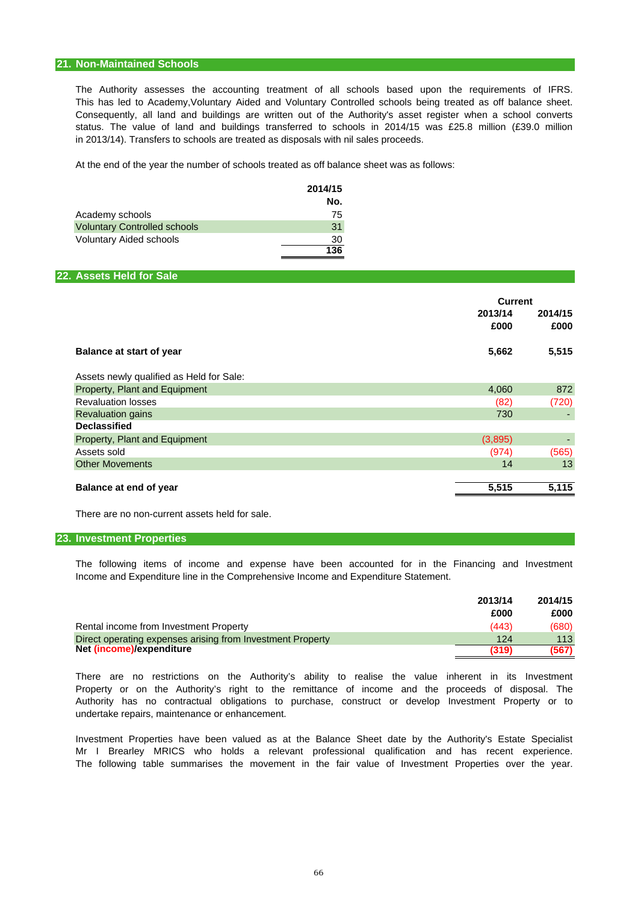## 21. Non-Maintained Schools

The Authority assesses the accounting treatment of all schools based upon the requirements of IFRS. This has led to Academy,Voluntary Aided and Voluntary Controlled schools being treated as off balance sheet. Consequently, all land and buildings are written out of the Authority's asset register when a school converts status. The value of land and buildings transferred to schools in 2014/15 was £25.8 million (£39.0 million in 2013/14). Transfers to schools are treated as disposals with nil sales proceeds.

At the end of the year the number of schools treated as off balance sheet was as follows:

| | 2014/15 |
|---|---|
| | No. |
| Academy schools | 75 |
| Voluntary Controlled schools | 31 |
| Voluntary Aided schools | 30 |
| | 136 |

## 22. Assets Held for Sale

| | Current | |
|---|---|---|
| | 2013/14 | 2014/15 |
| | £000 | £000 |
| **Balance at start of year** | **5,662** | **5,515** |
| Assets newly qualified as Held for Sale: | | |
| Property, Plant and Equipment | 4,060 | 872 |
| Revaluation losses | (82) | (720) |
| Revaluation gains | 730 | - |
| **Declassified** | | |
| Property, Plant and Equipment | (3,895) | - |
| Assets sold | (974) | (565) |
| Other Movements | 14 | 13 |
| **Balance at end of year** | **5,515** | **5,115** |

There are no non-current assets held for sale.

## 23. Investment Properties

The following items of income and expense have been accounted for in the Financing and Investment Income and Expenditure line in the Comprehensive Income and Expenditure Statement.

| | 2013/14 | 2014/15 |
|---|---|---|
| | £000 | £000 |
| Rental income from Investment Property | (443) | (680) |
| Direct operating expenses arising from Investment Property | 124 | 113 |
| **Net (income)/expenditure** | **(319)** | **(567)** |

There are no restrictions on the Authority's ability to realise the value inherent in its Investment Property or on the Authority's right to the remittance of income and the proceeds of disposal. The Authority has no contractual obligations to purchase, construct or develop Investment Property or to undertake repairs, maintenance or enhancement.

Investment Properties have been valued as at the Balance Sheet date by the Authority's Estate Specialist Mr I Brearley MRICS who holds a relevant professional qualification and has recent experience. The following table summarises the movement in the fair value of Investment Properties over the year.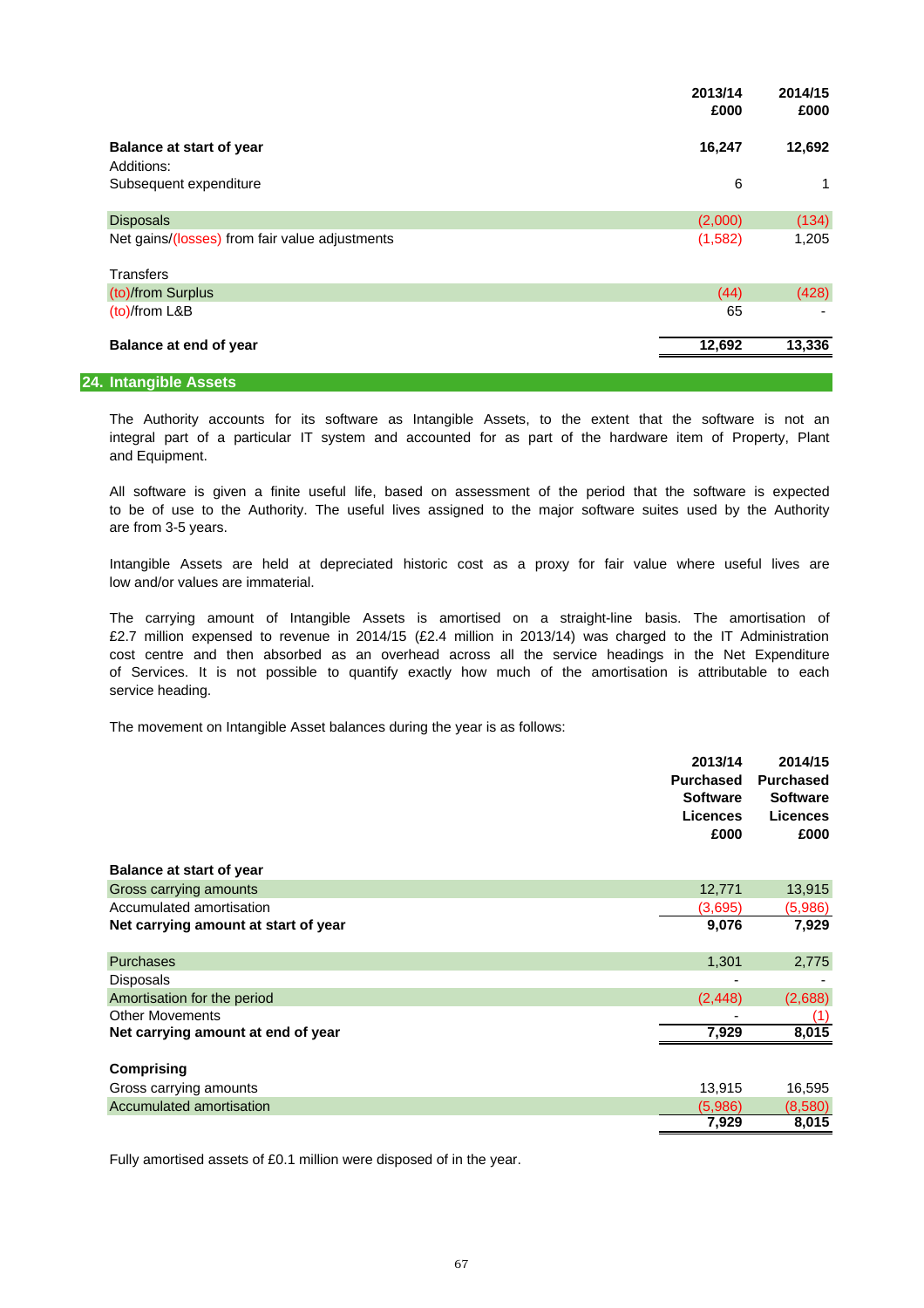| | 2013/14<br>£000 | 2014/15<br>£000 |
|---|---|---|
| **Balance at start of year** | **16,247** | **12,692** |
| Additions: | | |
| Subsequent expenditure | 6 | 1 |
| | | |
| Disposals | (2,000) | (134) |
| Net gains/(losses) from fair value adjustments | (1,582) | 1,205 |
| | | |
| Transfers | | |
| (to)/from Surplus | (44) | (428) |
| (to)/from L&B | 65 | - |
| | | |
| **Balance at end of year** | **12,692** | **13,336** |

## 24. Intangible Assets

The Authority accounts for its software as Intangible Assets, to the extent that the software is not an integral part of a particular IT system and accounted for as part of the hardware item of Property, Plant and Equipment.

All software is given a finite useful life, based on assessment of the period that the software is expected to be of use to the Authority. The useful lives assigned to the major software suites used by the Authority are from 3-5 years.

Intangible Assets are held at depreciated historic cost as a proxy for fair value where useful lives are low and/or values are immaterial.

The carrying amount of Intangible Assets is amortised on a straight-line basis. The amortisation of £2.7 million expensed to revenue in 2014/15 (£2.4 million in 2013/14) was charged to the IT Administration cost centre and then absorbed as an overhead across all the service headings in the Net Expenditure of Services. It is not possible to quantify exactly how much of the amortisation is attributable to each service heading.

The movement on Intangible Asset balances during the year is as follows:

| | 2013/14<br>Purchased Software Licences<br>£000 | 2014/15<br>Purchased Software Licences<br>£000 |
|---|---|---|
| **Balance at start of year** | | |
| Gross carrying amounts | 12,771 | 13,915 |
| Accumulated amortisation | (3,695) | (5,986) |
| **Net carrying amount at start of year** | **9,076** | **7,929** |
| | | |
| Purchases | 1,301 | 2,775 |
| Disposals | - | - |
| Amortisation for the period | (2,448) | (2,688) |
| Other Movements | - | (1) |
| **Net carrying amount at end of year** | **7,929** | **8,015** |
| | | |
| **Comprising** | | |
| Gross carrying amounts | 13,915 | 16,595 |
| Accumulated amortisation | (5,986) | (8,580) |
| | **7,929** | **8,015** |

Fully amortised assets of £0.1 million were disposed of in the year.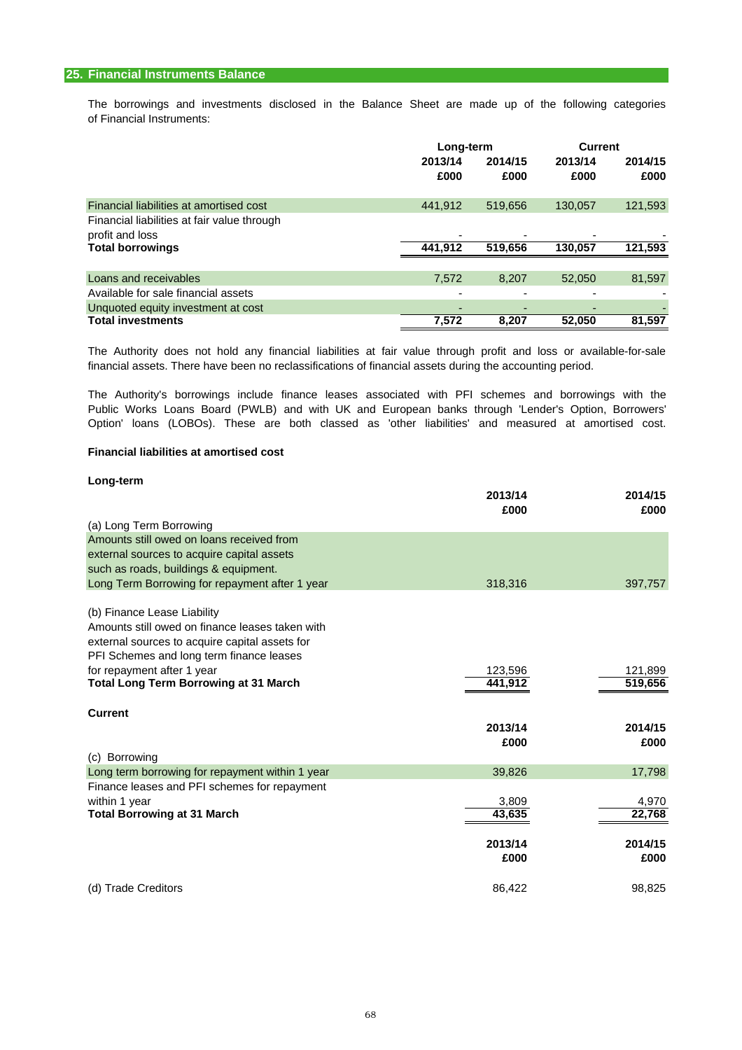## 25. Financial Instruments Balance

The borrowings and investments disclosed in the Balance Sheet are made up of the following categories of Financial Instruments:

| | Long-term | | Current | |
|---|---|---|---|---|
| | 2013/14 | 2014/15 | 2013/14 | 2014/15 |
| | £000 | £000 | £000 | £000 |
| Financial liabilities at amortised cost | 441,912 | 519,656 | 130,057 | 121,593 |
| Financial liabilities at fair value through profit and loss | - | - | - | - |
| **Total borrowings** | **441,912** | **519,656** | **130,057** | **121,593** |
| Loans and receivables | 7,572 | 8,207 | 52,050 | 81,597 |
| Available for sale financial assets | - | - | - | - |
| Unquoted equity investment at cost | - | - | - | - |
| **Total investments** | **7,572** | **8,207** | **52,050** | **81,597** |

The Authority does not hold any financial liabilities at fair value through profit and loss or available-for-sale financial assets. There have been no reclassifications of financial assets during the accounting period.

The Authority's borrowings include finance leases associated with PFI schemes and borrowings with the Public Works Loans Board (PWLB) and with UK and European banks through 'Lender's Option, Borrowers' Option' loans (LOBOs). These are both classed as 'other liabilities' and measured at amortised cost.

### Financial liabilities at amortised cost

**Long-term**

| | 2013/14 | 2014/15 |
|---|---|---|
| | £000 | £000 |
| (a) Long Term Borrowing | | |
| Amounts still owed on loans received from external sources to acquire capital assets such as roads, buildings & equipment. | | |
| Long Term Borrowing for repayment after 1 year | 318,316 | 397,757 |
| (b) Finance Lease Liability | | |
| Amounts still owed on finance leases taken with external sources to acquire capital assets for PFI Schemes and long term finance leases for repayment after 1 year | 123,596 | 121,899 |
| **Total Long Term Borrowing at 31 March** | **441,912** | **519,656** |

**Current**

| | 2013/14 | 2014/15 |
|---|---|---|
| | £000 | £000 |
| (c) Borrowing | | |
| Long term borrowing for repayment within 1 year | 39,826 | 17,798 |
| Finance leases and PFI schemes for repayment within 1 year | 3,809 | 4,970 |
| **Total Borrowing at 31 March** | **43,635** | **22,768** |

| | 2013/14 | 2014/15 |
|---|---|---|
| | £000 | £000 |
| (d) Trade Creditors | 86,422 | 98,825 |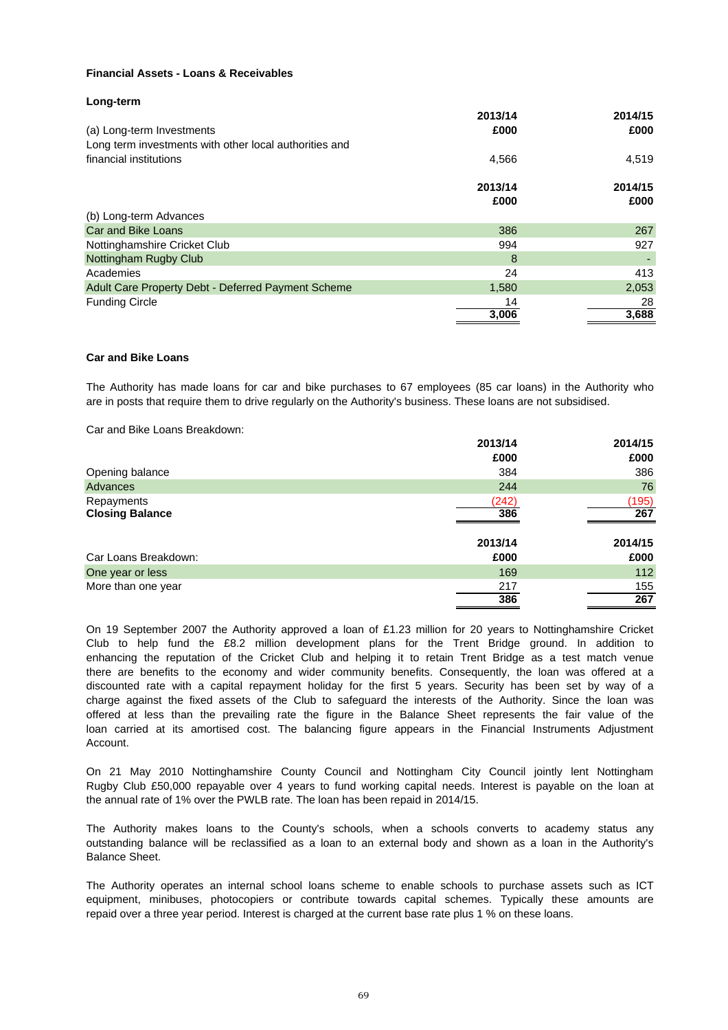**Financial Assets - Loans & Receivables**

**Long-term**

| (a) Long-term Investments | 2013/14<br>£000 | 2014/15<br>£000 |
|---|---|---|
| Long term investments with other local authorities and financial institutions | 4,566 | 4,519 |

| | 2013/14<br>£000 | 2014/15<br>£000 |
|---|---|---|
| (b) Long-term Advances | | |
| Car and Bike Loans | 386 | 267 |
| Nottinghamshire Cricket Club | 994 | 927 |
| Nottingham Rugby Club | 8 | - |
| Academies | 24 | 413 |
| Adult Care Property Debt - Deferred Payment Scheme | 1,580 | 2,053 |
| Funding Circle | 14 | 28 |
| | 3,006 | 3,688 |

**Car and Bike Loans**

The Authority has made loans for car and bike purchases to 67 employees (85 car loans) in the Authority who are in posts that require them to drive regularly on the Authority's business. These loans are not subsidised.

Car and Bike Loans Breakdown:

| | 2013/14<br>£000 | 2014/15<br>£000 |
|---|---|---|
| Opening balance | 384 | 386 |
| Advances | 244 | 76 |
| Repayments | (242) | (195) |
| **Closing Balance** | 386 | 267 |

| Car Loans Breakdown: | 2013/14<br>£000 | 2014/15<br>£000 |
|---|---|---|
| One year or less | 169 | 112 |
| More than one year | 217 | 155 |
| | 386 | 267 |

On 19 September 2007 the Authority approved a loan of £1.23 million for 20 years to Nottinghamshire Cricket Club to help fund the £8.2 million development plans for the Trent Bridge ground. In addition to enhancing the reputation of the Cricket Club and helping it to retain Trent Bridge as a test match venue there are benefits to the economy and wider community benefits. Consequently, the loan was offered at a discounted rate with a capital repayment holiday for the first 5 years. Security has been set by way of a charge against the fixed assets of the Club to safeguard the interests of the Authority. Since the loan was offered at less than the prevailing rate the figure in the Balance Sheet represents the fair value of the loan carried at its amortised cost. The balancing figure appears in the Financial Instruments Adjustment Account.

On 21 May 2010 Nottinghamshire County Council and Nottingham City Council jointly lent Nottingham Rugby Club £50,000 repayable over 4 years to fund working capital needs. Interest is payable on the loan at the annual rate of 1% over the PWLB rate. The loan has been repaid in 2014/15.

The Authority makes loans to the County's schools, when a schools converts to academy status any outstanding balance will be reclassified as a loan to an external body and shown as a loan in the Authority's Balance Sheet.

The Authority operates an internal school loans scheme to enable schools to purchase assets such as ICT equipment, minibuses, photocopiers or contribute towards capital schemes. Typically these amounts are repaid over a three year period. Interest is charged at the current base rate plus 1 % on these loans.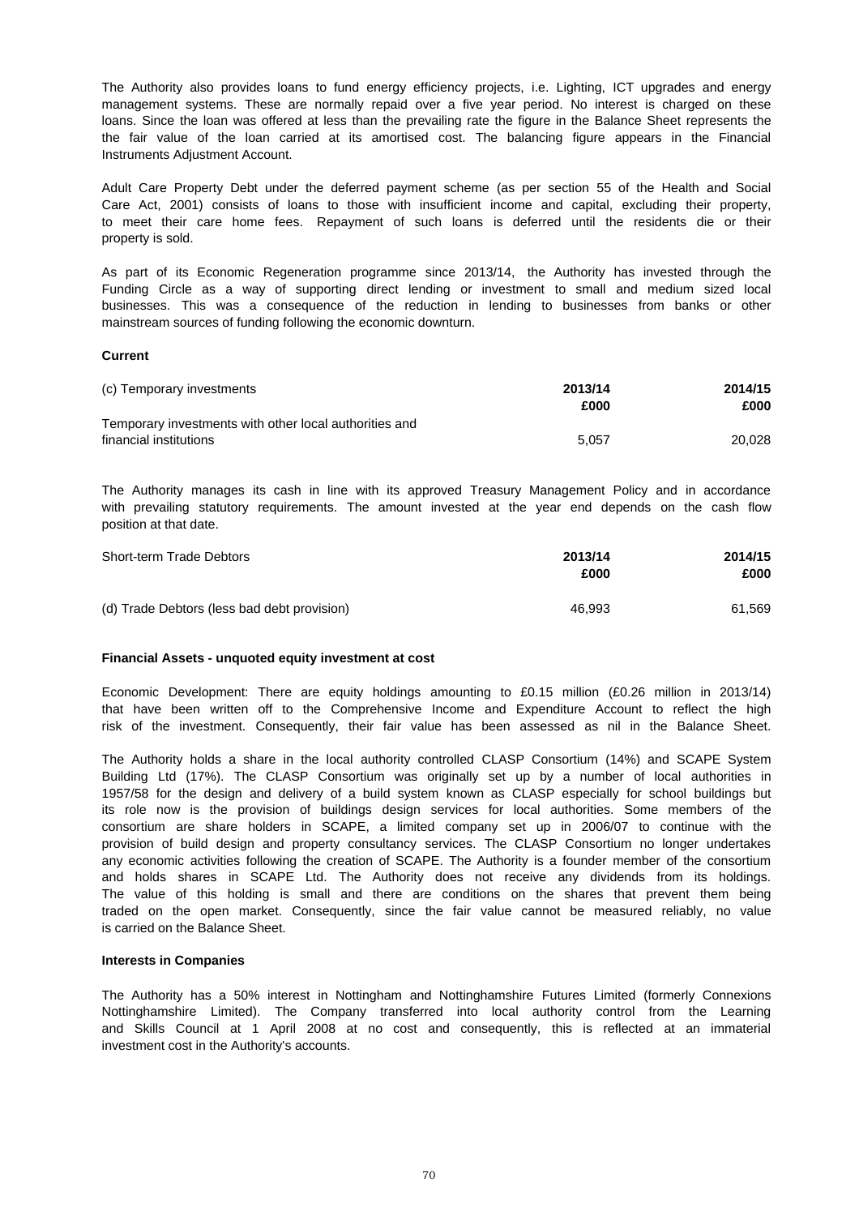The Authority also provides loans to fund energy efficiency projects, i.e. Lighting, ICT upgrades and energy management systems. These are normally repaid over a five year period. No interest is charged on these loans. Since the loan was offered at less than the prevailing rate the figure in the Balance Sheet represents the the fair value of the loan carried at its amortised cost. The balancing figure appears in the Financial Instruments Adjustment Account.

Adult Care Property Debt under the deferred payment scheme (as per section 55 of the Health and Social Care Act, 2001) consists of loans to those with insufficient income and capital, excluding their property, to meet their care home fees. Repayment of such loans is deferred until the residents die or their property is sold.

As part of its Economic Regeneration programme since 2013/14, the Authority has invested through the Funding Circle as a way of supporting direct lending or investment to small and medium sized local businesses. This was a consequence of the reduction in lending to businesses from banks or other mainstream sources of funding following the economic downturn.

**Current**

| (c) Temporary investments | 2013/14 £000 | 2014/15 £000 |
|---|---|---|
| Temporary investments with other local authorities and financial institutions | 5,057 | 20,028 |

The Authority manages its cash in line with its approved Treasury Management Policy and in accordance with prevailing statutory requirements. The amount invested at the year end depends on the cash flow position at that date.

| Short-term Trade Debtors | 2013/14 £000 | 2014/15 £000 |
|---|---|---|
| (d) Trade Debtors (less bad debt provision) | 46,993 | 61,569 |

**Financial Assets - unquoted equity investment at cost**

Economic Development: There are equity holdings amounting to £0.15 million (£0.26 million in 2013/14) that have been written off to the Comprehensive Income and Expenditure Account to reflect the high risk of the investment. Consequently, their fair value has been assessed as nil in the Balance Sheet.

The Authority holds a share in the local authority controlled CLASP Consortium (14%) and SCAPE System Building Ltd (17%). The CLASP Consortium was originally set up by a number of local authorities in 1957/58 for the design and delivery of a build system known as CLASP especially for school buildings but its role now is the provision of buildings design services for local authorities. Some members of the consortium are share holders in SCAPE, a limited company set up in 2006/07 to continue with the provision of build design and property consultancy services. The CLASP Consortium no longer undertakes any economic activities following the creation of SCAPE. The Authority is a founder member of the consortium and holds shares in SCAPE Ltd. The Authority does not receive any dividends from its holdings. The value of this holding is small and there are conditions on the shares that prevent them being traded on the open market. Consequently, since the fair value cannot be measured reliably, no value is carried on the Balance Sheet.

**Interests in Companies**

The Authority has a 50% interest in Nottingham and Nottinghamshire Futures Limited (formerly Connexions Nottinghamshire Limited). The Company transferred into local authority control from the Learning and Skills Council at 1 April 2008 at no cost and consequently, this is reflected at an immaterial investment cost in the Authority's accounts.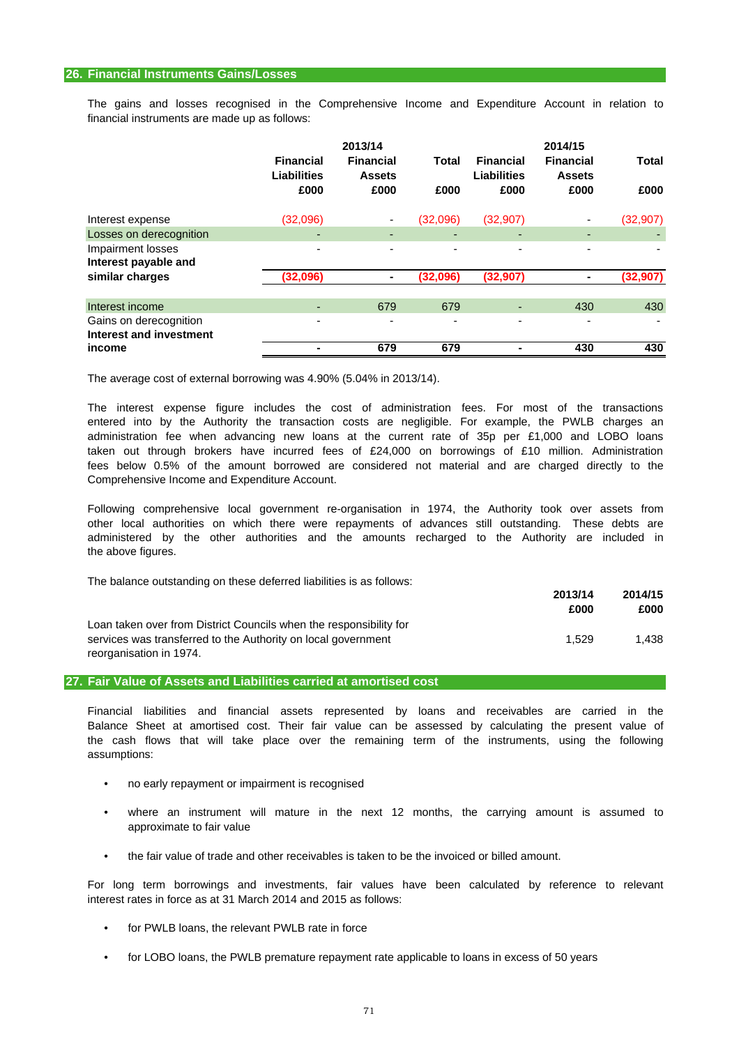## 26. Financial Instruments Gains/Losses

The gains and losses recognised in the Comprehensive Income and Expenditure Account in relation to financial instruments are made up as follows:

| | 2013/14 Financial Liabilities £000 | 2013/14 Financial Assets £000 | 2013/14 Total £000 | 2014/15 Financial Liabilities £000 | 2014/15 Financial Assets £000 | 2014/15 Total £000 |
|---|---|---|---|---|---|---|
| Interest expense | (32,096) | - | (32,096) | (32,907) | - | (32,907) |
| Losses on derecognition | - | - | - | - | - | - |
| Impairment losses | - | - | - | - | - | - |
| **Interest payable and similar charges** | **(32,096)** | **-** | **(32,096)** | **(32,907)** | **-** | **(32,907)** |
| Interest income | - | 679 | 679 | - | 430 | 430 |
| Gains on derecognition | - | - | - | - | - | - |
| **Interest and investment income** | **-** | **679** | **679** | **-** | **430** | **430** |

The average cost of external borrowing was 4.90% (5.04% in 2013/14).

The interest expense figure includes the cost of administration fees. For most of the transactions entered into by the Authority the transaction costs are negligible. For example, the PWLB charges an administration fee when advancing new loans at the current rate of 35p per £1,000 and LOBO loans taken out through brokers have incurred fees of £24,000 on borrowings of £10 million. Administration fees below 0.5% of the amount borrowed are considered not material and are charged directly to the Comprehensive Income and Expenditure Account.

Following comprehensive local government re-organisation in 1974, the Authority took over assets from other local authorities on which there were repayments of advances still outstanding. These debts are administered by the other authorities and the amounts recharged to the Authority are included in the above figures.

The balance outstanding on these deferred liabilities is as follows:

| | 2013/14 £000 | 2014/15 £000 |
|---|---|---|
| Loan taken over from District Councils when the responsibility for services was transferred to the Authority on local government reorganisation in 1974. | 1,529 | 1,438 |

## 27. Fair Value of Assets and Liabilities carried at amortised cost

Financial liabilities and financial assets represented by loans and receivables are carried in the Balance Sheet at amortised cost. Their fair value can be assessed by calculating the present value of the cash flows that will take place over the remaining term of the instruments, using the following assumptions:

- no early repayment or impairment is recognised
- where an instrument will mature in the next 12 months, the carrying amount is assumed to approximate to fair value
- the fair value of trade and other receivables is taken to be the invoiced or billed amount.

For long term borrowings and investments, fair values have been calculated by reference to relevant interest rates in force as at 31 March 2014 and 2015 as follows:

- for PWLB loans, the relevant PWLB rate in force
- for LOBO loans, the PWLB premature repayment rate applicable to loans in excess of 50 years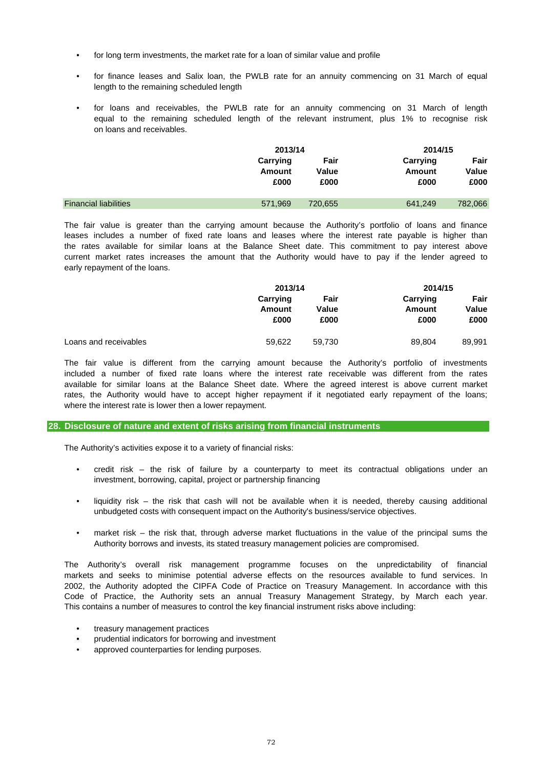- for long term investments, the market rate for a loan of similar value and profile
- for finance leases and Salix loan, the PWLB rate for an annuity commencing on 31 March of equal length to the remaining scheduled length
- for loans and receivables, the PWLB rate for an annuity commencing on 31 March of length equal to the remaining scheduled length of the relevant instrument, plus 1% to recognise risk on loans and receivables.

| | 2013/14 | | 2014/15 | |
|---|---|---|---|---|
| | **Carrying Amount £000** | **Fair Value £000** | **Carrying Amount £000** | **Fair Value £000** |
| Financial liabilities | 571,969 | 720,655 | 641,249 | 782,066 |

The fair value is greater than the carrying amount because the Authority's portfolio of loans and finance leases includes a number of fixed rate loans and leases where the interest rate payable is higher than the rates available for similar loans at the Balance Sheet date. This commitment to pay interest above current market rates increases the amount that the Authority would have to pay if the lender agreed to early repayment of the loans.

| | 2013/14 | | 2014/15 | |
|---|---|---|---|---|
| | **Carrying Amount £000** | **Fair Value £000** | **Carrying Amount £000** | **Fair Value £000** |
| Loans and receivables | 59,622 | 59,730 | 89,804 | 89,991 |

The fair value is different from the carrying amount because the Authority's portfolio of investments included a number of fixed rate loans where the interest rate receivable was different from the rates available for similar loans at the Balance Sheet date. Where the agreed interest is above current market rates, the Authority would have to accept higher repayment if it negotiated early repayment of the loans; where the interest rate is lower then a lower repayment.

## 28. Disclosure of nature and extent of risks arising from financial instruments

The Authority's activities expose it to a variety of financial risks:

- credit risk – the risk of failure by a counterparty to meet its contractual obligations under an investment, borrowing, capital, project or partnership financing
- liquidity risk – the risk that cash will not be available when it is needed, thereby causing additional unbudgeted costs with consequent impact on the Authority's business/service objectives.
- market risk – the risk that, through adverse market fluctuations in the value of the principal sums the Authority borrows and invests, its stated treasury management policies are compromised.

The Authority's overall risk management programme focuses on the unpredictability of financial markets and seeks to minimise potential adverse effects on the resources available to fund services. In 2002, the Authority adopted the CIPFA Code of Practice on Treasury Management. In accordance with this Code of Practice, the Authority sets an annual Treasury Management Strategy, by March each year. This contains a number of measures to control the key financial instrument risks above including:

- treasury management practices
- prudential indicators for borrowing and investment
- approved counterparties for lending purposes.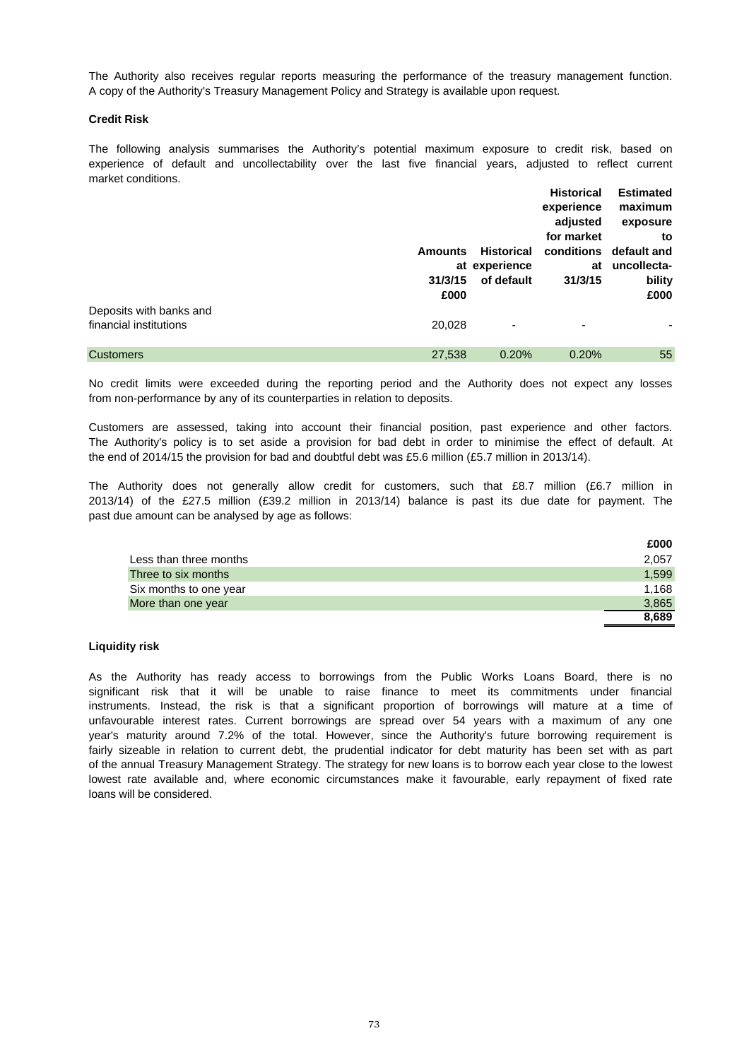The Authority also receives regular reports measuring the performance of the treasury management function. A copy of the Authority's Treasury Management Policy and Strategy is available upon request.

**Credit Risk**

The following analysis summarises the Authority's potential maximum exposure to credit risk, based on experience of default and uncollectability over the last five financial years, adjusted to reflect current market conditions.

| | Amounts at 31/3/15 £000 | Historical experience of default | Historical experience adjusted for market conditions at 31/3/15 | Estimated maximum exposure to default and uncollecta-bility £000 |
|---|---|---|---|---|
| Deposits with banks and financial institutions | 20,028 | - | - | - |
| Customers | 27,538 | 0.20% | 0.20% | 55 |

No credit limits were exceeded during the reporting period and the Authority does not expect any losses from non-performance by any of its counterparties in relation to deposits.

Customers are assessed, taking into account their financial position, past experience and other factors. The Authority's policy is to set aside a provision for bad debt in order to minimise the effect of default. At the end of 2014/15 the provision for bad and doubtful debt was £5.6 million (£5.7 million in 2013/14).

The Authority does not generally allow credit for customers, such that £8.7 million (£6.7 million in 2013/14) of the £27.5 million (£39.2 million in 2013/14) balance is past its due date for payment. The past due amount can be analysed by age as follows:

| | £000 |
|---|---|
| Less than three months | 2,057 |
| Three to six months | 1,599 |
| Six months to one year | 1,168 |
| More than one year | 3,865 |
| | 8,689 |

**Liquidity risk**

As the Authority has ready access to borrowings from the Public Works Loans Board, there is no significant risk that it will be unable to raise finance to meet its commitments under financial instruments. Instead, the risk is that a significant proportion of borrowings will mature at a time of unfavourable interest rates. Current borrowings are spread over 54 years with a maximum of any one year's maturity around 7.2% of the total. However, since the Authority's future borrowing requirement is fairly sizeable in relation to current debt, the prudential indicator for debt maturity has been set with as part of the annual Treasury Management Strategy. The strategy for new loans is to borrow each year close to the lowest lowest rate available and, where economic circumstances make it favourable, early repayment of fixed rate loans will be considered.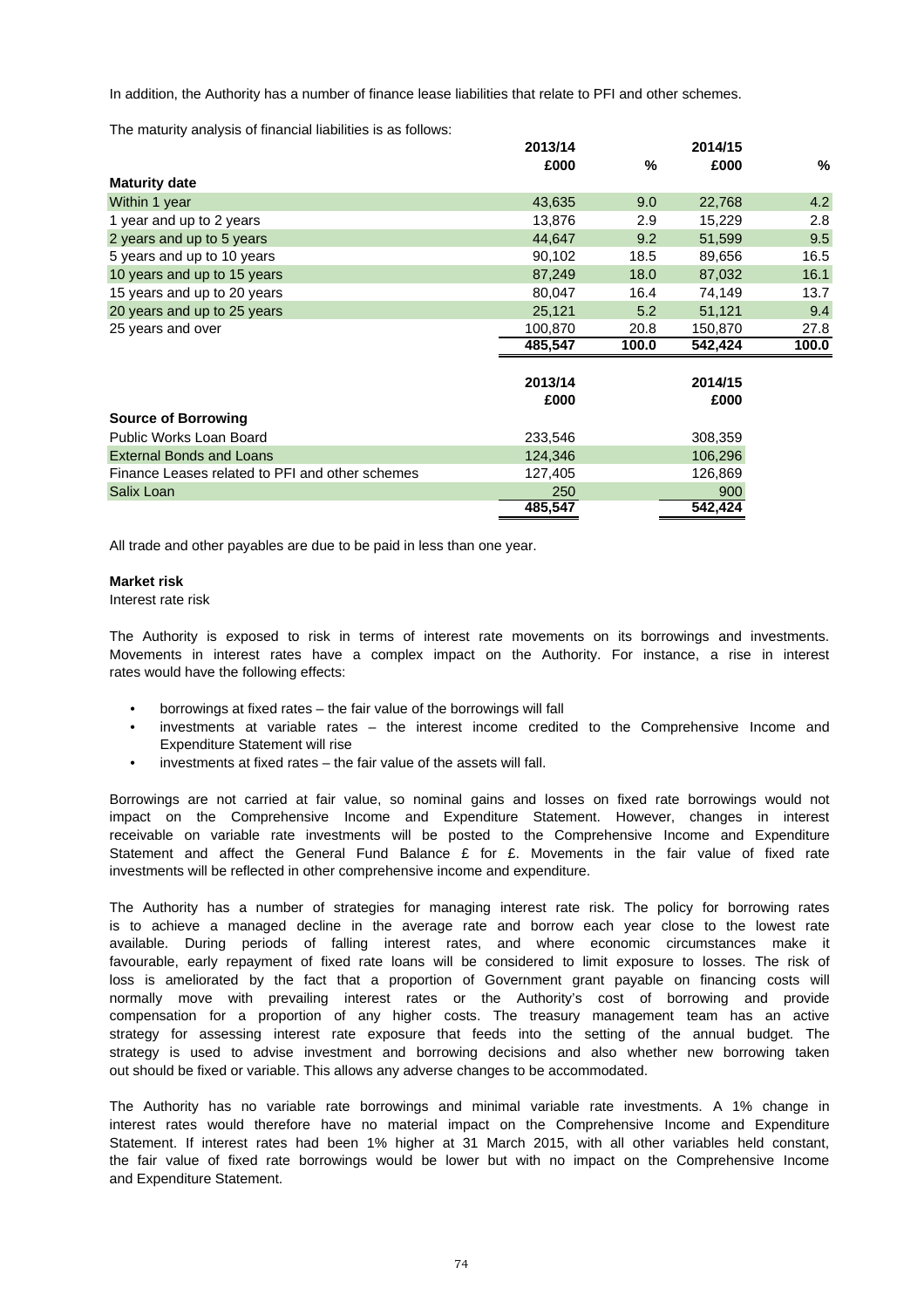In addition, the Authority has a number of finance lease liabilities that relate to PFI and other schemes.

The maturity analysis of financial liabilities is as follows:

| | 2013/14 | | 2014/15 | |
|---|---|---|---|---|
| | £000 | % | £000 | % |
| **Maturity date** | | | | |
| Within 1 year | 43,635 | 9.0 | 22,768 | 4.2 |
| 1 year and up to 2 years | 13,876 | 2.9 | 15,229 | 2.8 |
| 2 years and up to 5 years | 44,647 | 9.2 | 51,599 | 9.5 |
| 5 years and up to 10 years | 90,102 | 18.5 | 89,656 | 16.5 |
| 10 years and up to 15 years | 87,249 | 18.0 | 87,032 | 16.1 |
| 15 years and up to 20 years | 80,047 | 16.4 | 74,149 | 13.7 |
| 20 years and up to 25 years | 25,121 | 5.2 | 51,121 | 9.4 |
| 25 years and over | 100,870 | 20.8 | 150,870 | 27.8 |
| | **485,547** | **100.0** | **542,424** | **100.0** |

| | 2013/14 | 2014/15 |
|---|---|---|
| | £000 | £000 |
| **Source of Borrowing** | | |
| Public Works Loan Board | 233,546 | 308,359 |
| External Bonds and Loans | 124,346 | 106,296 |
| Finance Leases related to PFI and other schemes | 127,405 | 126,869 |
| Salix Loan | 250 | 900 |
| | **485,547** | **542,424** |

All trade and other payables are due to be paid in less than one year.

**Market risk**

Interest rate risk

The Authority is exposed to risk in terms of interest rate movements on its borrowings and investments. Movements in interest rates have a complex impact on the Authority. For instance, a rise in interest rates would have the following effects:

- borrowings at fixed rates – the fair value of the borrowings will fall
- investments at variable rates – the interest income credited to the Comprehensive Income and Expenditure Statement will rise
- investments at fixed rates – the fair value of the assets will fall.

Borrowings are not carried at fair value, so nominal gains and losses on fixed rate borrowings would not impact on the Comprehensive Income and Expenditure Statement. However, changes in interest receivable on variable rate investments will be posted to the Comprehensive Income and Expenditure Statement and affect the General Fund Balance £ for £. Movements in the fair value of fixed rate investments will be reflected in other comprehensive income and expenditure.

The Authority has a number of strategies for managing interest rate risk. The policy for borrowing rates is to achieve a managed decline in the average rate and borrow each year close to the lowest rate available. During periods of falling interest rates, and where economic circumstances make it favourable, early repayment of fixed rate loans will be considered to limit exposure to losses. The risk of loss is ameliorated by the fact that a proportion of Government grant payable on financing costs will normally move with prevailing interest rates or the Authority's cost of borrowing and provide compensation for a proportion of any higher costs. The treasury management team has an active strategy for assessing interest rate exposure that feeds into the setting of the annual budget. The strategy is used to advise investment and borrowing decisions and also whether new borrowing taken out should be fixed or variable. This allows any adverse changes to be accommodated.

The Authority has no variable rate borrowings and minimal variable rate investments. A 1% change in interest rates would therefore have no material impact on the Comprehensive Income and Expenditure Statement. If interest rates had been 1% higher at 31 March 2015, with all other variables held constant, the fair value of fixed rate borrowings would be lower but with no impact on the Comprehensive Income and Expenditure Statement.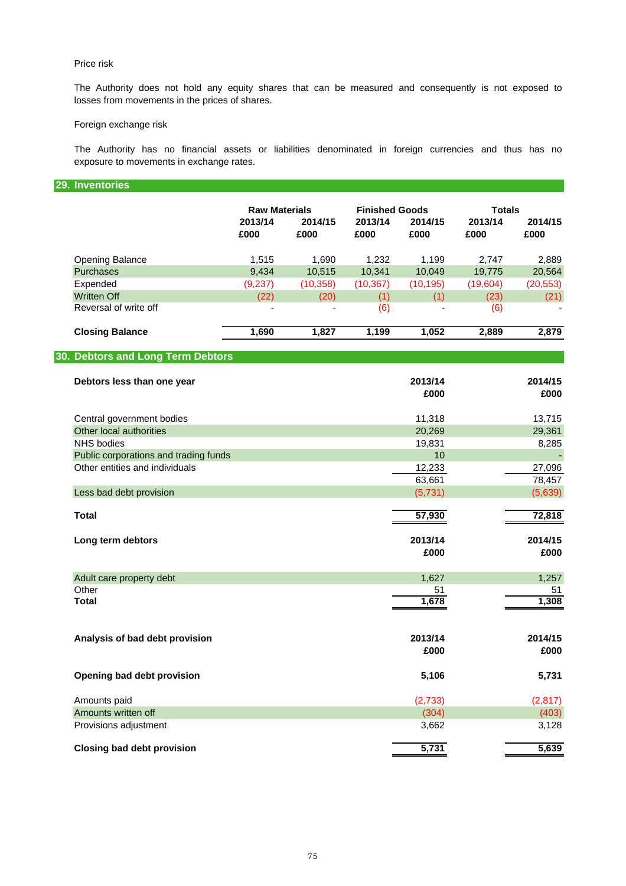Price risk

The Authority does not hold any equity shares that can be measured and consequently is not exposed to losses from movements in the prices of shares.

Foreign exchange risk

The Authority has no financial assets or liabilities denominated in foreign currencies and thus has no exposure to movements in exchange rates.

## 29. Inventories

| | Raw Materials | | Finished Goods | | Totals | |
|---|---|---|---|---|---|---|
| | 2013/14 £000 | 2014/15 £000 | 2013/14 £000 | 2014/15 £000 | 2013/14 £000 | 2014/15 £000 |
| Opening Balance | 1,515 | 1,690 | 1,232 | 1,199 | 2,747 | 2,889 |
| Purchases | 9,434 | 10,515 | 10,341 | 10,049 | 19,775 | 20,564 |
| Expended | (9,237) | (10,358) | (10,367) | (10,195) | (19,604) | (20,553) |
| Written Off | (22) | (20) | (1) | (1) | (23) | (21) |
| Reversal of write off | - | - | (6) | - | (6) | - |
| **Closing Balance** | **1,690** | **1,827** | **1,199** | **1,052** | **2,889** | **2,879** |

## 30. Debtors and Long Term Debtors

| **Debtors less than one year** | **2013/14 £000** | **2014/15 £000** |
|---|---|---|
| Central government bodies | 11,318 | 13,715 |
| Other local authorities | 20,269 | 29,361 |
| NHS bodies | 19,831 | 8,285 |
| Public corporations and trading funds | 10 | - |
| Other entities and individuals | 12,233 | 27,096 |
| | 63,661 | 78,457 |
| Less bad debt provision | (5,731) | (5,639) |
| **Total** | **57,930** | **72,818** |

| **Long term debtors** | **2013/14 £000** | **2014/15 £000** |
|---|---|---|
| Adult care property debt | 1,627 | 1,257 |
| Other | 51 | 51 |
| **Total** | **1,678** | **1,308** |

| **Analysis of bad debt provision** | **2013/14 £000** | **2014/15 £000** |
|---|---|---|
| **Opening bad debt provision** | **5,106** | **5,731** |
| Amounts paid | (2,733) | (2,817) |
| Amounts written off | (304) | (403) |
| Provisions adjustment | 3,662 | 3,128 |
| **Closing bad debt provision** | **5,731** | **5,639** |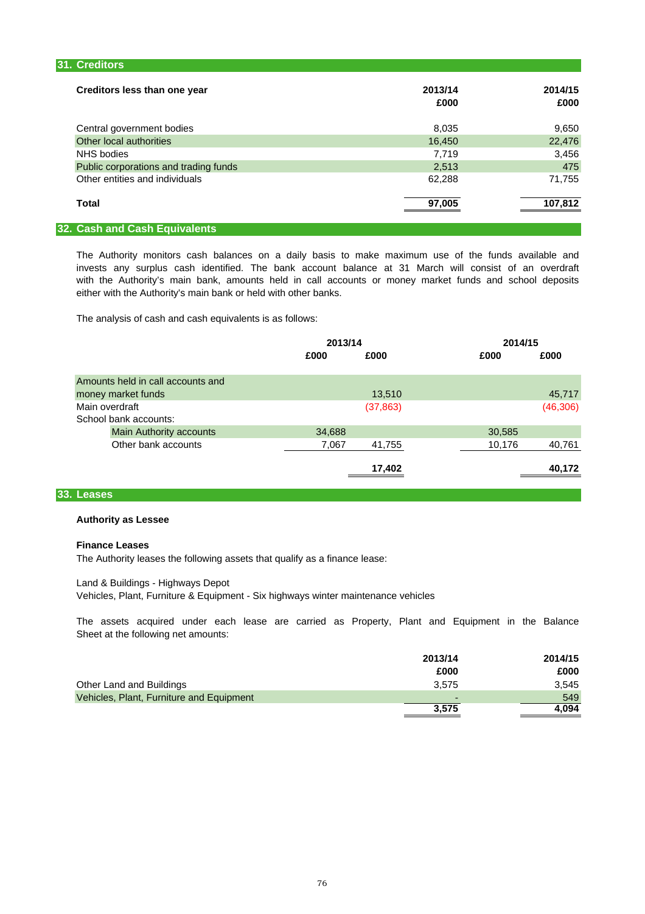## 31. Creditors

| Creditors less than one year | 2013/14 £000 | 2014/15 £000 |
|---|---|---|
| Central government bodies | 8,035 | 9,650 |
| Other local authorities | 16,450 | 22,476 |
| NHS bodies | 7,719 | 3,456 |
| Public corporations and trading funds | 2,513 | 475 |
| Other entities and individuals | 62,288 | 71,755 |
| **Total** | **97,005** | **107,812** |

## 32. Cash and Cash Equivalents

The Authority monitors cash balances on a daily basis to make maximum use of the funds available and invests any surplus cash identified. The bank account balance at 31 March will consist of an overdraft with the Authority's main bank, amounts held in call accounts or money market funds and school deposits either with the Authority's main bank or held with other banks.

The analysis of cash and cash equivalents is as follows:

| | 2013/14 | | 2014/15 | |
|---|---|---|---|---|
| | £000 | £000 | £000 | £000 |
| Amounts held in call accounts and money market funds | | 13,510 | | 45,717 |
| Main overdraft | | (37,863) | | (46,306) |
| School bank accounts: | | | | |
| Main Authority accounts | 34,688 | | 30,585 | |
| Other bank accounts | 7,067 | 41,755 | 10,176 | 40,761 |
| | | **17,402** | | **40,172** |

## 33. Leases

**Authority as Lessee**

**Finance Leases**

The Authority leases the following assets that qualify as a finance lease:

Land & Buildings - Highways Depot
Vehicles, Plant, Furniture & Equipment - Six highways winter maintenance vehicles

The assets acquired under each lease are carried as Property, Plant and Equipment in the Balance Sheet at the following net amounts:

| | 2013/14 £000 | 2014/15 £000 |
|---|---|---|
| Other Land and Buildings | 3,575 | 3,545 |
| Vehicles, Plant, Furniture and Equipment | - | 549 |
| | **3,575** | **4,094** |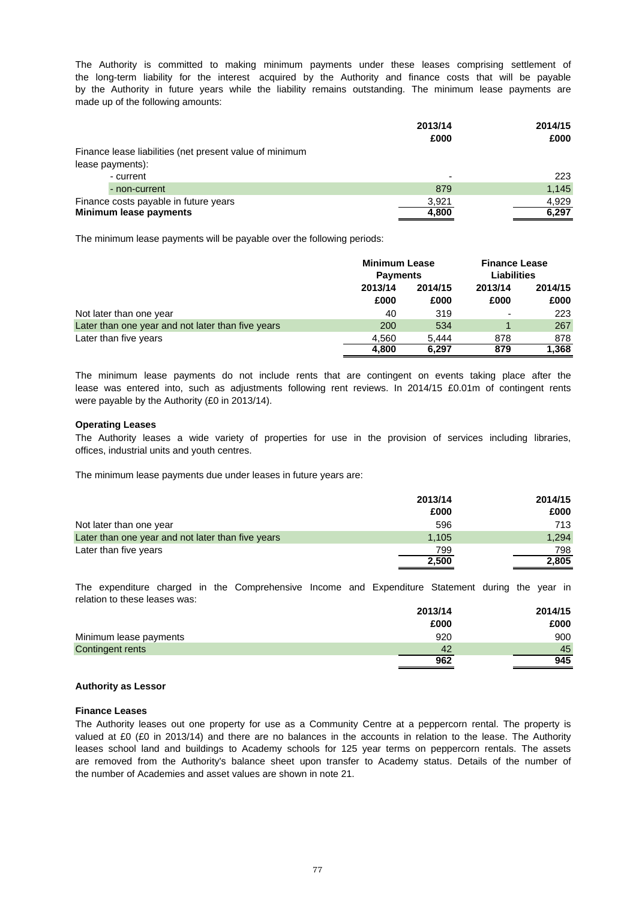The Authority is committed to making minimum payments under these leases comprising settlement of the long-term liability for the interest acquired by the Authority and finance costs that will be payable by the Authority in future years while the liability remains outstanding. The minimum lease payments are made up of the following amounts:

| | 2013/14 | 2014/15 |
|---|---|---|
| | £000 | £000 |
| Finance lease liabilities (net present value of minimum lease payments): | | |
| - current | - | 223 |
| - non-current | 879 | 1,145 |
| Finance costs payable in future years | 3,921 | 4,929 |
| **Minimum lease payments** | **4,800** | **6,297** |

The minimum lease payments will be payable over the following periods:

| | Minimum Lease Payments | | Finance Lease Liabilities | |
|---|---|---|---|---|
| | 2013/14 | 2014/15 | 2013/14 | 2014/15 |
| | £000 | £000 | £000 | £000 |
| Not later than one year | 40 | 319 | - | 223 |
| Later than one year and not later than five years | 200 | 534 | 1 | 267 |
| Later than five years | 4,560 | 5,444 | 878 | 878 |
| | **4,800** | **6,297** | **879** | **1,368** |

The minimum lease payments do not include rents that are contingent on events taking place after the lease was entered into, such as adjustments following rent reviews. In 2014/15 £0.01m of contingent rents were payable by the Authority (£0 in 2013/14).

**Operating Leases**

The Authority leases a wide variety of properties for use in the provision of services including libraries, offices, industrial units and youth centres.

The minimum lease payments due under leases in future years are:

| | 2013/14 | 2014/15 |
|---|---|---|
| | £000 | £000 |
| Not later than one year | 596 | 713 |
| Later than one year and not later than five years | 1,105 | 1,294 |
| Later than five years | 799 | 798 |
| | **2,500** | **2,805** |

The expenditure charged in the Comprehensive Income and Expenditure Statement during the year in relation to these leases was:

| | 2013/14 | 2014/15 |
|---|---|---|
| | £000 | £000 |
| Minimum lease payments | 920 | 900 |
| Contingent rents | 42 | 45 |
| | **962** | **945** |

**Authority as Lessor**

**Finance Leases**

The Authority leases out one property for use as a Community Centre at a peppercorn rental. The property is valued at £0 (£0 in 2013/14) and there are no balances in the accounts in relation to the lease. The Authority leases school land and buildings to Academy schools for 125 year terms on peppercorn rentals. The assets are removed from the Authority's balance sheet upon transfer to Academy status. Details of the number of the number of Academies and asset values are shown in note 21.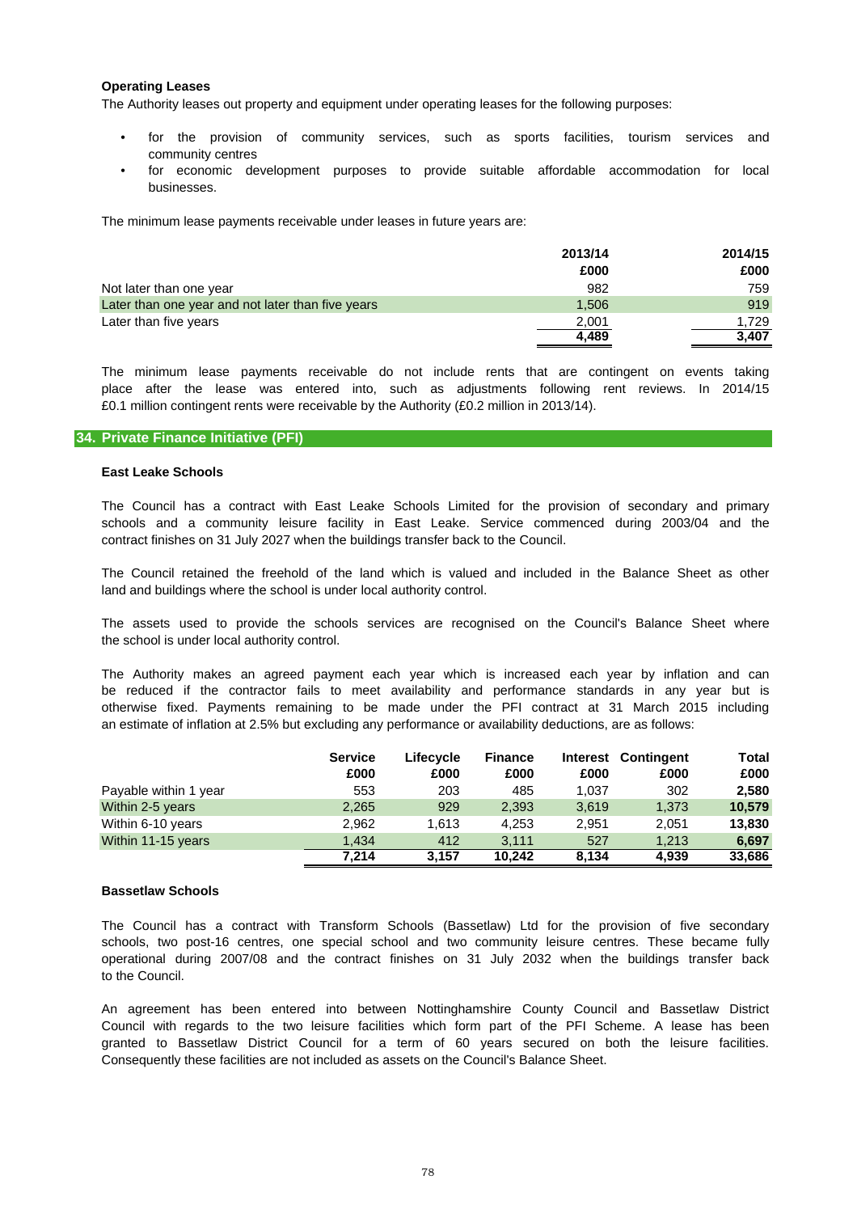**Operating Leases**

The Authority leases out property and equipment under operating leases for the following purposes:

- for the provision of community services, such as sports facilities, tourism services and community centres
- for economic development purposes to provide suitable affordable accommodation for local businesses.

The minimum lease payments receivable under leases in future years are:

| | 2013/14 | 2014/15 |
|---|---|---|
| | £000 | £000 |
| Not later than one year | 982 | 759 |
| Later than one year and not later than five years | 1,506 | 919 |
| Later than five years | 2,001 | 1,729 |
| | **4,489** | **3,407** |

The minimum lease payments receivable do not include rents that are contingent on events taking place after the lease was entered into, such as adjustments following rent reviews. In 2014/15 £0.1 million contingent rents were receivable by the Authority (£0.2 million in 2013/14).

## 34. Private Finance Initiative (PFI)

**East Leake Schools**

The Council has a contract with East Leake Schools Limited for the provision of secondary and primary schools and a community leisure facility in East Leake. Service commenced during 2003/04 and the contract finishes on 31 July 2027 when the buildings transfer back to the Council.

The Council retained the freehold of the land which is valued and included in the Balance Sheet as other land and buildings where the school is under local authority control.

The assets used to provide the schools services are recognised on the Council's Balance Sheet where the school is under local authority control.

The Authority makes an agreed payment each year which is increased each year by inflation and can be reduced if the contractor fails to meet availability and performance standards in any year but is otherwise fixed. Payments remaining to be made under the PFI contract at 31 March 2015 including an estimate of inflation at 2.5% but excluding any performance or availability deductions, are as follows:

| | Service | Lifecycle | Finance | Interest | Contingent | Total |
|---|---|---|---|---|---|---|
| | £000 | £000 | £000 | £000 | £000 | £000 |
| Payable within 1 year | 553 | 203 | 485 | 1,037 | 302 | **2,580** |
| Within 2-5 years | 2,265 | 929 | 2,393 | 3,619 | 1,373 | **10,579** |
| Within 6-10 years | 2,962 | 1,613 | 4,253 | 2,951 | 2,051 | **13,830** |
| Within 11-15 years | 1,434 | 412 | 3,111 | 527 | 1,213 | **6,697** |
| | **7,214** | **3,157** | **10,242** | **8,134** | **4,939** | **33,686** |

**Bassetlaw Schools**

The Council has a contract with Transform Schools (Bassetlaw) Ltd for the provision of five secondary schools, two post-16 centres, one special school and two community leisure centres. These became fully operational during 2007/08 and the contract finishes on 31 July 2032 when the buildings transfer back to the Council.

An agreement has been entered into between Nottinghamshire County Council and Bassetlaw District Council with regards to the two leisure facilities which form part of the PFI Scheme. A lease has been granted to Bassetlaw District Council for a term of 60 years secured on both the leisure facilities. Consequently these facilities are not included as assets on the Council's Balance Sheet.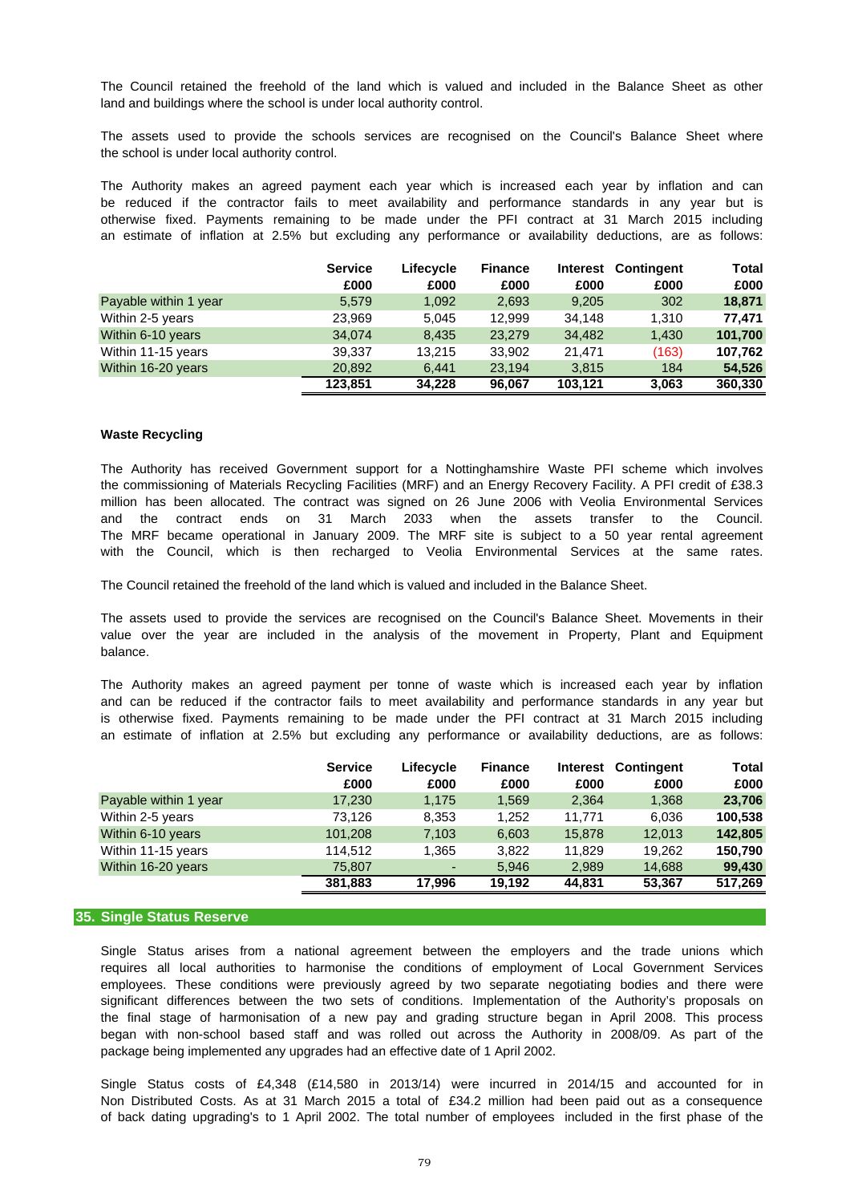The Council retained the freehold of the land which is valued and included in the Balance Sheet as other land and buildings where the school is under local authority control.

The assets used to provide the schools services are recognised on the Council's Balance Sheet where the school is under local authority control.

The Authority makes an agreed payment each year which is increased each year by inflation and can be reduced if the contractor fails to meet availability and performance standards in any year but is otherwise fixed. Payments remaining to be made under the PFI contract at 31 March 2015 including an estimate of inflation at 2.5% but excluding any performance or availability deductions, are as follows:

| | Service £000 | Lifecycle £000 | Finance £000 | Interest £000 | Contingent £000 | Total £000 |
|---|---|---|---|---|---|---|
| Payable within 1 year | 5,579 | 1,092 | 2,693 | 9,205 | 302 | **18,871** |
| Within 2-5 years | 23,969 | 5,045 | 12,999 | 34,148 | 1,310 | **77,471** |
| Within 6-10 years | 34,074 | 8,435 | 23,279 | 34,482 | 1,430 | **101,700** |
| Within 11-15 years | 39,337 | 13,215 | 33,902 | 21,471 | (163) | **107,762** |
| Within 16-20 years | 20,892 | 6,441 | 23,194 | 3,815 | 184 | **54,526** |
| | **123,851** | **34,228** | **96,067** | **103,121** | **3,063** | **360,330** |

**Waste Recycling**

The Authority has received Government support for a Nottinghamshire Waste PFI scheme which involves the commissioning of Materials Recycling Facilities (MRF) and an Energy Recovery Facility. A PFI credit of £38.3 million has been allocated. The contract was signed on 26 June 2006 with Veolia Environmental Services and the contract ends on 31 March 2033 when the assets transfer to the Council. The MRF became operational in January 2009. The MRF site is subject to a 50 year rental agreement with the Council, which is then recharged to Veolia Environmental Services at the same rates.

The Council retained the freehold of the land which is valued and included in the Balance Sheet.

The assets used to provide the services are recognised on the Council's Balance Sheet. Movements in their value over the year are included in the analysis of the movement in Property, Plant and Equipment balance.

The Authority makes an agreed payment per tonne of waste which is increased each year by inflation and can be reduced if the contractor fails to meet availability and performance standards in any year but is otherwise fixed. Payments remaining to be made under the PFI contract at 31 March 2015 including an estimate of inflation at 2.5% but excluding any performance or availability deductions, are as follows:

| | Service £000 | Lifecycle £000 | Finance £000 | Interest £000 | Contingent £000 | Total £000 |
|---|---|---|---|---|---|---|
| Payable within 1 year | 17,230 | 1,175 | 1,569 | 2,364 | 1,368 | **23,706** |
| Within 2-5 years | 73,126 | 8,353 | 1,252 | 11,771 | 6,036 | **100,538** |
| Within 6-10 years | 101,208 | 7,103 | 6,603 | 15,878 | 12,013 | **142,805** |
| Within 11-15 years | 114,512 | 1,365 | 3,822 | 11,829 | 19,262 | **150,790** |
| Within 16-20 years | 75,807 | - | 5,946 | 2,989 | 14,688 | **99,430** |
| | **381,883** | **17,996** | **19,192** | **44,831** | **53,367** | **517,269** |

## 35. Single Status Reserve

Single Status arises from a national agreement between the employers and the trade unions which requires all local authorities to harmonise the conditions of employment of Local Government Services employees. These conditions were previously agreed by two separate negotiating bodies and there were significant differences between the two sets of conditions. Implementation of the Authority's proposals on the final stage of harmonisation of a new pay and grading structure began in April 2008. This process began with non-school based staff and was rolled out across the Authority in 2008/09. As part of the package being implemented any upgrades had an effective date of 1 April 2002.

Single Status costs of £4,348 (£14,580 in 2013/14) were incurred in 2014/15 and accounted for in Non Distributed Costs. As at 31 March 2015 a total of £34.2 million had been paid out as a consequence of back dating upgrading's to 1 April 2002. The total number of employees included in the first phase of the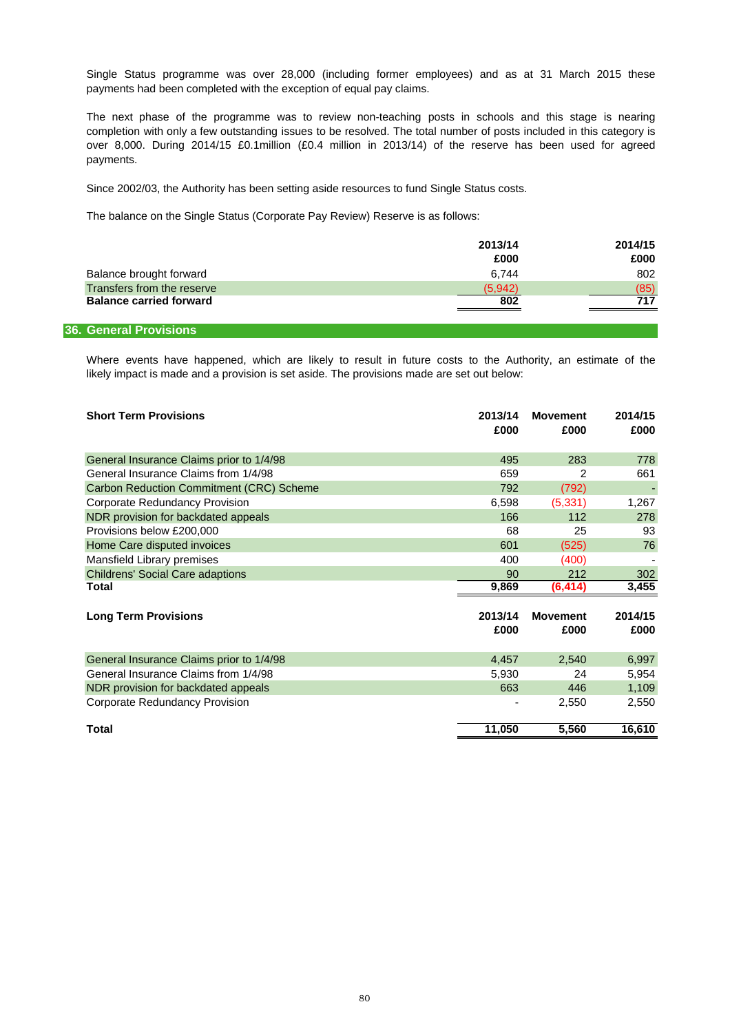Single Status programme was over 28,000 (including former employees) and as at 31 March 2015 these payments had been completed with the exception of equal pay claims.

The next phase of the programme was to review non-teaching posts in schools and this stage is nearing completion with only a few outstanding issues to be resolved. The total number of posts included in this category is over 8,000. During 2014/15 £0.1million (£0.4 million in 2013/14) of the reserve has been used for agreed payments.

Since 2002/03, the Authority has been setting aside resources to fund Single Status costs.

The balance on the Single Status (Corporate Pay Review) Reserve is as follows:

| | 2013/14 £000 | 2014/15 £000 |
|---|---|---|
| Balance brought forward | 6,744 | 802 |
| Transfers from the reserve | (5,942) | (85) |
| **Balance carried forward** | **802** | **717** |

## 36. General Provisions

Where events have happened, which are likely to result in future costs to the Authority, an estimate of the likely impact is made and a provision is set aside. The provisions made are set out below:

| **Short Term Provisions** | 2013/14 £000 | Movement £000 | 2014/15 £000 |
|---|---|---|---|
| General Insurance Claims prior to 1/4/98 | 495 | 283 | 778 |
| General Insurance Claims from 1/4/98 | 659 | 2 | 661 |
| Carbon Reduction Commitment (CRC) Scheme | 792 | (792) | - |
| Corporate Redundancy Provision | 6,598 | (5,331) | 1,267 |
| NDR provision for backdated appeals | 166 | 112 | 278 |
| Provisions below £200,000 | 68 | 25 | 93 |
| Home Care disputed invoices | 601 | (525) | 76 |
| Mansfield Library premises | 400 | (400) | - |
| Childrens' Social Care adaptions | 90 | 212 | 302 |
| **Total** | **9,869** | **(6,414)** | **3,455** |

| **Long Term Provisions** | 2013/14 £000 | Movement £000 | 2014/15 £000 |
|---|---|---|---|
| General Insurance Claims prior to 1/4/98 | 4,457 | 2,540 | 6,997 |
| General Insurance Claims from 1/4/98 | 5,930 | 24 | 5,954 |
| NDR provision for backdated appeals | 663 | 446 | 1,109 |
| Corporate Redundancy Provision | - | 2,550 | 2,550 |
| **Total** | **11,050** | **5,560** | **16,610** |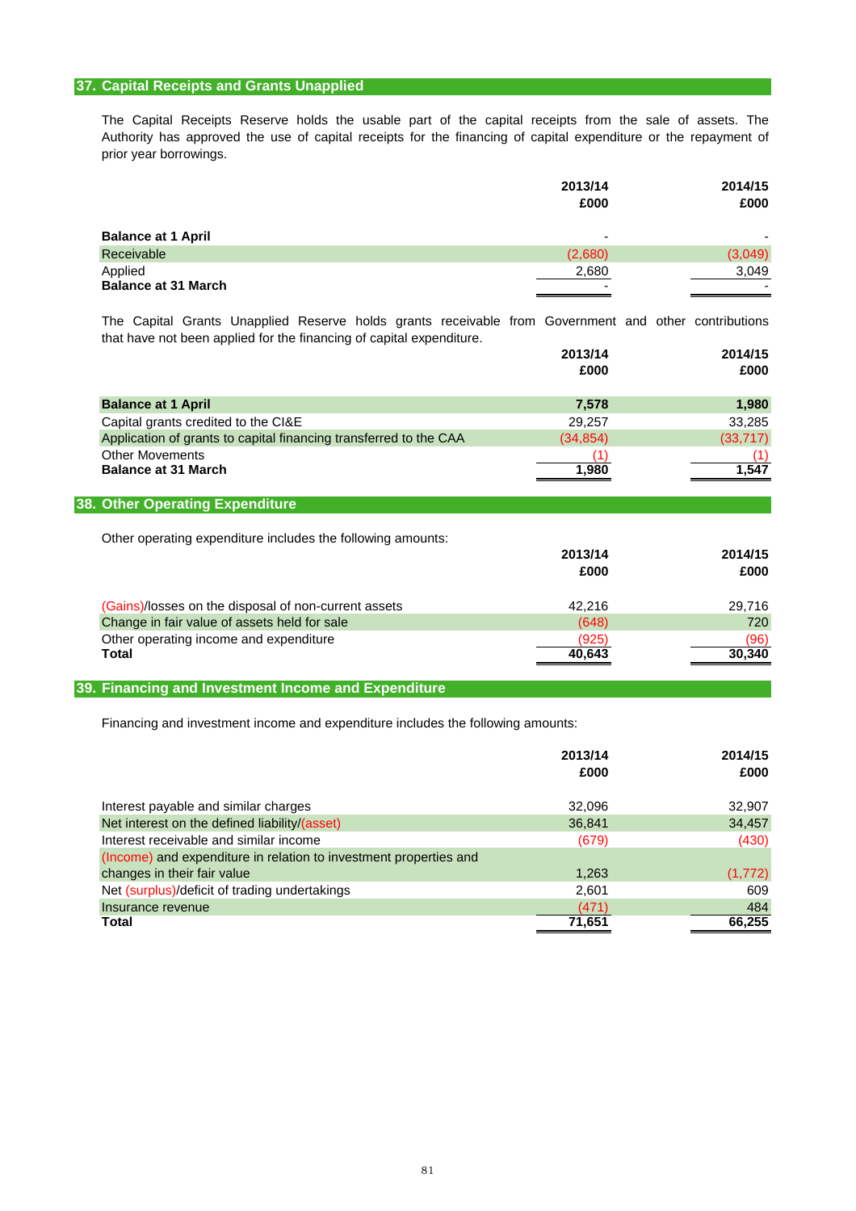## 37. Capital Receipts and Grants Unapplied

The Capital Receipts Reserve holds the usable part of the capital receipts from the sale of assets. The Authority has approved the use of capital receipts for the financing of capital expenditure or the repayment of prior year borrowings.

| | 2013/14 £000 | 2014/15 £000 |
|---|---|---|
| **Balance at 1 April** | - | - |
| Receivable | (2,680) | (3,049) |
| Applied | 2,680 | 3,049 |
| **Balance at 31 March** | - | - |

The Capital Grants Unapplied Reserve holds grants receivable from Government and other contributions that have not been applied for the financing of capital expenditure.

| | 2013/14 £000 | 2014/15 £000 |
|---|---|---|
| **Balance at 1 April** | **7,578** | **1,980** |
| Capital grants credited to the CI&E | 29,257 | 33,285 |
| Application of grants to capital financing transferred to the CAA | (34,854) | (33,717) |
| Other Movements | (1) | (1) |
| **Balance at 31 March** | **1,980** | **1,547** |

## 38. Other Operating Expenditure

Other operating expenditure includes the following amounts:

| | 2013/14 £000 | 2014/15 £000 |
|---|---|---|
| (Gains)/losses on the disposal of non-current assets | 42,216 | 29,716 |
| Change in fair value of assets held for sale | (648) | 720 |
| Other operating income and expenditure | (925) | (96) |
| **Total** | **40,643** | **30,340** |

## 39. Financing and Investment Income and Expenditure

Financing and investment income and expenditure includes the following amounts:

| | 2013/14 £000 | 2014/15 £000 |
|---|---|---|
| Interest payable and similar charges | 32,096 | 32,907 |
| Net interest on the defined liability/(asset) | 36,841 | 34,457 |
| Interest receivable and similar income | (679) | (430) |
| (Income) and expenditure in relation to investment properties and changes in their fair value | 1,263 | (1,772) |
| Net (surplus)/deficit of trading undertakings | 2,601 | 609 |
| Insurance revenue | (471) | 484 |
| **Total** | **71,651** | **66,255** |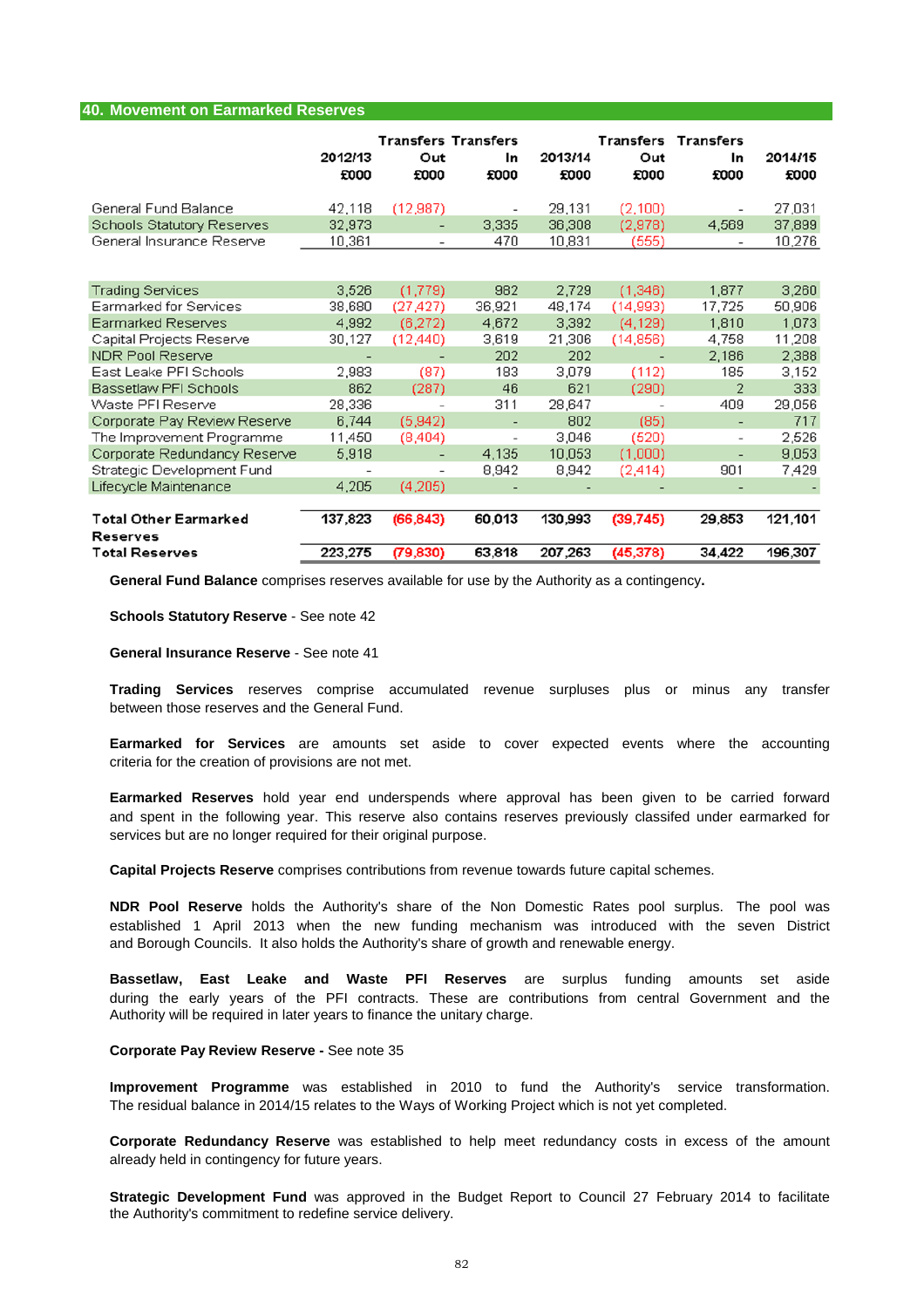## 40. Movement on Earmarked Reserves

| | 2012/13 £000 | Transfers Out £000 | Transfers In £000 | 2013/14 £000 | Transfers Out £000 | Transfers In £000 | 2014/15 £000 |
|---|---|---|---|---|---|---|---|
| General Fund Balance | 42,118 | (12,987) | - | 29,131 | (2,100) | - | 27,031 |
| Schools Statutory Reserves | 32,973 | - | 3,335 | 36,308 | (2,978) | 4,569 | 37,899 |
| General Insurance Reserve | 10,361 | - | 470 | 10,831 | (555) | - | 10,276 |
| | | | | | | | |
| Trading Services | 3,526 | (1,779) | 982 | 2,729 | (1,346) | 1,877 | 3,260 |
| Earmarked for Services | 38,680 | (27,427) | 36,921 | 48,174 | (14,993) | 17,725 | 50,906 |
| Earmarked Reserves | 4,992 | (6,272) | 4,672 | 3,392 | (4,129) | 1,810 | 1,073 |
| Capital Projects Reserve | 30,127 | (12,440) | 3,619 | 21,306 | (14,856) | 4,758 | 11,208 |
| NDR Pool Reserve | - | - | 202 | 202 | - | 2,186 | 2,388 |
| East Leake PFI Schools | 2,983 | (87) | 183 | 3,079 | (112) | 185 | 3,152 |
| Bassetlaw PFI Schools | 862 | (287) | 46 | 621 | (290) | 2 | 333 |
| Waste PFI Reserve | 28,336 | - | 311 | 28,647 | - | 409 | 29,056 |
| Corporate Pay Review Reserve | 6,744 | (5,942) | - | 802 | (85) | - | 717 |
| The Improvement Programme | 11,450 | (8,404) | - | 3,046 | (520) | - | 2,526 |
| Corporate Redundancy Reserve | 5,918 | - | 4,135 | 10,053 | (1,000) | - | 9,053 |
| Strategic Development Fund | - | - | 8,942 | 8,942 | (2,414) | 901 | 7,429 |
| Lifecycle Maintenance | 4,205 | (4,205) | - | - | - | - | - |
| | | | | | | | |
| **Total Other Earmarked Reserves** | **137,823** | **(66,843)** | **60,013** | **130,993** | **(39,745)** | **29,853** | **121,101** |
| **Total Reserves** | **223,275** | **(79,830)** | **63,818** | **207,263** | **(45,378)** | **34,422** | **196,307** |

**General Fund Balance** comprises reserves available for use by the Authority as a contingency.

**Schools Statutory Reserve** - See note 42

**General Insurance Reserve** - See note 41

**Trading Services** reserves comprise accumulated revenue surpluses plus or minus any transfer between those reserves and the General Fund.

**Earmarked for Services** are amounts set aside to cover expected events where the accounting criteria for the creation of provisions are not met.

**Earmarked Reserves** hold year end underspends where approval has been given to be carried forward and spent in the following year. This reserve also contains reserves previously classifed under earmarked for services but are no longer required for their original purpose.

**Capital Projects Reserve** comprises contributions from revenue towards future capital schemes.

**NDR Pool Reserve** holds the Authority's share of the Non Domestic Rates pool surplus. The pool was established 1 April 2013 when the new funding mechanism was introduced with the seven District and Borough Councils. It also holds the Authority's share of growth and renewable energy.

**Bassetlaw, East Leake and Waste PFI Reserves** are surplus funding amounts set aside during the early years of the PFI contracts. These are contributions from central Government and the Authority will be required in later years to finance the unitary charge.

**Corporate Pay Review Reserve -** See note 35

**Improvement Programme** was established in 2010 to fund the Authority's service transformation. The residual balance in 2014/15 relates to the Ways of Working Project which is not yet completed.

**Corporate Redundancy Reserve** was established to help meet redundancy costs in excess of the amount already held in contingency for future years.

**Strategic Development Fund** was approved in the Budget Report to Council 27 February 2014 to facilitate the Authority's commitment to redefine service delivery.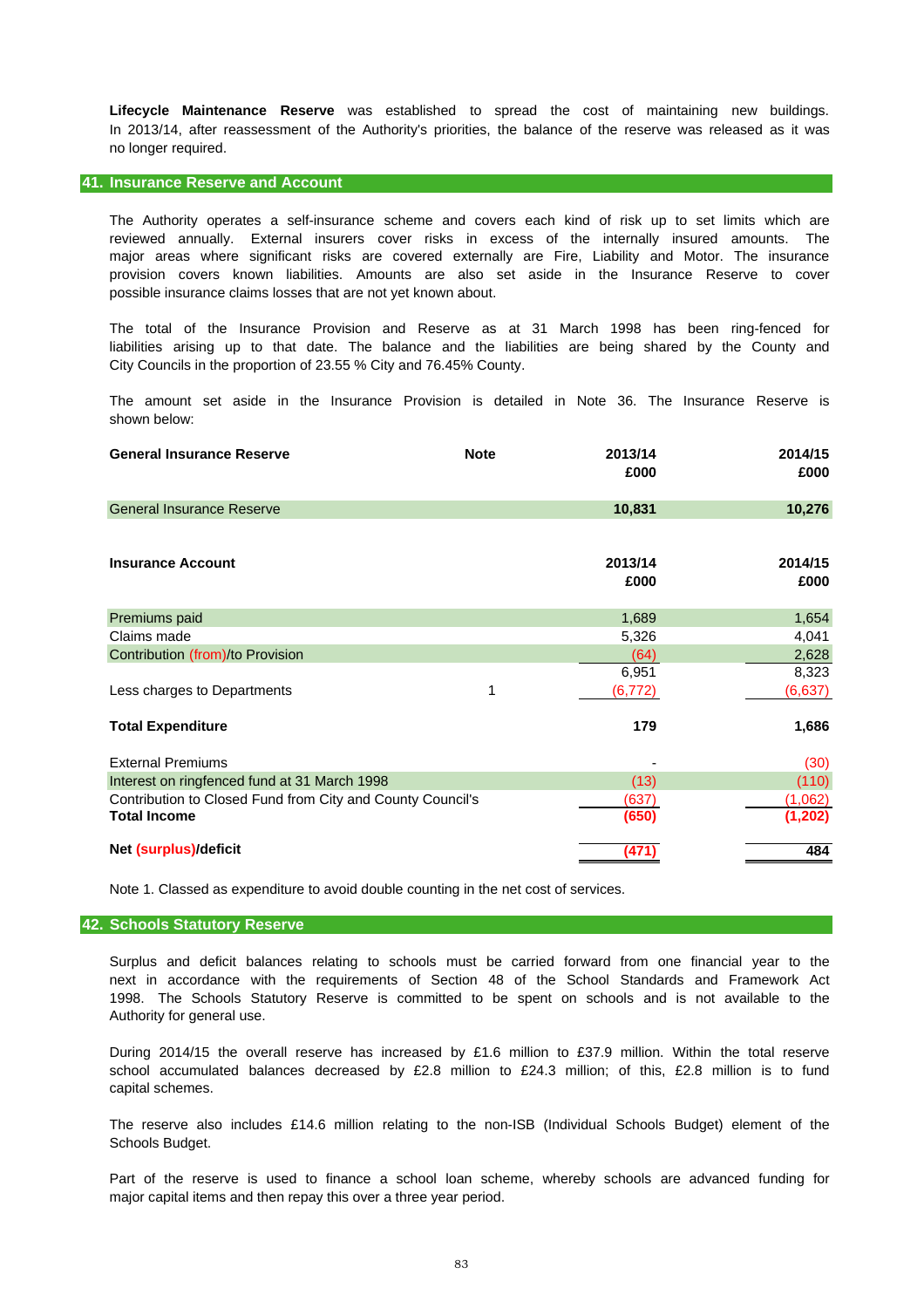**Lifecycle Maintenance Reserve** was established to spread the cost of maintaining new buildings. In 2013/14, after reassessment of the Authority's priorities, the balance of the reserve was released as it was no longer required.

## 41. Insurance Reserve and Account

The Authority operates a self-insurance scheme and covers each kind of risk up to set limits which are reviewed annually. External insurers cover risks in excess of the internally insured amounts. The major areas where significant risks are covered externally are Fire, Liability and Motor. The insurance provision covers known liabilities. Amounts are also set aside in the Insurance Reserve to cover possible insurance claims losses that are not yet known about.

The total of the Insurance Provision and Reserve as at 31 March 1998 has been ring-fenced for liabilities arising up to that date. The balance and the liabilities are being shared by the County and City Councils in the proportion of 23.55 % City and 76.45% County.

The amount set aside in the Insurance Provision is detailed in Note 36. The Insurance Reserve is shown below:

| **General Insurance Reserve** | **Note** | **2013/14 £000** | **2014/15 £000** |
|---|---|---|---|
| General Insurance Reserve | | **10,831** | **10,276** |

| **Insurance Account** | **Note** | **2013/14 £000** | **2014/15 £000** |
|---|---|---|---|
| Premiums paid | | 1,689 | 1,654 |
| Claims made | | 5,326 | 4,041 |
| Contribution (from)/to Provision | | (64) | 2,628 |
| | | 6,951 | 8,323 |
| Less charges to Departments | 1 | (6,772) | (6,637) |
| **Total Expenditure** | | **179** | **1,686** |
| External Premiums | | - | (30) |
| Interest on ringfenced fund at 31 March 1998 | | (13) | (110) |
| Contribution to Closed Fund from City and County Council's | | (637) | (1,062) |
| **Total Income** | | **(650)** | **(1,202)** |
| **Net (surplus)/deficit** | | **(471)** | **484** |

Note 1. Classed as expenditure to avoid double counting in the net cost of services.

## 42. Schools Statutory Reserve

Surplus and deficit balances relating to schools must be carried forward from one financial year to the next in accordance with the requirements of Section 48 of the School Standards and Framework Act 1998. The Schools Statutory Reserve is committed to be spent on schools and is not available to the Authority for general use.

During 2014/15 the overall reserve has increased by £1.6 million to £37.9 million. Within the total reserve school accumulated balances decreased by £2.8 million to £24.3 million; of this, £2.8 million is to fund capital schemes.

The reserve also includes £14.6 million relating to the non-ISB (Individual Schools Budget) element of the Schools Budget.

Part of the reserve is used to finance a school loan scheme, whereby schools are advanced funding for major capital items and then repay this over a three year period.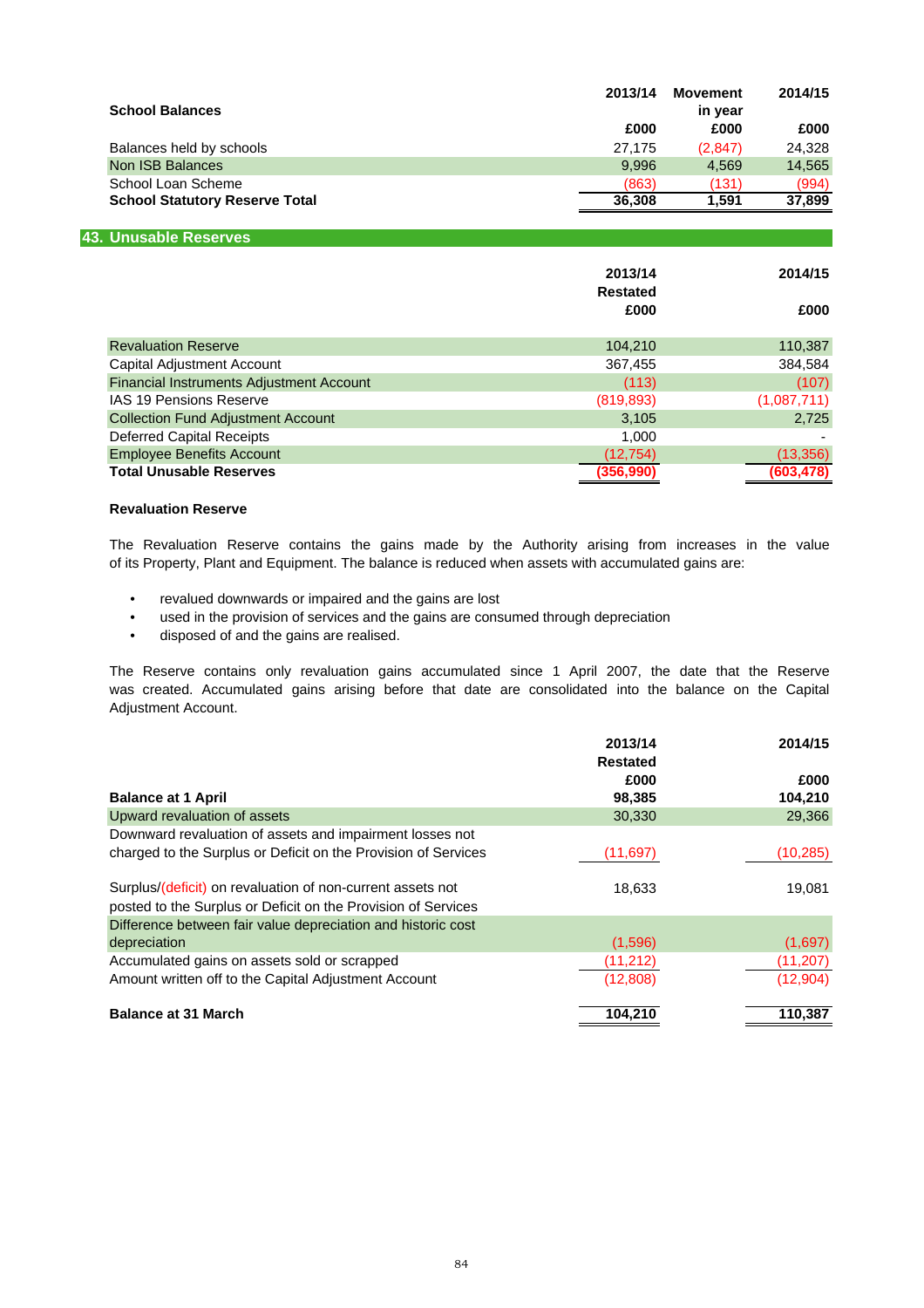| School Balances | 2013/14 | Movement in year | 2014/15 |
|---|---|---|---|
| | £000 | £000 | £000 |
| Balances held by schools | 27,175 | (2,847) | 24,328 |
| Non ISB Balances | 9,996 | 4,569 | 14,565 |
| School Loan Scheme | (863) | (131) | (994) |
| **School Statutory Reserve Total** | **36,308** | **1,591** | **37,899** |

## 43. Unusable Reserves

| | 2013/14 Restated £000 | 2014/15 £000 |
|---|---|---|
| Revaluation Reserve | 104,210 | 110,387 |
| Capital Adjustment Account | 367,455 | 384,584 |
| Financial Instruments Adjustment Account | (113) | (107) |
| IAS 19 Pensions Reserve | (819,893) | (1,087,711) |
| Collection Fund Adjustment Account | 3,105 | 2,725 |
| Deferred Capital Receipts | 1,000 | - |
| Employee Benefits Account | (12,754) | (13,356) |
| **Total Unusable Reserves** | **(356,990)** | **(603,478)** |

### Revaluation Reserve

The Revaluation Reserve contains the gains made by the Authority arising from increases in the value of its Property, Plant and Equipment. The balance is reduced when assets with accumulated gains are:

- revalued downwards or impaired and the gains are lost
- used in the provision of services and the gains are consumed through depreciation
- disposed of and the gains are realised.

The Reserve contains only revaluation gains accumulated since 1 April 2007, the date that the Reserve was created. Accumulated gains arising before that date are consolidated into the balance on the Capital Adjustment Account.

| | 2013/14 Restated £000 | 2014/15 £000 |
|---|---|---|
| **Balance at 1 April** | **98,385** | **104,210** |
| Upward revaluation of assets | 30,330 | 29,366 |
| Downward revaluation of assets and impairment losses not charged to the Surplus or Deficit on the Provision of Services | (11,697) | (10,285) |
| Surplus/(deficit) on revaluation of non-current assets not posted to the Surplus or Deficit on the Provision of Services | 18,633 | 19,081 |
| Difference between fair value depreciation and historic cost depreciation | (1,596) | (1,697) |
| Accumulated gains on assets sold or scrapped | (11,212) | (11,207) |
| Amount written off to the Capital Adjustment Account | (12,808) | (12,904) |
| **Balance at 31 March** | **104,210** | **110,387** |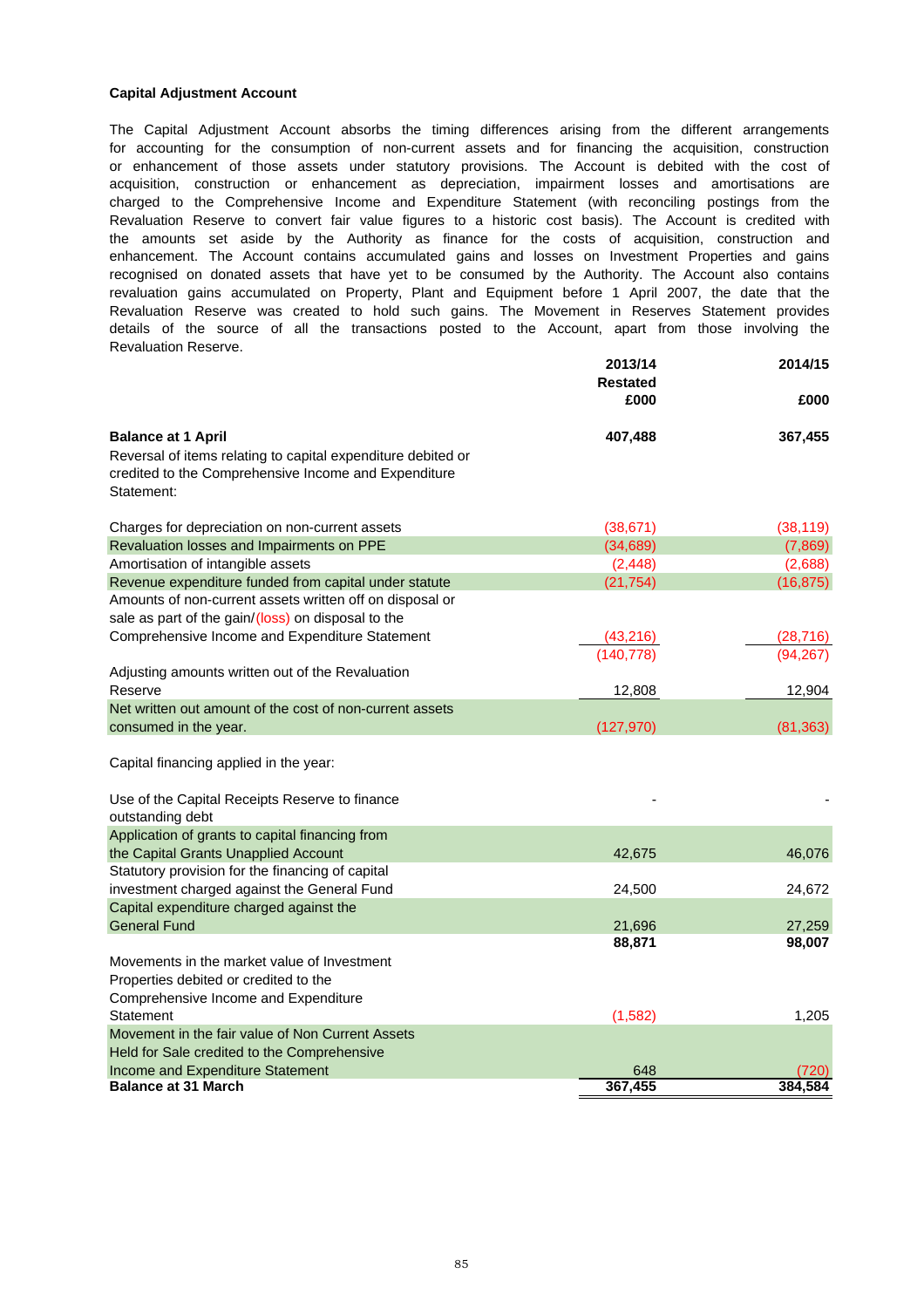**Capital Adjustment Account**

The Capital Adjustment Account absorbs the timing differences arising from the different arrangements for accounting for the consumption of non-current assets and for financing the acquisition, construction or enhancement of those assets under statutory provisions. The Account is debited with the cost of acquisition, construction or enhancement as depreciation, impairment losses and amortisations are charged to the Comprehensive Income and Expenditure Statement (with reconciling postings from the Revaluation Reserve to convert fair value figures to a historic cost basis). The Account is credited with the amounts set aside by the Authority as finance for the costs of acquisition, construction and enhancement. The Account contains accumulated gains and losses on Investment Properties and gains recognised on donated assets that have yet to be consumed by the Authority. The Account also contains revaluation gains accumulated on Property, Plant and Equipment before 1 April 2007, the date that the Revaluation Reserve was created to hold such gains. The Movement in Reserves Statement provides details of the source of all the transactions posted to the Account, apart from those involving the Revaluation Reserve.

| | 2013/14 Restated £000 | 2014/15 £000 |
|---|---|---|
| **Balance at 1 April** | **407,488** | **367,455** |
| Reversal of items relating to capital expenditure debited or credited to the Comprehensive Income and Expenditure Statement: | | |
| Charges for depreciation on non-current assets | (38,671) | (38,119) |
| Revaluation losses and Impairments on PPE | (34,689) | (7,869) |
| Amortisation of intangible assets | (2,448) | (2,688) |
| Revenue expenditure funded from capital under statute | (21,754) | (16,875) |
| Amounts of non-current assets written off on disposal or sale as part of the gain/(loss) on disposal to the Comprehensive Income and Expenditure Statement | (43,216) | (28,716) |
| | (140,778) | (94,267) |
| Adjusting amounts written out of the Revaluation Reserve | 12,808 | 12,904 |
| Net written out amount of the cost of non-current assets consumed in the year. | (127,970) | (81,363) |
| Capital financing applied in the year: | | |
| Use of the Capital Receipts Reserve to finance outstanding debt | - | - |
| Application of grants to capital financing from the Capital Grants Unapplied Account | 42,675 | 46,076 |
| Statutory provision for the financing of capital investment charged against the General Fund | 24,500 | 24,672 |
| Capital expenditure charged against the General Fund | 21,696 | 27,259 |
| | **88,871** | **98,007** |
| Movements in the market value of Investment Properties debited or credited to the Comprehensive Income and Expenditure Statement | (1,582) | 1,205 |
| Movement in the fair value of Non Current Assets Held for Sale credited to the Comprehensive Income and Expenditure Statement | 648 | (720) |
| **Balance at 31 March** | **367,455** | **384,584** |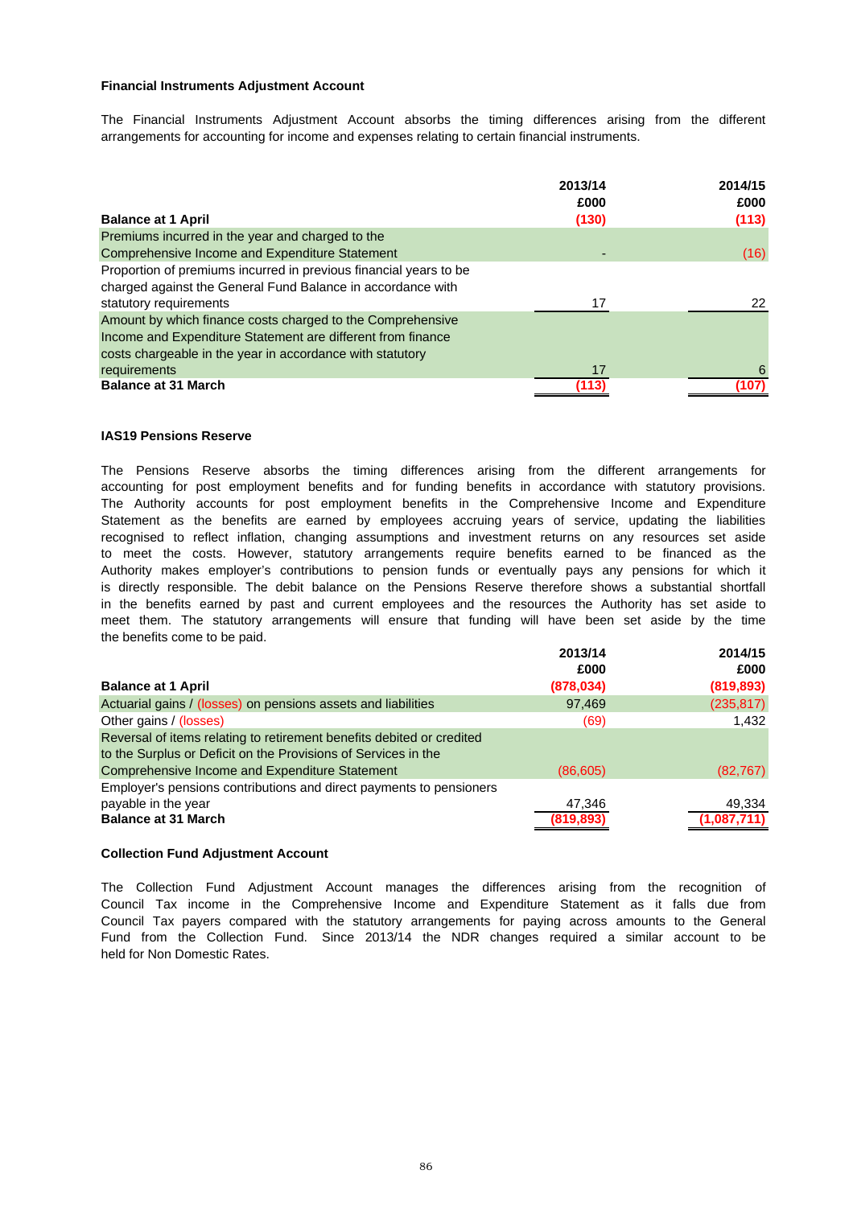### Financial Instruments Adjustment Account

The Financial Instruments Adjustment Account absorbs the timing differences arising from the different arrangements for accounting for income and expenses relating to certain financial instruments.

| | 2013/14 £000 | 2014/15 £000 |
|---|---|---|
| **Balance at 1 April** | **(130)** | **(113)** |
| Premiums incurred in the year and charged to the Comprehensive Income and Expenditure Statement | - | (16) |
| Proportion of premiums incurred in previous financial years to be charged against the General Fund Balance in accordance with statutory requirements | 17 | 22 |
| Amount by which finance costs charged to the Comprehensive Income and Expenditure Statement are different from finance costs chargeable in the year in accordance with statutory requirements | 17 | 6 |
| **Balance at 31 March** | **(113)** | **(107)** |

### IAS19 Pensions Reserve

The Pensions Reserve absorbs the timing differences arising from the different arrangements for accounting for post employment benefits and for funding benefits in accordance with statutory provisions. The Authority accounts for post employment benefits in the Comprehensive Income and Expenditure Statement as the benefits are earned by employees accruing years of service, updating the liabilities recognised to reflect inflation, changing assumptions and investment returns on any resources set aside to meet the costs. However, statutory arrangements require benefits earned to be financed as the Authority makes employer's contributions to pension funds or eventually pays any pensions for which it is directly responsible. The debit balance on the Pensions Reserve therefore shows a substantial shortfall in the benefits earned by past and current employees and the resources the Authority has set aside to meet them. The statutory arrangements will ensure that funding will have been set aside by the time the benefits come to be paid.

| | 2013/14 £000 | 2014/15 £000 |
|---|---|---|
| **Balance at 1 April** | **(878,034)** | **(819,893)** |
| Actuarial gains / (losses) on pensions assets and liabilities | 97,469 | (235,817) |
| Other gains / (losses) | (69) | 1,432 |
| Reversal of items relating to retirement benefits debited or credited to the Surplus or Deficit on the Provisions of Services in the Comprehensive Income and Expenditure Statement | (86,605) | (82,767) |
| Employer's pensions contributions and direct payments to pensioners payable in the year | 47,346 | 49,334 |
| **Balance at 31 March** | **(819,893)** | **(1,087,711)** |

### Collection Fund Adjustment Account

The Collection Fund Adjustment Account manages the differences arising from the recognition of Council Tax income in the Comprehensive Income and Expenditure Statement as it falls due from Council Tax payers compared with the statutory arrangements for paying across amounts to the General Fund from the Collection Fund. Since 2013/14 the NDR changes required a similar account to be held for Non Domestic Rates.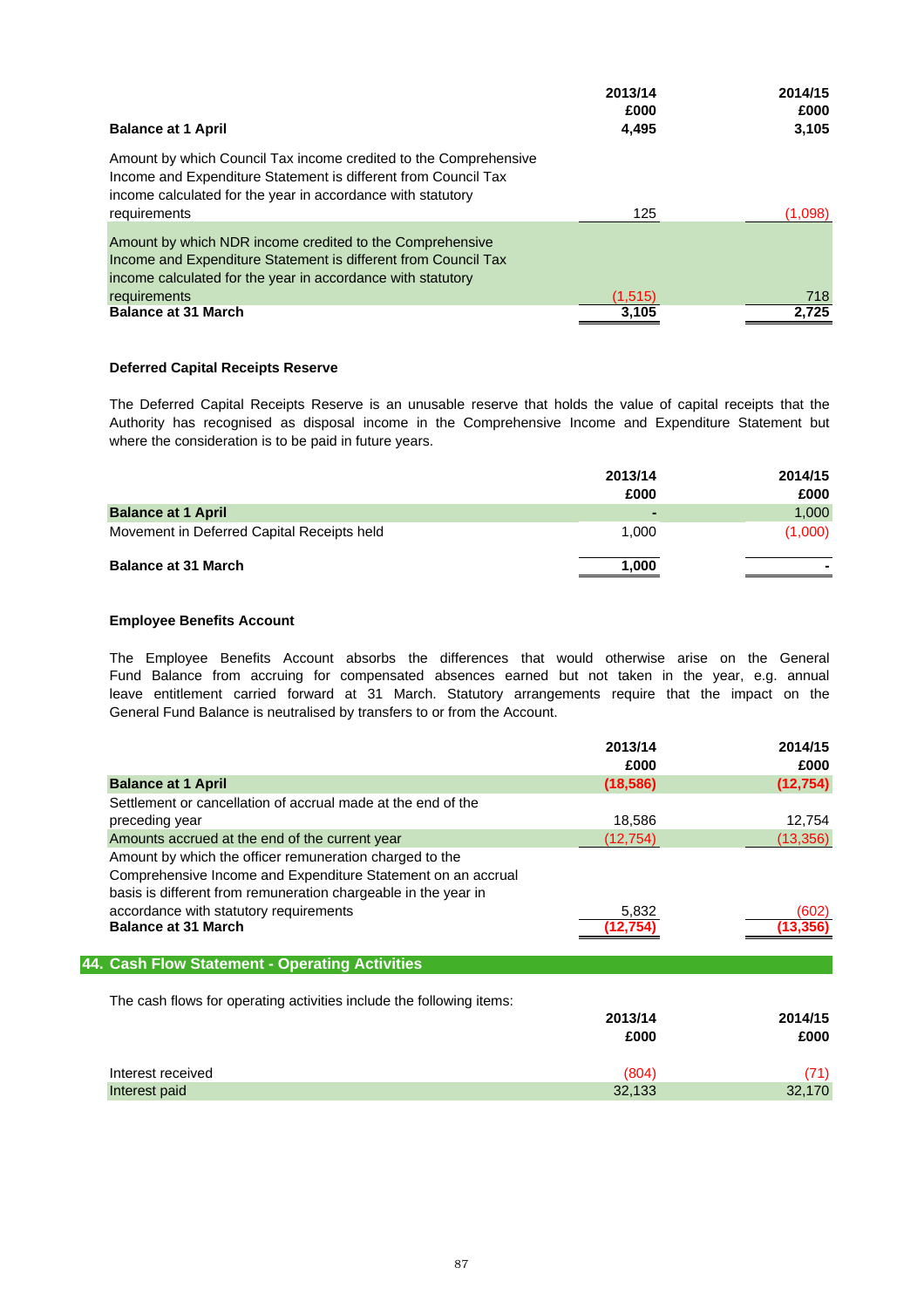| | 2013/14 | 2014/15 |
|---|---|---|
| | £000 | £000 |
| **Balance at 1 April** | **4,495** | **3,105** |
| Amount by which Council Tax income credited to the Comprehensive Income and Expenditure Statement is different from Council Tax income calculated for the year in accordance with statutory requirements | 125 | (1,098) |
| Amount by which NDR income credited to the Comprehensive Income and Expenditure Statement is different from Council Tax income calculated for the year in accordance with statutory requirements | (1,515) | 718 |
| **Balance at 31 March** | **3,105** | **2,725** |

**Deferred Capital Receipts Reserve**

The Deferred Capital Receipts Reserve is an unusable reserve that holds the value of capital receipts that the Authority has recognised as disposal income in the Comprehensive Income and Expenditure Statement but where the consideration is to be paid in future years.

| | 2013/14 | 2014/15 |
|---|---|---|
| | £000 | £000 |
| **Balance at 1 April** | - | 1,000 |
| Movement in Deferred Capital Receipts held | 1,000 | (1,000) |
| **Balance at 31 March** | **1,000** | - |

**Employee Benefits Account**

The Employee Benefits Account absorbs the differences that would otherwise arise on the General Fund Balance from accruing for compensated absences earned but not taken in the year, e.g. annual leave entitlement carried forward at 31 March. Statutory arrangements require that the impact on the General Fund Balance is neutralised by transfers to or from the Account.

| | 2013/14 | 2014/15 |
|---|---|---|
| | £000 | £000 |
| **Balance at 1 April** | **(18,586)** | **(12,754)** |
| Settlement or cancellation of accrual made at the end of the preceding year | 18,586 | 12,754 |
| Amounts accrued at the end of the current year | (12,754) | (13,356) |
| Amount by which the officer remuneration charged to the Comprehensive Income and Expenditure Statement on an accrual basis is different from remuneration chargeable in the year in accordance with statutory requirements | 5,832 | (602) |
| **Balance at 31 March** | **(12,754)** | **(13,356)** |

## 44. Cash Flow Statement - Operating Activities

The cash flows for operating activities include the following items:

| | 2013/14 | 2014/15 |
|---|---|---|
| | £000 | £000 |
| Interest received | (804) | (71) |
| Interest paid | 32,133 | 32,170 |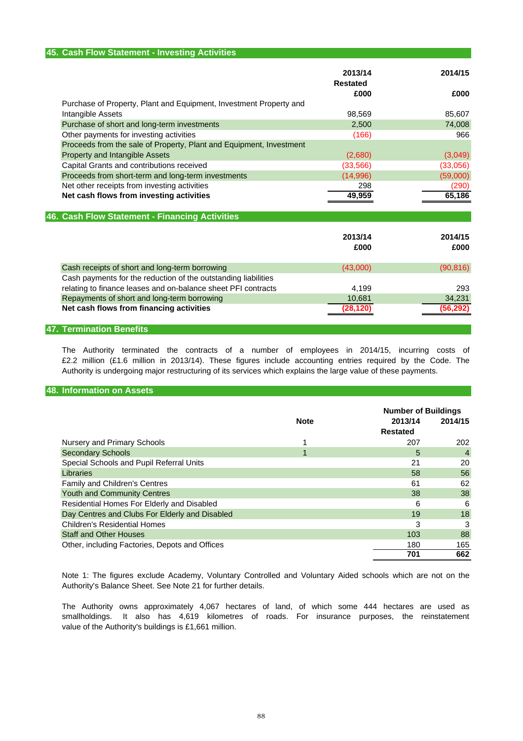## 45. Cash Flow Statement - Investing Activities

| | 2013/14 Restated £000 | 2014/15 £000 |
|---|---|---|
| Purchase of Property, Plant and Equipment, Investment Property and Intangible Assets | 98,569 | 85,607 |
| Purchase of short and long-term investments | 2,500 | 74,008 |
| Other payments for investing activities | (166) | 966 |
| Proceeds from the sale of Property, Plant and Equipment, Investment Property and Intangible Assets | (2,680) | (3,049) |
| Capital Grants and contributions received | (33,566) | (33,056) |
| Proceeds from short-term and long-term investments | (14,996) | (59,000) |
| Net other receipts from investing activities | 298 | (290) |
| **Net cash flows from investing activities** | **49,959** | **65,186** |

## 46. Cash Flow Statement - Financing Activities

| | 2013/14 £000 | 2014/15 £000 |
|---|---|---|
| Cash receipts of short and long-term borrowing | (43,000) | (90,816) |
| Cash payments for the reduction of the outstanding liabilities relating to finance leases and on-balance sheet PFI contracts | 4,199 | 293 |
| Repayments of short and long-term borrowing | 10,681 | 34,231 |
| **Net cash flows from financing activities** | **(28,120)** | **(56,292)** |

## 47. Termination Benefits

The Authority terminated the contracts of a number of employees in 2014/15, incurring costs of £2.2 million (£1.6 million in 2013/14). These figures include accounting entries required by the Code. The Authority is undergoing major restructuring of its services which explains the large value of these payments.

## 48. Information on Assets

| | Note | Number of Buildings 2013/14 Restated | 2014/15 |
|---|---|---|---|
| Nursery and Primary Schools | 1 | 207 | 202 |
| Secondary Schools | 1 | 5 | 4 |
| Special Schools and Pupil Referral Units | | 21 | 20 |
| Libraries | | 58 | 56 |
| Family and Children's Centres | | 61 | 62 |
| Youth and Community Centres | | 38 | 38 |
| Residential Homes For Elderly and Disabled | | 6 | 6 |
| Day Centres and Clubs For Elderly and Disabled | | 19 | 18 |
| Children's Residential Homes | | 3 | 3 |
| Staff and Other Houses | | 103 | 88 |
| Other, including Factories, Depots and Offices | | 180 | 165 |
| | | **701** | **662** |

Note 1: The figures exclude Academy, Voluntary Controlled and Voluntary Aided schools which are not on the Authority's Balance Sheet. See Note 21 for further details.

The Authority owns approximately 4,067 hectares of land, of which some 444 hectares are used as smallholdings. It also has 4,619 kilometres of roads. For insurance purposes, the reinstatement value of the Authority's buildings is £1,661 million.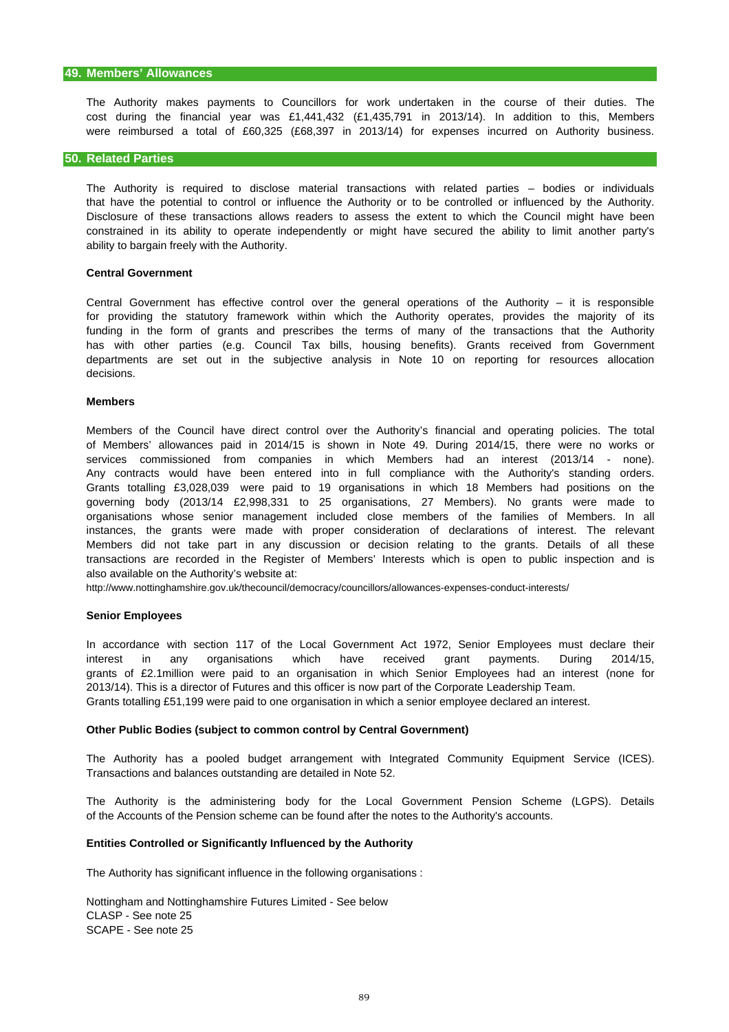## 49. Members' Allowances

The Authority makes payments to Councillors for work undertaken in the course of their duties. The cost during the financial year was £1,441,432 (£1,435,791 in 2013/14). In addition to this, Members were reimbursed a total of £60,325 (£68,397 in 2013/14) for expenses incurred on Authority business.

## 50. Related Parties

The Authority is required to disclose material transactions with related parties – bodies or individuals that have the potential to control or influence the Authority or to be controlled or influenced by the Authority. Disclosure of these transactions allows readers to assess the extent to which the Council might have been constrained in its ability to operate independently or might have secured the ability to limit another party's ability to bargain freely with the Authority.

**Central Government**

Central Government has effective control over the general operations of the Authority – it is responsible for providing the statutory framework within which the Authority operates, provides the majority of its funding in the form of grants and prescribes the terms of many of the transactions that the Authority has with other parties (e.g. Council Tax bills, housing benefits). Grants received from Government departments are set out in the subjective analysis in Note 10 on reporting for resources allocation decisions.

**Members**

Members of the Council have direct control over the Authority's financial and operating policies. The total of Members' allowances paid in 2014/15 is shown in Note 49. During 2014/15, there were no works or services commissioned from companies in which Members had an interest (2013/14 - none). Any contracts would have been entered into in full compliance with the Authority's standing orders. Grants totalling £3,028,039 were paid to 19 organisations in which 18 Members had positions on the governing body (2013/14 £2,998,331 to 25 organisations, 27 Members). No grants were made to organisations whose senior management included close members of the families of Members. In all instances, the grants were made with proper consideration of declarations of interest. The relevant Members did not take part in any discussion or decision relating to the grants. Details of all these transactions are recorded in the Register of Members' Interests which is open to public inspection and is also available on the Authority's website at:

http://www.nottinghamshire.gov.uk/thecouncil/democracy/councillors/allowances-expenses-conduct-interests/

**Senior Employees**

In accordance with section 117 of the Local Government Act 1972, Senior Employees must declare their interest in any organisations which have received grant payments. During 2014/15, grants of £2.1million were paid to an organisation in which Senior Employees had an interest (none for 2013/14). This is a director of Futures and this officer is now part of the Corporate Leadership Team.
Grants totalling £51,199 were paid to one organisation in which a senior employee declared an interest.

**Other Public Bodies (subject to common control by Central Government)**

The Authority has a pooled budget arrangement with Integrated Community Equipment Service (ICES). Transactions and balances outstanding are detailed in Note 52.

The Authority is the administering body for the Local Government Pension Scheme (LGPS). Details of the Accounts of the Pension scheme can be found after the notes to the Authority's accounts.

**Entities Controlled or Significantly Influenced by the Authority**

The Authority has significant influence in the following organisations :

Nottingham and Nottinghamshire Futures Limited - See below
CLASP - See note 25
SCAPE - See note 25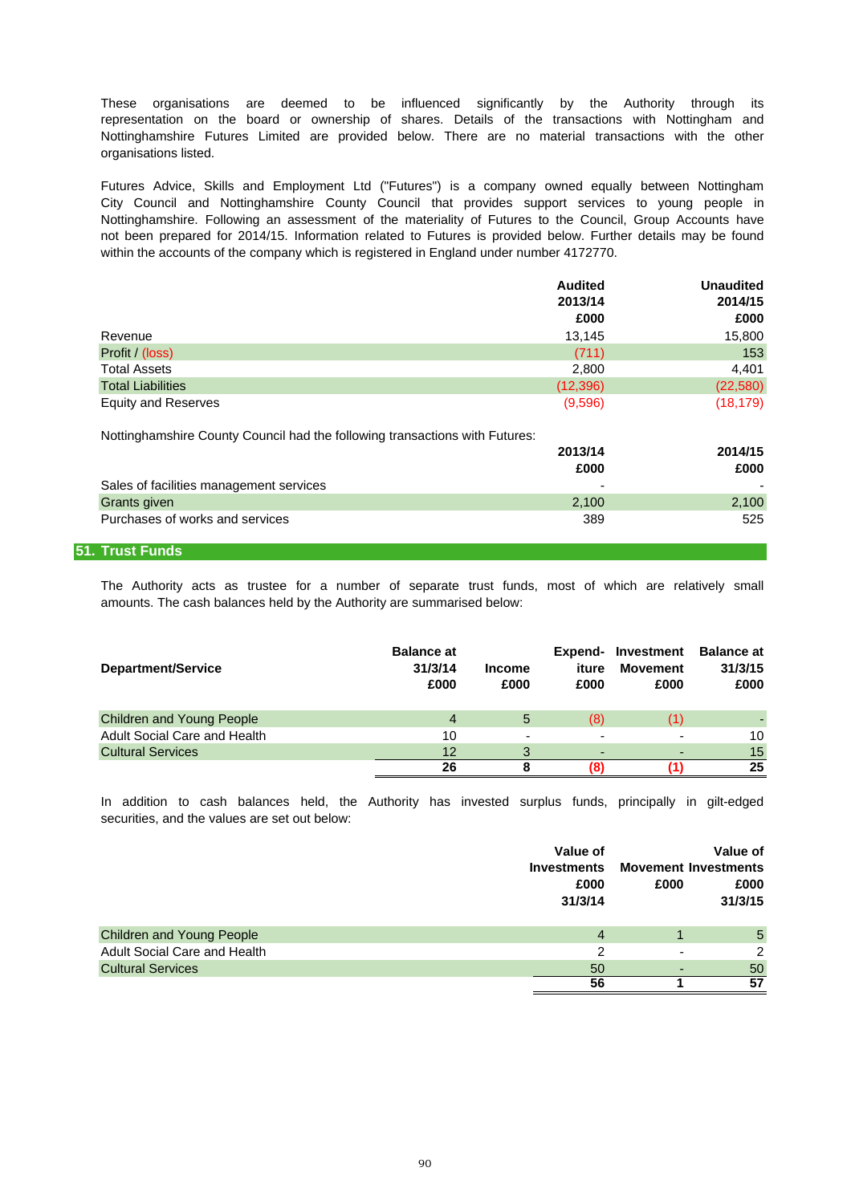These organisations are deemed to be influenced significantly by the Authority through its representation on the board or ownership of shares. Details of the transactions with Nottingham and Nottinghamshire Futures Limited are provided below. There are no material transactions with the other organisations listed.

Futures Advice, Skills and Employment Ltd ("Futures") is a company owned equally between Nottingham City Council and Nottinghamshire County Council that provides support services to young people in Nottinghamshire. Following an assessment of the materiality of Futures to the Council, Group Accounts have not been prepared for 2014/15. Information related to Futures is provided below. Further details may be found within the accounts of the company which is registered in England under number 4172770.

| | Audited 2013/14 £000 | Unaudited 2014/15 £000 |
|---|---|---|
| Revenue | 13,145 | 15,800 |
| Profit / (loss) | (711) | 153 |
| Total Assets | 2,800 | 4,401 |
| Total Liabilities | (12,396) | (22,580) |
| Equity and Reserves | (9,596) | (18,179) |

Nottinghamshire County Council had the following transactions with Futures:

| | 2013/14 £000 | 2014/15 £000 |
|---|---|---|
| Sales of facilities management services | - | - |
| Grants given | 2,100 | 2,100 |
| Purchases of works and services | 389 | 525 |

## 51. Trust Funds

The Authority acts as trustee for a number of separate trust funds, most of which are relatively small amounts. The cash balances held by the Authority are summarised below:

| Department/Service | Balance at 31/3/14 £000 | Income £000 | Expenditure £000 | Investment Movement £000 | Balance at 31/3/15 £000 |
|---|---|---|---|---|---|
| Children and Young People | 4 | 5 | (8) | (1) | - |
| Adult Social Care and Health | 10 | - | - | - | 10 |
| Cultural Services | 12 | 3 | - | - | 15 |
| | **26** | **8** | **(8)** | **(1)** | **25** |

In addition to cash balances held, the Authority has invested surplus funds, principally in gilt-edged securities, and the values are set out below:

| | Value of Investments £000 31/3/14 | Movement £000 | Value of Investments £000 31/3/15 |
|---|---|---|---|
| Children and Young People | 4 | 1 | 5 |
| Adult Social Care and Health | 2 | - | 2 |
| Cultural Services | 50 | - | 50 |
| | **56** | **1** | **57** |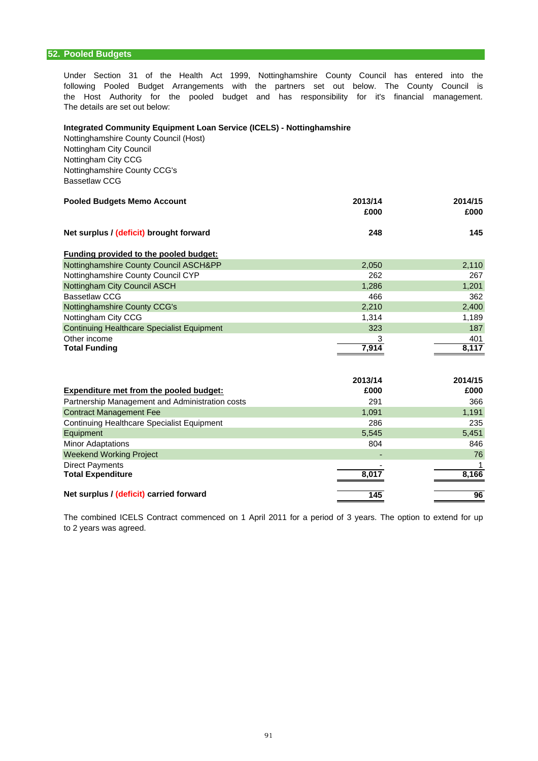## 52. Pooled Budgets

Under Section 31 of the Health Act 1999, Nottinghamshire County Council has entered into the following Pooled Budget Arrangements with the partners set out below. The County Council is the Host Authority for the pooled budget and has responsibility for it's financial management. The details are set out below:

**Integrated Community Equipment Loan Service (ICELS) - Nottinghamshire**

Nottinghamshire County Council (Host)
Nottingham City Council
Nottingham City CCG
Nottinghamshire County CCG's
Bassetlaw CCG

| **Pooled Budgets Memo Account** | **2013/14 £000** | **2014/15 £000** |
|---|---|---|
| **Net surplus / (deficit) brought forward** | **248** | **145** |
| **Funding provided to the pooled budget:** | | |
| Nottinghamshire County Council ASCH&PP | 2,050 | 2,110 |
| Nottinghamshire County Council CYP | 262 | 267 |
| Nottingham City Council ASCH | 1,286 | 1,201 |
| Bassetlaw CCG | 466 | 362 |
| Nottinghamshire County CCG's | 2,210 | 2,400 |
| Nottingham City CCG | 1,314 | 1,189 |
| Continuing Healthcare Specialist Equipment | 323 | 187 |
| Other income | 3 | 401 |
| **Total Funding** | **7,914** | **8,117** |

| **Expenditure met from the pooled budget:** | **2013/14 £000** | **2014/15 £000** |
|---|---|---|
| Partnership Management and Administration costs | 291 | 366 |
| Contract Management Fee | 1,091 | 1,191 |
| Continuing Healthcare Specialist Equipment | 286 | 235 |
| Equipment | 5,545 | 5,451 |
| Minor Adaptations | 804 | 846 |
| Weekend Working Project | - | 76 |
| Direct Payments | - | 1 |
| **Total Expenditure** | **8,017** | **8,166** |
| **Net surplus / (deficit) carried forward** | **145** | **96** |

The combined ICELS Contract commenced on 1 April 2011 for a period of 3 years. The option to extend for up to 2 years was agreed.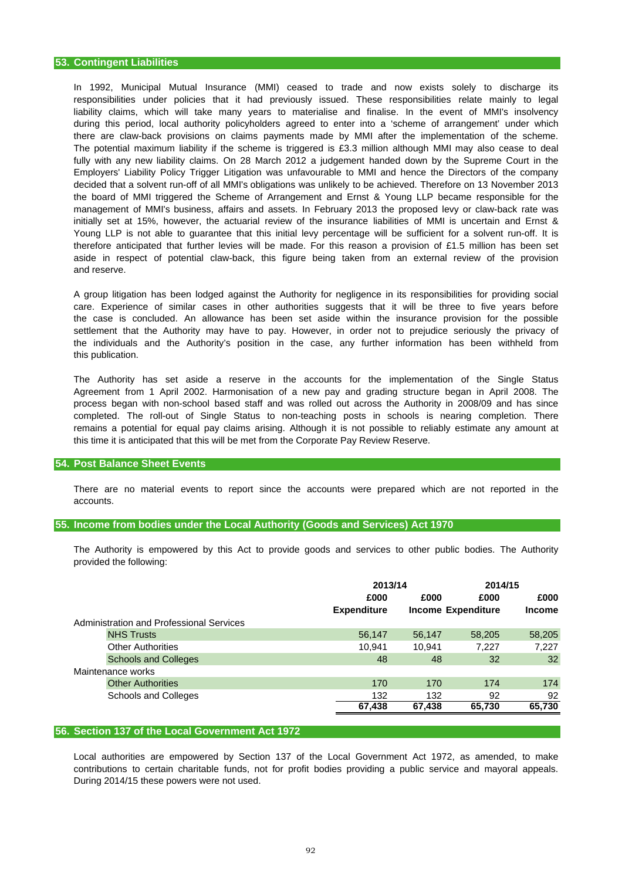## 53. Contingent Liabilities

In 1992, Municipal Mutual Insurance (MMI) ceased to trade and now exists solely to discharge its responsibilities under policies that it had previously issued. These responsibilities relate mainly to legal liability claims, which will take many years to materialise and finalise. In the event of MMI's insolvency during this period, local authority policyholders agreed to enter into a 'scheme of arrangement' under which there are claw-back provisions on claims payments made by MMI after the implementation of the scheme. The potential maximum liability if the scheme is triggered is £3.3 million although MMI may also cease to deal fully with any new liability claims. On 28 March 2012 a judgement handed down by the Supreme Court in the Employers' Liability Policy Trigger Litigation was unfavourable to MMI and hence the Directors of the company decided that a solvent run-off of all MMI's obligations was unlikely to be achieved. Therefore on 13 November 2013 the board of MMI triggered the Scheme of Arrangement and Ernst & Young LLP became responsible for the management of MMI's business, affairs and assets. In February 2013 the proposed levy or claw-back rate was initially set at 15%, however, the actuarial review of the insurance liabilities of MMI is uncertain and Ernst & Young LLP is not able to guarantee that this initial levy percentage will be sufficient for a solvent run-off. It is therefore anticipated that further levies will be made. For this reason a provision of £1.5 million has been set aside in respect of potential claw-back, this figure being taken from an external review of the provision and reserve.

A group litigation has been lodged against the Authority for negligence in its responsibilities for providing social care. Experience of similar cases in other authorities suggests that it will be three to five years before the case is concluded. An allowance has been set aside within the insurance provision for the possible settlement that the Authority may have to pay. However, in order not to prejudice seriously the privacy of the individuals and the Authority's position in the case, any further information has been withheld from this publication.

The Authority has set aside a reserve in the accounts for the implementation of the Single Status Agreement from 1 April 2002. Harmonisation of a new pay and grading structure began in April 2008. The process began with non-school based staff and was rolled out across the Authority in 2008/09 and has since completed. The roll-out of Single Status to non-teaching posts in schools is nearing completion. There remains a potential for equal pay claims arising. Although it is not possible to reliably estimate any amount at this time it is anticipated that this will be met from the Corporate Pay Review Reserve.

## 54. Post Balance Sheet Events

There are no material events to report since the accounts were prepared which are not reported in the accounts.

## 55. Income from bodies under the Local Authority (Goods and Services) Act 1970

The Authority is empowered by this Act to provide goods and services to other public bodies. The Authority provided the following:

| | 2013/14 | | 2014/15 | |
|---|---|---|---|---|
| | £000 | £000 | £000 | £000 |
| | Expenditure | Income | Expenditure | Income |
| Administration and Professional Services | | | | |
| NHS Trusts | 56,147 | 56,147 | 58,205 | 58,205 |
| Other Authorities | 10,941 | 10,941 | 7,227 | 7,227 |
| Schools and Colleges | 48 | 48 | 32 | 32 |
| Maintenance works | | | | |
| Other Authorities | 170 | 170 | 174 | 174 |
| Schools and Colleges | 132 | 132 | 92 | 92 |
| | **67,438** | **67,438** | **65,730** | **65,730** |

## 56. Section 137 of the Local Government Act 1972

Local authorities are empowered by Section 137 of the Local Government Act 1972, as amended, to make contributions to certain charitable funds, not for profit bodies providing a public service and mayoral appeals. During 2014/15 these powers were not used.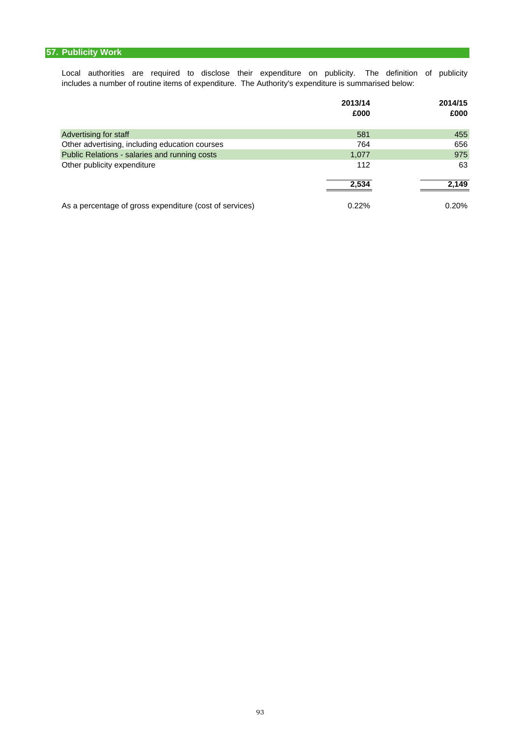## 57. Publicity Work

Local authorities are required to disclose their expenditure on publicity. The definition of publicity includes a number of routine items of expenditure. The Authority's expenditure is summarised below:

| | 2013/14 £000 | 2014/15 £000 |
|---|---|---|
| Advertising for staff | 581 | 455 |
| Other advertising, including education courses | 764 | 656 |
| Public Relations - salaries and running costs | 1,077 | 975 |
| Other publicity expenditure | 112 | 63 |
| | **2,534** | **2,149** |
| As a percentage of gross expenditure (cost of services) | 0.22% | 0.20% |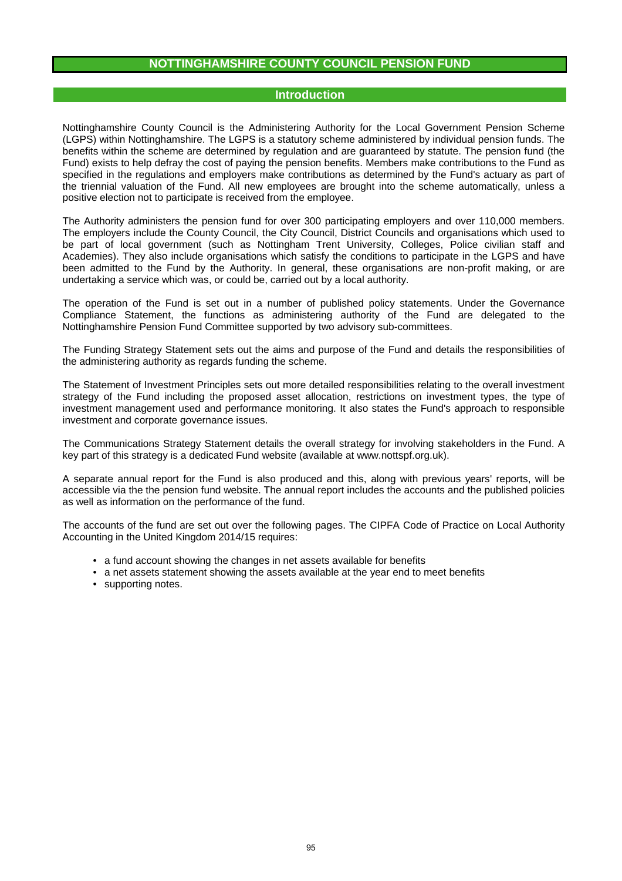# NOTTINGHAMSHIRE COUNTY COUNCIL PENSION FUND

## Introduction

Nottinghamshire County Council is the Administering Authority for the Local Government Pension Scheme (LGPS) within Nottinghamshire. The LGPS is a statutory scheme administered by individual pension funds. The benefits within the scheme are determined by regulation and are guaranteed by statute. The pension fund (the Fund) exists to help defray the cost of paying the pension benefits. Members make contributions to the Fund as specified in the regulations and employers make contributions as determined by the Fund's actuary as part of the triennial valuation of the Fund. All new employees are brought into the scheme automatically, unless a positive election not to participate is received from the employee.

The Authority administers the pension fund for over 300 participating employers and over 110,000 members. The employers include the County Council, the City Council, District Councils and organisations which used to be part of local government (such as Nottingham Trent University, Colleges, Police civilian staff and Academies). They also include organisations which satisfy the conditions to participate in the LGPS and have been admitted to the Fund by the Authority. In general, these organisations are non-profit making, or are undertaking a service which was, or could be, carried out by a local authority.

The operation of the Fund is set out in a number of published policy statements. Under the Governance Compliance Statement, the functions as administering authority of the Fund are delegated to the Nottinghamshire Pension Fund Committee supported by two advisory sub-committees.

The Funding Strategy Statement sets out the aims and purpose of the Fund and details the responsibilities of the administering authority as regards funding the scheme.

The Statement of Investment Principles sets out more detailed responsibilities relating to the overall investment strategy of the Fund including the proposed asset allocation, restrictions on investment types, the type of investment management used and performance monitoring. It also states the Fund's approach to responsible investment and corporate governance issues.

The Communications Strategy Statement details the overall strategy for involving stakeholders in the Fund. A key part of this strategy is a dedicated Fund website (available at www.nottspf.org.uk).

A separate annual report for the Fund is also produced and this, along with previous years' reports, will be accessible via the the pension fund website. The annual report includes the accounts and the published policies as well as information on the performance of the fund.

The accounts of the fund are set out over the following pages. The CIPFA Code of Practice on Local Authority Accounting in the United Kingdom 2014/15 requires:

- a fund account showing the changes in net assets available for benefits
- a net assets statement showing the assets available at the year end to meet benefits
- supporting notes.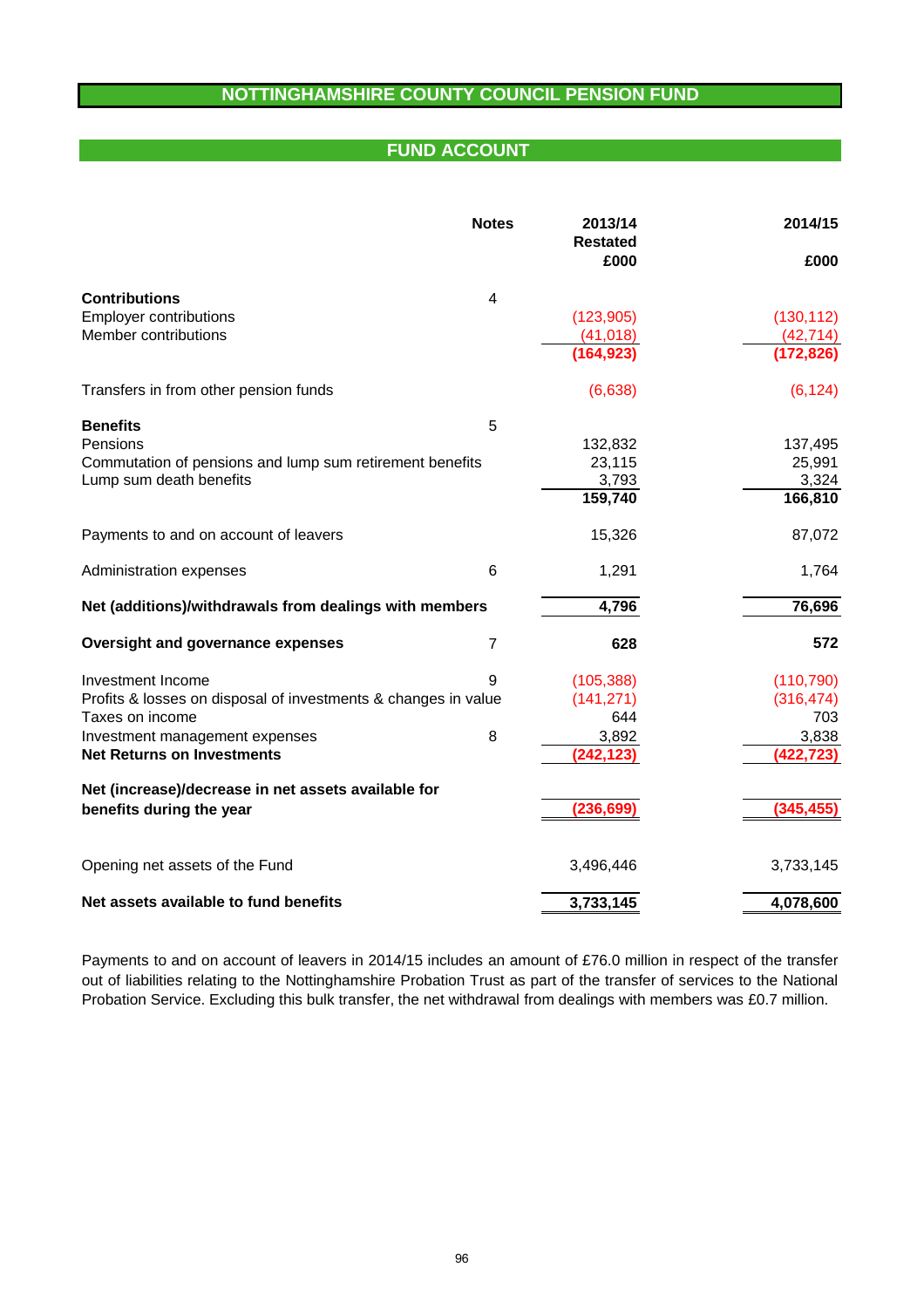# NOTTINGHAMSHIRE COUNTY COUNCIL PENSION FUND

## FUND ACCOUNT

| | Notes | 2013/14 Restated £000 | 2014/15 £000 |
|---|---|---|---|
| **Contributions** | 4 | | |
| Employer contributions | | (123,905) | (130,112) |
| Member contributions | | (41,018) | (42,714) |
| | | **(164,923)** | **(172,826)** |
| Transfers in from other pension funds | | (6,638) | (6,124) |
| **Benefits** | 5 | | |
| Pensions | | 132,832 | 137,495 |
| Commutation of pensions and lump sum retirement benefits | | 23,115 | 25,991 |
| Lump sum death benefits | | 3,793 | 3,324 |
| | | **159,740** | **166,810** |
| Payments to and on account of leavers | | 15,326 | 87,072 |
| Administration expenses | 6 | 1,291 | 1,764 |
| **Net (additions)/withdrawals from dealings with members** | | **4,796** | **76,696** |
| **Oversight and governance expenses** | 7 | **628** | **572** |
| Investment Income | 9 | (105,388) | (110,790) |
| Profits & losses on disposal of investments & changes in value | | (141,271) | (316,474) |
| Taxes on income | | 644 | 703 |
| Investment management expenses | 8 | 3,892 | 3,838 |
| **Net Returns on Investments** | | **(242,123)** | **(422,723)** |
| **Net (increase)/decrease in net assets available for benefits during the year** | | **(236,699)** | **(345,455)** |
| Opening net assets of the Fund | | 3,496,446 | 3,733,145 |
| **Net assets available to fund benefits** | | **3,733,145** | **4,078,600** |

Payments to and on account of leavers in 2014/15 includes an amount of £76.0 million in respect of the transfer out of liabilities relating to the Nottinghamshire Probation Trust as part of the transfer of services to the National Probation Service. Excluding this bulk transfer, the net withdrawal from dealings with members was £0.7 million.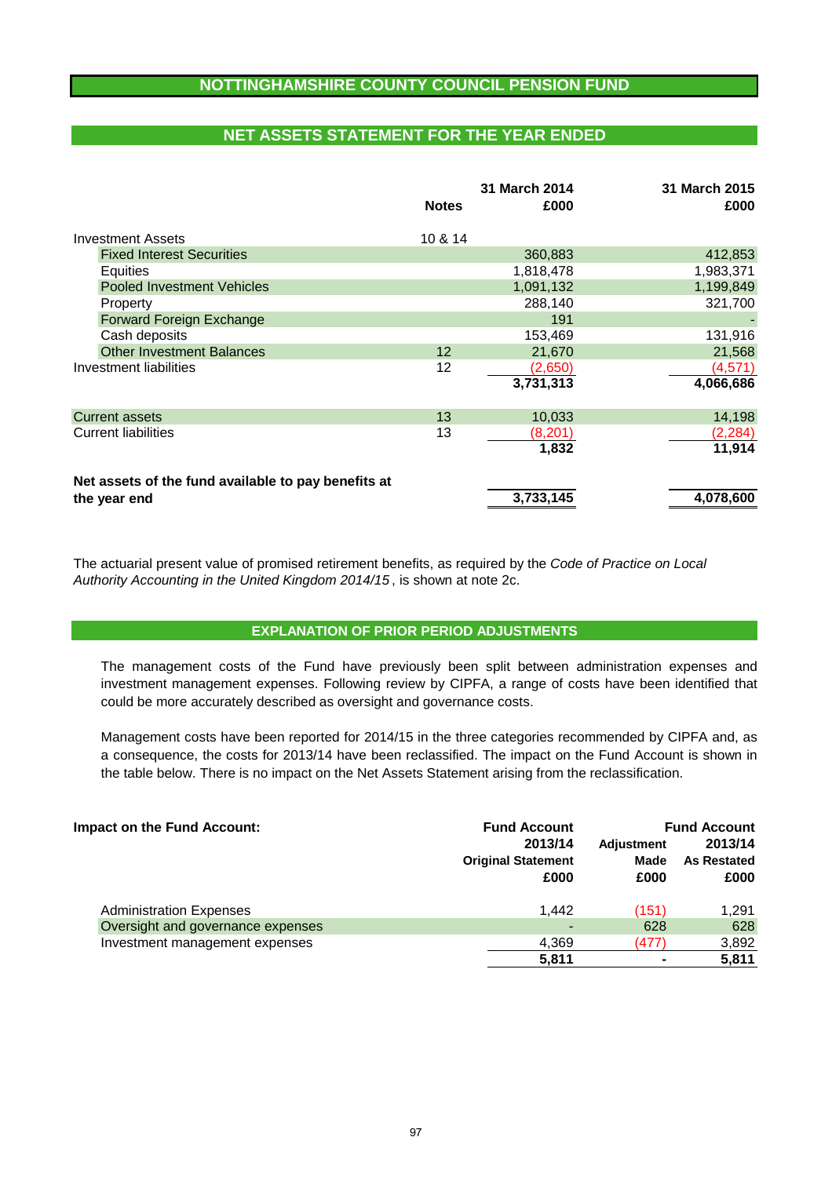# NOTTINGHAMSHIRE COUNTY COUNCIL PENSION FUND

## NET ASSETS STATEMENT FOR THE YEAR ENDED

| | Notes | 31 March 2014 £000 | 31 March 2015 £000 |
|---|---|---|---|
| Investment Assets | 10 & 14 | | |
| Fixed Interest Securities | | 360,883 | 412,853 |
| Equities | | 1,818,478 | 1,983,371 |
| Pooled Investment Vehicles | | 1,091,132 | 1,199,849 |
| Property | | 288,140 | 321,700 |
| Forward Foreign Exchange | | 191 | - |
| Cash deposits | | 153,469 | 131,916 |
| Other Investment Balances | 12 | 21,670 | 21,568 |
| Investment liabilities | 12 | (2,650) | (4,571) |
| | | **3,731,313** | **4,066,686** |
| Current assets | 13 | 10,033 | 14,198 |
| Current liabilities | 13 | (8,201) | (2,284) |
| | | **1,832** | **11,914** |
| **Net assets of the fund available to pay benefits at the year end** | | **3,733,145** | **4,078,600** |

The actuarial present value of promised retirement benefits, as required by the *Code of Practice on Local Authority Accounting in the United Kingdom 2014/15*, is shown at note 2c.

## EXPLANATION OF PRIOR PERIOD ADJUSTMENTS

The management costs of the Fund have previously been split between administration expenses and investment management expenses. Following review by CIPFA, a range of costs have been identified that could be more accurately described as oversight and governance costs.

Management costs have been reported for 2014/15 in the three categories recommended by CIPFA and, as a consequence, the costs for 2013/14 have been reclassified. The impact on the Fund Account is shown in the table below. There is no impact on the Net Assets Statement arising from the reclassification.

| **Impact on the Fund Account:** | Fund Account 2013/14 Original Statement £000 | Adjustment Made £000 | Fund Account 2013/14 As Restated £000 |
|---|---|---|---|
| Administration Expenses | 1,442 | (151) | 1,291 |
| Oversight and governance expenses | - | 628 | 628 |
| Investment management expenses | 4,369 | (477) | 3,892 |
| | **5,811** | **-** | **5,811** |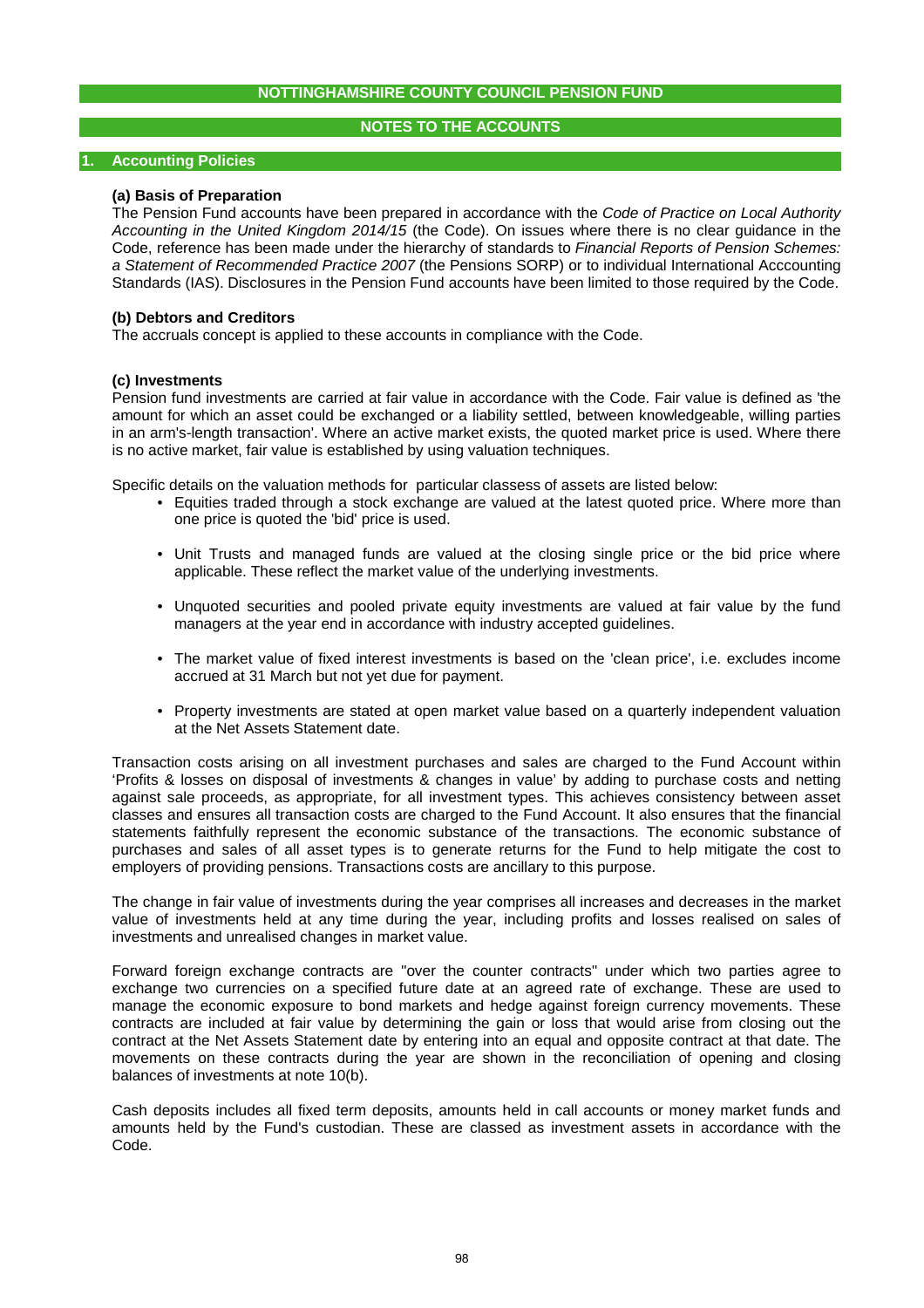# NOTTINGHAMSHIRE COUNTY COUNCIL PENSION FUND

## NOTES TO THE ACCOUNTS

## 1. Accounting Policies

**(a) Basis of Preparation**

The Pension Fund accounts have been prepared in accordance with the *Code of Practice on Local Authority Accounting in the United Kingdom 2014/15* (the Code). On issues where there is no clear guidance in the Code, reference has been made under the hierarchy of standards to *Financial Reports of Pension Schemes: a Statement of Recommended Practice 2007* (the Pensions SORP) or to individual International Acccounting Standards (IAS). Disclosures in the Pension Fund accounts have been limited to those required by the Code.

**(b) Debtors and Creditors**

The accruals concept is applied to these accounts in compliance with the Code.

**(c) Investments**

Pension fund investments are carried at fair value in accordance with the Code. Fair value is defined as 'the amount for which an asset could be exchanged or a liability settled, between knowledgeable, willing parties in an arm's-length transaction'. Where an active market exists, the quoted market price is used. Where there is no active market, fair value is established by using valuation techniques.

Specific details on the valuation methods for particular classess of assets are listed below:

- Equities traded through a stock exchange are valued at the latest quoted price. Where more than one price is quoted the 'bid' price is used.
- Unit Trusts and managed funds are valued at the closing single price or the bid price where applicable. These reflect the market value of the underlying investments.
- Unquoted securities and pooled private equity investments are valued at fair value by the fund managers at the year end in accordance with industry accepted guidelines.
- The market value of fixed interest investments is based on the 'clean price', i.e. excludes income accrued at 31 March but not yet due for payment.
- Property investments are stated at open market value based on a quarterly independent valuation at the Net Assets Statement date.

Transaction costs arising on all investment purchases and sales are charged to the Fund Account within 'Profits & losses on disposal of investments & changes in value' by adding to purchase costs and netting against sale proceeds, as appropriate, for all investment types. This achieves consistency between asset classes and ensures all transaction costs are charged to the Fund Account. It also ensures that the financial statements faithfully represent the economic substance of the transactions. The economic substance of purchases and sales of all asset types is to generate returns for the Fund to help mitigate the cost to employers of providing pensions. Transactions costs are ancillary to this purpose.

The change in fair value of investments during the year comprises all increases and decreases in the market value of investments held at any time during the year, including profits and losses realised on sales of investments and unrealised changes in market value.

Forward foreign exchange contracts are "over the counter contracts" under which two parties agree to exchange two currencies on a specified future date at an agreed rate of exchange. These are used to manage the economic exposure to bond markets and hedge against foreign currency movements. These contracts are included at fair value by determining the gain or loss that would arise from closing out the contract at the Net Assets Statement date by entering into an equal and opposite contract at that date. The movements on these contracts during the year are shown in the reconciliation of opening and closing balances of investments at note 10(b).

Cash deposits includes all fixed term deposits, amounts held in call accounts or money market funds and amounts held by the Fund's custodian. These are classed as investment assets in accordance with the Code.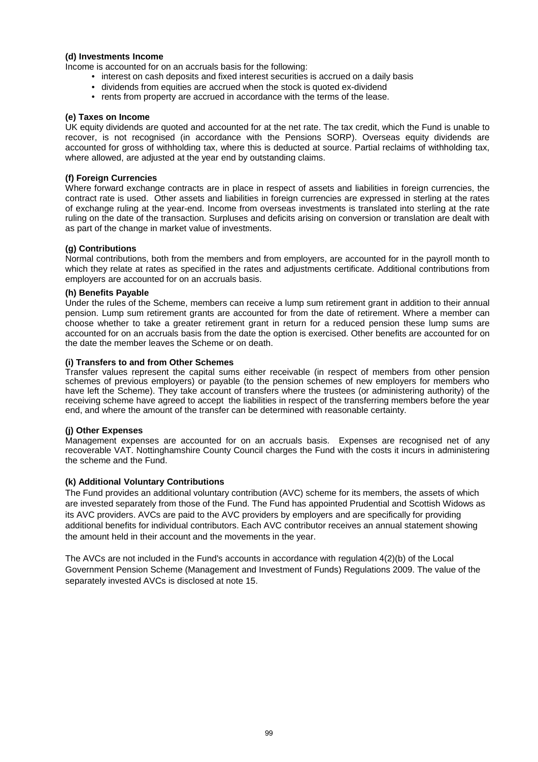**(d) Investments Income**

Income is accounted for on an accruals basis for the following:

- interest on cash deposits and fixed interest securities is accrued on a daily basis
- dividends from equities are accrued when the stock is quoted ex-dividend
- rents from property are accrued in accordance with the terms of the lease.

**(e) Taxes on Income**

UK equity dividends are quoted and accounted for at the net rate. The tax credit, which the Fund is unable to recover, is not recognised (in accordance with the Pensions SORP). Overseas equity dividends are accounted for gross of withholding tax, where this is deducted at source. Partial reclaims of withholding tax, where allowed, are adjusted at the year end by outstanding claims.

**(f) Foreign Currencies**

Where forward exchange contracts are in place in respect of assets and liabilities in foreign currencies, the contract rate is used. Other assets and liabilities in foreign currencies are expressed in sterling at the rates of exchange ruling at the year-end. Income from overseas investments is translated into sterling at the rate ruling on the date of the transaction. Surpluses and deficits arising on conversion or translation are dealt with as part of the change in market value of investments.

**(g) Contributions**

Normal contributions, both from the members and from employers, are accounted for in the payroll month to which they relate at rates as specified in the rates and adjustments certificate. Additional contributions from employers are accounted for on an accruals basis.

**(h) Benefits Payable**

Under the rules of the Scheme, members can receive a lump sum retirement grant in addition to their annual pension. Lump sum retirement grants are accounted for from the date of retirement. Where a member can choose whether to take a greater retirement grant in return for a reduced pension these lump sums are accounted for on an accruals basis from the date the option is exercised. Other benefits are accounted for on the date the member leaves the Scheme or on death.

**(i) Transfers to and from Other Schemes**

Transfer values represent the capital sums either receivable (in respect of members from other pension schemes of previous employers) or payable (to the pension schemes of new employers for members who have left the Scheme). They take account of transfers where the trustees (or administering authority) of the receiving scheme have agreed to accept the liabilities in respect of the transferring members before the year end, and where the amount of the transfer can be determined with reasonable certainty.

**(j) Other Expenses**

Management expenses are accounted for on an accruals basis. Expenses are recognised net of any recoverable VAT. Nottinghamshire County Council charges the Fund with the costs it incurs in administering the scheme and the Fund.

**(k) Additional Voluntary Contributions**

The Fund provides an additional voluntary contribution (AVC) scheme for its members, the assets of which are invested separately from those of the Fund. The Fund has appointed Prudential and Scottish Widows as its AVC providers. AVCs are paid to the AVC providers by employers and are specifically for providing additional benefits for individual contributors. Each AVC contributor receives an annual statement showing the amount held in their account and the movements in the year.

The AVCs are not included in the Fund's accounts in accordance with regulation 4(2)(b) of the Local Government Pension Scheme (Management and Investment of Funds) Regulations 2009. The value of the separately invested AVCs is disclosed at note 15.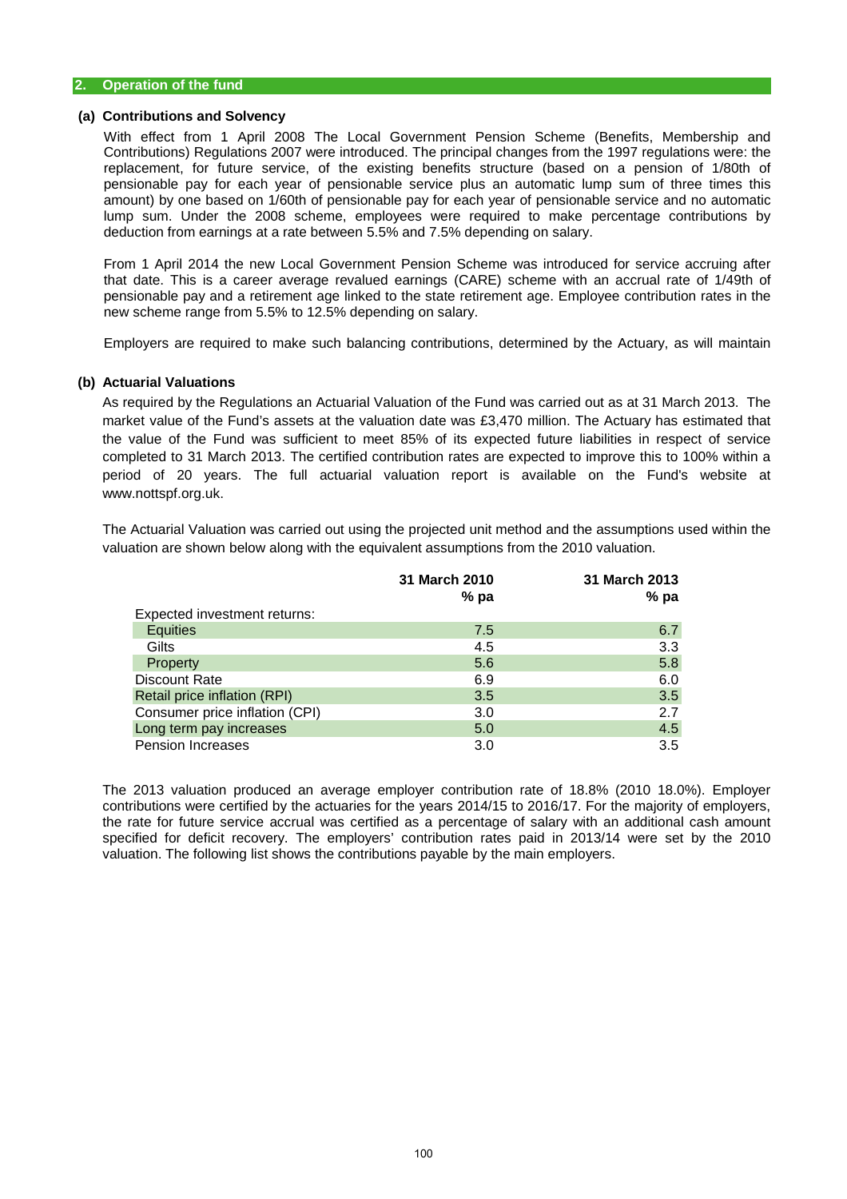## 2. Operation of the fund

### (a) Contributions and Solvency

With effect from 1 April 2008 The Local Government Pension Scheme (Benefits, Membership and Contributions) Regulations 2007 were introduced. The principal changes from the 1997 regulations were: the replacement, for future service, of the existing benefits structure (based on a pension of 1/80th of pensionable pay for each year of pensionable service plus an automatic lump sum of three times this amount) by one based on 1/60th of pensionable pay for each year of pensionable service and no automatic lump sum. Under the 2008 scheme, employees were required to make percentage contributions by deduction from earnings at a rate between 5.5% and 7.5% depending on salary.

From 1 April 2014 the new Local Government Pension Scheme was introduced for service accruing after that date. This is a career average revalued earnings (CARE) scheme with an accrual rate of 1/49th of pensionable pay and a retirement age linked to the state retirement age. Employee contribution rates in the new scheme range from 5.5% to 12.5% depending on salary.

Employers are required to make such balancing contributions, determined by the Actuary, as will maintain

### (b) Actuarial Valuations

As required by the Regulations an Actuarial Valuation of the Fund was carried out as at 31 March 2013. The market value of the Fund's assets at the valuation date was £3,470 million. The Actuary has estimated that the value of the Fund was sufficient to meet 85% of its expected future liabilities in respect of service completed to 31 March 2013. The certified contribution rates are expected to improve this to 100% within a period of 20 years. The full actuarial valuation report is available on the Fund's website at www.nottspf.org.uk.

The Actuarial Valuation was carried out using the projected unit method and the assumptions used within the valuation are shown below along with the equivalent assumptions from the 2010 valuation.

| | 31 March 2010 % pa | 31 March 2013 % pa |
|---|---|---|
| Expected investment returns: | | |
| Equities | 7.5 | 6.7 |
| Gilts | 4.5 | 3.3 |
| Property | 5.6 | 5.8 |
| Discount Rate | 6.9 | 6.0 |
| Retail price inflation (RPI) | 3.5 | 3.5 |
| Consumer price inflation (CPI) | 3.0 | 2.7 |
| Long term pay increases | 5.0 | 4.5 |
| Pension Increases | 3.0 | 3.5 |

The 2013 valuation produced an average employer contribution rate of 18.8% (2010 18.0%). Employer contributions were certified by the actuaries for the years 2014/15 to 2016/17. For the majority of employers, the rate for future service accrual was certified as a percentage of salary with an additional cash amount specified for deficit recovery. The employers' contribution rates paid in 2013/14 were set by the 2010 valuation. The following list shows the contributions payable by the main employers.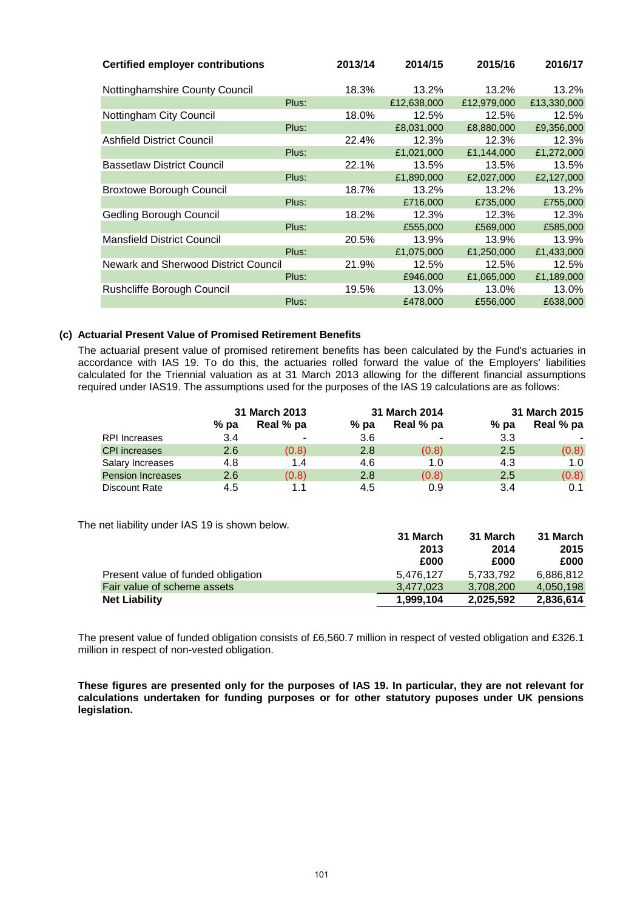| Certified employer contributions | | 2013/14 | 2014/15 | 2015/16 | 2016/17 |
|---|---|---|---|---|---|
| Nottinghamshire County Council | | 18.3% | 13.2% | 13.2% | 13.2% |
| | Plus: | | £12,638,000 | £12,979,000 | £13,330,000 |
| Nottingham City Council | | 18.0% | 12.5% | 12.5% | 12.5% |
| | Plus: | | £8,031,000 | £8,880,000 | £9,356,000 |
| Ashfield District Council | | 22.4% | 12.3% | 12.3% | 12.3% |
| | Plus: | | £1,021,000 | £1,144,000 | £1,272,000 |
| Bassetlaw District Council | | 22.1% | 13.5% | 13.5% | 13.5% |
| | Plus: | | £1,890,000 | £2,027,000 | £2,127,000 |
| Broxtowe Borough Council | | 18.7% | 13.2% | 13.2% | 13.2% |
| | Plus: | | £716,000 | £735,000 | £755,000 |
| Gedling Borough Council | | 18.2% | 12.3% | 12.3% | 12.3% |
| | Plus: | | £555,000 | £569,000 | £585,000 |
| Mansfield District Council | | 20.5% | 13.9% | 13.9% | 13.9% |
| | Plus: | | £1,075,000 | £1,250,000 | £1,433,000 |
| Newark and Sherwood District Council | | 21.9% | 12.5% | 12.5% | 12.5% |
| | Plus: | | £946,000 | £1,065,000 | £1,189,000 |
| Rushcliffe Borough Council | | 19.5% | 13.0% | 13.0% | 13.0% |
| | Plus: | | £478,000 | £556,000 | £638,000 |

## (c) Actuarial Present Value of Promised Retirement Benefits

The actuarial present value of promised retirement benefits has been calculated by the Fund's actuaries in accordance with IAS 19. To do this, the actuaries rolled forward the value of the Employers' liabilities calculated for the Triennial valuation as at 31 March 2013 allowing for the different financial assumptions required under IAS19. The assumptions used for the purposes of the IAS 19 calculations are as follows:

| | 31 March 2013 | | 31 March 2014 | | 31 March 2015 | |
|---|---|---|---|---|---|---|
| | % pa | Real % pa | % pa | Real % pa | % pa | Real % pa |
| RPI Increases | 3.4 | - | 3.6 | - | 3.3 | - |
| CPI increases | 2.6 | (0.8) | 2.8 | (0.8) | 2.5 | (0.8) |
| Salary Increases | 4.8 | 1.4 | 4.6 | 1.0 | 4.3 | 1.0 |
| Pension Increases | 2.6 | (0.8) | 2.8 | (0.8) | 2.5 | (0.8) |
| Discount Rate | 4.5 | 1.1 | 4.5 | 0.9 | 3.4 | 0.1 |

The net liability under IAS 19 is shown below.

| | 31 March 2013 £000 | 31 March 2014 £000 | 31 March 2015 £000 |
|---|---|---|---|
| Present value of funded obligation | 5,476,127 | 5,733,792 | 6,886,812 |
| Fair value of scheme assets | 3,477,023 | 3,708,200 | 4,050,198 |
| **Net Liability** | **1,999,104** | **2,025,592** | **2,836,614** |

The present value of funded obligation consists of £6,560.7 million in respect of vested obligation and £326.1 million in respect of non-vested obligation.

**These figures are presented only for the purposes of IAS 19. In particular, they are not relevant for calculations undertaken for funding purposes or for other statutory puposes under UK pensions legislation.**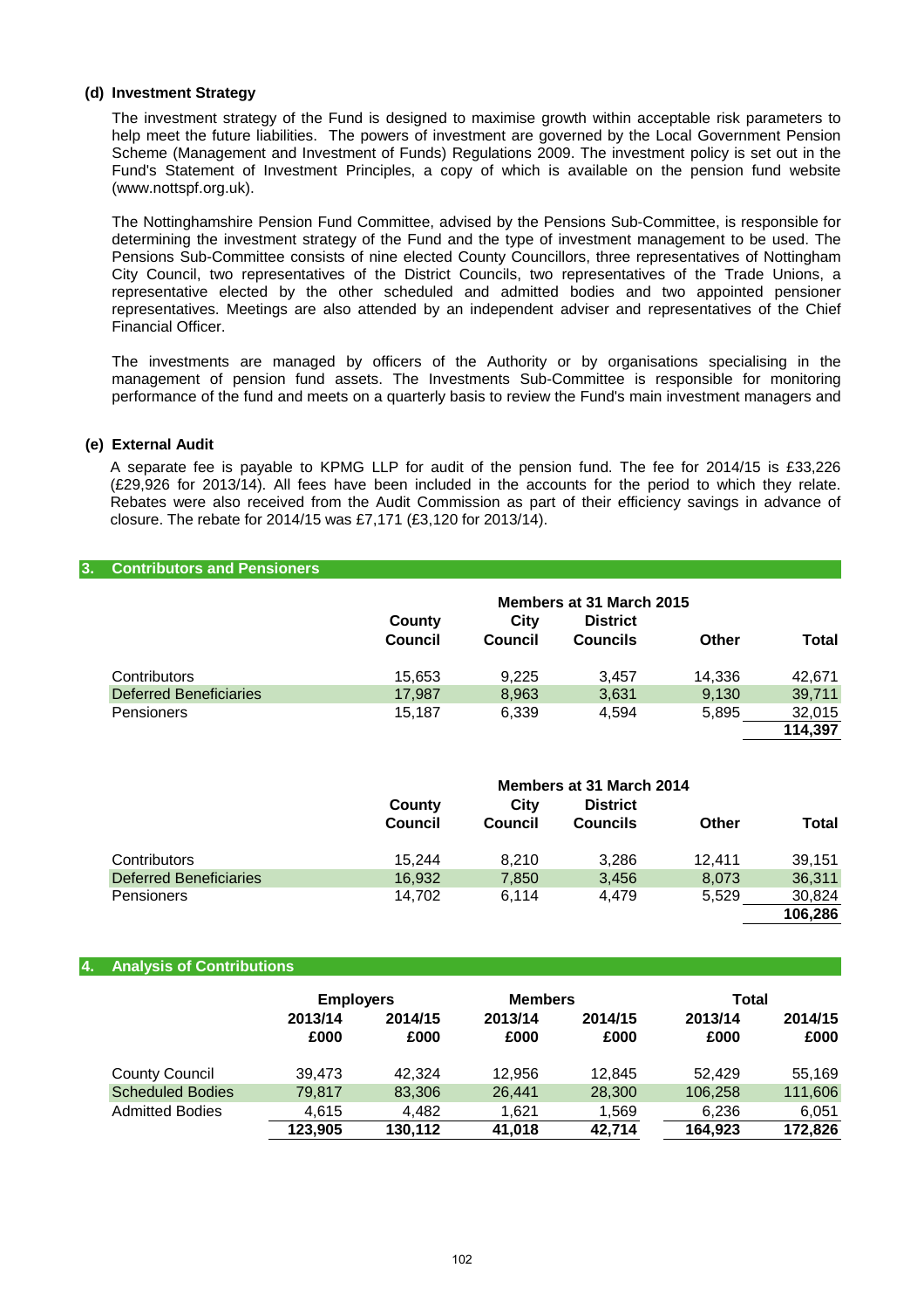### (d) Investment Strategy

The investment strategy of the Fund is designed to maximise growth within acceptable risk parameters to help meet the future liabilities. The powers of investment are governed by the Local Government Pension Scheme (Management and Investment of Funds) Regulations 2009. The investment policy is set out in the Fund's Statement of Investment Principles, a copy of which is available on the pension fund website (www.nottspf.org.uk).

The Nottinghamshire Pension Fund Committee, advised by the Pensions Sub-Committee, is responsible for determining the investment strategy of the Fund and the type of investment management to be used. The Pensions Sub-Committee consists of nine elected County Councillors, three representatives of Nottingham City Council, two representatives of the District Councils, two representatives of the Trade Unions, a representative elected by the other scheduled and admitted bodies and two appointed pensioner representatives. Meetings are also attended by an independent adviser and representatives of the Chief Financial Officer.

The investments are managed by officers of the Authority or by organisations specialising in the management of pension fund assets. The Investments Sub-Committee is responsible for monitoring performance of the fund and meets on a quarterly basis to review the Fund's main investment managers and

### (e) External Audit

A separate fee is payable to KPMG LLP for audit of the pension fund. The fee for 2014/15 is £33,226 (£29,926 for 2013/14). All fees have been included in the accounts for the period to which they relate. Rebates were also received from the Audit Commission as part of their efficiency savings in advance of closure. The rebate for 2014/15 was £7,171 (£3,120 for 2013/14).

## 3. Contributors and Pensioners

| | Members at 31 March 2015 | | | | |
|---|---|---|---|---|---|
| | County Council | City Council | District Councils | Other | Total |
| Contributors | 15,653 | 9,225 | 3,457 | 14,336 | 42,671 |
| Deferred Beneficiaries | 17,987 | 8,963 | 3,631 | 9,130 | 39,711 |
| Pensioners | 15,187 | 6,339 | 4,594 | 5,895 | 32,015 |
| | | | | | **114,397** |

| | Members at 31 March 2014 | | | | |
|---|---|---|---|---|---|
| | County Council | City Council | District Councils | Other | Total |
| Contributors | 15,244 | 8,210 | 3,286 | 12,411 | 39,151 |
| Deferred Beneficiaries | 16,932 | 7,850 | 3,456 | 8,073 | 36,311 |
| Pensioners | 14,702 | 6,114 | 4,479 | 5,529 | 30,824 |
| | | | | | **106,286** |

## 4. Analysis of Contributions

| | Employers | | Members | | Total | |
|---|---|---|---|---|---|---|
| | 2013/14 £000 | 2014/15 £000 | 2013/14 £000 | 2014/15 £000 | 2013/14 £000 | 2014/15 £000 |
| County Council | 39,473 | 42,324 | 12,956 | 12,845 | 52,429 | 55,169 |
| Scheduled Bodies | 79,817 | 83,306 | 26,441 | 28,300 | 106,258 | 111,606 |
| Admitted Bodies | 4,615 | 4,482 | 1,621 | 1,569 | 6,236 | 6,051 |
| | **123,905** | **130,112** | **41,018** | **42,714** | **164,923** | **172,826** |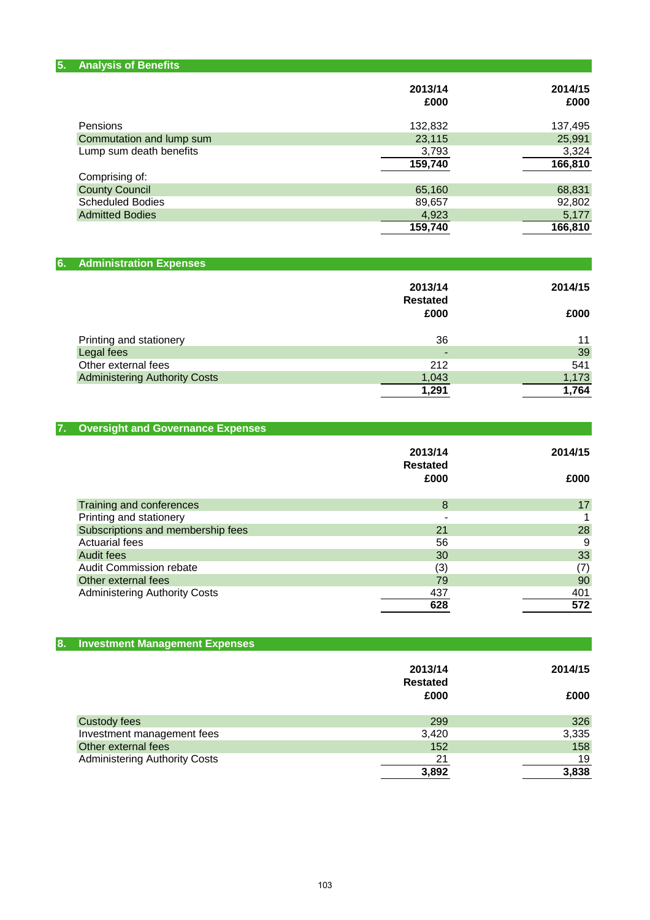## 5. Analysis of Benefits

| | 2013/14<br>£000 | 2014/15<br>£000 |
|---|---|---|
| Pensions | 132,832 | 137,495 |
| Commutation and lump sum | 23,115 | 25,991 |
| Lump sum death benefits | 3,793 | 3,324 |
| | **159,740** | **166,810** |
| Comprising of: | | |
| County Council | 65,160 | 68,831 |
| Scheduled Bodies | 89,657 | 92,802 |
| Admitted Bodies | 4,923 | 5,177 |
| | **159,740** | **166,810** |

## 6. Administration Expenses

| | 2013/14<br>Restated<br>£000 | 2014/15<br><br>£000 |
|---|---|---|
| Printing and stationery | 36 | 11 |
| Legal fees | - | 39 |
| Other external fees | 212 | 541 |
| Administering Authority Costs | 1,043 | 1,173 |
| | **1,291** | **1,764** |

## 7. Oversight and Governance Expenses

| | 2013/14<br>Restated<br>£000 | 2014/15<br><br>£000 |
|---|---|---|
| Training and conferences | 8 | 17 |
| Printing and stationery | - | 1 |
| Subscriptions and membership fees | 21 | 28 |
| Actuarial fees | 56 | 9 |
| Audit fees | 30 | 33 |
| Audit Commission rebate | (3) | (7) |
| Other external fees | 79 | 90 |
| Administering Authority Costs | 437 | 401 |
| | **628** | **572** |

## 8. Investment Management Expenses

| | 2013/14<br>Restated<br>£000 | 2014/15<br><br>£000 |
|---|---|---|
| Custody fees | 299 | 326 |
| Investment management fees | 3,420 | 3,335 |
| Other external fees | 152 | 158 |
| Administering Authority Costs | 21 | 19 |
| | **3,892** | **3,838** |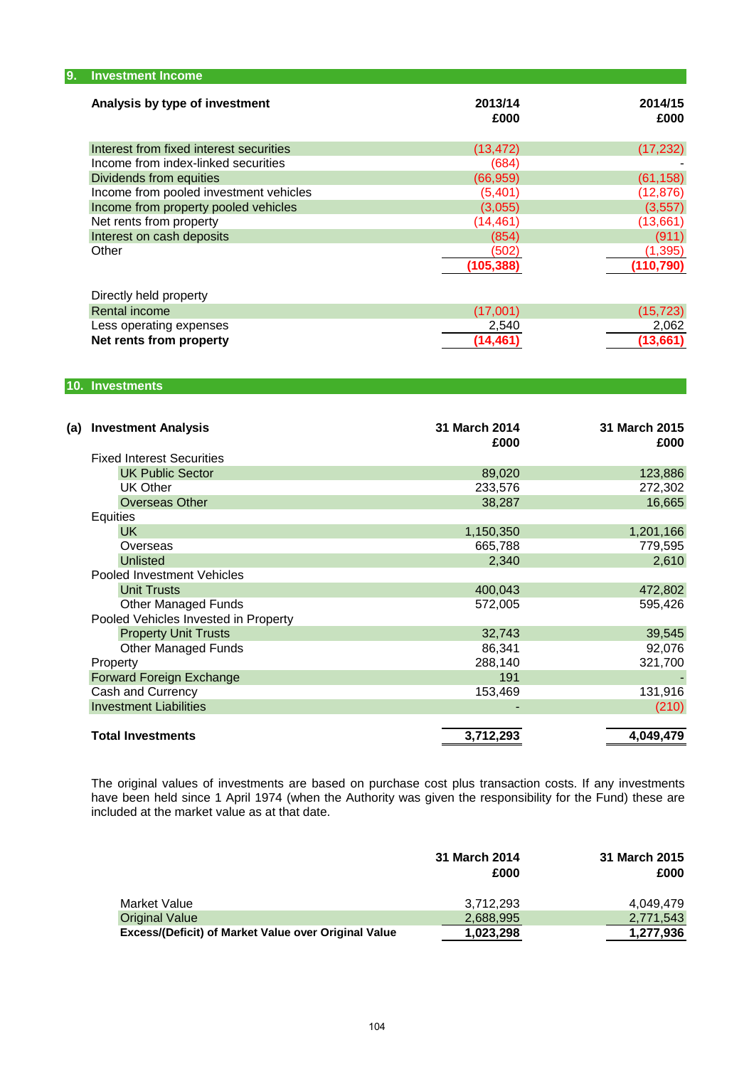## 9. Investment Income

| Analysis by type of investment | 2013/14 £000 | 2014/15 £000 |
|---|---|---|
| Interest from fixed interest securities | (13,472) | (17,232) |
| Income from index-linked securities | (684) | - |
| Dividends from equities | (66,959) | (61,158) |
| Income from pooled investment vehicles | (5,401) | (12,876) |
| Income from property pooled vehicles | (3,055) | (3,557) |
| Net rents from property | (14,461) | (13,661) |
| Interest on cash deposits | (854) | (911) |
| Other | (502) | (1,395) |
| | **(105,388)** | **(110,790)** |

| Directly held property | 2013/14 £000 | 2014/15 £000 |
|---|---|---|
| Rental income | (17,001) | (15,723) |
| Less operating expenses | 2,540 | 2,062 |
| **Net rents from property** | **(14,461)** | **(13,661)** |

## 10. Investments

### (a) Investment Analysis

| | 31 March 2014 £000 | 31 March 2015 £000 |
|---|---|---|
| Fixed Interest Securities | | |
| UK Public Sector | 89,020 | 123,886 |
| UK Other | 233,576 | 272,302 |
| Overseas Other | 38,287 | 16,665 |
| Equities | | |
| UK | 1,150,350 | 1,201,166 |
| Overseas | 665,788 | 779,595 |
| Unlisted | 2,340 | 2,610 |
| Pooled Investment Vehicles | | |
| Unit Trusts | 400,043 | 472,802 |
| Other Managed Funds | 572,005 | 595,426 |
| Pooled Vehicles Invested in Property | | |
| Property Unit Trusts | 32,743 | 39,545 |
| Other Managed Funds | 86,341 | 92,076 |
| Property | 288,140 | 321,700 |
| Forward Foreign Exchange | 191 | - |
| Cash and Currency | 153,469 | 131,916 |
| Investment Liabilities | - | (210) |
| **Total Investments** | **3,712,293** | **4,049,479** |

The original values of investments are based on purchase cost plus transaction costs. If any investments have been held since 1 April 1974 (when the Authority was given the responsibility for the Fund) these are included at the market value as at that date.

| | 31 March 2014 £000 | 31 March 2015 £000 |
|---|---|---|
| Market Value | 3,712,293 | 4,049,479 |
| Original Value | 2,688,995 | 2,771,543 |
| **Excess/(Deficit) of Market Value over Original Value** | **1,023,298** | **1,277,936** |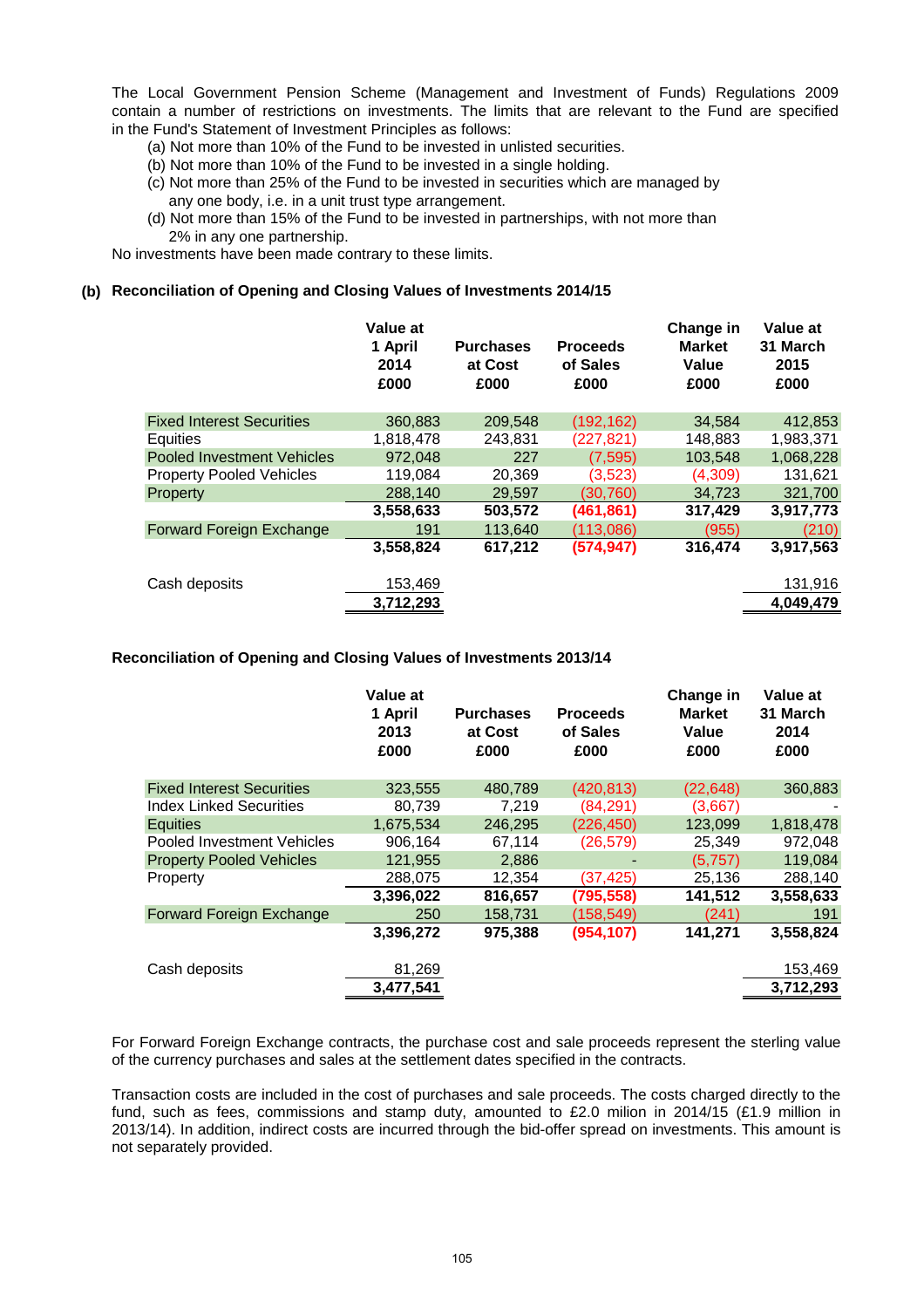The Local Government Pension Scheme (Management and Investment of Funds) Regulations 2009 contain a number of restrictions on investments. The limits that are relevant to the Fund are specified in the Fund's Statement of Investment Principles as follows:

(a) Not more than 10% of the Fund to be invested in unlisted securities.
(b) Not more than 10% of the Fund to be invested in a single holding.
(c) Not more than 25% of the Fund to be invested in securities which are managed by any one body, i.e. in a unit trust type arrangement.
(d) Not more than 15% of the Fund to be invested in partnerships, with not more than 2% in any one partnership.

No investments have been made contrary to these limits.

**(b) Reconciliation of Opening and Closing Values of Investments 2014/15**

| | Value at 1 April 2014 £000 | Purchases at Cost £000 | Proceeds of Sales £000 | Change in Market Value £000 | Value at 31 March 2015 £000 |
|---|---|---|---|---|---|
| Fixed Interest Securities | 360,883 | 209,548 | (192,162) | 34,584 | 412,853 |
| Equities | 1,818,478 | 243,831 | (227,821) | 148,883 | 1,983,371 |
| Pooled Investment Vehicles | 972,048 | 227 | (7,595) | 103,548 | 1,068,228 |
| Property Pooled Vehicles | 119,084 | 20,369 | (3,523) | (4,309) | 131,621 |
| Property | 288,140 | 29,597 | (30,760) | 34,723 | 321,700 |
| | **3,558,633** | **503,572** | **(461,861)** | **317,429** | **3,917,773** |
| Forward Foreign Exchange | 191 | 113,640 | (113,086) | (955) | (210) |
| | **3,558,824** | **617,212** | **(574,947)** | **316,474** | **3,917,563** |
| Cash deposits | 153,469 | | | | 131,916 |
| | **3,712,293** | | | | **4,049,479** |

**Reconciliation of Opening and Closing Values of Investments 2013/14**

| | Value at 1 April 2013 £000 | Purchases at Cost £000 | Proceeds of Sales £000 | Change in Market Value £000 | Value at 31 March 2014 £000 |
|---|---|---|---|---|---|
| Fixed Interest Securities | 323,555 | 480,789 | (420,813) | (22,648) | 360,883 |
| Index Linked Securities | 80,739 | 7,219 | (84,291) | (3,667) | - |
| Equities | 1,675,534 | 246,295 | (226,450) | 123,099 | 1,818,478 |
| Pooled Investment Vehicles | 906,164 | 67,114 | (26,579) | 25,349 | 972,048 |
| Property Pooled Vehicles | 121,955 | 2,886 | - | (5,757) | 119,084 |
| Property | 288,075 | 12,354 | (37,425) | 25,136 | 288,140 |
| | **3,396,022** | **816,657** | **(795,558)** | **141,512** | **3,558,633** |
| Forward Foreign Exchange | 250 | 158,731 | (158,549) | (241) | 191 |
| | **3,396,272** | **975,388** | **(954,107)** | **141,271** | **3,558,824** |
| Cash deposits | 81,269 | | | | 153,469 |
| | **3,477,541** | | | | **3,712,293** |

For Forward Foreign Exchange contracts, the purchase cost and sale proceeds represent the sterling value of the currency purchases and sales at the settlement dates specified in the contracts.

Transaction costs are included in the cost of purchases and sale proceeds. The costs charged directly to the fund, such as fees, commissions and stamp duty, amounted to £2.0 milion in 2014/15 (£1.9 million in 2013/14). In addition, indirect costs are incurred through the bid-offer spread on investments. This amount is not separately provided.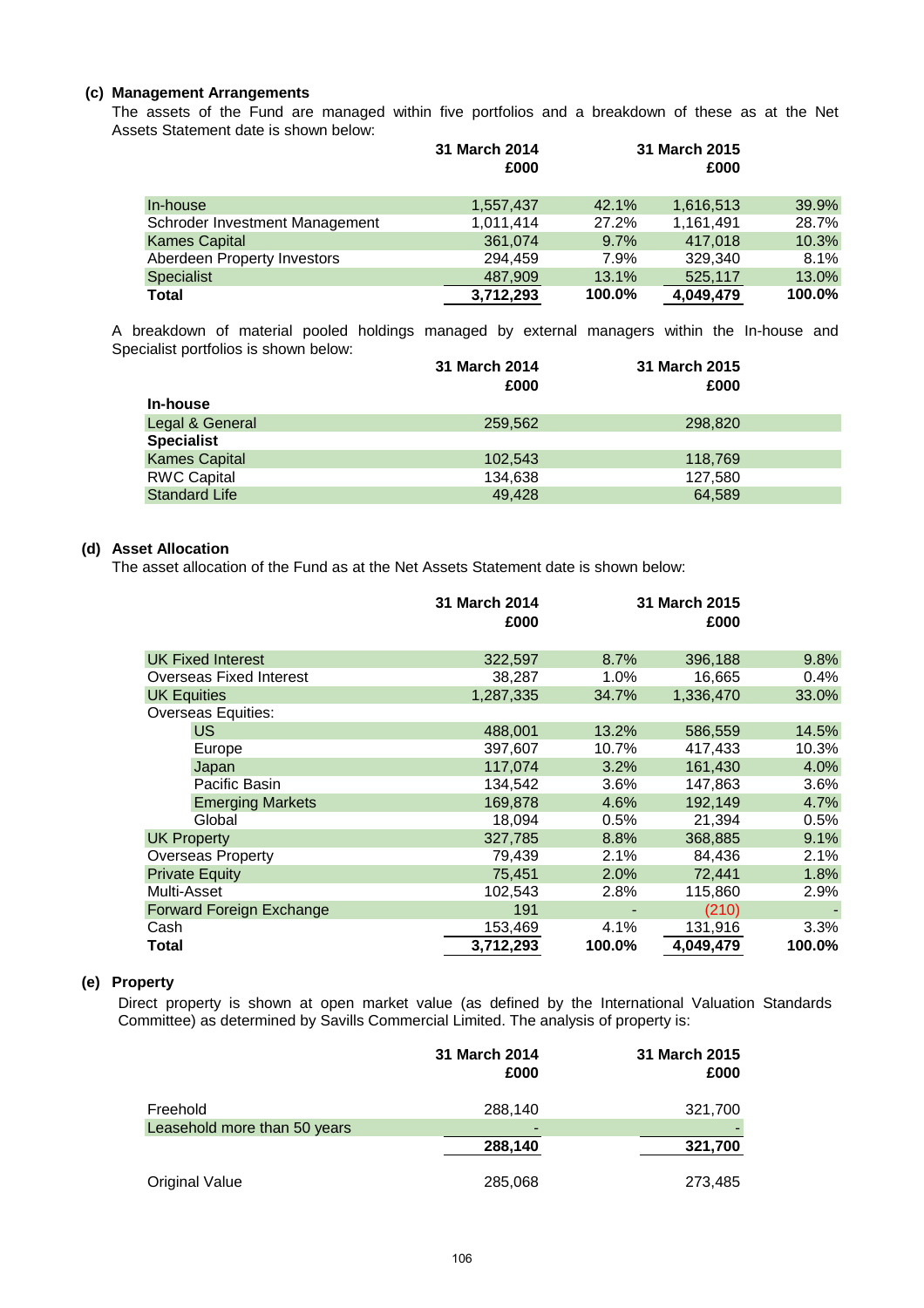### (c) Management Arrangements

The assets of the Fund are managed within five portfolios and a breakdown of these as at the Net Assets Statement date is shown below:

| | 31 March 2014 £000 | | 31 March 2015 £000 | |
|---|---|---|---|---|
| In-house | 1,557,437 | 42.1% | 1,616,513 | 39.9% |
| Schroder Investment Management | 1,011,414 | 27.2% | 1,161,491 | 28.7% |
| Kames Capital | 361,074 | 9.7% | 417,018 | 10.3% |
| Aberdeen Property Investors | 294,459 | 7.9% | 329,340 | 8.1% |
| Specialist | 487,909 | 13.1% | 525,117 | 13.0% |
| **Total** | **3,712,293** | **100.0%** | **4,049,479** | **100.0%** |

A breakdown of material pooled holdings managed by external managers within the In-house and Specialist portfolios is shown below:

| | 31 March 2014 £000 | 31 March 2015 £000 |
|---|---|---|
| **In-house** | | |
| Legal & General | 259,562 | 298,820 |
| **Specialist** | | |
| Kames Capital | 102,543 | 118,769 |
| RWC Capital | 134,638 | 127,580 |
| Standard Life | 49,428 | 64,589 |

### (d) Asset Allocation

The asset allocation of the Fund as at the Net Assets Statement date is shown below:

| | 31 March 2014 £000 | | 31 March 2015 £000 | |
|---|---|---|---|---|
| UK Fixed Interest | 322,597 | 8.7% | 396,188 | 9.8% |
| Overseas Fixed Interest | 38,287 | 1.0% | 16,665 | 0.4% |
| UK Equities | 1,287,335 | 34.7% | 1,336,470 | 33.0% |
| Overseas Equities: | | | | |
| US | 488,001 | 13.2% | 586,559 | 14.5% |
| Europe | 397,607 | 10.7% | 417,433 | 10.3% |
| Japan | 117,074 | 3.2% | 161,430 | 4.0% |
| Pacific Basin | 134,542 | 3.6% | 147,863 | 3.6% |
| Emerging Markets | 169,878 | 4.6% | 192,149 | 4.7% |
| Global | 18,094 | 0.5% | 21,394 | 0.5% |
| UK Property | 327,785 | 8.8% | 368,885 | 9.1% |
| Overseas Property | 79,439 | 2.1% | 84,436 | 2.1% |
| Private Equity | 75,451 | 2.0% | 72,441 | 1.8% |
| Multi-Asset | 102,543 | 2.8% | 115,860 | 2.9% |
| Forward Foreign Exchange | 191 | - | (210) | - |
| Cash | 153,469 | 4.1% | 131,916 | 3.3% |
| **Total** | **3,712,293** | **100.0%** | **4,049,479** | **100.0%** |

### (e) Property

Direct property is shown at open market value (as defined by the International Valuation Standards Committee) as determined by Savills Commercial Limited. The analysis of property is:

| | 31 March 2014 £000 | 31 March 2015 £000 |
|---|---|---|
| Freehold | 288,140 | 321,700 |
| Leasehold more than 50 years | - | - |
| | **288,140** | **321,700** |
| Original Value | 285,068 | 273,485 |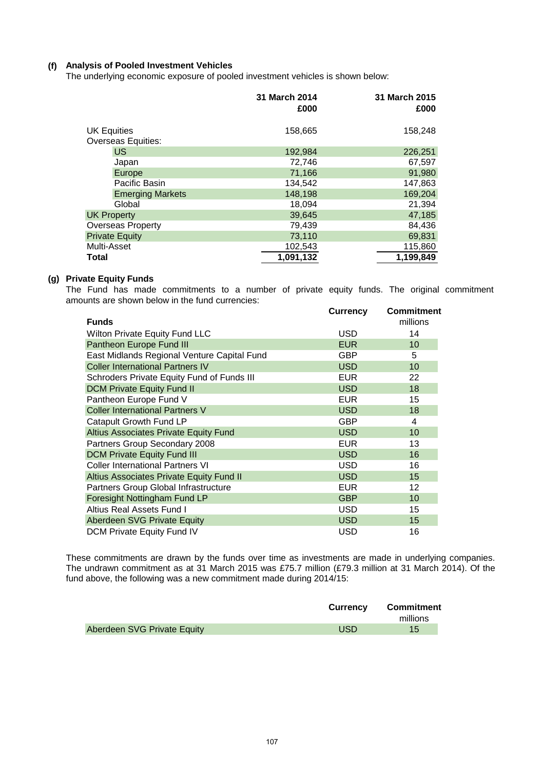### (f) Analysis of Pooled Investment Vehicles

The underlying economic exposure of pooled investment vehicles is shown below:

| | 31 March 2014 £000 | 31 March 2015 £000 |
|---|---|---|
| UK Equities | 158,665 | 158,248 |
| Overseas Equities: | | |
| US | 192,984 | 226,251 |
| Japan | 72,746 | 67,597 |
| Europe | 71,166 | 91,980 |
| Pacific Basin | 134,542 | 147,863 |
| Emerging Markets | 148,198 | 169,204 |
| Global | 18,094 | 21,394 |
| UK Property | 39,645 | 47,185 |
| Overseas Property | 79,439 | 84,436 |
| Private Equity | 73,110 | 69,831 |
| Multi-Asset | 102,543 | 115,860 |
| **Total** | **1,091,132** | **1,199,849** |

### (g) Private Equity Funds

The Fund has made commitments to a number of private equity funds. The original commitment amounts are shown below in the fund currencies:

| Funds | Currency | Commitment millions |
|---|---|---|
| Wilton Private Equity Fund LLC | USD | 14 |
| Pantheon Europe Fund III | EUR | 10 |
| East Midlands Regional Venture Capital Fund | GBP | 5 |
| Coller International Partners IV | USD | 10 |
| Schroders Private Equity Fund of Funds III | EUR | 22 |
| DCM Private Equity Fund II | USD | 18 |
| Pantheon Europe Fund V | EUR | 15 |
| Coller International Partners V | USD | 18 |
| Catapult Growth Fund LP | GBP | 4 |
| Altius Associates Private Equity Fund | USD | 10 |
| Partners Group Secondary 2008 | EUR | 13 |
| DCM Private Equity Fund III | USD | 16 |
| Coller International Partners VI | USD | 16 |
| Altius Associates Private Equity Fund II | USD | 15 |
| Partners Group Global Infrastructure | EUR | 12 |
| Foresight Nottingham Fund LP | GBP | 10 |
| Altius Real Assets Fund I | USD | 15 |
| Aberdeen SVG Private Equity | USD | 15 |
| DCM Private Equity Fund IV | USD | 16 |

These commitments are drawn by the funds over time as investments are made in underlying companies. The undrawn commitment as at 31 March 2015 was £75.7 million (£79.3 million at 31 March 2014). Of the fund above, the following was a new commitment made during 2014/15:

| | Currency | Commitment millions |
|---|---|---|
| Aberdeen SVG Private Equity | USD | 15 |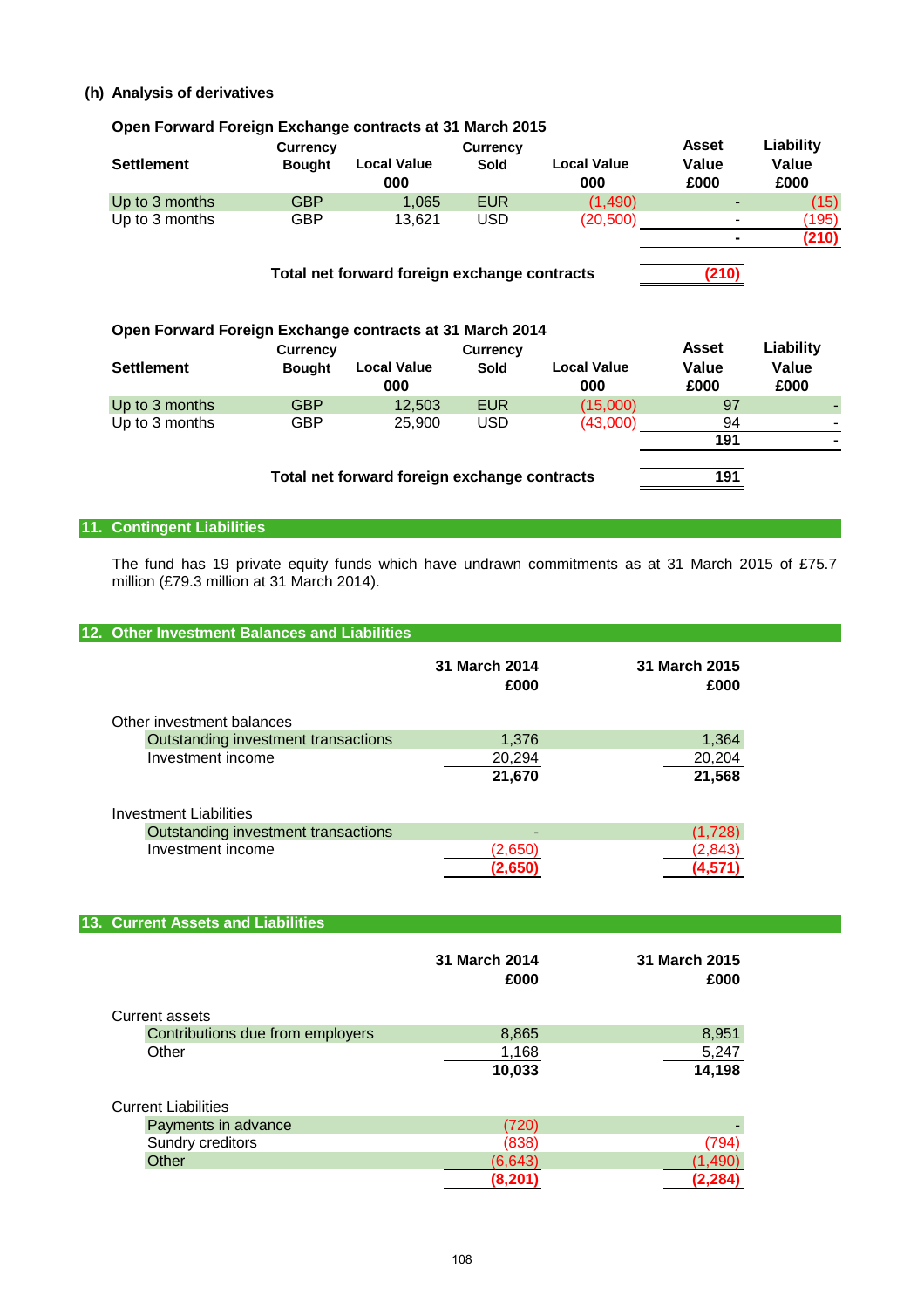### (h) Analysis of derivatives

**Open Forward Foreign Exchange contracts at 31 March 2015**

| Settlement | Currency Bought | Local Value 000 | Currency Sold | Local Value 000 | Asset Value £000 | Liability Value £000 |
|---|---|---|---|---|---|---|
| Up to 3 months | GBP | 1,065 | EUR | (1,490) | - | (15) |
| Up to 3 months | GBP | 13,621 | USD | (20,500) | - | (195) |
| | | | | | **-** | **(210)** |
| | **Total net forward foreign exchange contracts** | | | | **(210)** | |

**Open Forward Foreign Exchange contracts at 31 March 2014**

| Settlement | Currency Bought | Local Value 000 | Currency Sold | Local Value 000 | Asset Value £000 | Liability Value £000 |
|---|---|---|---|---|---|---|
| Up to 3 months | GBP | 12,503 | EUR | (15,000) | 97 | - |
| Up to 3 months | GBP | 25,900 | USD | (43,000) | 94 | - |
| | | | | | **191** | **-** |
| | **Total net forward foreign exchange contracts** | | | | **191** | |

## 11. Contingent Liabilities

The fund has 19 private equity funds which have undrawn commitments as at 31 March 2015 of £75.7 million (£79.3 million at 31 March 2014).

## 12. Other Investment Balances and Liabilities

| | 31 March 2014 £000 | 31 March 2015 £000 |
|---|---|---|
| Other investment balances | | |
| Outstanding investment transactions | 1,376 | 1,364 |
| Investment income | 20,294 | 20,204 |
| | **21,670** | **21,568** |
| Investment Liabilities | | |
| Outstanding investment transactions | - | (1,728) |
| Investment income | (2,650) | (2,843) |
| | **(2,650)** | **(4,571)** |

## 13. Current Assets and Liabilities

| | 31 March 2014 £000 | 31 March 2015 £000 |
|---|---|---|
| Current assets | | |
| Contributions due from employers | 8,865 | 8,951 |
| Other | 1,168 | 5,247 |
| | **10,033** | **14,198** |
| Current Liabilities | | |
| Payments in advance | (720) | - |
| Sundry creditors | (838) | (794) |
| Other | (6,643) | (1,490) |
| | **(8,201)** | **(2,284)** |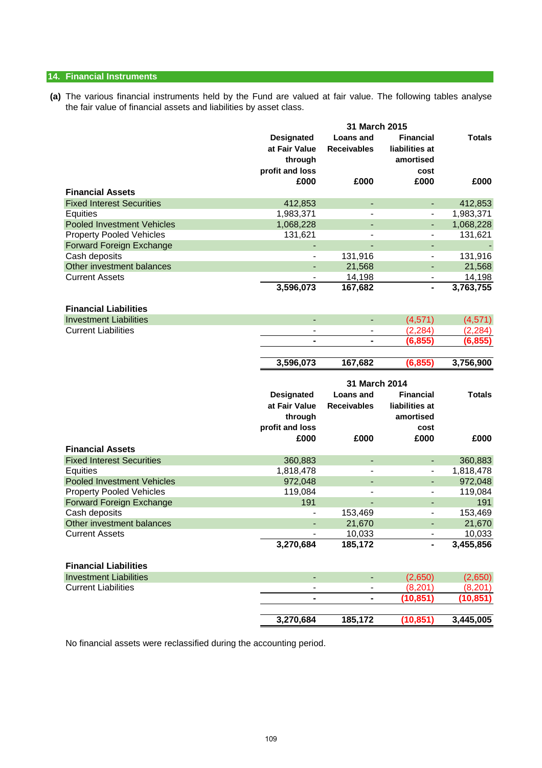## 14. Financial Instruments

**(a)** The various financial instruments held by the Fund are valued at fair value. The following tables analyse the fair value of financial assets and liabilities by asset class.

| 31 March 2015 | Designated at Fair Value through profit and loss £000 | Loans and Receivables £000 | Financial liabilities at amortised cost £000 | Totals £000 |
|---|---|---|---|---|
| **Financial Assets** | | | | |
| Fixed Interest Securities | 412,853 | - | - | 412,853 |
| Equities | 1,983,371 | - | - | 1,983,371 |
| Pooled Investment Vehicles | 1,068,228 | - | - | 1,068,228 |
| Property Pooled Vehicles | 131,621 | - | - | 131,621 |
| Forward Foreign Exchange | - | - | - | - |
| Cash deposits | - | 131,916 | - | 131,916 |
| Other investment balances | - | 21,568 | - | 21,568 |
| Current Assets | - | 14,198 | - | 14,198 |
| | **3,596,073** | **167,682** | **-** | **3,763,755** |
| **Financial Liabilities** | | | | |
| Investment Liabilities | - | - | (4,571) | (4,571) |
| Current Liabilities | - | - | (2,284) | (2,284) |
| | **-** | **-** | **(6,855)** | **(6,855)** |
| | **3,596,073** | **167,682** | **(6,855)** | **3,756,900** |

| 31 March 2014 | Designated at Fair Value through profit and loss £000 | Loans and Receivables £000 | Financial liabilities at amortised cost £000 | Totals £000 |
|---|---|---|---|---|
| **Financial Assets** | | | | |
| Fixed Interest Securities | 360,883 | - | - | 360,883 |
| Equities | 1,818,478 | - | - | 1,818,478 |
| Pooled Investment Vehicles | 972,048 | - | - | 972,048 |
| Property Pooled Vehicles | 119,084 | - | - | 119,084 |
| Forward Foreign Exchange | 191 | - | - | 191 |
| Cash deposits | - | 153,469 | - | 153,469 |
| Other investment balances | - | 21,670 | - | 21,670 |
| Current Assets | - | 10,033 | - | 10,033 |
| | **3,270,684** | **185,172** | **-** | **3,455,856** |
| **Financial Liabilities** | | | | |
| Investment Liabilities | - | - | (2,650) | (2,650) |
| Current Liabilities | - | - | (8,201) | (8,201) |
| | **-** | **-** | **(10,851)** | **(10,851)** |
| | **3,270,684** | **185,172** | **(10,851)** | **3,445,005** |

No financial assets were reclassified during the accounting period.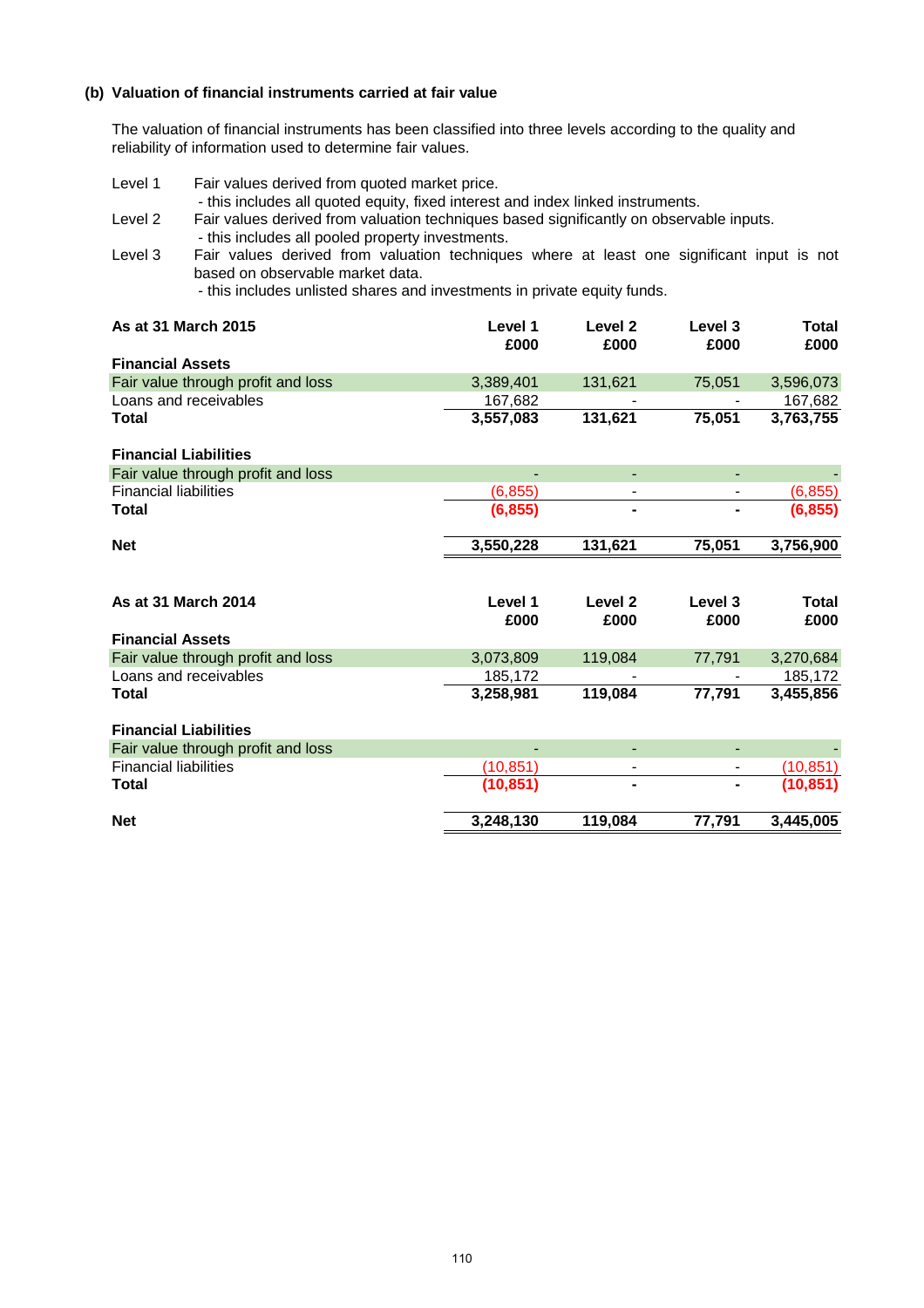### (b) Valuation of financial instruments carried at fair value

The valuation of financial instruments has been classified into three levels according to the quality and reliability of information used to determine fair values.

Level 1 Fair values derived from quoted market price.
- this includes all quoted equity, fixed interest and index linked instruments.

Level 2 Fair values derived from valuation techniques based significantly on observable inputs.
- this includes all pooled property investments.

Level 3 Fair values derived from valuation techniques where at least one significant input is not based on observable market data.
- this includes unlisted shares and investments in private equity funds.

| As at 31 March 2015 | Level 1 £000 | Level 2 £000 | Level 3 £000 | Total £000 |
|---|---|---|---|---|
| **Financial Assets** | | | | |
| Fair value through profit and loss | 3,389,401 | 131,621 | 75,051 | 3,596,073 |
| Loans and receivables | 167,682 | - | - | 167,682 |
| **Total** | **3,557,083** | **131,621** | **75,051** | **3,763,755** |
| **Financial Liabilities** | | | | |
| Fair value through profit and loss | - | - | - | - |
| Financial liabilities | (6,855) | - | - | (6,855) |
| **Total** | **(6,855)** | **-** | **-** | **(6,855)** |
| **Net** | **3,550,228** | **131,621** | **75,051** | **3,756,900** |

| As at 31 March 2014 | Level 1 £000 | Level 2 £000 | Level 3 £000 | Total £000 |
|---|---|---|---|---|
| **Financial Assets** | | | | |
| Fair value through profit and loss | 3,073,809 | 119,084 | 77,791 | 3,270,684 |
| Loans and receivables | 185,172 | - | - | 185,172 |
| **Total** | **3,258,981** | **119,084** | **77,791** | **3,455,856** |
| **Financial Liabilities** | | | | |
| Fair value through profit and loss | - | - | - | - |
| Financial liabilities | (10,851) | - | - | (10,851) |
| **Total** | **(10,851)** | **-** | **-** | **(10,851)** |
| **Net** | **3,248,130** | **119,084** | **77,791** | **3,445,005** |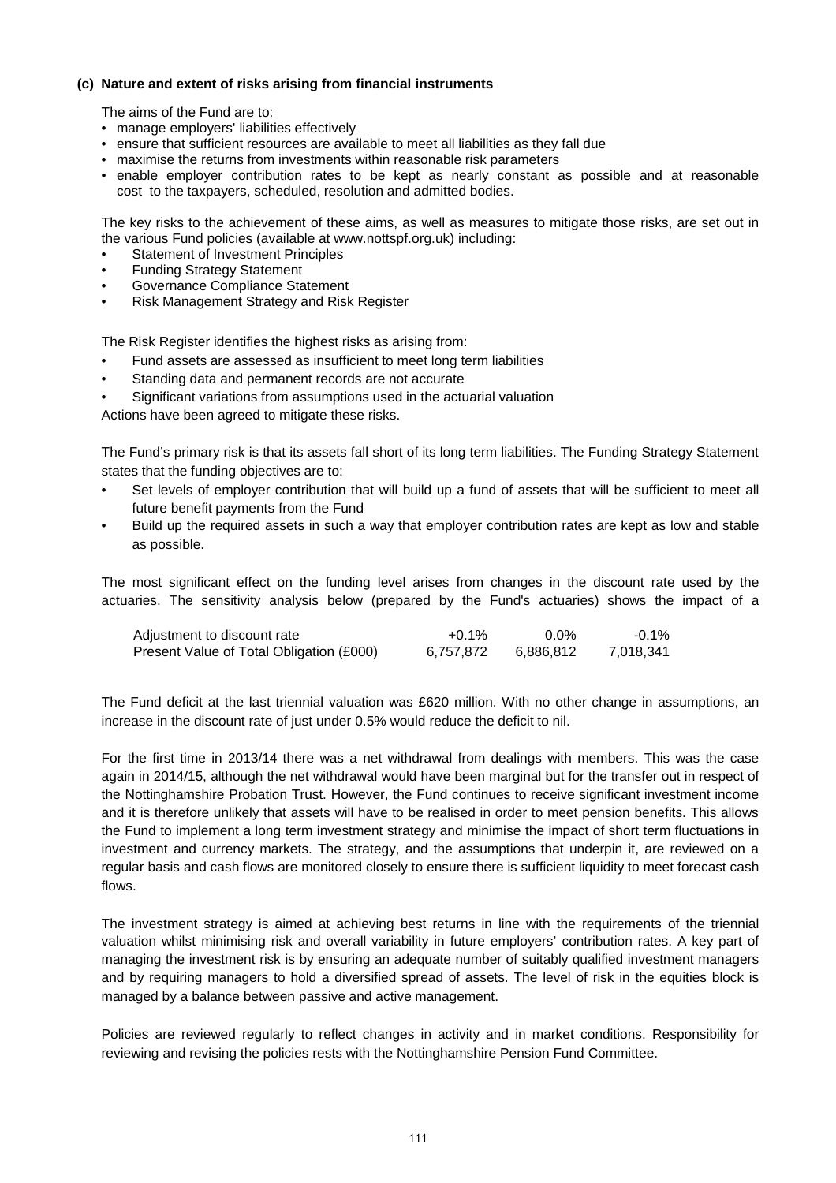### (c) Nature and extent of risks arising from financial instruments

The aims of the Fund are to:

- manage employers' liabilities effectively
- ensure that sufficient resources are available to meet all liabilities as they fall due
- maximise the returns from investments within reasonable risk parameters
- enable employer contribution rates to be kept as nearly constant as possible and at reasonable cost to the taxpayers, scheduled, resolution and admitted bodies.

The key risks to the achievement of these aims, as well as measures to mitigate those risks, are set out in the various Fund policies (available at www.nottspf.org.uk) including:

- Statement of Investment Principles
- Funding Strategy Statement
- Governance Compliance Statement
- Risk Management Strategy and Risk Register

The Risk Register identifies the highest risks as arising from:

- Fund assets are assessed as insufficient to meet long term liabilities
- Standing data and permanent records are not accurate
- Significant variations from assumptions used in the actuarial valuation

Actions have been agreed to mitigate these risks.

The Fund's primary risk is that its assets fall short of its long term liabilities. The Funding Strategy Statement states that the funding objectives are to:

- Set levels of employer contribution that will build up a fund of assets that will be sufficient to meet all future benefit payments from the Fund
- Build up the required assets in such a way that employer contribution rates are kept as low and stable as possible.

The most significant effect on the funding level arises from changes in the discount rate used by the actuaries. The sensitivity analysis below (prepared by the Fund's actuaries) shows the impact of a

| Adjustment to discount rate | +0.1% | 0.0% | -0.1% |
|---|---|---|---|
| Present Value of Total Obligation (£000) | 6,757,872 | 6,886,812 | 7,018,341 |

The Fund deficit at the last triennial valuation was £620 million. With no other change in assumptions, an increase in the discount rate of just under 0.5% would reduce the deficit to nil.

For the first time in 2013/14 there was a net withdrawal from dealings with members. This was the case again in 2014/15, although the net withdrawal would have been marginal but for the transfer out in respect of the Nottinghamshire Probation Trust. However, the Fund continues to receive significant investment income and it is therefore unlikely that assets will have to be realised in order to meet pension benefits. This allows the Fund to implement a long term investment strategy and minimise the impact of short term fluctuations in investment and currency markets. The strategy, and the assumptions that underpin it, are reviewed on a regular basis and cash flows are monitored closely to ensure there is sufficient liquidity to meet forecast cash flows.

The investment strategy is aimed at achieving best returns in line with the requirements of the triennial valuation whilst minimising risk and overall variability in future employers' contribution rates. A key part of managing the investment risk is by ensuring an adequate number of suitably qualified investment managers and by requiring managers to hold a diversified spread of assets. The level of risk in the equities block is managed by a balance between passive and active management.

Policies are reviewed regularly to reflect changes in activity and in market conditions. Responsibility for reviewing and revising the policies rests with the Nottinghamshire Pension Fund Committee.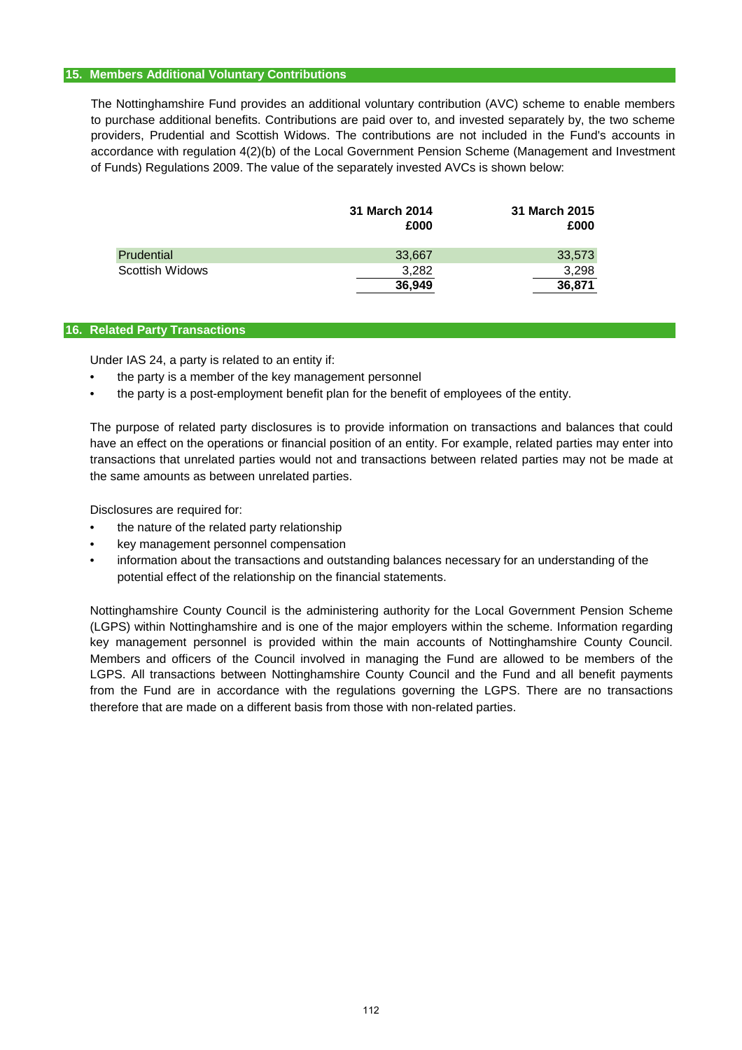## 15. Members Additional Voluntary Contributions

The Nottinghamshire Fund provides an additional voluntary contribution (AVC) scheme to enable members to purchase additional benefits. Contributions are paid over to, and invested separately by, the two scheme providers, Prudential and Scottish Widows. The contributions are not included in the Fund's accounts in accordance with regulation 4(2)(b) of the Local Government Pension Scheme (Management and Investment of Funds) Regulations 2009. The value of the separately invested AVCs is shown below:

| | 31 March 2014 £000 | 31 March 2015 £000 |
|---|---|---|
| Prudential | 33,667 | 33,573 |
| Scottish Widows | 3,282 | 3,298 |
| | **36,949** | **36,871** |

## 16. Related Party Transactions

Under IAS 24, a party is related to an entity if:

- the party is a member of the key management personnel
- the party is a post-employment benefit plan for the benefit of employees of the entity.

The purpose of related party disclosures is to provide information on transactions and balances that could have an effect on the operations or financial position of an entity. For example, related parties may enter into transactions that unrelated parties would not and transactions between related parties may not be made at the same amounts as between unrelated parties.

Disclosures are required for:

- the nature of the related party relationship
- key management personnel compensation
- information about the transactions and outstanding balances necessary for an understanding of the potential effect of the relationship on the financial statements.

Nottinghamshire County Council is the administering authority for the Local Government Pension Scheme (LGPS) within Nottinghamshire and is one of the major employers within the scheme. Information regarding key management personnel is provided within the main accounts of Nottinghamshire County Council. Members and officers of the Council involved in managing the Fund are allowed to be members of the LGPS. All transactions between Nottinghamshire County Council and the Fund and all benefit payments from the Fund are in accordance with the regulations governing the LGPS. There are no transactions therefore that are made on a different basis from those with non-related parties.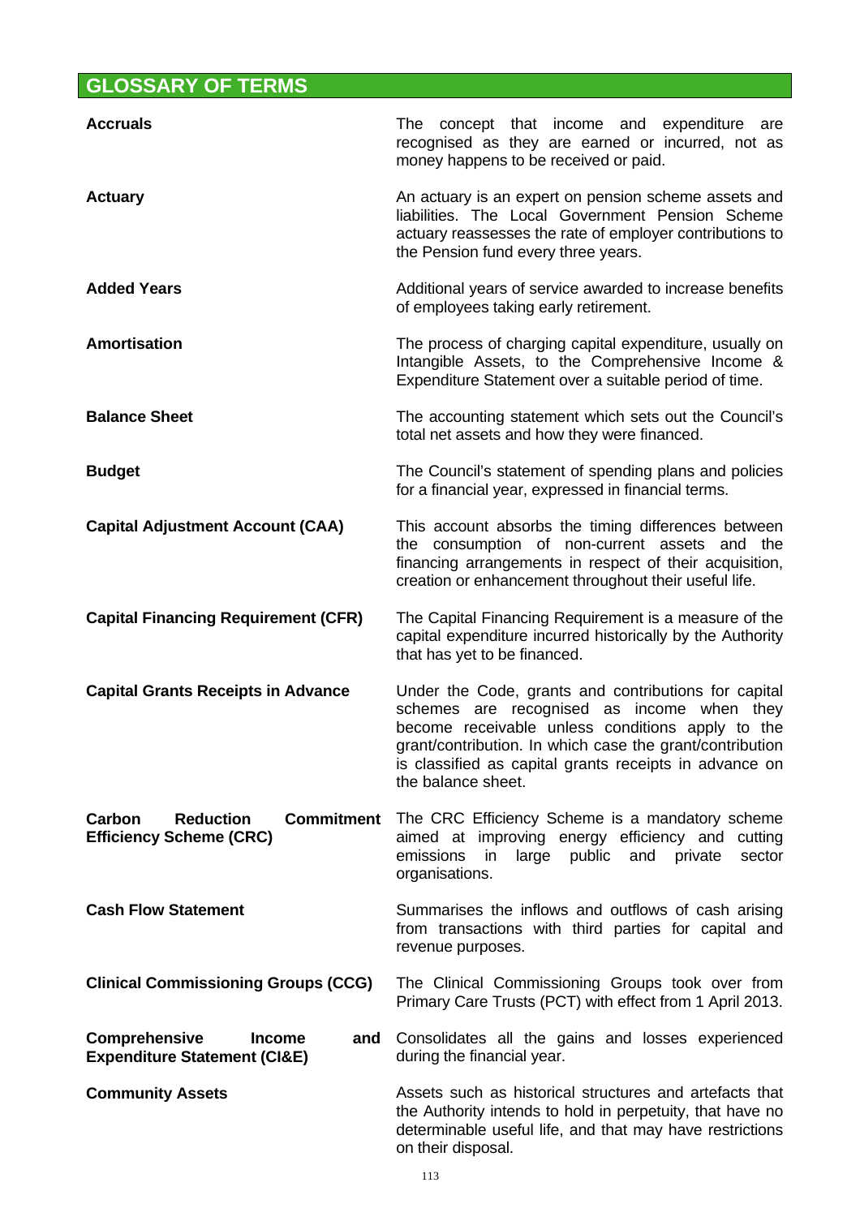## GLOSSARY OF TERMS

**Accruals**
The concept that income and expenditure are recognised as they are earned or incurred, not as money happens to be received or paid.

**Actuary**
An actuary is an expert on pension scheme assets and liabilities. The Local Government Pension Scheme actuary reassesses the rate of employer contributions to the Pension fund every three years.

**Added Years**
Additional years of service awarded to increase benefits of employees taking early retirement.

**Amortisation**
The process of charging capital expenditure, usually on Intangible Assets, to the Comprehensive Income & Expenditure Statement over a suitable period of time.

**Balance Sheet**
The accounting statement which sets out the Council's total net assets and how they were financed.

**Budget**
The Council's statement of spending plans and policies for a financial year, expressed in financial terms.

**Capital Adjustment Account (CAA)**
This account absorbs the timing differences between the consumption of non-current assets and the financing arrangements in respect of their acquisition, creation or enhancement throughout their useful life.

**Capital Financing Requirement (CFR)**
The Capital Financing Requirement is a measure of the capital expenditure incurred historically by the Authority that has yet to be financed.

**Capital Grants Receipts in Advance**
Under the Code, grants and contributions for capital schemes are recognised as income when they become receivable unless conditions apply to the grant/contribution. In which case the grant/contribution is classified as capital grants receipts in advance on the balance sheet.

**Carbon Reduction Commitment Efficiency Scheme (CRC)**
The CRC Efficiency Scheme is a mandatory scheme aimed at improving energy efficiency and cutting emissions in large public and private sector organisations.

**Cash Flow Statement**
Summarises the inflows and outflows of cash arising from transactions with third parties for capital and revenue purposes.

**Clinical Commissioning Groups (CCG)**
The Clinical Commissioning Groups took over from Primary Care Trusts (PCT) with effect from 1 April 2013.

**Comprehensive Income and Expenditure Statement (CI&E)**
Consolidates all the gains and losses experienced during the financial year.

**Community Assets**
Assets such as historical structures and artefacts that the Authority intends to hold in perpetuity, that have no determinable useful life, and that may have restrictions on their disposal.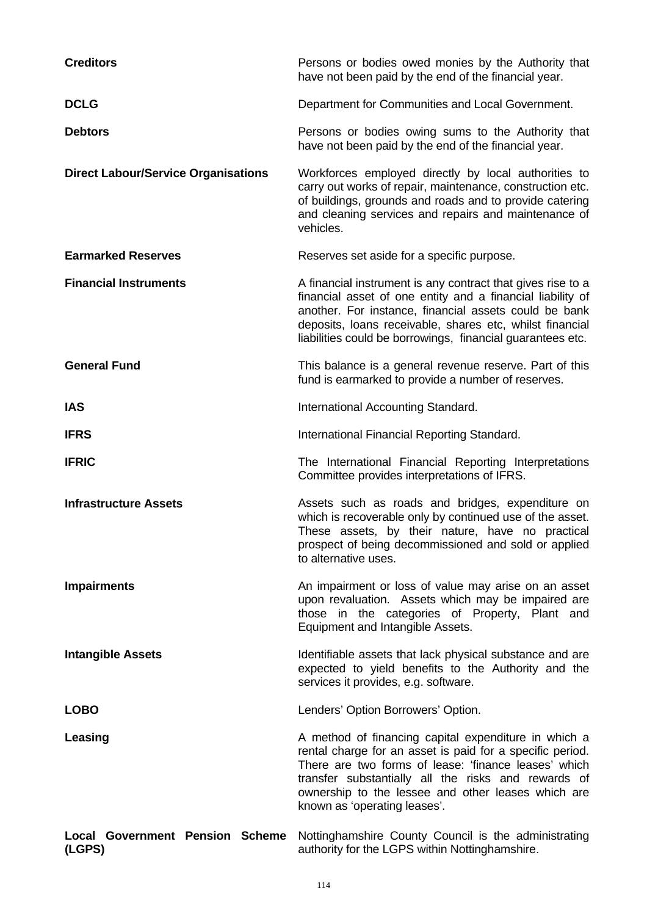| | |
|---|---|
| **Creditors** | Persons or bodies owed monies by the Authority that have not been paid by the end of the financial year. |
| **DCLG** | Department for Communities and Local Government. |
| **Debtors** | Persons or bodies owing sums to the Authority that have not been paid by the end of the financial year. |
| **Direct Labour/Service Organisations** | Workforces employed directly by local authorities to carry out works of repair, maintenance, construction etc. of buildings, grounds and roads and to provide catering and cleaning services and repairs and maintenance of vehicles. |
| **Earmarked Reserves** | Reserves set aside for a specific purpose. |
| **Financial Instruments** | A financial instrument is any contract that gives rise to a financial asset of one entity and a financial liability of another. For instance, financial assets could be bank deposits, loans receivable, shares etc, whilst financial liabilities could be borrowings, financial guarantees etc. |
| **General Fund** | This balance is a general revenue reserve. Part of this fund is earmarked to provide a number of reserves. |
| **IAS** | International Accounting Standard. |
| **IFRS** | International Financial Reporting Standard. |
| **IFRIC** | The International Financial Reporting Interpretations Committee provides interpretations of IFRS. |
| **Infrastructure Assets** | Assets such as roads and bridges, expenditure on which is recoverable only by continued use of the asset. These assets, by their nature, have no practical prospect of being decommissioned and sold or applied to alternative uses. |
| **Impairments** | An impairment or loss of value may arise on an asset upon revaluation. Assets which may be impaired are those in the categories of Property, Plant and Equipment and Intangible Assets. |
| **Intangible Assets** | Identifiable assets that lack physical substance and are expected to yield benefits to the Authority and the services it provides, e.g. software. |
| **LOBO** | Lenders' Option Borrowers' Option. |
| **Leasing** | A method of financing capital expenditure in which a rental charge for an asset is paid for a specific period. There are two forms of lease: 'finance leases' which transfer substantially all the risks and rewards of ownership to the lessee and other leases which are known as 'operating leases'. |
| **Local Government Pension Scheme (LGPS)** | Nottinghamshire County Council is the administrating authority for the LGPS within Nottinghamshire. |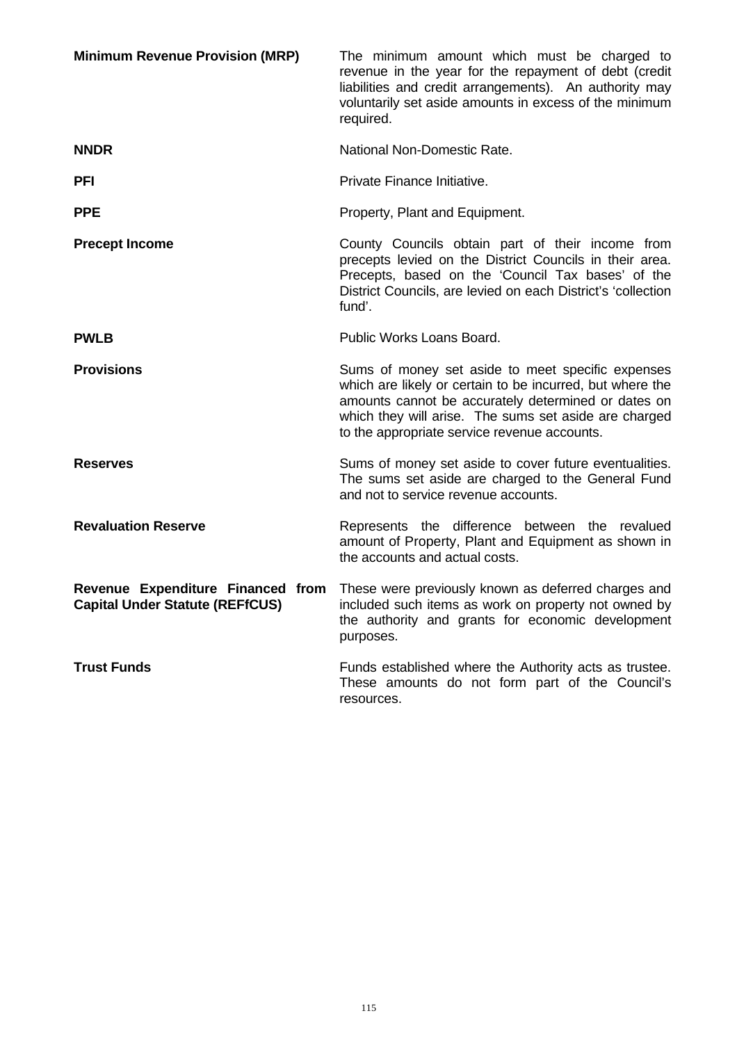| | |
|---|---|
| **Minimum Revenue Provision (MRP)** | The minimum amount which must be charged to revenue in the year for the repayment of debt (credit liabilities and credit arrangements). An authority may voluntarily set aside amounts in excess of the minimum required. |
| **NNDR** | National Non-Domestic Rate. |
| **PFI** | Private Finance Initiative. |
| **PPE** | Property, Plant and Equipment. |
| **Precept Income** | County Councils obtain part of their income from precepts levied on the District Councils in their area. Precepts, based on the 'Council Tax bases' of the District Councils, are levied on each District's 'collection fund'. |
| **PWLB** | Public Works Loans Board. |
| **Provisions** | Sums of money set aside to meet specific expenses which are likely or certain to be incurred, but where the amounts cannot be accurately determined or dates on which they will arise. The sums set aside are charged to the appropriate service revenue accounts. |
| **Reserves** | Sums of money set aside to cover future eventualities. The sums set aside are charged to the General Fund and not to service revenue accounts. |
| **Revaluation Reserve** | Represents the difference between the revalued amount of Property, Plant and Equipment as shown in the accounts and actual costs. |
| **Revenue Expenditure Financed from Capital Under Statute (REFfCUS)** | These were previously known as deferred charges and included such items as work on property not owned by the authority and grants for economic development purposes. |
| **Trust Funds** | Funds established where the Authority acts as trustee. These amounts do not form part of the Council's resources. |